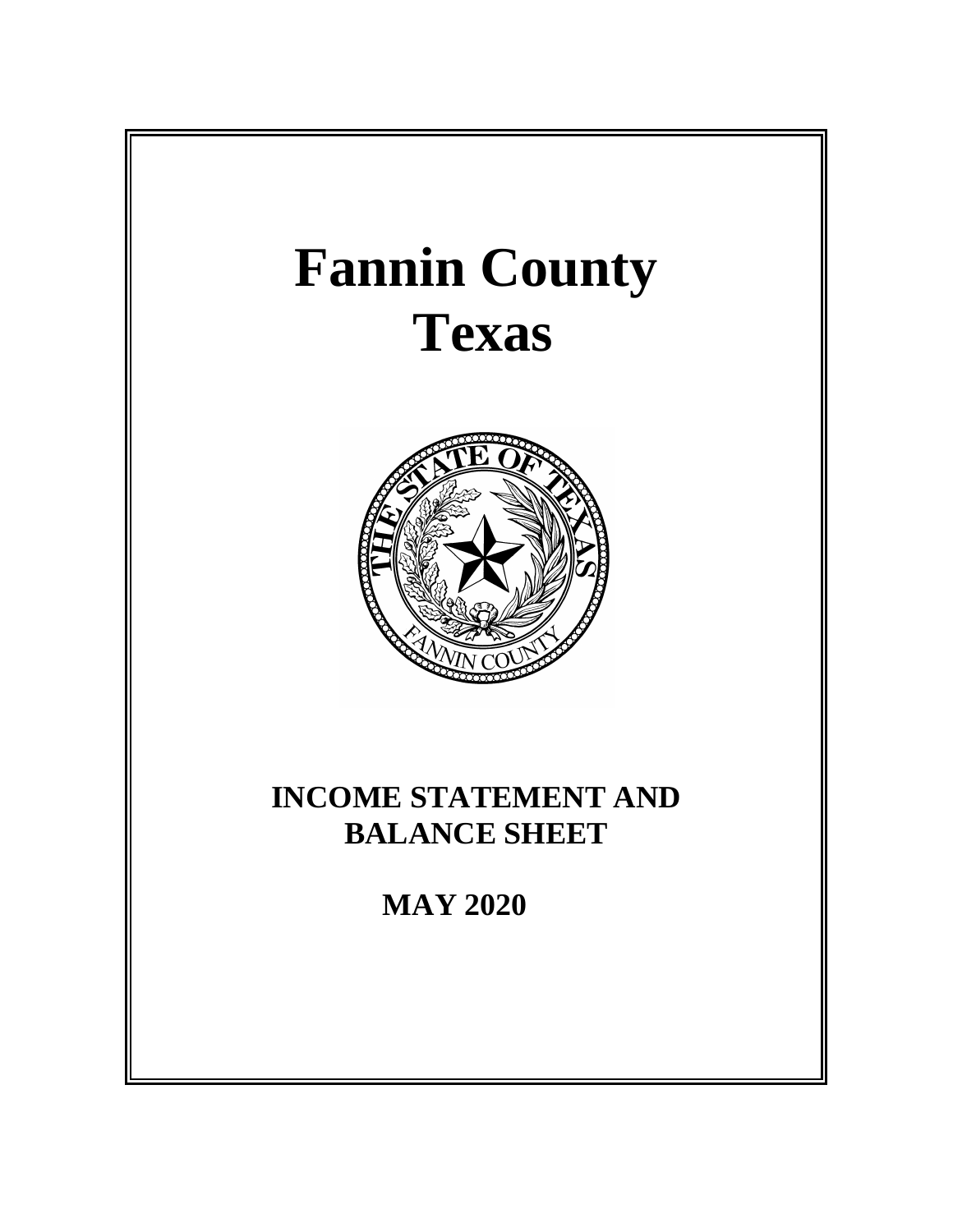# Fannin County
# Texas

## INCOME STATEMENT AND BALANCE SHEET

### MAY 2020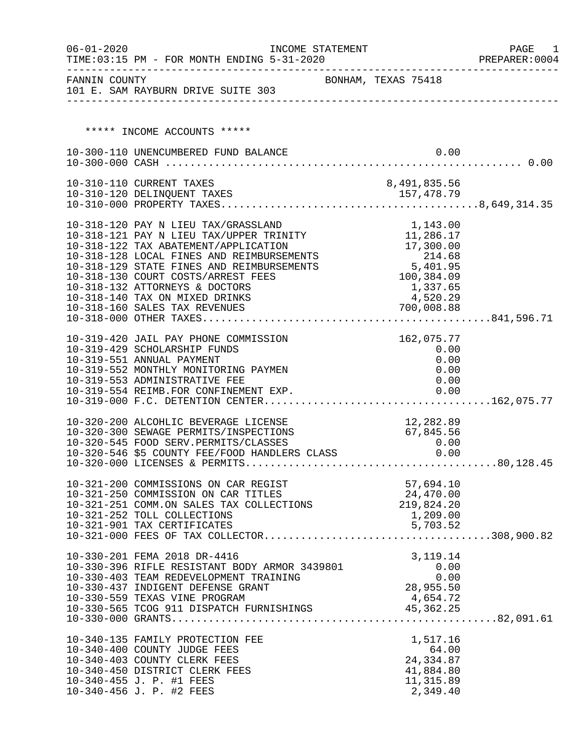06-01-2020 INCOME STATEMENT
TIME:03:15 PM - FOR MONTH ENDING 5-31-2020

FANNIN COUNTY — BONHAM, TEXAS 75418
101 E. SAM RAYBURN DRIVE SUITE 303

## ***** INCOME ACCOUNTS *****

| Account | Description | Amount | Total |
|---|---|---|---|
| 10-300-110 | UNENCUMBERED FUND BALANCE | 0.00 | |
| 10-300-000 | CASH | | 0.00 |
| 10-310-110 | CURRENT TAXES | 8,491,835.56 | |
| 10-310-120 | DELINQUENT TAXES | 157,478.79 | |
| 10-310-000 | PROPERTY TAXES | | 8,649,314.35 |
| 10-318-120 | PAY N LIEU TAX/GRASSLAND | 1,143.00 | |
| 10-318-121 | PAY N LIEU TAX/UPPER TRINITY | 11,286.17 | |
| 10-318-122 | TAX ABATEMENT/APPLICATION | 17,300.00 | |
| 10-318-128 | LOCAL FINES AND REIMBURSEMENTS | 214.68 | |
| 10-318-129 | STATE FINES AND REIMBURSEMENTS | 5,401.95 | |
| 10-318-130 | COURT COSTS/ARREST FEES | 100,384.09 | |
| 10-318-132 | ATTORNEYS & DOCTORS | 1,337.65 | |
| 10-318-140 | TAX ON MIXED DRINKS | 4,520.29 | |
| 10-318-160 | SALES TAX REVENUES | 700,008.88 | |
| 10-318-000 | OTHER TAXES | | 841,596.71 |
| 10-319-420 | JAIL PAY PHONE COMMISSION | 162,075.77 | |
| 10-319-429 | SCHOLARSHIP FUNDS | 0.00 | |
| 10-319-551 | ANNUAL PAYMENT | 0.00 | |
| 10-319-552 | MONTHLY MONITORING PAYMEN | 0.00 | |
| 10-319-553 | ADMINISTRATIVE FEE | 0.00 | |
| 10-319-554 | REIMB.FOR CONFINEMENT EXP. | 0.00 | |
| 10-319-000 | F.C. DETENTION CENTER | | 162,075.77 |
| 10-320-200 | ALCOHLIC BEVERAGE LICENSE | 12,282.89 | |
| 10-320-300 | SEWAGE PERMITS/INSPECTIONS | 67,845.56 | |
| 10-320-545 | FOOD SERV.PERMITS/CLASSES | 0.00 | |
| 10-320-546 | $5 COUNTY FEE/FOOD HANDLERS CLASS | 0.00 | |
| 10-320-000 | LICENSES & PERMITS | | 80,128.45 |
| 10-321-200 | COMMISSIONS ON CAR REGIST | 57,694.10 | |
| 10-321-250 | COMMISSION ON CAR TITLES | 24,470.00 | |
| 10-321-251 | COMM.ON SALES TAX COLLECTIONS | 219,824.20 | |
| 10-321-252 | TOLL COLLECTIONS | 1,209.00 | |
| 10-321-901 | TAX CERTIFICATES | 5,703.52 | |
| 10-321-000 | FEES OF TAX COLLECTOR | | 308,900.82 |
| 10-330-201 | FEMA 2018 DR-4416 | 3,119.14 | |
| 10-330-396 | RIFLE RESISTANT BODY ARMOR 3439801 | 0.00 | |
| 10-330-403 | TEAM REDEVELOPMENT TRAINING | 0.00 | |
| 10-330-437 | INDIGENT DEFENSE GRANT | 28,955.50 | |
| 10-330-559 | TEXAS VINE PROGRAM | 4,654.72 | |
| 10-330-565 | TCOG 911 DISPATCH FURNISHINGS | 45,362.25 | |
| 10-330-000 | GRANTS | | 82,091.61 |
| 10-340-135 | FAMILY PROTECTION FEE | 1,517.16 | |
| 10-340-400 | COUNTY JUDGE FEES | 64.00 | |
| 10-340-403 | COUNTY CLERK FEES | 24,334.87 | |
| 10-340-450 | DISTRICT CLERK FEES | 41,884.80 | |
| 10-340-455 | J. P. #1 FEES | 11,315.89 | |
| 10-340-456 | J. P. #2 FEES | 2,349.40 | |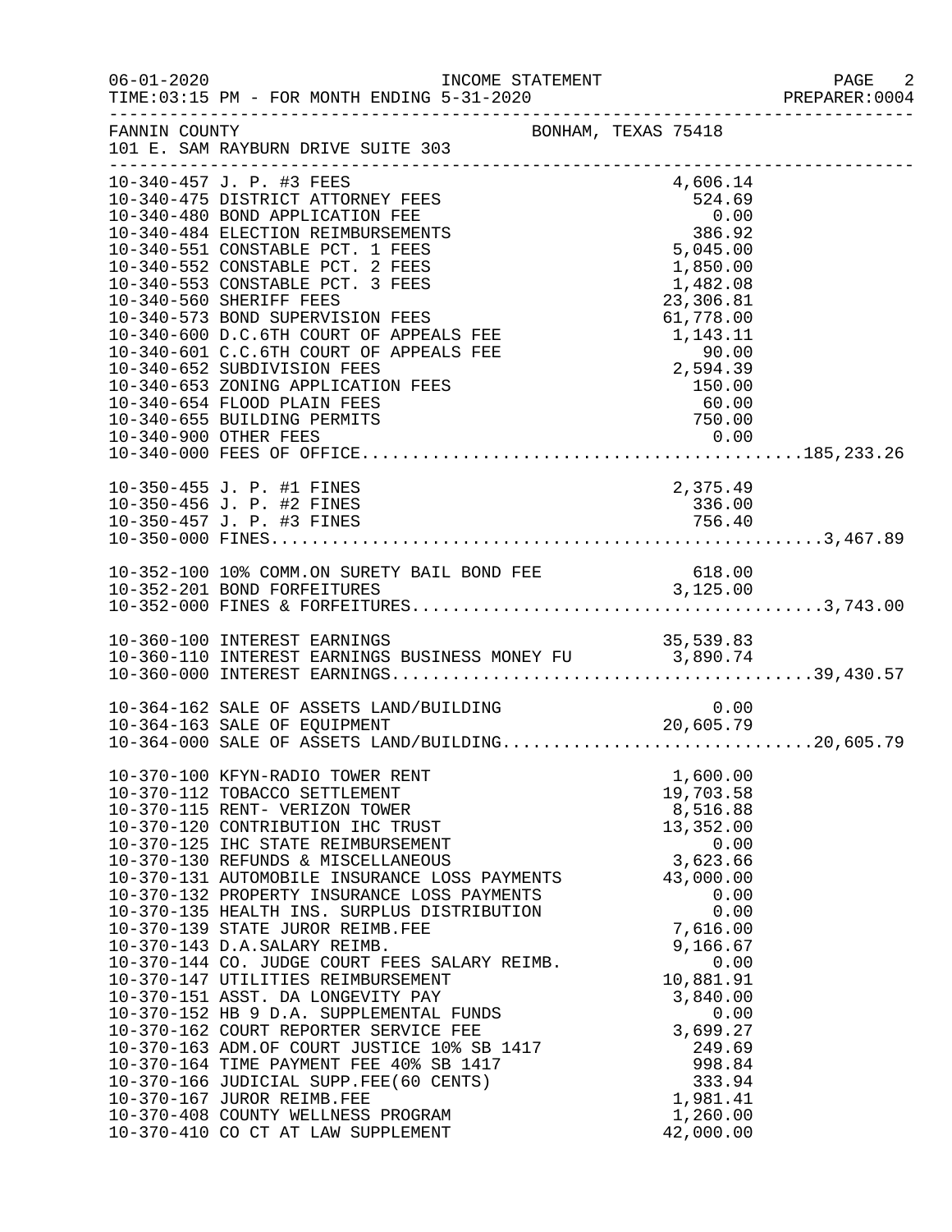FANNIN COUNTY BONHAM, TEXAS 75418
101 E. SAM RAYBURN DRIVE SUITE 303

| Account | Description | Amount | Total |
|---|---|---|---|
| 10-340-457 | J. P. #3 FEES | 4,606.14 | |
| 10-340-475 | DISTRICT ATTORNEY FEES | 524.69 | |
| 10-340-480 | BOND APPLICATION FEE | 0.00 | |
| 10-340-484 | ELECTION REIMBURSEMENTS | 386.92 | |
| 10-340-551 | CONSTABLE PCT. 1 FEES | 5,045.00 | |
| 10-340-552 | CONSTABLE PCT. 2 FEES | 1,850.00 | |
| 10-340-553 | CONSTABLE PCT. 3 FEES | 1,482.08 | |
| 10-340-560 | SHERIFF FEES | 23,306.81 | |
| 10-340-573 | BOND SUPERVISION FEES | 61,778.00 | |
| 10-340-600 | D.C.6TH COURT OF APPEALS FEE | 1,143.11 | |
| 10-340-601 | C.C.6TH COURT OF APPEALS FEE | 90.00 | |
| 10-340-652 | SUBDIVISION FEES | 2,594.39 | |
| 10-340-653 | ZONING APPLICATION FEES | 150.00 | |
| 10-340-654 | FLOOD PLAIN FEES | 60.00 | |
| 10-340-655 | BUILDING PERMITS | 750.00 | |
| 10-340-900 | OTHER FEES | 0.00 | |
| 10-340-000 | FEES OF OFFICE | | 185,233.26 |
| 10-350-455 | J. P. #1 FINES | 2,375.49 | |
| 10-350-456 | J. P. #2 FINES | 336.00 | |
| 10-350-457 | J. P. #3 FINES | 756.40 | |
| 10-350-000 | FINES | | 3,467.89 |
| 10-352-100 | 10% COMM.ON SURETY BAIL BOND FEE | 618.00 | |
| 10-352-201 | BOND FORFEITURES | 3,125.00 | |
| 10-352-000 | FINES & FORFEITURES | | 3,743.00 |
| 10-360-100 | INTEREST EARNINGS | 35,539.83 | |
| 10-360-110 | INTEREST EARNINGS BUSINESS MONEY FU | 3,890.74 | |
| 10-360-000 | INTEREST EARNINGS | | 39,430.57 |
| 10-364-162 | SALE OF ASSETS LAND/BUILDING | 0.00 | |
| 10-364-163 | SALE OF EQUIPMENT | 20,605.79 | |
| 10-364-000 | SALE OF ASSETS LAND/BUILDING | | 20,605.79 |
| 10-370-100 | KFYN-RADIO TOWER RENT | 1,600.00 | |
| 10-370-112 | TOBACCO SETTLEMENT | 19,703.58 | |
| 10-370-115 | RENT- VERIZON TOWER | 8,516.88 | |
| 10-370-120 | CONTRIBUTION IHC TRUST | 13,352.00 | |
| 10-370-125 | IHC STATE REIMBURSEMENT | 0.00 | |
| 10-370-130 | REFUNDS & MISCELLANEOUS | 3,623.66 | |
| 10-370-131 | AUTOMOBILE INSURANCE LOSS PAYMENTS | 43,000.00 | |
| 10-370-132 | PROPERTY INSURANCE LOSS PAYMENTS | 0.00 | |
| 10-370-135 | HEALTH INS. SURPLUS DISTRIBUTION | 0.00 | |
| 10-370-139 | STATE JUROR REIMB.FEE | 7,616.00 | |
| 10-370-143 | D.A.SALARY REIMB. | 9,166.67 | |
| 10-370-144 | CO. JUDGE COURT FEES SALARY REIMB. | 0.00 | |
| 10-370-147 | UTILITIES REIMBURSEMENT | 10,881.91 | |
| 10-370-151 | ASST. DA LONGEVITY PAY | 3,840.00 | |
| 10-370-152 | HB 9 D.A. SUPPLEMENTAL FUNDS | 0.00 | |
| 10-370-162 | COURT REPORTER SERVICE FEE | 3,699.27 | |
| 10-370-163 | ADM.OF COURT JUSTICE 10% SB 1417 | 249.69 | |
| 10-370-164 | TIME PAYMENT FEE 40% SB 1417 | 998.84 | |
| 10-370-166 | JUDICIAL SUPP.FEE(60 CENTS) | 333.94 | |
| 10-370-167 | JUROR REIMB.FEE | 1,981.41 | |
| 10-370-408 | COUNTY WELLNESS PROGRAM | 1,260.00 | |
| 10-370-410 | CO CT AT LAW SUPPLEMENT | 42,000.00 | |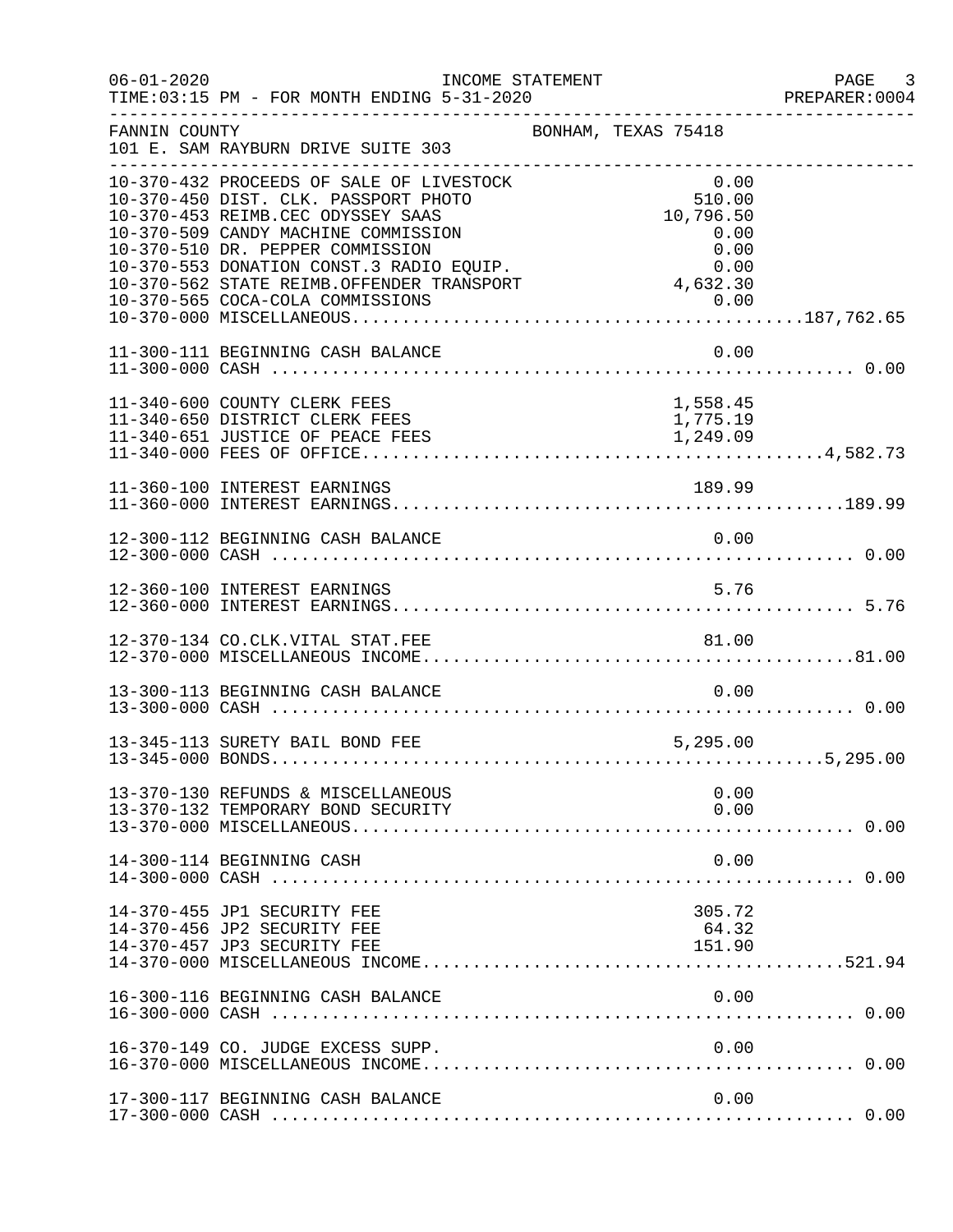FANNIN COUNTY BONHAM, TEXAS 75418
101 E. SAM RAYBURN DRIVE SUITE 303

| Account | Description | Amount | Total |
|---|---|---|---|
| 10-370-432 | PROCEEDS OF SALE OF LIVESTOCK | 0.00 | |
| 10-370-450 | DIST. CLK. PASSPORT PHOTO | 510.00 | |
| 10-370-453 | REIMB.CEC ODYSSEY SAAS | 10,796.50 | |
| 10-370-509 | CANDY MACHINE COMMISSION | 0.00 | |
| 10-370-510 | DR. PEPPER COMMISSION | 0.00 | |
| 10-370-553 | DONATION CONST.3 RADIO EQUIP. | 0.00 | |
| 10-370-562 | STATE REIMB.OFFENDER TRANSPORT | 4,632.30 | |
| 10-370-565 | COCA-COLA COMMISSIONS | 0.00 | |
| 10-370-000 | MISCELLANEOUS | | 187,762.65 |
| 11-300-111 | BEGINNING CASH BALANCE | 0.00 | |
| 11-300-000 | CASH | | 0.00 |
| 11-340-600 | COUNTY CLERK FEES | 1,558.45 | |
| 11-340-650 | DISTRICT CLERK FEES | 1,775.19 | |
| 11-340-651 | JUSTICE OF PEACE FEES | 1,249.09 | |
| 11-340-000 | FEES OF OFFICE | | 4,582.73 |
| 11-360-100 | INTEREST EARNINGS | 189.99 | |
| 11-360-000 | INTEREST EARNINGS | | 189.99 |
| 12-300-112 | BEGINNING CASH BALANCE | 0.00 | |
| 12-300-000 | CASH | | 0.00 |
| 12-360-100 | INTEREST EARNINGS | 5.76 | |
| 12-360-000 | INTEREST EARNINGS | | 5.76 |
| 12-370-134 | CO.CLK.VITAL STAT.FEE | 81.00 | |
| 12-370-000 | MISCELLANEOUS INCOME | | 81.00 |
| 13-300-113 | BEGINNING CASH BALANCE | 0.00 | |
| 13-300-000 | CASH | | 0.00 |
| 13-345-113 | SURETY BAIL BOND FEE | 5,295.00 | |
| 13-345-000 | BONDS | | 5,295.00 |
| 13-370-130 | REFUNDS & MISCELLANEOUS | 0.00 | |
| 13-370-132 | TEMPORARY BOND SECURITY | 0.00 | |
| 13-370-000 | MISCELLANEOUS | | 0.00 |
| 14-300-114 | BEGINNING CASH | 0.00 | |
| 14-300-000 | CASH | | 0.00 |
| 14-370-455 | JP1 SECURITY FEE | 305.72 | |
| 14-370-456 | JP2 SECURITY FEE | 64.32 | |
| 14-370-457 | JP3 SECURITY FEE | 151.90 | |
| 14-370-000 | MISCELLANEOUS INCOME | | 521.94 |
| 16-300-116 | BEGINNING CASH BALANCE | 0.00 | |
| 16-300-000 | CASH | | 0.00 |
| 16-370-149 | CO. JUDGE EXCESS SUPP. | 0.00 | |
| 16-370-000 | MISCELLANEOUS INCOME | | 0.00 |
| 17-300-117 | BEGINNING CASH BALANCE | 0.00 | |
| 17-300-000 | CASH | | 0.00 |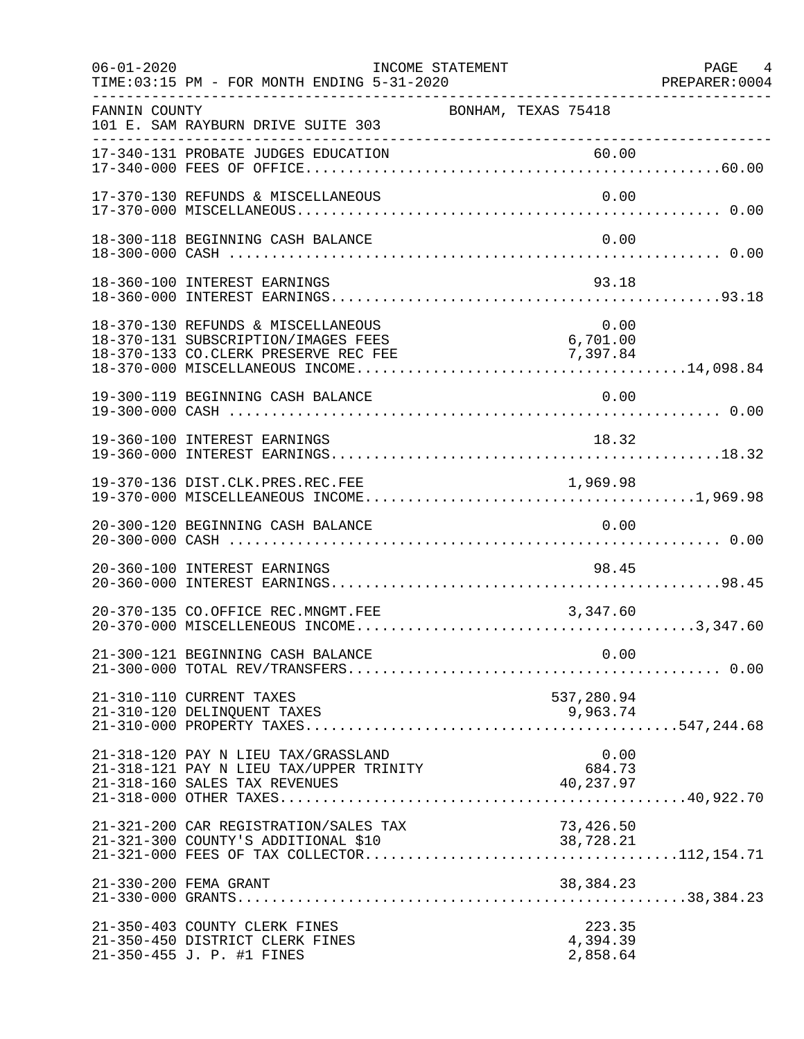FANNIN COUNTY BONHAM, TEXAS 75418
101 E. SAM RAYBURN DRIVE SUITE 303

INCOME STATEMENT
FOR MONTH ENDING 5-31-2020

| Account | Description | Amount | Total |
|---|---|---|---|
| 17-340-131 | PROBATE JUDGES EDUCATION | 60.00 | |
| 17-340-000 | FEES OF OFFICE | | 60.00 |
| 17-370-130 | REFUNDS & MISCELLANEOUS | 0.00 | |
| 17-370-000 | MISCELLANEOUS | | 0.00 |
| 18-300-118 | BEGINNING CASH BALANCE | 0.00 | |
| 18-300-000 | CASH | | 0.00 |
| 18-360-100 | INTEREST EARNINGS | 93.18 | |
| 18-360-000 | INTEREST EARNINGS | | 93.18 |
| 18-370-130 | REFUNDS & MISCELLANEOUS | 0.00 | |
| 18-370-131 | SUBSCRIPTION/IMAGES FEES | 6,701.00 | |
| 18-370-133 | CO.CLERK PRESERVE REC FEE | 7,397.84 | |
| 18-370-000 | MISCELLANEOUS INCOME | | 14,098.84 |
| 19-300-119 | BEGINNING CASH BALANCE | 0.00 | |
| 19-300-000 | CASH | | 0.00 |
| 19-360-100 | INTEREST EARNINGS | 18.32 | |
| 19-360-000 | INTEREST EARNINGS | | 18.32 |
| 19-370-136 | DIST.CLK.PRES.REC.FEE | 1,969.98 | |
| 19-370-000 | MISCELLEANEOUS INCOME | | 1,969.98 |
| 20-300-120 | BEGINNING CASH BALANCE | 0.00 | |
| 20-300-000 | CASH | | 0.00 |
| 20-360-100 | INTEREST EARNINGS | 98.45 | |
| 20-360-000 | INTEREST EARNINGS | | 98.45 |
| 20-370-135 | CO.OFFICE REC.MNGMT.FEE | 3,347.60 | |
| 20-370-000 | MISCELLENEOUS INCOME | | 3,347.60 |
| 21-300-121 | BEGINNING CASH BALANCE | 0.00 | |
| 21-300-000 | TOTAL REV/TRANSFERS | | 0.00 |
| 21-310-110 | CURRENT TAXES | 537,280.94 | |
| 21-310-120 | DELINQUENT TAXES | 9,963.74 | |
| 21-310-000 | PROPERTY TAXES | | 547,244.68 |
| 21-318-120 | PAY N LIEU TAX/GRASSLAND | 0.00 | |
| 21-318-121 | PAY N LIEU TAX/UPPER TRINITY | 684.73 | |
| 21-318-160 | SALES TAX REVENUES | 40,237.97 | |
| 21-318-000 | OTHER TAXES | | 40,922.70 |
| 21-321-200 | CAR REGISTRATION/SALES TAX | 73,426.50 | |
| 21-321-300 | COUNTY'S ADDITIONAL $10 | 38,728.21 | |
| 21-321-000 | FEES OF TAX COLLECTOR | | 112,154.71 |
| 21-330-200 | FEMA GRANT | 38,384.23 | |
| 21-330-000 | GRANTS | | 38,384.23 |
| 21-350-403 | COUNTY CLERK FINES | 223.35 | |
| 21-350-450 | DISTRICT CLERK FINES | 4,394.39 | |
| 21-350-455 | J. P. #1 FINES | 2,858.64 | |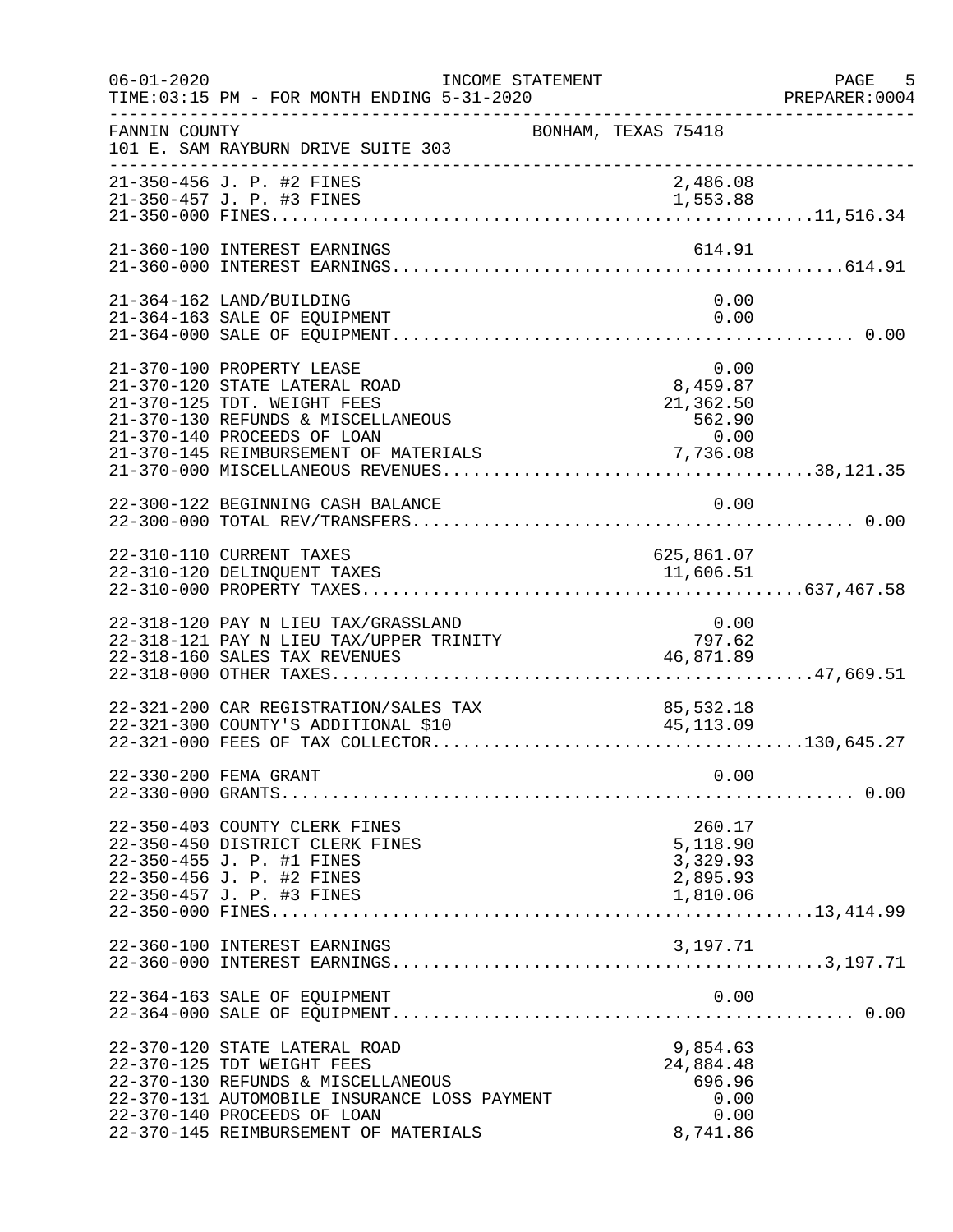INCOME STATEMENT

06-01-2020 TIME:03:15 PM - FOR MONTH ENDING 5-31-2020 PREPARER:0004

FANNIN COUNTY BONHAM, TEXAS 75418
101 E. SAM RAYBURN DRIVE SUITE 303

| Account | Description | Amount | Total |
|---|---|---|---|
| 21-350-456 | J. P. #2 FINES | 2,486.08 | |
| 21-350-457 | J. P. #3 FINES | 1,553.88 | |
| 21-350-000 | FINES | | 11,516.34 |
| 21-360-100 | INTEREST EARNINGS | 614.91 | |
| 21-360-000 | INTEREST EARNINGS | | 614.91 |
| 21-364-162 | LAND/BUILDING | 0.00 | |
| 21-364-163 | SALE OF EQUIPMENT | 0.00 | |
| 21-364-000 | SALE OF EQUIPMENT | | 0.00 |
| 21-370-100 | PROPERTY LEASE | 0.00 | |
| 21-370-120 | STATE LATERAL ROAD | 8,459.87 | |
| 21-370-125 | TDT. WEIGHT FEES | 21,362.50 | |
| 21-370-130 | REFUNDS & MISCELLANEOUS | 562.90 | |
| 21-370-140 | PROCEEDS OF LOAN | 0.00 | |
| 21-370-145 | REIMBURSEMENT OF MATERIALS | 7,736.08 | |
| 21-370-000 | MISCELLANEOUS REVENUES | | 38,121.35 |
| 22-300-122 | BEGINNING CASH BALANCE | 0.00 | |
| 22-300-000 | TOTAL REV/TRANSFERS | | 0.00 |
| 22-310-110 | CURRENT TAXES | 625,861.07 | |
| 22-310-120 | DELINQUENT TAXES | 11,606.51 | |
| 22-310-000 | PROPERTY TAXES | | 637,467.58 |
| 22-318-120 | PAY N LIEU TAX/GRASSLAND | 0.00 | |
| 22-318-121 | PAY N LIEU TAX/UPPER TRINITY | 797.62 | |
| 22-318-160 | SALES TAX REVENUES | 46,871.89 | |
| 22-318-000 | OTHER TAXES | | 47,669.51 |
| 22-321-200 | CAR REGISTRATION/SALES TAX | 85,532.18 | |
| 22-321-300 | COUNTY'S ADDITIONAL $10 | 45,113.09 | |
| 22-321-000 | FEES OF TAX COLLECTOR | | 130,645.27 |
| 22-330-200 | FEMA GRANT | 0.00 | |
| 22-330-000 | GRANTS | | 0.00 |
| 22-350-403 | COUNTY CLERK FINES | 260.17 | |
| 22-350-450 | DISTRICT CLERK FINES | 5,118.90 | |
| 22-350-455 | J. P. #1 FINES | 3,329.93 | |
| 22-350-456 | J. P. #2 FINES | 2,895.93 | |
| 22-350-457 | J. P. #3 FINES | 1,810.06 | |
| 22-350-000 | FINES | | 13,414.99 |
| 22-360-100 | INTEREST EARNINGS | 3,197.71 | |
| 22-360-000 | INTEREST EARNINGS | | 3,197.71 |
| 22-364-163 | SALE OF EQUIPMENT | 0.00 | |
| 22-364-000 | SALE OF EQUIPMENT | | 0.00 |
| 22-370-120 | STATE LATERAL ROAD | 9,854.63 | |
| 22-370-125 | TDT WEIGHT FEES | 24,884.48 | |
| 22-370-130 | REFUNDS & MISCELLANEOUS | 696.96 | |
| 22-370-131 | AUTOMOBILE INSURANCE LOSS PAYMENT | 0.00 | |
| 22-370-140 | PROCEEDS OF LOAN | 0.00 | |
| 22-370-145 | REIMBURSEMENT OF MATERIALS | 8,741.86 | |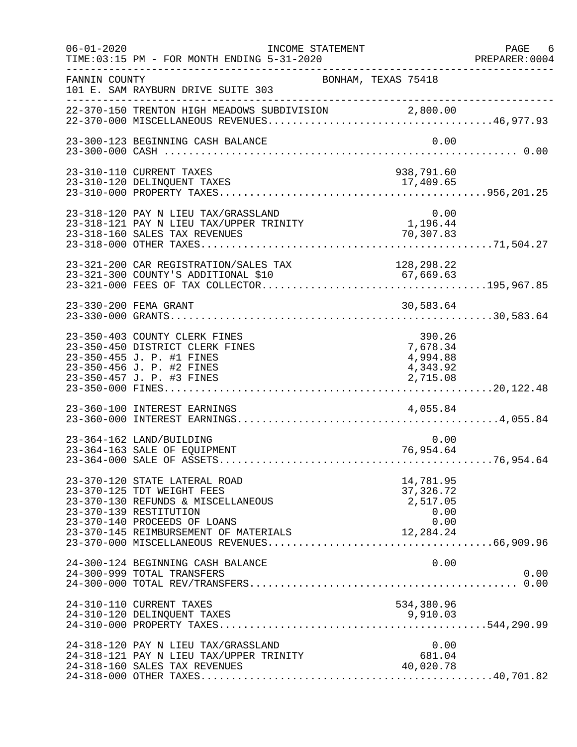FANNIN COUNTY — BONHAM, TEXAS 75418
101 E. SAM RAYBURN DRIVE SUITE 303

INCOME STATEMENT — FOR MONTH ENDING 5-31-2020

| Account | Description | Amount | Total |
|---|---|---|---|
| 22-370-150 | TRENTON HIGH MEADOWS SUBDIVISION | 2,800.00 | |
| 22-370-000 | MISCELLANEOUS REVENUES | | 46,977.93 |
| 23-300-123 | BEGINNING CASH BALANCE | 0.00 | |
| 23-300-000 | CASH | | 0.00 |
| 23-310-110 | CURRENT TAXES | 938,791.60 | |
| 23-310-120 | DELINQUENT TAXES | 17,409.65 | |
| 23-310-000 | PROPERTY TAXES | | 956,201.25 |
| 23-318-120 | PAY N LIEU TAX/GRASSLAND | 0.00 | |
| 23-318-121 | PAY N LIEU TAX/UPPER TRINITY | 1,196.44 | |
| 23-318-160 | SALES TAX REVENUES | 70,307.83 | |
| 23-318-000 | OTHER TAXES | | 71,504.27 |
| 23-321-200 | CAR REGISTRATION/SALES TAX | 128,298.22 | |
| 23-321-300 | COUNTY'S ADDITIONAL $10 | 67,669.63 | |
| 23-321-000 | FEES OF TAX COLLECTOR | | 195,967.85 |
| 23-330-200 | FEMA GRANT | 30,583.64 | |
| 23-330-000 | GRANTS | | 30,583.64 |
| 23-350-403 | COUNTY CLERK FINES | 390.26 | |
| 23-350-450 | DISTRICT CLERK FINES | 7,678.34 | |
| 23-350-455 | J. P. #1 FINES | 4,994.88 | |
| 23-350-456 | J. P. #2 FINES | 4,343.92 | |
| 23-350-457 | J. P. #3 FINES | 2,715.08 | |
| 23-350-000 | FINES | | 20,122.48 |
| 23-360-100 | INTEREST EARNINGS | 4,055.84 | |
| 23-360-000 | INTEREST EARNINGS | | 4,055.84 |
| 23-364-162 | LAND/BUILDING | 0.00 | |
| 23-364-163 | SALE OF EQUIPMENT | 76,954.64 | |
| 23-364-000 | SALE OF ASSETS | | 76,954.64 |
| 23-370-120 | STATE LATERAL ROAD | 14,781.95 | |
| 23-370-125 | TDT WEIGHT FEES | 37,326.72 | |
| 23-370-130 | REFUNDS & MISCELLANEOUS | 2,517.05 | |
| 23-370-139 | RESTITUTION | 0.00 | |
| 23-370-140 | PROCEEDS OF LOANS | 0.00 | |
| 23-370-145 | REIMBURSEMENT OF MATERIALS | 12,284.24 | |
| 23-370-000 | MISCELLANEOUS REVENUES | | 66,909.96 |
| 24-300-124 | BEGINNING CASH BALANCE | 0.00 | |
| 24-300-999 | TOTAL TRANSFERS | | 0.00 |
| 24-300-000 | TOTAL REV/TRANSFERS | | 0.00 |
| 24-310-110 | CURRENT TAXES | 534,380.96 | |
| 24-310-120 | DELINQUENT TAXES | 9,910.03 | |
| 24-310-000 | PROPERTY TAXES | | 544,290.99 |
| 24-318-120 | PAY N LIEU TAX/GRASSLAND | 0.00 | |
| 24-318-121 | PAY N LIEU TAX/UPPER TRINITY | 681.04 | |
| 24-318-160 | SALES TAX REVENUES | 40,020.78 | |
| 24-318-000 | OTHER TAXES | | 40,701.82 |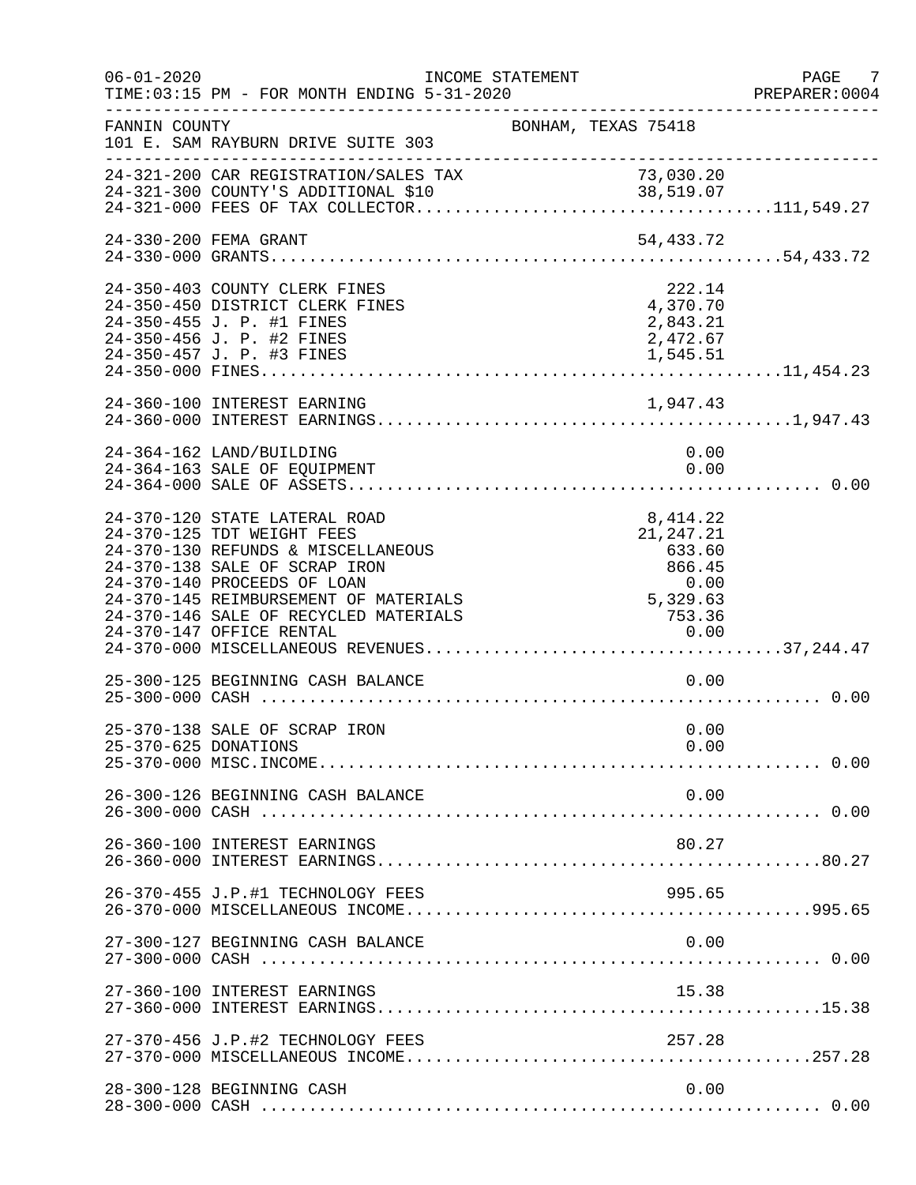FANNIN COUNTY — BONHAM, TEXAS 75418
101 E. SAM RAYBURN DRIVE SUITE 303

INCOME STATEMENT
TIME:03:15 PM - FOR MONTH ENDING 5-31-2020

| Account | Description | Amount | Total |
|---|---|---|---|
| 24-321-200 | CAR REGISTRATION/SALES TAX | 73,030.20 | |
| 24-321-300 | COUNTY'S ADDITIONAL $10 | 38,519.07 | |
| 24-321-000 | FEES OF TAX COLLECTOR | | 111,549.27 |
| 24-330-200 | FEMA GRANT | 54,433.72 | |
| 24-330-000 | GRANTS | | 54,433.72 |
| 24-350-403 | COUNTY CLERK FINES | 222.14 | |
| 24-350-450 | DISTRICT CLERK FINES | 4,370.70 | |
| 24-350-455 | J. P. #1 FINES | 2,843.21 | |
| 24-350-456 | J. P. #2 FINES | 2,472.67 | |
| 24-350-457 | J. P. #3 FINES | 1,545.51 | |
| 24-350-000 | FINES | | 11,454.23 |
| 24-360-100 | INTEREST EARNING | 1,947.43 | |
| 24-360-000 | INTEREST EARNINGS | | 1,947.43 |
| 24-364-162 | LAND/BUILDING | 0.00 | |
| 24-364-163 | SALE OF EQUIPMENT | 0.00 | |
| 24-364-000 | SALE OF ASSETS | | 0.00 |
| 24-370-120 | STATE LATERAL ROAD | 8,414.22 | |
| 24-370-125 | TDT WEIGHT FEES | 21,247.21 | |
| 24-370-130 | REFUNDS & MISCELLANEOUS | 633.60 | |
| 24-370-138 | SALE OF SCRAP IRON | 866.45 | |
| 24-370-140 | PROCEEDS OF LOAN | 0.00 | |
| 24-370-145 | REIMBURSEMENT OF MATERIALS | 5,329.63 | |
| 24-370-146 | SALE OF RECYCLED MATERIALS | 753.36 | |
| 24-370-147 | OFFICE RENTAL | 0.00 | |
| 24-370-000 | MISCELLANEOUS REVENUES | | 37,244.47 |
| 25-300-125 | BEGINNING CASH BALANCE | 0.00 | |
| 25-300-000 | CASH | | 0.00 |
| 25-370-138 | SALE OF SCRAP IRON | 0.00 | |
| 25-370-625 | DONATIONS | 0.00 | |
| 25-370-000 | MISC.INCOME | | 0.00 |
| 26-300-126 | BEGINNING CASH BALANCE | 0.00 | |
| 26-300-000 | CASH | | 0.00 |
| 26-360-100 | INTEREST EARNINGS | 80.27 | |
| 26-360-000 | INTEREST EARNINGS | | 80.27 |
| 26-370-455 | J.P.#1 TECHNOLOGY FEES | 995.65 | |
| 26-370-000 | MISCELLANEOUS INCOME | | 995.65 |
| 27-300-127 | BEGINNING CASH BALANCE | 0.00 | |
| 27-300-000 | CASH | | 0.00 |
| 27-360-100 | INTEREST EARNINGS | 15.38 | |
| 27-360-000 | INTEREST EARNINGS | | 15.38 |
| 27-370-456 | J.P.#2 TECHNOLOGY FEES | 257.28 | |
| 27-370-000 | MISCELLANEOUS INCOME | | 257.28 |
| 28-300-128 | BEGINNING CASH | 0.00 | |
| 28-300-000 | CASH | | 0.00 |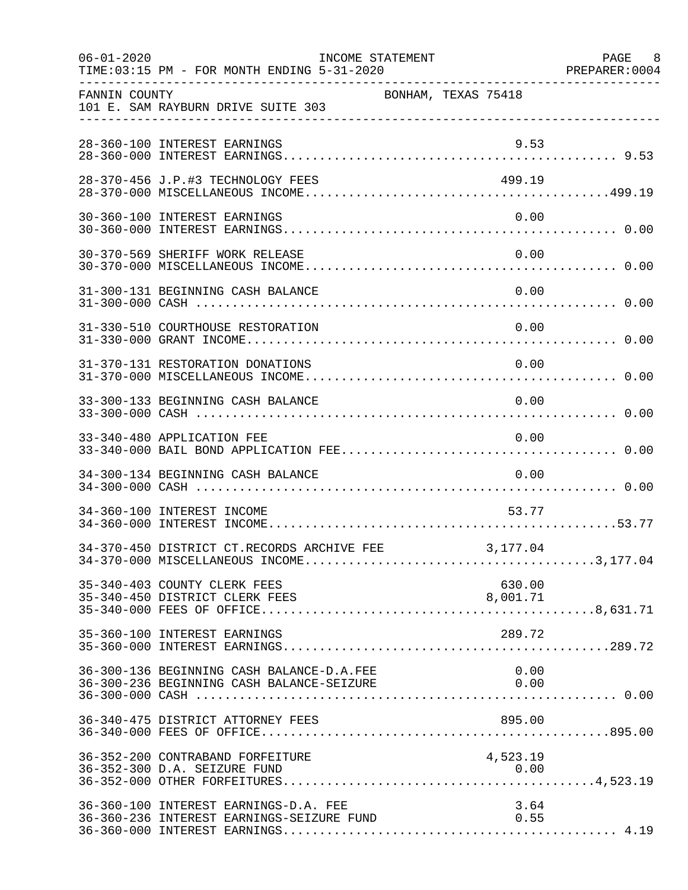FANNIN COUNTY BONHAM, TEXAS 75418
101 E. SAM RAYBURN DRIVE SUITE 303

INCOME STATEMENT — FOR MONTH ENDING 5-31-2020

| Account | Description | Amount | Total |
|---|---|---|---|
| 28-360-100 | INTEREST EARNINGS | 9.53 | |
| 28-360-000 | INTEREST EARNINGS | | 9.53 |
| 28-370-456 | J.P.#3 TECHNOLOGY FEES | 499.19 | |
| 28-370-000 | MISCELLANEOUS INCOME | | 499.19 |
| 30-360-100 | INTEREST EARNINGS | 0.00 | |
| 30-360-000 | INTEREST EARNINGS | | 0.00 |
| 30-370-569 | SHERIFF WORK RELEASE | 0.00 | |
| 30-370-000 | MISCELLANEOUS INCOME | | 0.00 |
| 31-300-131 | BEGINNING CASH BALANCE | 0.00 | |
| 31-300-000 | CASH | | 0.00 |
| 31-330-510 | COURTHOUSE RESTORATION | 0.00 | |
| 31-330-000 | GRANT INCOME | | 0.00 |
| 31-370-131 | RESTORATION DONATIONS | 0.00 | |
| 31-370-000 | MISCELLANEOUS INCOME | | 0.00 |
| 33-300-133 | BEGINNING CASH BALANCE | 0.00 | |
| 33-300-000 | CASH | | 0.00 |
| 33-340-480 | APPLICATION FEE | 0.00 | |
| 33-340-000 | BAIL BOND APPLICATION FEE | | 0.00 |
| 34-300-134 | BEGINNING CASH BALANCE | 0.00 | |
| 34-300-000 | CASH | | 0.00 |
| 34-360-100 | INTEREST INCOME | 53.77 | |
| 34-360-000 | INTEREST INCOME | | 53.77 |
| 34-370-450 | DISTRICT CT.RECORDS ARCHIVE FEE | 3,177.04 | |
| 34-370-000 | MISCELLANEOUS INCOME | | 3,177.04 |
| 35-340-403 | COUNTY CLERK FEES | 630.00 | |
| 35-340-450 | DISTRICT CLERK FEES | 8,001.71 | |
| 35-340-000 | FEES OF OFFICE | | 8,631.71 |
| 35-360-100 | INTEREST EARNINGS | 289.72 | |
| 35-360-000 | INTEREST EARNINGS | | 289.72 |
| 36-300-136 | BEGINNING CASH BALANCE-D.A.FEE | 0.00 | |
| 36-300-236 | BEGINNING CASH BALANCE-SEIZURE | 0.00 | |
| 36-300-000 | CASH | | 0.00 |
| 36-340-475 | DISTRICT ATTORNEY FEES | 895.00 | |
| 36-340-000 | FEES OF OFFICE | | 895.00 |
| 36-352-200 | CONTRABAND FORFEITURE | 4,523.19 | |
| 36-352-300 | D.A. SEIZURE FUND | 0.00 | |
| 36-352-000 | OTHER FORFEITURES | | 4,523.19 |
| 36-360-100 | INTEREST EARNINGS-D.A. FEE | 3.64 | |
| 36-360-236 | INTEREST EARNINGS-SEIZURE FUND | 0.55 | |
| 36-360-000 | INTEREST EARNINGS | | 4.19 |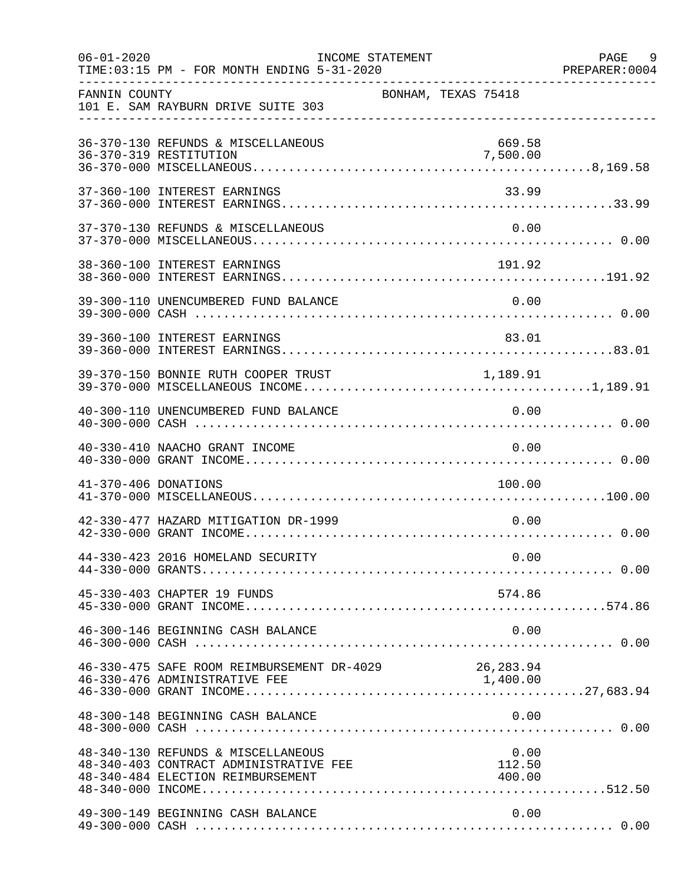FANNIN COUNTY — BONHAM, TEXAS 75418
101 E. SAM RAYBURN DRIVE SUITE 303

INCOME STATEMENT — FOR MONTH ENDING 5-31-2020

| Account | Description | Amount | Total |
|---|---|---|---|
| 36-370-130 | REFUNDS & MISCELLANEOUS | 669.58 | |
| 36-370-319 | RESTITUTION | 7,500.00 | |
| 36-370-000 | MISCELLANEOUS | | 8,169.58 |
| 37-360-100 | INTEREST EARNINGS | 33.99 | |
| 37-360-000 | INTEREST EARNINGS | | 33.99 |
| 37-370-130 | REFUNDS & MISCELLANEOUS | 0.00 | |
| 37-370-000 | MISCELLANEOUS | | 0.00 |
| 38-360-100 | INTEREST EARNINGS | 191.92 | |
| 38-360-000 | INTEREST EARNINGS | | 191.92 |
| 39-300-110 | UNENCUMBERED FUND BALANCE | 0.00 | |
| 39-300-000 | CASH | | 0.00 |
| 39-360-100 | INTEREST EARNINGS | 83.01 | |
| 39-360-000 | INTEREST EARNINGS | | 83.01 |
| 39-370-150 | BONNIE RUTH COOPER TRUST | 1,189.91 | |
| 39-370-000 | MISCELLANEOUS INCOME | | 1,189.91 |
| 40-300-110 | UNENCUMBERED FUND BALANCE | 0.00 | |
| 40-300-000 | CASH | | 0.00 |
| 40-330-410 | NAACHO GRANT INCOME | 0.00 | |
| 40-330-000 | GRANT INCOME | | 0.00 |
| 41-370-406 | DONATIONS | 100.00 | |
| 41-370-000 | MISCELLANEOUS | | 100.00 |
| 42-330-477 | HAZARD MITIGATION DR-1999 | 0.00 | |
| 42-330-000 | GRANT INCOME | | 0.00 |
| 44-330-423 | 2016 HOMELAND SECURITY | 0.00 | |
| 44-330-000 | GRANTS | | 0.00 |
| 45-330-403 | CHAPTER 19 FUNDS | 574.86 | |
| 45-330-000 | GRANT INCOME | | 574.86 |
| 46-300-146 | BEGINNING CASH BALANCE | 0.00 | |
| 46-300-000 | CASH | | 0.00 |
| 46-330-475 | SAFE ROOM REIMBURSEMENT DR-4029 | 26,283.94 | |
| 46-330-476 | ADMINISTRATIVE FEE | 1,400.00 | |
| 46-330-000 | GRANT INCOME | | 27,683.94 |
| 48-300-148 | BEGINNING CASH BALANCE | 0.00 | |
| 48-300-000 | CASH | | 0.00 |
| 48-340-130 | REFUNDS & MISCELLANEOUS | 0.00 | |
| 48-340-403 | CONTRACT ADMINISTRATIVE FEE | 112.50 | |
| 48-340-484 | ELECTION REIMBURSEMENT | 400.00 | |
| 48-340-000 | INCOME | | 512.50 |
| 49-300-149 | BEGINNING CASH BALANCE | 0.00 | |
| 49-300-000 | CASH | | 0.00 |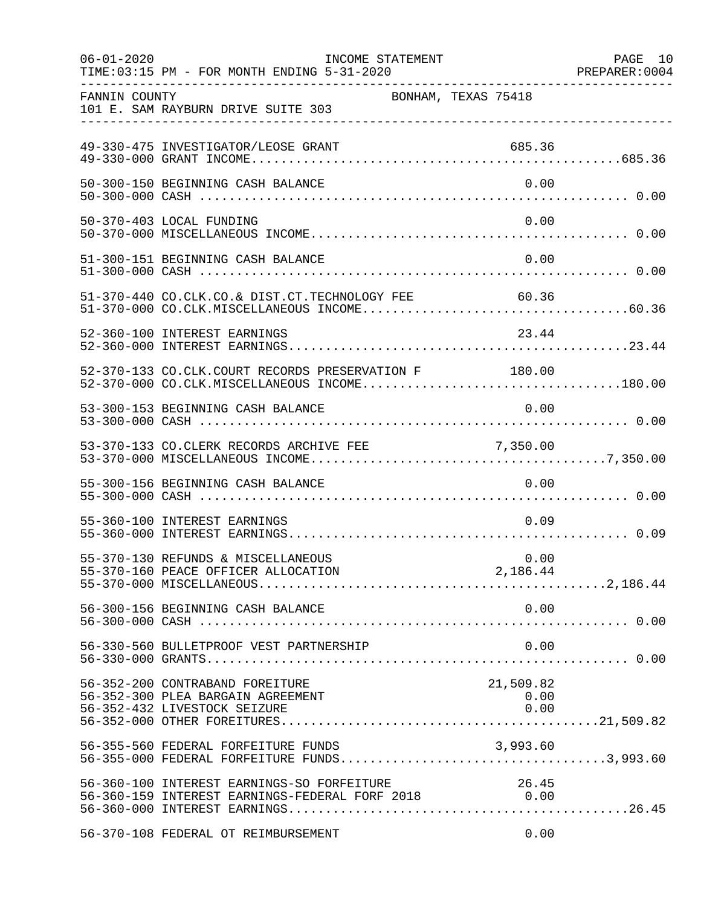FANNIN COUNTY BONHAM, TEXAS 75418
101 E. SAM RAYBURN DRIVE SUITE 303

INCOME STATEMENT
TIME:03:15 PM - FOR MONTH ENDING 5-31-2020

| Account | Description | Amount | Total |
|---|---|---|---|
| 49-330-475 | INVESTIGATOR/LEOSE GRANT | 685.36 | |
| 49-330-000 | GRANT INCOME | | 685.36 |
| 50-300-150 | BEGINNING CASH BALANCE | 0.00 | |
| 50-300-000 | CASH | | 0.00 |
| 50-370-403 | LOCAL FUNDING | 0.00 | |
| 50-370-000 | MISCELLANEOUS INCOME | | 0.00 |
| 51-300-151 | BEGINNING CASH BALANCE | 0.00 | |
| 51-300-000 | CASH | | 0.00 |
| 51-370-440 | CO.CLK.CO.& DIST.CT.TECHNOLOGY FEE | 60.36 | |
| 51-370-000 | CO.CLK.MISCELLANEOUS INCOME | | 60.36 |
| 52-360-100 | INTEREST EARNINGS | 23.44 | |
| 52-360-000 | INTEREST EARNINGS | | 23.44 |
| 52-370-133 | CO.CLK.COURT RECORDS PRESERVATION F | 180.00 | |
| 52-370-000 | CO.CLK.MISCELLANEOUS INCOME | | 180.00 |
| 53-300-153 | BEGINNING CASH BALANCE | 0.00 | |
| 53-300-000 | CASH | | 0.00 |
| 53-370-133 | CO.CLERK RECORDS ARCHIVE FEE | 7,350.00 | |
| 53-370-000 | MISCELLANEOUS INCOME | | 7,350.00 |
| 55-300-156 | BEGINNING CASH BALANCE | 0.00 | |
| 55-300-000 | CASH | | 0.00 |
| 55-360-100 | INTEREST EARNINGS | 0.09 | |
| 55-360-000 | INTEREST EARNINGS | | 0.09 |
| 55-370-130 | REFUNDS & MISCELLANEOUS | 0.00 | |
| 55-370-160 | PEACE OFFICER ALLOCATION | 2,186.44 | |
| 55-370-000 | MISCELLANEOUS | | 2,186.44 |
| 56-300-156 | BEGINNING CASH BALANCE | 0.00 | |
| 56-300-000 | CASH | | 0.00 |
| 56-330-560 | BULLETPROOF VEST PARTNERSHIP | 0.00 | |
| 56-330-000 | GRANTS | | 0.00 |
| 56-352-200 | CONTRABAND FOREITURE | 21,509.82 | |
| 56-352-300 | PLEA BARGAIN AGREEMENT | 0.00 | |
| 56-352-432 | LIVESTOCK SEIZURE | 0.00 | |
| 56-352-000 | OTHER FOREITURES | | 21,509.82 |
| 56-355-560 | FEDERAL FORFEITURE FUNDS | 3,993.60 | |
| 56-355-000 | FEDERAL FORFEITURE FUNDS | | 3,993.60 |
| 56-360-100 | INTEREST EARNINGS-SO FORFEITURE | 26.45 | |
| 56-360-159 | INTEREST EARNINGS-FEDERAL FORF 2018 | 0.00 | |
| 56-360-000 | INTEREST EARNINGS | | 26.45 |
| 56-370-108 | FEDERAL OT REIMBURSEMENT | 0.00 | |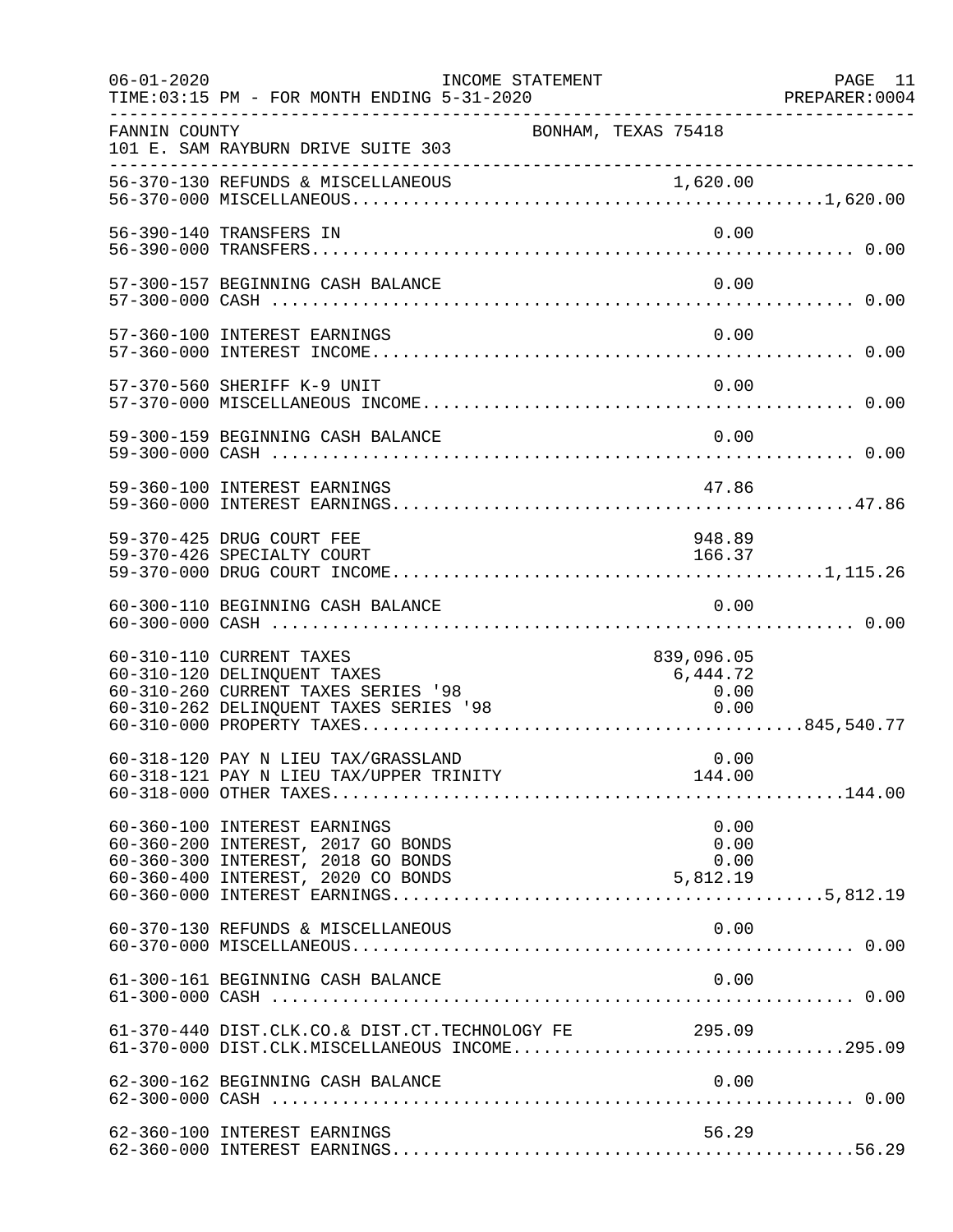FANNIN COUNTY — BONHAM, TEXAS 75418
101 E. SAM RAYBURN DRIVE SUITE 303

INCOME STATEMENT
TIME:03:15 PM - FOR MONTH ENDING 5-31-2020
PREPARER:0004

| Account | Description | Detail | Total |
|---|---|---|---|
| 56-370-130 | REFUNDS & MISCELLANEOUS | 1,620.00 | |
| 56-370-000 | MISCELLANEOUS | | 1,620.00 |
| 56-390-140 | TRANSFERS IN | 0.00 | |
| 56-390-000 | TRANSFERS | | 0.00 |
| 57-300-157 | BEGINNING CASH BALANCE | 0.00 | |
| 57-300-000 | CASH | | 0.00 |
| 57-360-100 | INTEREST EARNINGS | 0.00 | |
| 57-360-000 | INTEREST INCOME | | 0.00 |
| 57-370-560 | SHERIFF K-9 UNIT | 0.00 | |
| 57-370-000 | MISCELLANEOUS INCOME | | 0.00 |
| 59-300-159 | BEGINNING CASH BALANCE | 0.00 | |
| 59-300-000 | CASH | | 0.00 |
| 59-360-100 | INTEREST EARNINGS | 47.86 | |
| 59-360-000 | INTEREST EARNINGS | | 47.86 |
| 59-370-425 | DRUG COURT FEE | 948.89 | |
| 59-370-426 | SPECIALTY COURT | 166.37 | |
| 59-370-000 | DRUG COURT INCOME | | 1,115.26 |
| 60-300-110 | BEGINNING CASH BALANCE | 0.00 | |
| 60-300-000 | CASH | | 0.00 |
| 60-310-110 | CURRENT TAXES | 839,096.05 | |
| 60-310-120 | DELINQUENT TAXES | 6,444.72 | |
| 60-310-260 | CURRENT TAXES SERIES '98 | 0.00 | |
| 60-310-262 | DELINQUENT TAXES SERIES '98 | 0.00 | |
| 60-310-000 | PROPERTY TAXES | | 845,540.77 |
| 60-318-120 | PAY N LIEU TAX/GRASSLAND | 0.00 | |
| 60-318-121 | PAY N LIEU TAX/UPPER TRINITY | 144.00 | |
| 60-318-000 | OTHER TAXES | | 144.00 |
| 60-360-100 | INTEREST EARNINGS | 0.00 | |
| 60-360-200 | INTEREST, 2017 GO BONDS | 0.00 | |
| 60-360-300 | INTEREST, 2018 GO BONDS | 0.00 | |
| 60-360-400 | INTEREST, 2020 CO BONDS | 5,812.19 | |
| 60-360-000 | INTEREST EARNINGS | | 5,812.19 |
| 60-370-130 | REFUNDS & MISCELLANEOUS | 0.00 | |
| 60-370-000 | MISCELLANEOUS | | 0.00 |
| 61-300-161 | BEGINNING CASH BALANCE | 0.00 | |
| 61-300-000 | CASH | | 0.00 |
| 61-370-440 | DIST.CLK.CO.& DIST.CT.TECHNOLOGY FE | 295.09 | |
| 61-370-000 | DIST.CLK.MISCELLANEOUS INCOME | | 295.09 |
| 62-300-162 | BEGINNING CASH BALANCE | 0.00 | |
| 62-300-000 | CASH | | 0.00 |
| 62-360-100 | INTEREST EARNINGS | 56.29 | |
| 62-360-000 | INTEREST EARNINGS | | 56.29 |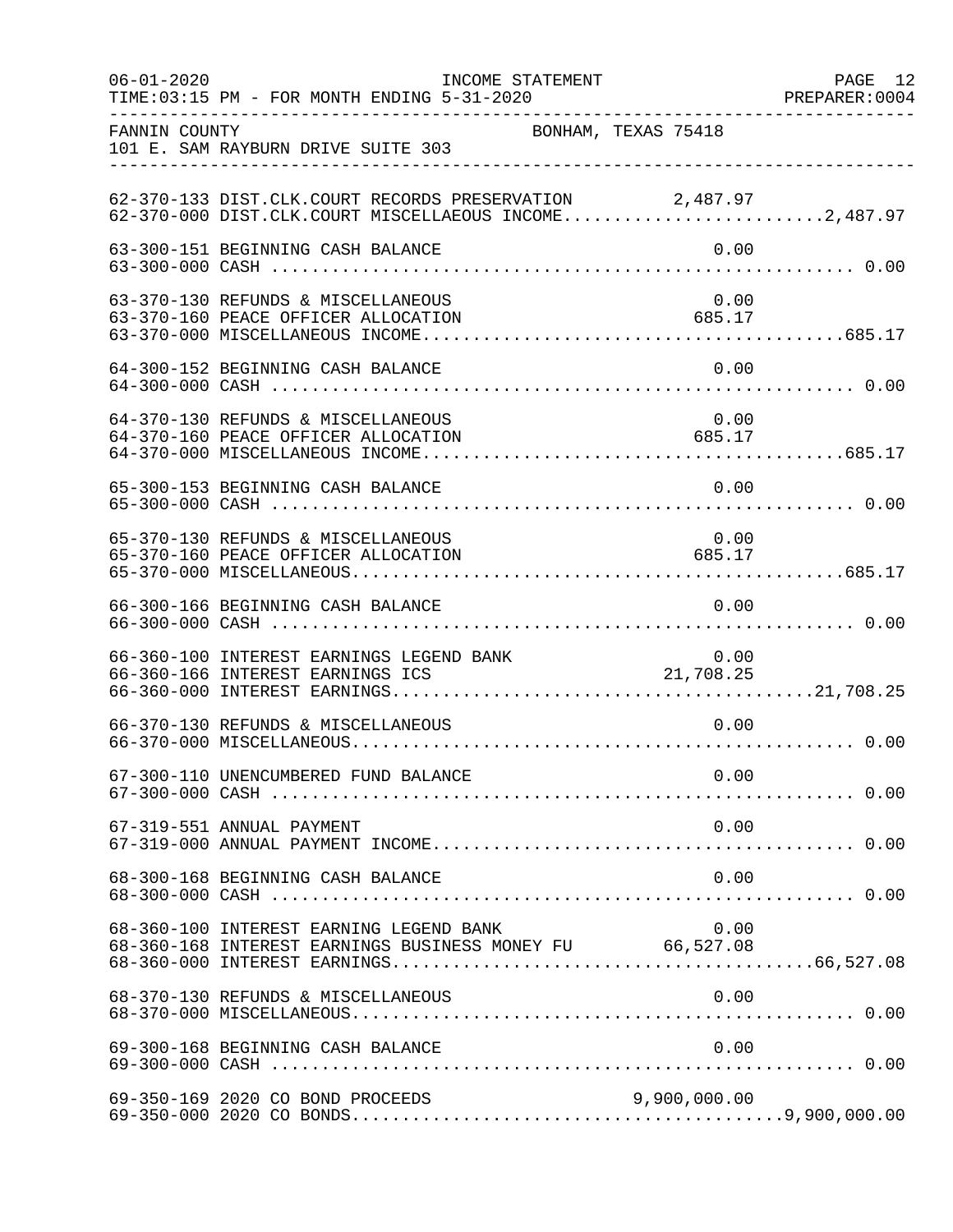06-01-2020 INCOME STATEMENT
TIME:03:15 PM - FOR MONTH ENDING 5-31-2020 PREPARER:0004

FANNIN COUNTY BONHAM, TEXAS 75418
101 E. SAM RAYBURN DRIVE SUITE 303

| Account | Description | Amount | Total |
|---|---|---|---|
| 62-370-133 | DIST.CLK.COURT RECORDS PRESERVATION | 2,487.97 | |
| 62-370-000 | DIST.CLK.COURT MISCELLAEOUS INCOME | | 2,487.97 |
| 63-300-151 | BEGINNING CASH BALANCE | 0.00 | |
| 63-300-000 | CASH | | 0.00 |
| 63-370-130 | REFUNDS & MISCELLANEOUS | 0.00 | |
| 63-370-160 | PEACE OFFICER ALLOCATION | 685.17 | |
| 63-370-000 | MISCELLANEOUS INCOME | | 685.17 |
| 64-300-152 | BEGINNING CASH BALANCE | 0.00 | |
| 64-300-000 | CASH | | 0.00 |
| 64-370-130 | REFUNDS & MISCELLANEOUS | 0.00 | |
| 64-370-160 | PEACE OFFICER ALLOCATION | 685.17 | |
| 64-370-000 | MISCELLANEOUS INCOME | | 685.17 |
| 65-300-153 | BEGINNING CASH BALANCE | 0.00 | |
| 65-300-000 | CASH | | 0.00 |
| 65-370-130 | REFUNDS & MISCELLANEOUS | 0.00 | |
| 65-370-160 | PEACE OFFICER ALLOCATION | 685.17 | |
| 65-370-000 | MISCELLANEOUS | | 685.17 |
| 66-300-166 | BEGINNING CASH BALANCE | 0.00 | |
| 66-300-000 | CASH | | 0.00 |
| 66-360-100 | INTEREST EARNINGS LEGEND BANK | 0.00 | |
| 66-360-166 | INTEREST EARNINGS ICS | 21,708.25 | |
| 66-360-000 | INTEREST EARNINGS | | 21,708.25 |
| 66-370-130 | REFUNDS & MISCELLANEOUS | 0.00 | |
| 66-370-000 | MISCELLANEOUS | | 0.00 |
| 67-300-110 | UNENCUMBERED FUND BALANCE | 0.00 | |
| 67-300-000 | CASH | | 0.00 |
| 67-319-551 | ANNUAL PAYMENT | 0.00 | |
| 67-319-000 | ANNUAL PAYMENT INCOME | | 0.00 |
| 68-300-168 | BEGINNING CASH BALANCE | 0.00 | |
| 68-300-000 | CASH | | 0.00 |
| 68-360-100 | INTEREST EARNING LEGEND BANK | 0.00 | |
| 68-360-168 | INTEREST EARNINGS BUSINESS MONEY FU | 66,527.08 | |
| 68-360-000 | INTEREST EARNINGS | | 66,527.08 |
| 68-370-130 | REFUNDS & MISCELLANEOUS | 0.00 | |
| 68-370-000 | MISCELLANEOUS | | 0.00 |
| 69-300-168 | BEGINNING CASH BALANCE | 0.00 | |
| 69-300-000 | CASH | | 0.00 |
| 69-350-169 | 2020 CO BOND PROCEEDS | 9,900,000.00 | |
| 69-350-000 | 2020 CO BONDS | | 9,900,000.00 |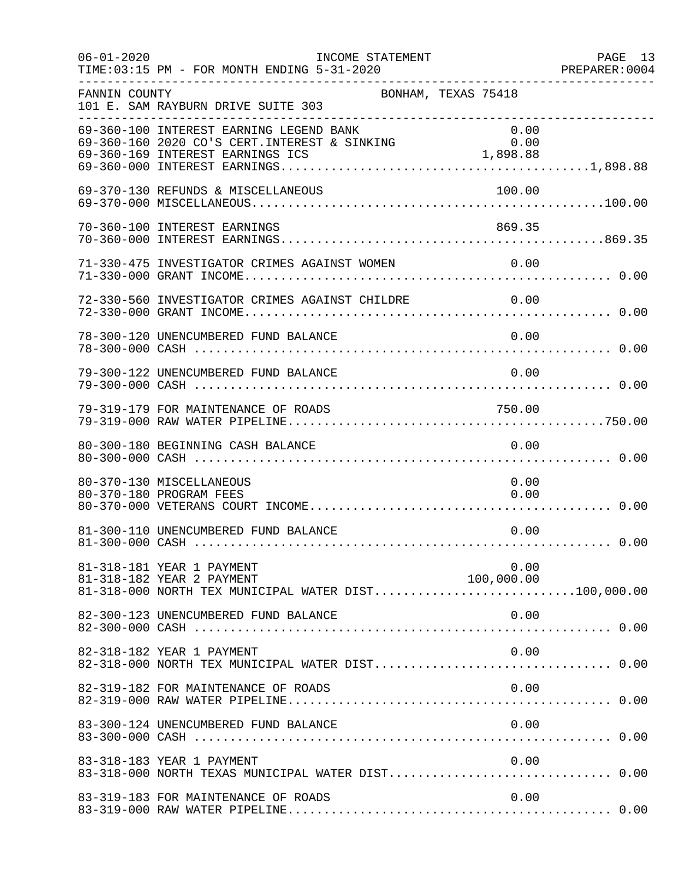FANNIN COUNTY — BONHAM, TEXAS 75418
101 E. SAM RAYBURN DRIVE SUITE 303

| Account | Description | Amount | Total |
|---|---|---|---|
| 69-360-100 | INTEREST EARNING LEGEND BANK | 0.00 | |
| 69-360-160 | 2020 CO'S CERT.INTEREST & SINKING | 0.00 | |
| 69-360-169 | INTEREST EARNINGS ICS | 1,898.88 | |
| 69-360-000 | INTEREST EARNINGS | | 1,898.88 |
| 69-370-130 | REFUNDS & MISCELLANEOUS | 100.00 | |
| 69-370-000 | MISCELLANEOUS | | 100.00 |
| 70-360-100 | INTEREST EARNINGS | 869.35 | |
| 70-360-000 | INTEREST EARNINGS | | 869.35 |
| 71-330-475 | INVESTIGATOR CRIMES AGAINST WOMEN | 0.00 | |
| 71-330-000 | GRANT INCOME | | 0.00 |
| 72-330-560 | INVESTIGATOR CRIMES AGAINST CHILDRE | 0.00 | |
| 72-330-000 | GRANT INCOME | | 0.00 |
| 78-300-120 | UNENCUMBERED FUND BALANCE | 0.00 | |
| 78-300-000 | CASH | | 0.00 |
| 79-300-122 | UNENCUMBERED FUND BALANCE | 0.00 | |
| 79-300-000 | CASH | | 0.00 |
| 79-319-179 | FOR MAINTENANCE OF ROADS | 750.00 | |
| 79-319-000 | RAW WATER PIPELINE | | 750.00 |
| 80-300-180 | BEGINNING CASH BALANCE | 0.00 | |
| 80-300-000 | CASH | | 0.00 |
| 80-370-130 | MISCELLANEOUS | 0.00 | |
| 80-370-180 | PROGRAM FEES | 0.00 | |
| 80-370-000 | VETERANS COURT INCOME | | 0.00 |
| 81-300-110 | UNENCUMBERED FUND BALANCE | 0.00 | |
| 81-300-000 | CASH | | 0.00 |
| 81-318-181 | YEAR 1 PAYMENT | 0.00 | |
| 81-318-182 | YEAR 2 PAYMENT | 100,000.00 | |
| 81-318-000 | NORTH TEX MUNICIPAL WATER DIST | | 100,000.00 |
| 82-300-123 | UNENCUMBERED FUND BALANCE | 0.00 | |
| 82-300-000 | CASH | | 0.00 |
| 82-318-182 | YEAR 1 PAYMENT | 0.00 | |
| 82-318-000 | NORTH TEX MUNICIPAL WATER DIST | | 0.00 |
| 82-319-182 | FOR MAINTENANCE OF ROADS | 0.00 | |
| 82-319-000 | RAW WATER PIPELINE | | 0.00 |
| 83-300-124 | UNENCUMBERED FUND BALANCE | 0.00 | |
| 83-300-000 | CASH | | 0.00 |
| 83-318-183 | YEAR 1 PAYMENT | 0.00 | |
| 83-318-000 | NORTH TEXAS MUNICIPAL WATER DIST | | 0.00 |
| 83-319-183 | FOR MAINTENANCE OF ROADS | 0.00 | |
| 83-319-000 | RAW WATER PIPELINE | | 0.00 |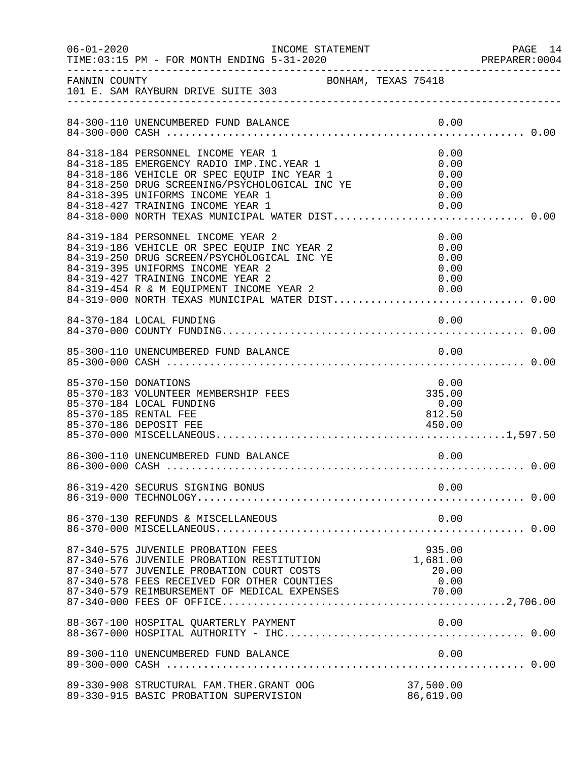FANNIN COUNTY BONHAM, TEXAS 75418
101 E. SAM RAYBURN DRIVE SUITE 303

| Account | Description | Amount | Total |
|---|---|---|---|
| 84-300-110 | UNENCUMBERED FUND BALANCE | 0.00 | |
| 84-300-000 | CASH | | 0.00 |
| 84-318-184 | PERSONNEL INCOME YEAR 1 | 0.00 | |
| 84-318-185 | EMERGENCY RADIO IMP.INC.YEAR 1 | 0.00 | |
| 84-318-186 | VEHICLE OR SPEC EQUIP INC YEAR 1 | 0.00 | |
| 84-318-250 | DRUG SCREENING/PSYCHOLOGICAL INC YE | 0.00 | |
| 84-318-395 | UNIFORMS INCOME YEAR 1 | 0.00 | |
| 84-318-427 | TRAINING INCOME YEAR 1 | 0.00 | |
| 84-318-000 | NORTH TEXAS MUNICIPAL WATER DIST | | 0.00 |
| 84-319-184 | PERSONNEL INCOME YEAR 2 | 0.00 | |
| 84-319-186 | VEHICLE OR SPEC EQUIP INC YEAR 2 | 0.00 | |
| 84-319-250 | DRUG SCREEN/PSYCHOLOGICAL INC YE | 0.00 | |
| 84-319-395 | UNIFORMS INCOME YEAR 2 | 0.00 | |
| 84-319-427 | TRAINING INCOME YEAR 2 | 0.00 | |
| 84-319-454 | R & M EQUIPMENT INCOME YEAR 2 | 0.00 | |
| 84-319-000 | NORTH TEXAS MUNICIPAL WATER DIST | | 0.00 |
| 84-370-184 | LOCAL FUNDING | 0.00 | |
| 84-370-000 | COUNTY FUNDING | | 0.00 |
| 85-300-110 | UNENCUMBERED FUND BALANCE | 0.00 | |
| 85-300-000 | CASH | | 0.00 |
| 85-370-150 | DONATIONS | 0.00 | |
| 85-370-183 | VOLUNTEER MEMBERSHIP FEES | 335.00 | |
| 85-370-184 | LOCAL FUNDING | 0.00 | |
| 85-370-185 | RENTAL FEE | 812.50 | |
| 85-370-186 | DEPOSIT FEE | 450.00 | |
| 85-370-000 | MISCELLANEOUS | | 1,597.50 |
| 86-300-110 | UNENCUMBERED FUND BALANCE | 0.00 | |
| 86-300-000 | CASH | | 0.00 |
| 86-319-420 | SECURUS SIGNING BONUS | 0.00 | |
| 86-319-000 | TECHNOLOGY | | 0.00 |
| 86-370-130 | REFUNDS & MISCELLANEOUS | 0.00 | |
| 86-370-000 | MISCELLANEOUS | | 0.00 |
| 87-340-575 | JUVENILE PROBATION FEES | 935.00 | |
| 87-340-576 | JUVENILE PROBATION RESTITUTION | 1,681.00 | |
| 87-340-577 | JUVENILE PROBATION COURT COSTS | 20.00 | |
| 87-340-578 | FEES RECEIVED FOR OTHER COUNTIES | 0.00 | |
| 87-340-579 | REIMBURSEMENT OF MEDICAL EXPENSES | 70.00 | |
| 87-340-000 | FEES OF OFFICE | | 2,706.00 |
| 88-367-100 | HOSPITAL QUARTERLY PAYMENT | 0.00 | |
| 88-367-000 | HOSPITAL AUTHORITY - IHC | | 0.00 |
| 89-300-110 | UNENCUMBERED FUND BALANCE | 0.00 | |
| 89-300-000 | CASH | | 0.00 |
| 89-330-908 | STRUCTURAL FAM.THER.GRANT OOG | 37,500.00 | |
| 89-330-915 | BASIC PROBATION SUPERVISION | 86,619.00 | |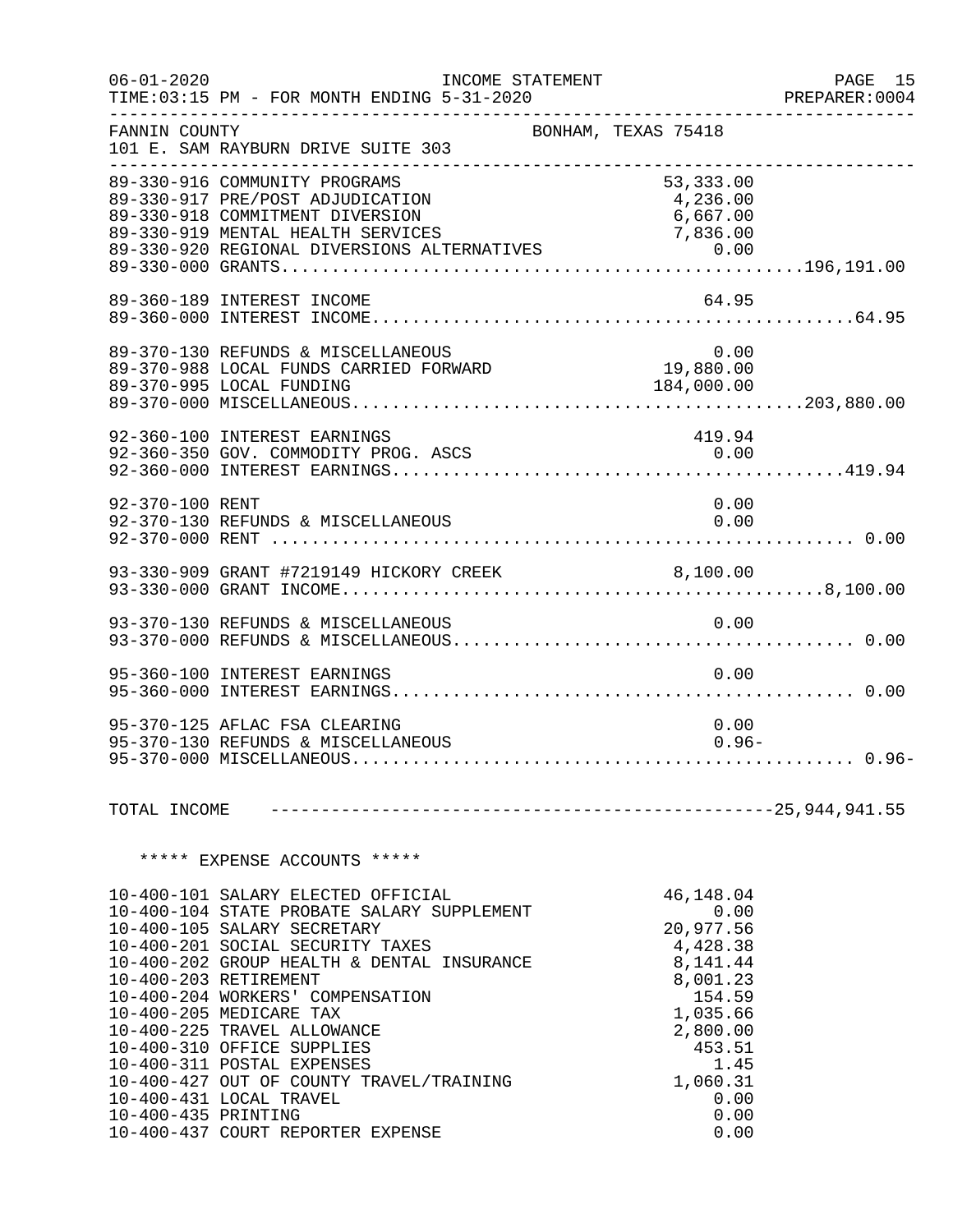FANNIN COUNTY BONHAM, TEXAS 75418
101 E. SAM RAYBURN DRIVE SUITE 303

| Account | Description | Amount | Total |
|---|---|---|---|
| 89-330-916 | COMMUNITY PROGRAMS | 53,333.00 | |
| 89-330-917 | PRE/POST ADJUDICATION | 4,236.00 | |
| 89-330-918 | COMMITMENT DIVERSION | 6,667.00 | |
| 89-330-919 | MENTAL HEALTH SERVICES | 7,836.00 | |
| 89-330-920 | REGIONAL DIVERSIONS ALTERNATIVES | 0.00 | |
| 89-330-000 | GRANTS | | 196,191.00 |
| 89-360-189 | INTEREST INCOME | 64.95 | |
| 89-360-000 | INTEREST INCOME | | 64.95 |
| 89-370-130 | REFUNDS & MISCELLANEOUS | 0.00 | |
| 89-370-988 | LOCAL FUNDS CARRIED FORWARD | 19,880.00 | |
| 89-370-995 | LOCAL FUNDING | 184,000.00 | |
| 89-370-000 | MISCELLANEOUS | | 203,880.00 |
| 92-360-100 | INTEREST EARNINGS | 419.94 | |
| 92-360-350 | GOV. COMMODITY PROG. ASCS | 0.00 | |
| 92-360-000 | INTEREST EARNINGS | | 419.94 |
| 92-370-100 | RENT | 0.00 | |
| 92-370-130 | REFUNDS & MISCELLANEOUS | 0.00 | |
| 92-370-000 | RENT | | 0.00 |
| 93-330-909 | GRANT #7219149 HICKORY CREEK | 8,100.00 | |
| 93-330-000 | GRANT INCOME | | 8,100.00 |
| 93-370-130 | REFUNDS & MISCELLANEOUS | 0.00 | |
| 93-370-000 | REFUNDS & MISCELLANEOUS | | 0.00 |
| 95-360-100 | INTEREST EARNINGS | 0.00 | |
| 95-360-000 | INTEREST EARNINGS | | 0.00 |
| 95-370-125 | AFLAC FSA CLEARING | 0.00 | |
| 95-370-130 | REFUNDS & MISCELLANEOUS | 0.96- | |
| 95-370-000 | MISCELLANEOUS | | 0.96- |

TOTAL INCOME ---------- 25,944,941.55

***** EXPENSE ACCOUNTS *****

| Account | Description | Amount |
|---|---|---|
| 10-400-101 | SALARY ELECTED OFFICIAL | 46,148.04 |
| 10-400-104 | STATE PROBATE SALARY SUPPLEMENT | 0.00 |
| 10-400-105 | SALARY SECRETARY | 20,977.56 |
| 10-400-201 | SOCIAL SECURITY TAXES | 4,428.38 |
| 10-400-202 | GROUP HEALTH & DENTAL INSURANCE | 8,141.44 |
| 10-400-203 | RETIREMENT | 8,001.23 |
| 10-400-204 | WORKERS' COMPENSATION | 154.59 |
| 10-400-205 | MEDICARE TAX | 1,035.66 |
| 10-400-225 | TRAVEL ALLOWANCE | 2,800.00 |
| 10-400-310 | OFFICE SUPPLIES | 453.51 |
| 10-400-311 | POSTAL EXPENSES | 1.45 |
| 10-400-427 | OUT OF COUNTY TRAVEL/TRAINING | 1,060.31 |
| 10-400-431 | LOCAL TRAVEL | 0.00 |
| 10-400-435 | PRINTING | 0.00 |
| 10-400-437 | COURT REPORTER EXPENSE | 0.00 |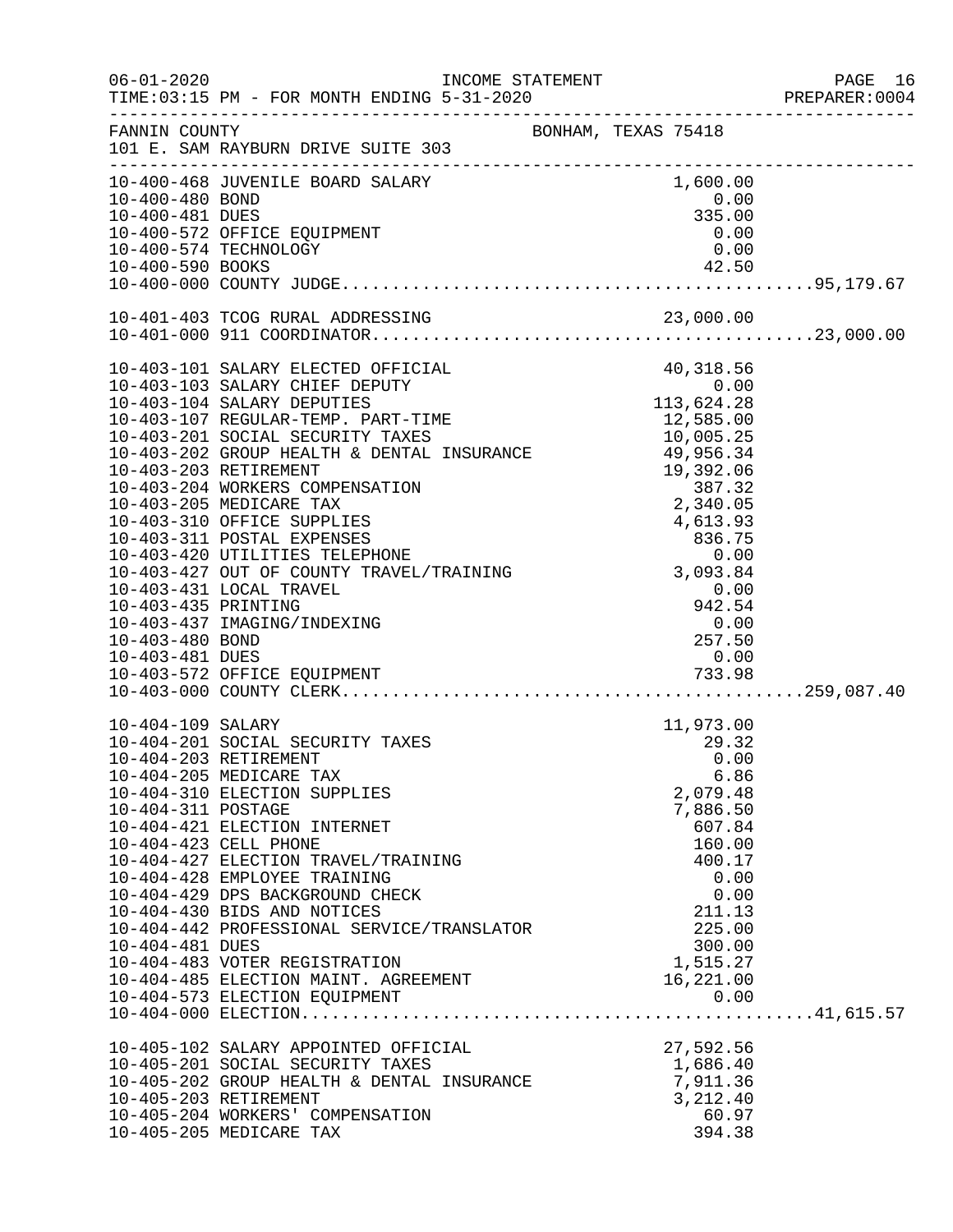FANNIN COUNTY — BONHAM, TEXAS 75418
101 E. SAM RAYBURN DRIVE SUITE 303

| Account | Description | Amount | Total |
|---|---|---|---|
| 10-400-468 | JUVENILE BOARD SALARY | 1,600.00 | |
| 10-400-480 | BOND | 0.00 | |
| 10-400-481 | DUES | 335.00 | |
| 10-400-572 | OFFICE EQUIPMENT | 0.00 | |
| 10-400-574 | TECHNOLOGY | 0.00 | |
| 10-400-590 | BOOKS | 42.50 | |
| 10-400-000 | COUNTY JUDGE | | 95,179.67 |
| 10-401-403 | TCOG RURAL ADDRESSING | 23,000.00 | |
| 10-401-000 | 911 COORDINATOR | | 23,000.00 |
| 10-403-101 | SALARY ELECTED OFFICIAL | 40,318.56 | |
| 10-403-103 | SALARY CHIEF DEPUTY | 0.00 | |
| 10-403-104 | SALARY DEPUTIES | 113,624.28 | |
| 10-403-107 | REGULAR-TEMP. PART-TIME | 12,585.00 | |
| 10-403-201 | SOCIAL SECURITY TAXES | 10,005.25 | |
| 10-403-202 | GROUP HEALTH & DENTAL INSURANCE | 49,956.34 | |
| 10-403-203 | RETIREMENT | 19,392.06 | |
| 10-403-204 | WORKERS COMPENSATION | 387.32 | |
| 10-403-205 | MEDICARE TAX | 2,340.05 | |
| 10-403-310 | OFFICE SUPPLIES | 4,613.93 | |
| 10-403-311 | POSTAL EXPENSES | 836.75 | |
| 10-403-420 | UTILITIES TELEPHONE | 0.00 | |
| 10-403-427 | OUT OF COUNTY TRAVEL/TRAINING | 3,093.84 | |
| 10-403-431 | LOCAL TRAVEL | 0.00 | |
| 10-403-435 | PRINTING | 942.54 | |
| 10-403-437 | IMAGING/INDEXING | 0.00 | |
| 10-403-480 | BOND | 257.50 | |
| 10-403-481 | DUES | 0.00 | |
| 10-403-572 | OFFICE EQUIPMENT | 733.98 | |
| 10-403-000 | COUNTY CLERK | | 259,087.40 |
| 10-404-109 | SALARY | 11,973.00 | |
| 10-404-201 | SOCIAL SECURITY TAXES | 29.32 | |
| 10-404-203 | RETIREMENT | 0.00 | |
| 10-404-205 | MEDICARE TAX | 6.86 | |
| 10-404-310 | ELECTION SUPPLIES | 2,079.48 | |
| 10-404-311 | POSTAGE | 7,886.50 | |
| 10-404-421 | ELECTION INTERNET | 607.84 | |
| 10-404-423 | CELL PHONE | 160.00 | |
| 10-404-427 | ELECTION TRAVEL/TRAINING | 400.17 | |
| 10-404-428 | EMPLOYEE TRAINING | 0.00 | |
| 10-404-429 | DPS BACKGROUND CHECK | 0.00 | |
| 10-404-430 | BIDS AND NOTICES | 211.13 | |
| 10-404-442 | PROFESSIONAL SERVICE/TRANSLATOR | 225.00 | |
| 10-404-481 | DUES | 300.00 | |
| 10-404-483 | VOTER REGISTRATION | 1,515.27 | |
| 10-404-485 | ELECTION MAINT. AGREEMENT | 16,221.00 | |
| 10-404-573 | ELECTION EQUIPMENT | 0.00 | |
| 10-404-000 | ELECTION | | 41,615.57 |
| 10-405-102 | SALARY APPOINTED OFFICIAL | 27,592.56 | |
| 10-405-201 | SOCIAL SECURITY TAXES | 1,686.40 | |
| 10-405-202 | GROUP HEALTH & DENTAL INSURANCE | 7,911.36 | |
| 10-405-203 | RETIREMENT | 3,212.40 | |
| 10-405-204 | WORKERS' COMPENSATION | 60.97 | |
| 10-405-205 | MEDICARE TAX | 394.38 | |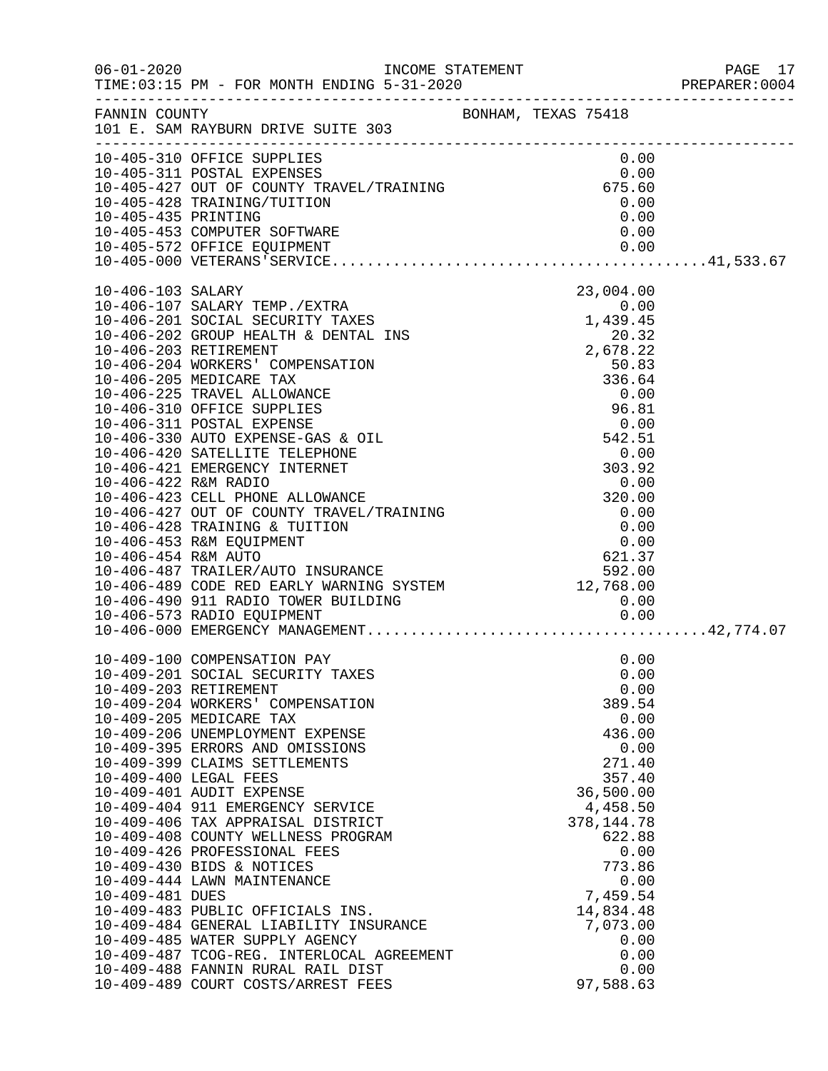FANNIN COUNTY BONHAM, TEXAS 75418
101 E. SAM RAYBURN DRIVE SUITE 303

INCOME STATEMENT
FOR MONTH ENDING 5-31-2020

| Account | Description | Amount | Total |
|---|---|---|---|
| 10-405-310 | OFFICE SUPPLIES | 0.00 | |
| 10-405-311 | POSTAL EXPENSES | 0.00 | |
| 10-405-427 | OUT OF COUNTY TRAVEL/TRAINING | 675.60 | |
| 10-405-428 | TRAINING/TUITION | 0.00 | |
| 10-405-435 | PRINTING | 0.00 | |
| 10-405-453 | COMPUTER SOFTWARE | 0.00 | |
| 10-405-572 | OFFICE EQUIPMENT | 0.00 | |
| 10-405-000 | VETERANS'SERVICE | | 41,533.67 |
| 10-406-103 | SALARY | 23,004.00 | |
| 10-406-107 | SALARY TEMP./EXTRA | 0.00 | |
| 10-406-201 | SOCIAL SECURITY TAXES | 1,439.45 | |
| 10-406-202 | GROUP HEALTH & DENTAL INS | 20.32 | |
| 10-406-203 | RETIREMENT | 2,678.22 | |
| 10-406-204 | WORKERS' COMPENSATION | 50.83 | |
| 10-406-205 | MEDICARE TAX | 336.64 | |
| 10-406-225 | TRAVEL ALLOWANCE | 0.00 | |
| 10-406-310 | OFFICE SUPPLIES | 96.81 | |
| 10-406-311 | POSTAL EXPENSE | 0.00 | |
| 10-406-330 | AUTO EXPENSE-GAS & OIL | 542.51 | |
| 10-406-420 | SATELLITE TELEPHONE | 0.00 | |
| 10-406-421 | EMERGENCY INTERNET | 303.92 | |
| 10-406-422 | R&M RADIO | 0.00 | |
| 10-406-423 | CELL PHONE ALLOWANCE | 320.00 | |
| 10-406-427 | OUT OF COUNTY TRAVEL/TRAINING | 0.00 | |
| 10-406-428 | TRAINING & TUITION | 0.00 | |
| 10-406-453 | R&M EQUIPMENT | 0.00 | |
| 10-406-454 | R&M AUTO | 621.37 | |
| 10-406-487 | TRAILER/AUTO INSURANCE | 592.00 | |
| 10-406-489 | CODE RED EARLY WARNING SYSTEM | 12,768.00 | |
| 10-406-490 | 911 RADIO TOWER BUILDING | 0.00 | |
| 10-406-573 | RADIO EQUIPMENT | 0.00 | |
| 10-406-000 | EMERGENCY MANAGEMENT | | 42,774.07 |
| 10-409-100 | COMPENSATION PAY | 0.00 | |
| 10-409-201 | SOCIAL SECURITY TAXES | 0.00 | |
| 10-409-203 | RETIREMENT | 0.00 | |
| 10-409-204 | WORKERS' COMPENSATION | 389.54 | |
| 10-409-205 | MEDICARE TAX | 0.00 | |
| 10-409-206 | UNEMPLOYMENT EXPENSE | 436.00 | |
| 10-409-395 | ERRORS AND OMISSIONS | 0.00 | |
| 10-409-399 | CLAIMS SETTLEMENTS | 271.40 | |
| 10-409-400 | LEGAL FEES | 357.40 | |
| 10-409-401 | AUDIT EXPENSE | 36,500.00 | |
| 10-409-404 | 911 EMERGENCY SERVICE | 4,458.50 | |
| 10-409-406 | TAX APPRAISAL DISTRICT | 378,144.78 | |
| 10-409-408 | COUNTY WELLNESS PROGRAM | 622.88 | |
| 10-409-426 | PROFESSIONAL FEES | 0.00 | |
| 10-409-430 | BIDS & NOTICES | 773.86 | |
| 10-409-444 | LAWN MAINTENANCE | 0.00 | |
| 10-409-481 | DUES | 7,459.54 | |
| 10-409-483 | PUBLIC OFFICIALS INS. | 14,834.48 | |
| 10-409-484 | GENERAL LIABILITY INSURANCE | 7,073.00 | |
| 10-409-485 | WATER SUPPLY AGENCY | 0.00 | |
| 10-409-487 | TCOG-REG. INTERLOCAL AGREEMENT | 0.00 | |
| 10-409-488 | FANNIN RURAL RAIL DIST | 0.00 | |
| 10-409-489 | COURT COSTS/ARREST FEES | 97,588.63 | |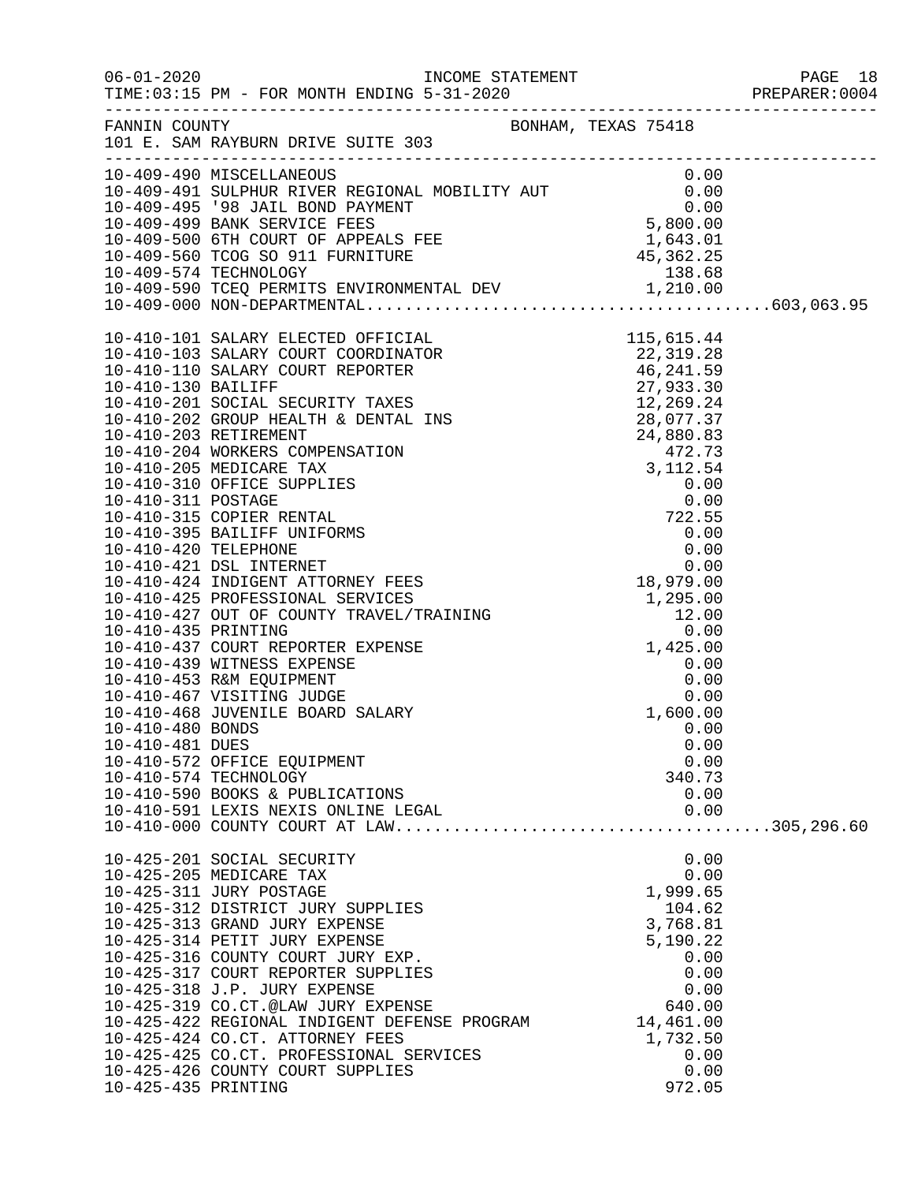FANNIN COUNTY — BONHAM, TEXAS 75418
101 E. SAM RAYBURN DRIVE SUITE 303

INCOME STATEMENT — FOR MONTH ENDING 5-31-2020

| Account | Description | Amount | Total |
|---|---|---|---|
| 10-409-490 | MISCELLANEOUS | 0.00 | |
| 10-409-491 | SULPHUR RIVER REGIONAL MOBILITY AUT | 0.00 | |
| 10-409-495 | '98 JAIL BOND PAYMENT | 0.00 | |
| 10-409-499 | BANK SERVICE FEES | 5,800.00 | |
| 10-409-500 | 6TH COURT OF APPEALS FEE | 1,643.01 | |
| 10-409-560 | TCOG SO 911 FURNITURE | 45,362.25 | |
| 10-409-574 | TECHNOLOGY | 138.68 | |
| 10-409-590 | TCEQ PERMITS ENVIRONMENTAL DEV | 1,210.00 | |
| 10-409-000 | NON-DEPARTMENTAL | | 603,063.95 |
| 10-410-101 | SALARY ELECTED OFFICIAL | 115,615.44 | |
| 10-410-103 | SALARY COURT COORDINATOR | 22,319.28 | |
| 10-410-110 | SALARY COURT REPORTER | 46,241.59 | |
| 10-410-130 | BAILIFF | 27,933.30 | |
| 10-410-201 | SOCIAL SECURITY TAXES | 12,269.24 | |
| 10-410-202 | GROUP HEALTH & DENTAL INS | 28,077.37 | |
| 10-410-203 | RETIREMENT | 24,880.83 | |
| 10-410-204 | WORKERS COMPENSATION | 472.73 | |
| 10-410-205 | MEDICARE TAX | 3,112.54 | |
| 10-410-310 | OFFICE SUPPLIES | 0.00 | |
| 10-410-311 | POSTAGE | 0.00 | |
| 10-410-315 | COPIER RENTAL | 722.55 | |
| 10-410-395 | BAILIFF UNIFORMS | 0.00 | |
| 10-410-420 | TELEPHONE | 0.00 | |
| 10-410-421 | DSL INTERNET | 0.00 | |
| 10-410-424 | INDIGENT ATTORNEY FEES | 18,979.00 | |
| 10-410-425 | PROFESSIONAL SERVICES | 1,295.00 | |
| 10-410-427 | OUT OF COUNTY TRAVEL/TRAINING | 12.00 | |
| 10-410-435 | PRINTING | 0.00 | |
| 10-410-437 | COURT REPORTER EXPENSE | 1,425.00 | |
| 10-410-439 | WITNESS EXPENSE | 0.00 | |
| 10-410-453 | R&M EQUIPMENT | 0.00 | |
| 10-410-467 | VISITING JUDGE | 0.00 | |
| 10-410-468 | JUVENILE BOARD SALARY | 1,600.00 | |
| 10-410-480 | BONDS | 0.00 | |
| 10-410-481 | DUES | 0.00 | |
| 10-410-572 | OFFICE EQUIPMENT | 0.00 | |
| 10-410-574 | TECHNOLOGY | 340.73 | |
| 10-410-590 | BOOKS & PUBLICATIONS | 0.00 | |
| 10-410-591 | LEXIS NEXIS ONLINE LEGAL | 0.00 | |
| 10-410-000 | COUNTY COURT AT LAW | | 305,296.60 |
| 10-425-201 | SOCIAL SECURITY | 0.00 | |
| 10-425-205 | MEDICARE TAX | 0.00 | |
| 10-425-311 | JURY POSTAGE | 1,999.65 | |
| 10-425-312 | DISTRICT JURY SUPPLIES | 104.62 | |
| 10-425-313 | GRAND JURY EXPENSE | 3,768.81 | |
| 10-425-314 | PETIT JURY EXPENSE | 5,190.22 | |
| 10-425-316 | COUNTY COURT JURY EXP. | 0.00 | |
| 10-425-317 | COURT REPORTER SUPPLIES | 0.00 | |
| 10-425-318 | J.P. JURY EXPENSE | 0.00 | |
| 10-425-319 | CO.CT.@LAW JURY EXPENSE | 640.00 | |
| 10-425-422 | REGIONAL INDIGENT DEFENSE PROGRAM | 14,461.00 | |
| 10-425-424 | CO.CT. ATTORNEY FEES | 1,732.50 | |
| 10-425-425 | CO.CT. PROFESSIONAL SERVICES | 0.00 | |
| 10-425-426 | COUNTY COURT SUPPLIES | 0.00 | |
| 10-425-435 | PRINTING | 972.05 | |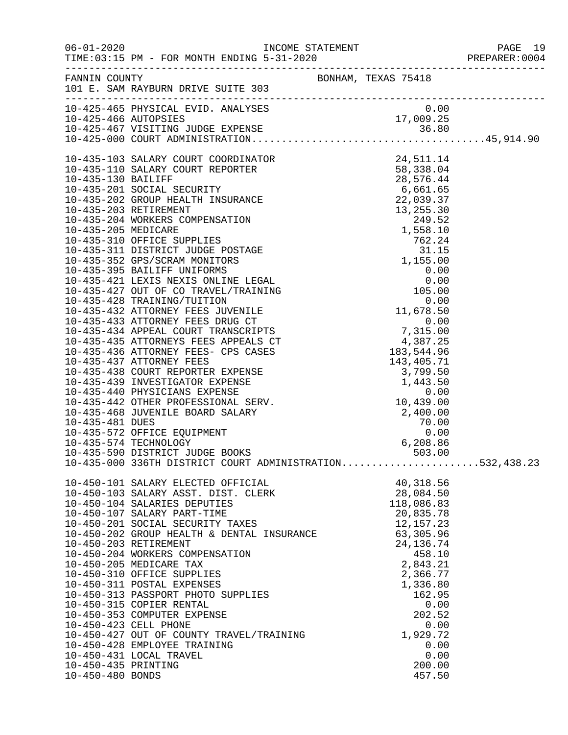FANNIN COUNTY BONHAM, TEXAS 75418
101 E. SAM RAYBURN DRIVE SUITE 303

| Account | Description | Amount | Total |
|---|---|---|---|
| 10-425-465 | PHYSICAL EVID. ANALYSES | 0.00 | |
| 10-425-466 | AUTOPSIES | 17,009.25 | |
| 10-425-467 | VISITING JUDGE EXPENSE | 36.80 | |
| 10-425-000 | COURT ADMINISTRATION | | 45,914.90 |
| 10-435-103 | SALARY COURT COORDINATOR | 24,511.14 | |
| 10-435-110 | SALARY COURT REPORTER | 58,338.04 | |
| 10-435-130 | BAILIFF | 28,576.44 | |
| 10-435-201 | SOCIAL SECURITY | 6,661.65 | |
| 10-435-202 | GROUP HEALTH INSURANCE | 22,039.37 | |
| 10-435-203 | RETIREMENT | 13,255.30 | |
| 10-435-204 | WORKERS COMPENSATION | 249.52 | |
| 10-435-205 | MEDICARE | 1,558.10 | |
| 10-435-310 | OFFICE SUPPLIES | 762.24 | |
| 10-435-311 | DISTRICT JUDGE POSTAGE | 31.15 | |
| 10-435-352 | GPS/SCRAM MONITORS | 1,155.00 | |
| 10-435-395 | BAILIFF UNIFORMS | 0.00 | |
| 10-435-421 | LEXIS NEXIS ONLINE LEGAL | 0.00 | |
| 10-435-427 | OUT OF CO TRAVEL/TRAINING | 105.00 | |
| 10-435-428 | TRAINING/TUITION | 0.00 | |
| 10-435-432 | ATTORNEY FEES JUVENILE | 11,678.50 | |
| 10-435-433 | ATTORNEY FEES DRUG CT | 0.00 | |
| 10-435-434 | APPEAL COURT TRANSCRIPTS | 7,315.00 | |
| 10-435-435 | ATTORNEYS FEES APPEALS CT | 4,387.25 | |
| 10-435-436 | ATTORNEY FEES- CPS CASES | 183,544.96 | |
| 10-435-437 | ATTORNEY FEES | 143,405.71 | |
| 10-435-438 | COURT REPORTER EXPENSE | 3,799.50 | |
| 10-435-439 | INVESTIGATOR EXPENSE | 1,443.50 | |
| 10-435-440 | PHYSICIANS EXPENSE | 0.00 | |
| 10-435-442 | OTHER PROFESSIONAL SERV. | 10,439.00 | |
| 10-435-468 | JUVENILE BOARD SALARY | 2,400.00 | |
| 10-435-481 | DUES | 70.00 | |
| 10-435-572 | OFFICE EQUIPMENT | 0.00 | |
| 10-435-574 | TECHNOLOGY | 6,208.86 | |
| 10-435-590 | DISTRICT JUDGE BOOKS | 503.00 | |
| 10-435-000 | 336TH DISTRICT COURT ADMINISTRATION | | 532,438.23 |
| 10-450-101 | SALARY ELECTED OFFICIAL | 40,318.56 | |
| 10-450-103 | SALARY ASST. DIST. CLERK | 28,084.50 | |
| 10-450-104 | SALARIES DEPUTIES | 118,086.83 | |
| 10-450-107 | SALARY PART-TIME | 20,835.78 | |
| 10-450-201 | SOCIAL SECURITY TAXES | 12,157.23 | |
| 10-450-202 | GROUP HEALTH & DENTAL INSURANCE | 63,305.96 | |
| 10-450-203 | RETIREMENT | 24,136.74 | |
| 10-450-204 | WORKERS COMPENSATION | 458.10 | |
| 10-450-205 | MEDICARE TAX | 2,843.21 | |
| 10-450-310 | OFFICE SUPPLIES | 2,366.77 | |
| 10-450-311 | POSTAL EXPENSES | 1,336.80 | |
| 10-450-313 | PASSPORT PHOTO SUPPLIES | 162.95 | |
| 10-450-315 | COPIER RENTAL | 0.00 | |
| 10-450-353 | COMPUTER EXPENSE | 202.52 | |
| 10-450-423 | CELL PHONE | 0.00 | |
| 10-450-427 | OUT OF COUNTY TRAVEL/TRAINING | 1,929.72 | |
| 10-450-428 | EMPLOYEE TRAINING | 0.00 | |
| 10-450-431 | LOCAL TRAVEL | 0.00 | |
| 10-450-435 | PRINTING | 200.00 | |
| 10-450-480 | BONDS | 457.50 | |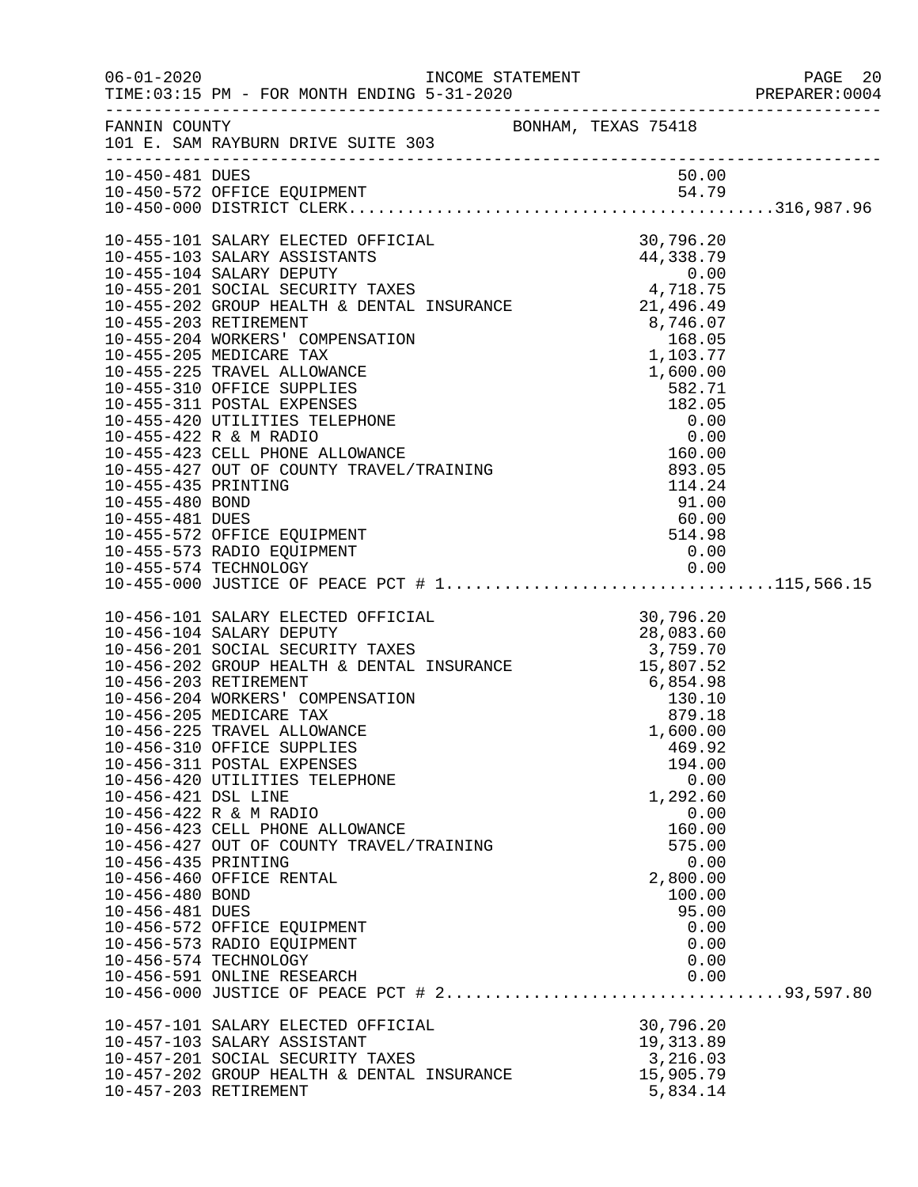INCOME STATEMENT
TIME:03:15 PM - FOR MONTH ENDING 5-31-2020

FANNIN COUNTY — BONHAM, TEXAS 75418
101 E. SAM RAYBURN DRIVE SUITE 303

| Account | Description | Amount | Total |
|---|---|---|---|
| 10-450-481 | DUES | 50.00 | |
| 10-450-572 | OFFICE EQUIPMENT | 54.79 | |
| 10-450-000 | DISTRICT CLERK | | 316,987.96 |
| 10-455-101 | SALARY ELECTED OFFICIAL | 30,796.20 | |
| 10-455-103 | SALARY ASSISTANTS | 44,338.79 | |
| 10-455-104 | SALARY DEPUTY | 0.00 | |
| 10-455-201 | SOCIAL SECURITY TAXES | 4,718.75 | |
| 10-455-202 | GROUP HEALTH & DENTAL INSURANCE | 21,496.49 | |
| 10-455-203 | RETIREMENT | 8,746.07 | |
| 10-455-204 | WORKERS' COMPENSATION | 168.05 | |
| 10-455-205 | MEDICARE TAX | 1,103.77 | |
| 10-455-225 | TRAVEL ALLOWANCE | 1,600.00 | |
| 10-455-310 | OFFICE SUPPLIES | 582.71 | |
| 10-455-311 | POSTAL EXPENSES | 182.05 | |
| 10-455-420 | UTILITIES TELEPHONE | 0.00 | |
| 10-455-422 | R & M RADIO | 0.00 | |
| 10-455-423 | CELL PHONE ALLOWANCE | 160.00 | |
| 10-455-427 | OUT OF COUNTY TRAVEL/TRAINING | 893.05 | |
| 10-455-435 | PRINTING | 114.24 | |
| 10-455-480 | BOND | 91.00 | |
| 10-455-481 | DUES | 60.00 | |
| 10-455-572 | OFFICE EQUIPMENT | 514.98 | |
| 10-455-573 | RADIO EQUIPMENT | 0.00 | |
| 10-455-574 | TECHNOLOGY | 0.00 | |
| 10-455-000 | JUSTICE OF PEACE PCT # 1 | | 115,566.15 |
| 10-456-101 | SALARY ELECTED OFFICIAL | 30,796.20 | |
| 10-456-104 | SALARY DEPUTY | 28,083.60 | |
| 10-456-201 | SOCIAL SECURITY TAXES | 3,759.70 | |
| 10-456-202 | GROUP HEALTH & DENTAL INSURANCE | 15,807.52 | |
| 10-456-203 | RETIREMENT | 6,854.98 | |
| 10-456-204 | WORKERS' COMPENSATION | 130.10 | |
| 10-456-205 | MEDICARE TAX | 879.18 | |
| 10-456-225 | TRAVEL ALLOWANCE | 1,600.00 | |
| 10-456-310 | OFFICE SUPPLIES | 469.92 | |
| 10-456-311 | POSTAL EXPENSES | 194.00 | |
| 10-456-420 | UTILITIES TELEPHONE | 0.00 | |
| 10-456-421 | DSL LINE | 1,292.60 | |
| 10-456-422 | R & M RADIO | 0.00 | |
| 10-456-423 | CELL PHONE ALLOWANCE | 160.00 | |
| 10-456-427 | OUT OF COUNTY TRAVEL/TRAINING | 575.00 | |
| 10-456-435 | PRINTING | 0.00 | |
| 10-456-460 | OFFICE RENTAL | 2,800.00 | |
| 10-456-480 | BOND | 100.00 | |
| 10-456-481 | DUES | 95.00 | |
| 10-456-572 | OFFICE EQUIPMENT | 0.00 | |
| 10-456-573 | RADIO EQUIPMENT | 0.00 | |
| 10-456-574 | TECHNOLOGY | 0.00 | |
| 10-456-591 | ONLINE RESEARCH | 0.00 | |
| 10-456-000 | JUSTICE OF PEACE PCT # 2 | | 93,597.80 |
| 10-457-101 | SALARY ELECTED OFFICIAL | 30,796.20 | |
| 10-457-103 | SALARY ASSISTANT | 19,313.89 | |
| 10-457-201 | SOCIAL SECURITY TAXES | 3,216.03 | |
| 10-457-202 | GROUP HEALTH & DENTAL INSURANCE | 15,905.79 | |
| 10-457-203 | RETIREMENT | 5,834.14 | |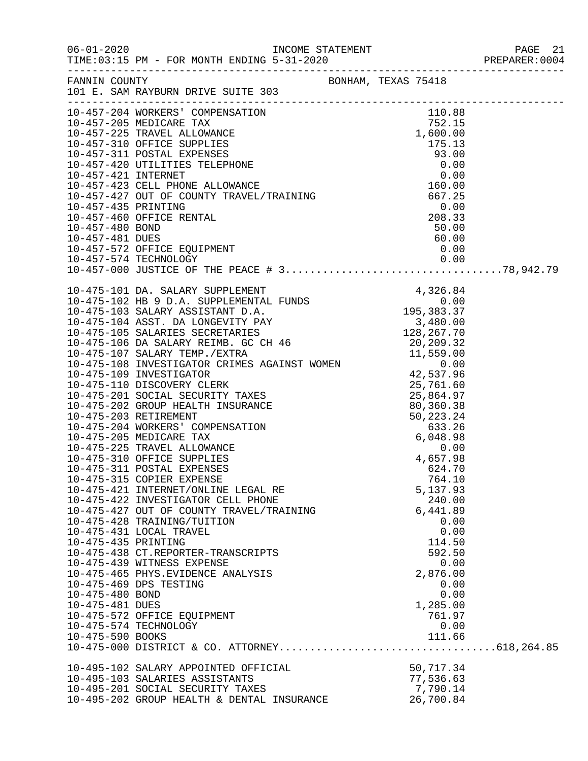06-01-2020 INCOME STATEMENT
TIME:03:15 PM - FOR MONTH ENDING 5-31-2020

FANNIN COUNTY BONHAM, TEXAS 75418
101 E. SAM RAYBURN DRIVE SUITE 303

| Account | Description | Amount | Total |
|---|---|---|---|
| 10-457-204 | WORKERS' COMPENSATION | 110.88 | |
| 10-457-205 | MEDICARE TAX | 752.15 | |
| 10-457-225 | TRAVEL ALLOWANCE | 1,600.00 | |
| 10-457-310 | OFFICE SUPPLIES | 175.13 | |
| 10-457-311 | POSTAL EXPENSES | 93.00 | |
| 10-457-420 | UTILITIES TELEPHONE | 0.00 | |
| 10-457-421 | INTERNET | 0.00 | |
| 10-457-423 | CELL PHONE ALLOWANCE | 160.00 | |
| 10-457-427 | OUT OF COUNTY TRAVEL/TRAINING | 667.25 | |
| 10-457-435 | PRINTING | 0.00 | |
| 10-457-460 | OFFICE RENTAL | 208.33 | |
| 10-457-480 | BOND | 50.00 | |
| 10-457-481 | DUES | 60.00 | |
| 10-457-572 | OFFICE EQUIPMENT | 0.00 | |
| 10-457-574 | TECHNOLOGY | 0.00 | |
| 10-457-000 | JUSTICE OF THE PEACE # 3 | | 78,942.79 |
| 10-475-101 | DA. SALARY SUPPLEMENT | 4,326.84 | |
| 10-475-102 | HB 9 D.A. SUPPLEMENTAL FUNDS | 0.00 | |
| 10-475-103 | SALARY ASSISTANT D.A. | 195,383.37 | |
| 10-475-104 | ASST. DA LONGEVITY PAY | 3,480.00 | |
| 10-475-105 | SALARIES SECRETARIES | 128,267.70 | |
| 10-475-106 | DA SALARY REIMB. GC CH 46 | 20,209.32 | |
| 10-475-107 | SALARY TEMP./EXTRA | 11,559.00 | |
| 10-475-108 | INVESTIGATOR CRIMES AGAINST WOMEN | 0.00 | |
| 10-475-109 | INVESTIGATOR | 42,537.96 | |
| 10-475-110 | DISCOVERY CLERK | 25,761.60 | |
| 10-475-201 | SOCIAL SECURITY TAXES | 25,864.97 | |
| 10-475-202 | GROUP HEALTH INSURANCE | 80,360.38 | |
| 10-475-203 | RETIREMENT | 50,223.24 | |
| 10-475-204 | WORKERS' COMPENSATION | 633.26 | |
| 10-475-205 | MEDICARE TAX | 6,048.98 | |
| 10-475-225 | TRAVEL ALLOWANCE | 0.00 | |
| 10-475-310 | OFFICE SUPPLIES | 4,657.98 | |
| 10-475-311 | POSTAL EXPENSES | 624.70 | |
| 10-475-315 | COPIER EXPENSE | 764.10 | |
| 10-475-421 | INTERNET/ONLINE LEGAL RE | 5,137.93 | |
| 10-475-422 | INVESTIGATOR CELL PHONE | 240.00 | |
| 10-475-427 | OUT OF COUNTY TRAVEL/TRAINING | 6,441.89 | |
| 10-475-428 | TRAINING/TUITION | 0.00 | |
| 10-475-431 | LOCAL TRAVEL | 0.00 | |
| 10-475-435 | PRINTING | 114.50 | |
| 10-475-438 | CT.REPORTER-TRANSCRIPTS | 592.50 | |
| 10-475-439 | WITNESS EXPENSE | 0.00 | |
| 10-475-465 | PHYS.EVIDENCE ANALYSIS | 2,876.00 | |
| 10-475-469 | DPS TESTING | 0.00 | |
| 10-475-480 | BOND | 0.00 | |
| 10-475-481 | DUES | 1,285.00 | |
| 10-475-572 | OFFICE EQUIPMENT | 761.97 | |
| 10-475-574 | TECHNOLOGY | 0.00 | |
| 10-475-590 | BOOKS | 111.66 | |
| 10-475-000 | DISTRICT & CO. ATTORNEY | | 618,264.85 |
| 10-495-102 | SALARY APPOINTED OFFICIAL | 50,717.34 | |
| 10-495-103 | SALARIES ASSISTANTS | 77,536.63 | |
| 10-495-201 | SOCIAL SECURITY TAXES | 7,790.14 | |
| 10-495-202 | GROUP HEALTH & DENTAL INSURANCE | 26,700.84 | |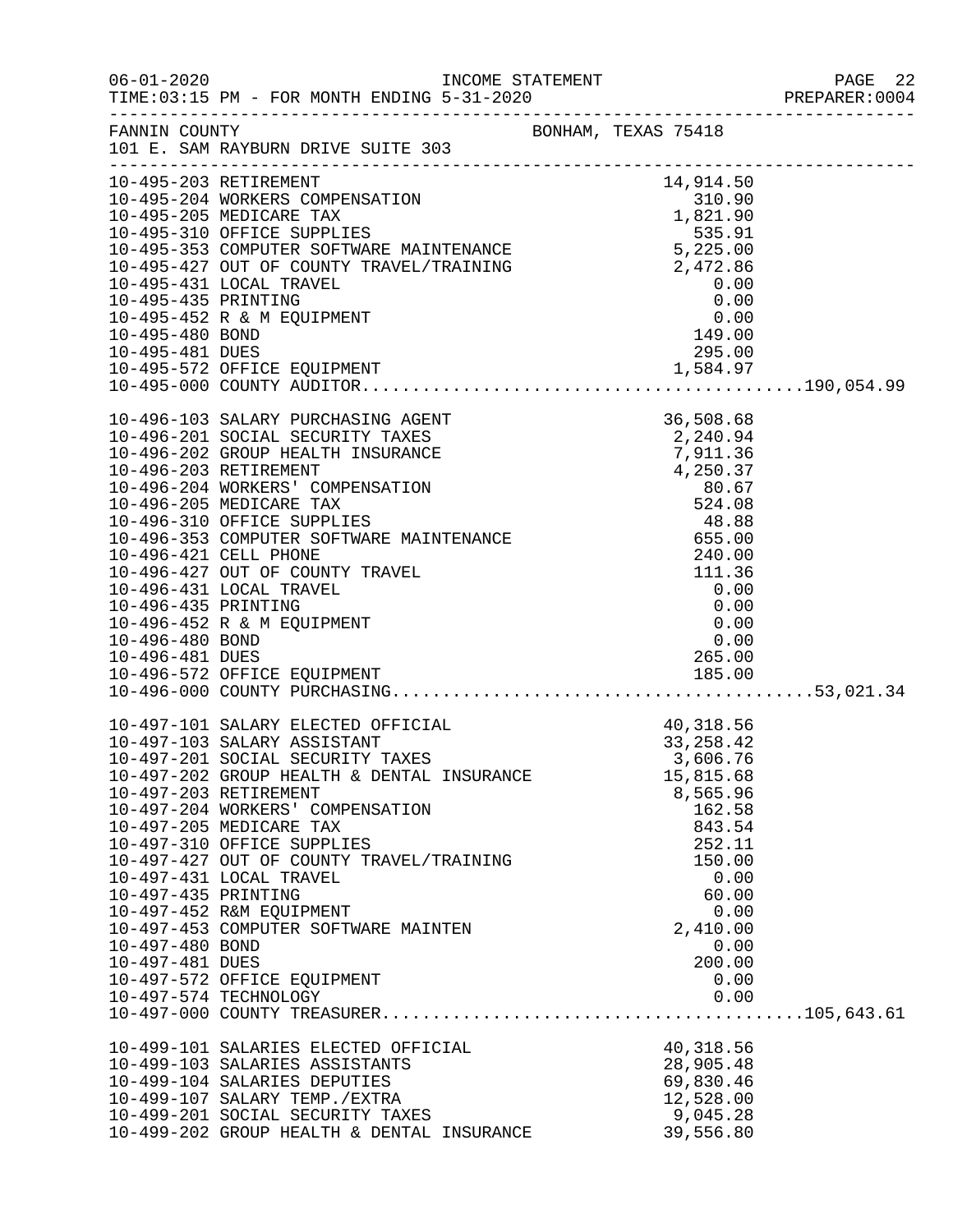FANNIN COUNTY BONHAM, TEXAS 75418
101 E. SAM RAYBURN DRIVE SUITE 303

| Account | Description | Amount | Total |
|---|---|---|---|
| 10-495-203 | RETIREMENT | 14,914.50 | |
| 10-495-204 | WORKERS COMPENSATION | 310.90 | |
| 10-495-205 | MEDICARE TAX | 1,821.90 | |
| 10-495-310 | OFFICE SUPPLIES | 535.91 | |
| 10-495-353 | COMPUTER SOFTWARE MAINTENANCE | 5,225.00 | |
| 10-495-427 | OUT OF COUNTY TRAVEL/TRAINING | 2,472.86 | |
| 10-495-431 | LOCAL TRAVEL | 0.00 | |
| 10-495-435 | PRINTING | 0.00 | |
| 10-495-452 | R & M EQUIPMENT | 0.00 | |
| 10-495-480 | BOND | 149.00 | |
| 10-495-481 | DUES | 295.00 | |
| 10-495-572 | OFFICE EQUIPMENT | 1,584.97 | |
| 10-495-000 | COUNTY AUDITOR | | 190,054.99 |
| 10-496-103 | SALARY PURCHASING AGENT | 36,508.68 | |
| 10-496-201 | SOCIAL SECURITY TAXES | 2,240.94 | |
| 10-496-202 | GROUP HEALTH INSURANCE | 7,911.36 | |
| 10-496-203 | RETIREMENT | 4,250.37 | |
| 10-496-204 | WORKERS' COMPENSATION | 80.67 | |
| 10-496-205 | MEDICARE TAX | 524.08 | |
| 10-496-310 | OFFICE SUPPLIES | 48.88 | |
| 10-496-353 | COMPUTER SOFTWARE MAINTENANCE | 655.00 | |
| 10-496-421 | CELL PHONE | 240.00 | |
| 10-496-427 | OUT OF COUNTY TRAVEL | 111.36 | |
| 10-496-431 | LOCAL TRAVEL | 0.00 | |
| 10-496-435 | PRINTING | 0.00 | |
| 10-496-452 | R & M EQUIPMENT | 0.00 | |
| 10-496-480 | BOND | 0.00 | |
| 10-496-481 | DUES | 265.00 | |
| 10-496-572 | OFFICE EQUIPMENT | 185.00 | |
| 10-496-000 | COUNTY PURCHASING | | 53,021.34 |
| 10-497-101 | SALARY ELECTED OFFICIAL | 40,318.56 | |
| 10-497-103 | SALARY ASSISTANT | 33,258.42 | |
| 10-497-201 | SOCIAL SECURITY TAXES | 3,606.76 | |
| 10-497-202 | GROUP HEALTH & DENTAL INSURANCE | 15,815.68 | |
| 10-497-203 | RETIREMENT | 8,565.96 | |
| 10-497-204 | WORKERS' COMPENSATION | 162.58 | |
| 10-497-205 | MEDICARE TAX | 843.54 | |
| 10-497-310 | OFFICE SUPPLIES | 252.11 | |
| 10-497-427 | OUT OF COUNTY TRAVEL/TRAINING | 150.00 | |
| 10-497-431 | LOCAL TRAVEL | 0.00 | |
| 10-497-435 | PRINTING | 60.00 | |
| 10-497-452 | R&M EQUIPMENT | 0.00 | |
| 10-497-453 | COMPUTER SOFTWARE MAINTEN | 2,410.00 | |
| 10-497-480 | BOND | 0.00 | |
| 10-497-481 | DUES | 200.00 | |
| 10-497-572 | OFFICE EQUIPMENT | 0.00 | |
| 10-497-574 | TECHNOLOGY | 0.00 | |
| 10-497-000 | COUNTY TREASURER | | 105,643.61 |
| 10-499-101 | SALARIES ELECTED OFFICIAL | 40,318.56 | |
| 10-499-103 | SALARIES ASSISTANTS | 28,905.48 | |
| 10-499-104 | SALARIES DEPUTIES | 69,830.46 | |
| 10-499-107 | SALARY TEMP./EXTRA | 12,528.00 | |
| 10-499-201 | SOCIAL SECURITY TAXES | 9,045.28 | |
| 10-499-202 | GROUP HEALTH & DENTAL INSURANCE | 39,556.80 | |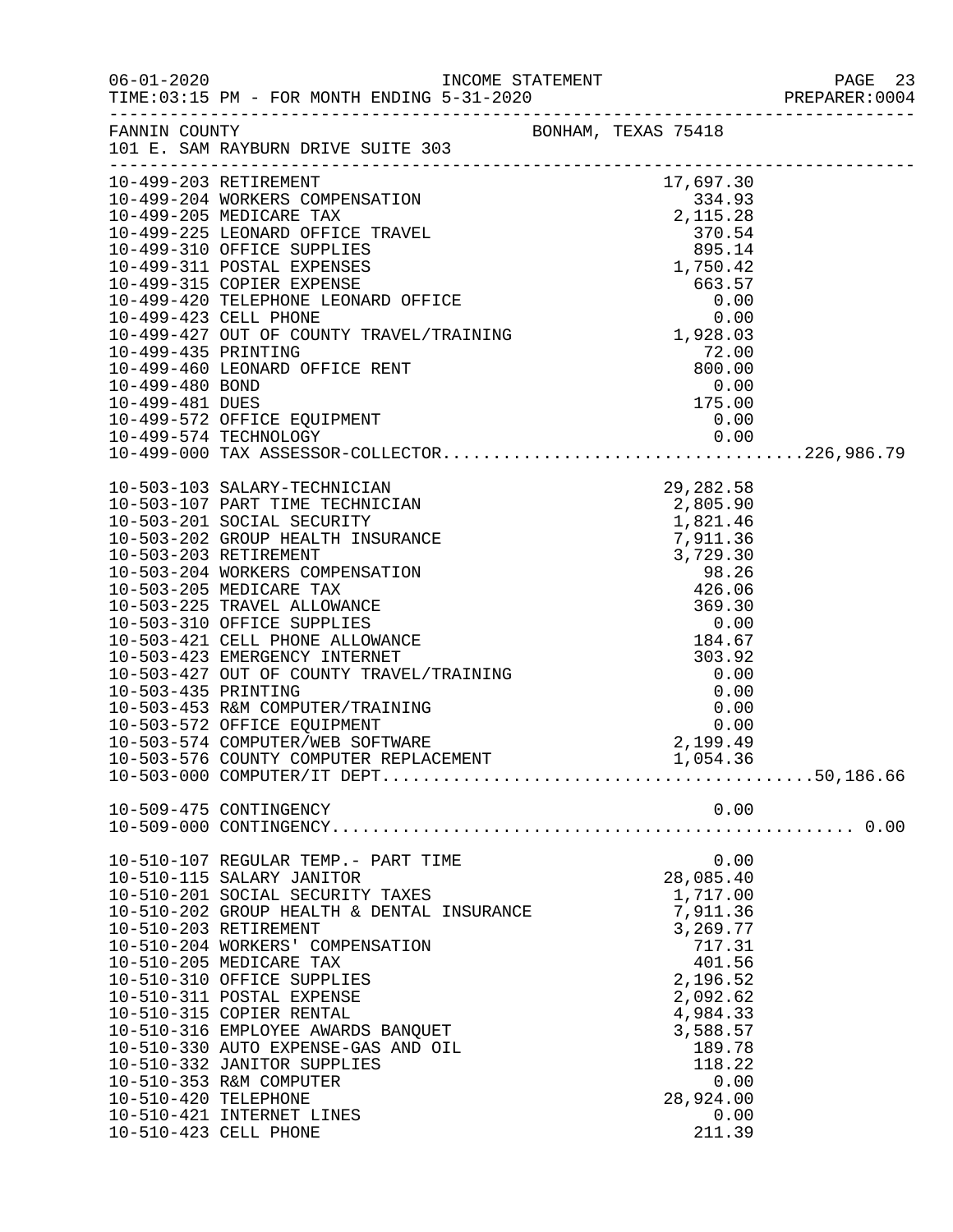FANNIN COUNTY BONHAM, TEXAS 75418
101 E. SAM RAYBURN DRIVE SUITE 303

| Account | Description | Amount | Total |
|---|---|---|---|
| 10-499-203 | RETIREMENT | 17,697.30 | |
| 10-499-204 | WORKERS COMPENSATION | 334.93 | |
| 10-499-205 | MEDICARE TAX | 2,115.28 | |
| 10-499-225 | LEONARD OFFICE TRAVEL | 370.54 | |
| 10-499-310 | OFFICE SUPPLIES | 895.14 | |
| 10-499-311 | POSTAL EXPENSES | 1,750.42 | |
| 10-499-315 | COPIER EXPENSE | 663.57 | |
| 10-499-420 | TELEPHONE LEONARD OFFICE | 0.00 | |
| 10-499-423 | CELL PHONE | 0.00 | |
| 10-499-427 | OUT OF COUNTY TRAVEL/TRAINING | 1,928.03 | |
| 10-499-435 | PRINTING | 72.00 | |
| 10-499-460 | LEONARD OFFICE RENT | 800.00 | |
| 10-499-480 | BOND | 0.00 | |
| 10-499-481 | DUES | 175.00 | |
| 10-499-572 | OFFICE EQUIPMENT | 0.00 | |
| 10-499-574 | TECHNOLOGY | 0.00 | |
| 10-499-000 | TAX ASSESSOR-COLLECTOR | | 226,986.79 |
| 10-503-103 | SALARY-TECHNICIAN | 29,282.58 | |
| 10-503-107 | PART TIME TECHNICIAN | 2,805.90 | |
| 10-503-201 | SOCIAL SECURITY | 1,821.46 | |
| 10-503-202 | GROUP HEALTH INSURANCE | 7,911.36 | |
| 10-503-203 | RETIREMENT | 3,729.30 | |
| 10-503-204 | WORKERS COMPENSATION | 98.26 | |
| 10-503-205 | MEDICARE TAX | 426.06 | |
| 10-503-225 | TRAVEL ALLOWANCE | 369.30 | |
| 10-503-310 | OFFICE SUPPLIES | 0.00 | |
| 10-503-421 | CELL PHONE ALLOWANCE | 184.67 | |
| 10-503-423 | EMERGENCY INTERNET | 303.92 | |
| 10-503-427 | OUT OF COUNTY TRAVEL/TRAINING | 0.00 | |
| 10-503-435 | PRINTING | 0.00 | |
| 10-503-453 | R&M COMPUTER/TRAINING | 0.00 | |
| 10-503-572 | OFFICE EQUIPMENT | 0.00 | |
| 10-503-574 | COMPUTER/WEB SOFTWARE | 2,199.49 | |
| 10-503-576 | COUNTY COMPUTER REPLACEMENT | 1,054.36 | |
| 10-503-000 | COMPUTER/IT DEPT | | 50,186.66 |
| 10-509-475 | CONTINGENCY | 0.00 | |
| 10-509-000 | CONTINGENCY | | 0.00 |
| 10-510-107 | REGULAR TEMP.- PART TIME | 0.00 | |
| 10-510-115 | SALARY JANITOR | 28,085.40 | |
| 10-510-201 | SOCIAL SECURITY TAXES | 1,717.00 | |
| 10-510-202 | GROUP HEALTH & DENTAL INSURANCE | 7,911.36 | |
| 10-510-203 | RETIREMENT | 3,269.77 | |
| 10-510-204 | WORKERS' COMPENSATION | 717.31 | |
| 10-510-205 | MEDICARE TAX | 401.56 | |
| 10-510-310 | OFFICE SUPPLIES | 2,196.52 | |
| 10-510-311 | POSTAL EXPENSE | 2,092.62 | |
| 10-510-315 | COPIER RENTAL | 4,984.33 | |
| 10-510-316 | EMPLOYEE AWARDS BANQUET | 3,588.57 | |
| 10-510-330 | AUTO EXPENSE-GAS AND OIL | 189.78 | |
| 10-510-332 | JANITOR SUPPLIES | 118.22 | |
| 10-510-353 | R&M COMPUTER | 0.00 | |
| 10-510-420 | TELEPHONE | 28,924.00 | |
| 10-510-421 | INTERNET LINES | 0.00 | |
| 10-510-423 | CELL PHONE | 211.39 | |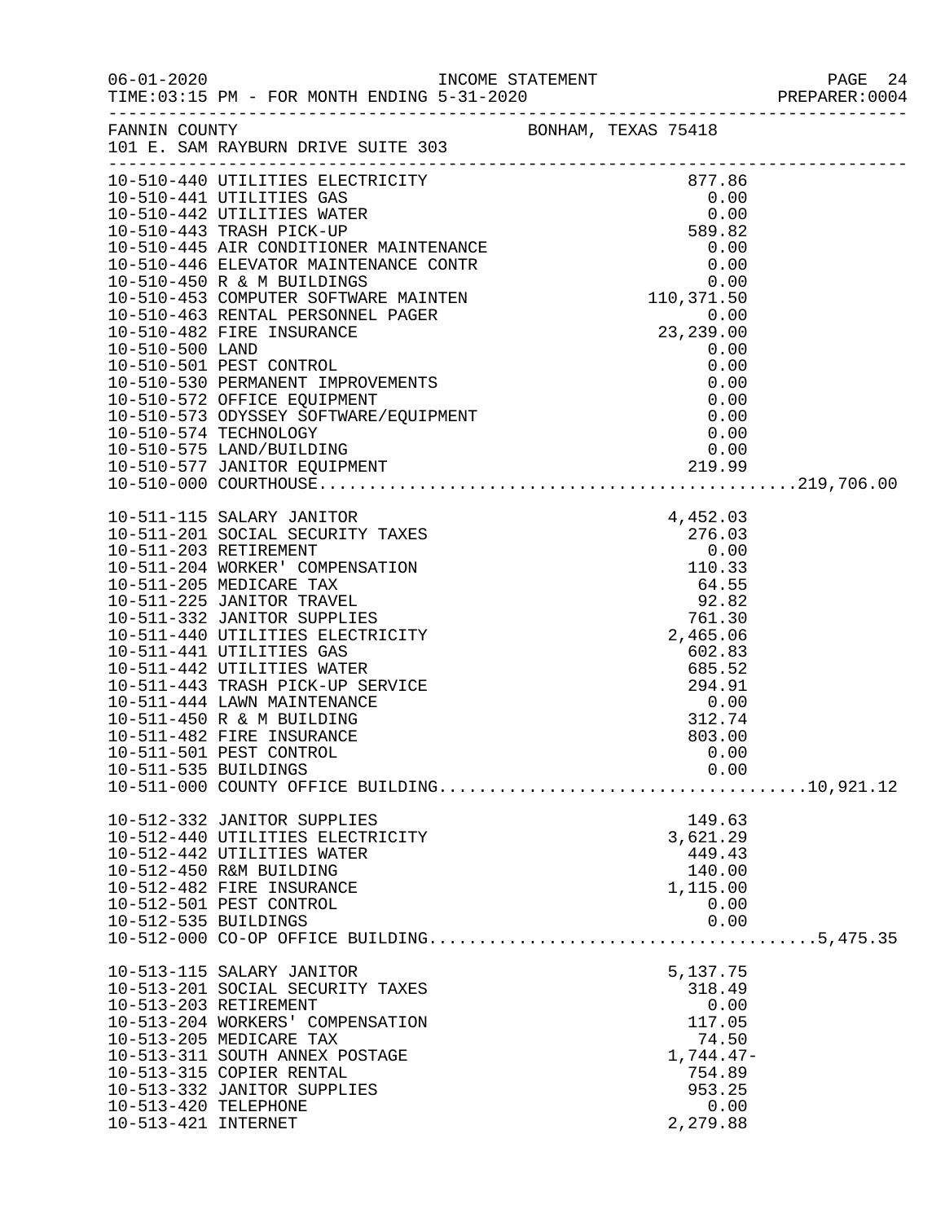FANNIN COUNTY BONHAM, TEXAS 75418
101 E. SAM RAYBURN DRIVE SUITE 303

INCOME STATEMENT
FOR MONTH ENDING 5-31-2020

| Account | Description | Amount | Total |
|---|---|---|---|
| 10-510-440 | UTILITIES ELECTRICITY | 877.86 | |
| 10-510-441 | UTILITIES GAS | 0.00 | |
| 10-510-442 | UTILITIES WATER | 0.00 | |
| 10-510-443 | TRASH PICK-UP | 589.82 | |
| 10-510-445 | AIR CONDITIONER MAINTENANCE | 0.00 | |
| 10-510-446 | ELEVATOR MAINTENANCE CONTR | 0.00 | |
| 10-510-450 | R & M BUILDINGS | 0.00 | |
| 10-510-453 | COMPUTER SOFTWARE MAINTEN | 110,371.50 | |
| 10-510-463 | RENTAL PERSONNEL PAGER | 0.00 | |
| 10-510-482 | FIRE INSURANCE | 23,239.00 | |
| 10-510-500 | LAND | 0.00 | |
| 10-510-501 | PEST CONTROL | 0.00 | |
| 10-510-530 | PERMANENT IMPROVEMENTS | 0.00 | |
| 10-510-572 | OFFICE EQUIPMENT | 0.00 | |
| 10-510-573 | ODYSSEY SOFTWARE/EQUIPMENT | 0.00 | |
| 10-510-574 | TECHNOLOGY | 0.00 | |
| 10-510-575 | LAND/BUILDING | 0.00 | |
| 10-510-577 | JANITOR EQUIPMENT | 219.99 | |
| 10-510-000 | COURTHOUSE | | 219,706.00 |
| 10-511-115 | SALARY JANITOR | 4,452.03 | |
| 10-511-201 | SOCIAL SECURITY TAXES | 276.03 | |
| 10-511-203 | RETIREMENT | 0.00 | |
| 10-511-204 | WORKER' COMPENSATION | 110.33 | |
| 10-511-205 | MEDICARE TAX | 64.55 | |
| 10-511-225 | JANITOR TRAVEL | 92.82 | |
| 10-511-332 | JANITOR SUPPLIES | 761.30 | |
| 10-511-440 | UTILITIES ELECTRICITY | 2,465.06 | |
| 10-511-441 | UTILITIES GAS | 602.83 | |
| 10-511-442 | UTILITIES WATER | 685.52 | |
| 10-511-443 | TRASH PICK-UP SERVICE | 294.91 | |
| 10-511-444 | LAWN MAINTENANCE | 0.00 | |
| 10-511-450 | R & M BUILDING | 312.74 | |
| 10-511-482 | FIRE INSURANCE | 803.00 | |
| 10-511-501 | PEST CONTROL | 0.00 | |
| 10-511-535 | BUILDINGS | 0.00 | |
| 10-511-000 | COUNTY OFFICE BUILDING | | 10,921.12 |
| 10-512-332 | JANITOR SUPPLIES | 149.63 | |
| 10-512-440 | UTILITIES ELECTRICITY | 3,621.29 | |
| 10-512-442 | UTILITIES WATER | 449.43 | |
| 10-512-450 | R&M BUILDING | 140.00 | |
| 10-512-482 | FIRE INSURANCE | 1,115.00 | |
| 10-512-501 | PEST CONTROL | 0.00 | |
| 10-512-535 | BUILDINGS | 0.00 | |
| 10-512-000 | CO-OP OFFICE BUILDING | | 5,475.35 |
| 10-513-115 | SALARY JANITOR | 5,137.75 | |
| 10-513-201 | SOCIAL SECURITY TAXES | 318.49 | |
| 10-513-203 | RETIREMENT | 0.00 | |
| 10-513-204 | WORKERS' COMPENSATION | 117.05 | |
| 10-513-205 | MEDICARE TAX | 74.50 | |
| 10-513-311 | SOUTH ANNEX POSTAGE | 1,744.47- | |
| 10-513-315 | COPIER RENTAL | 754.89 | |
| 10-513-332 | JANITOR SUPPLIES | 953.25 | |
| 10-513-420 | TELEPHONE | 0.00 | |
| 10-513-421 | INTERNET | 2,279.88 | |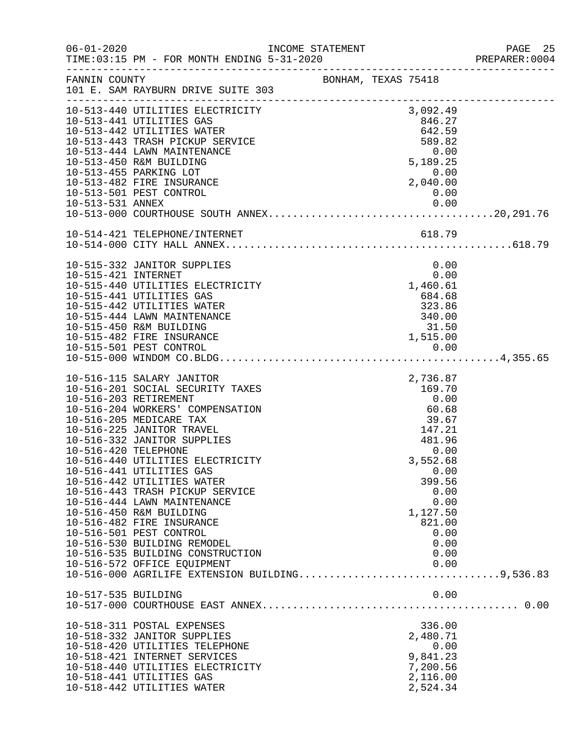FANNIN COUNTY — BONHAM, TEXAS 75418
101 E. SAM RAYBURN DRIVE SUITE 303

| Account | Description | Amount | Total |
|---|---|---|---|
| 10-513-440 | UTILITIES ELECTRICITY | 3,092.49 | |
| 10-513-441 | UTILITIES GAS | 846.27 | |
| 10-513-442 | UTILITIES WATER | 642.59 | |
| 10-513-443 | TRASH PICKUP SERVICE | 589.82 | |
| 10-513-444 | LAWN MAINTENANCE | 0.00 | |
| 10-513-450 | R&M BUILDING | 5,189.25 | |
| 10-513-455 | PARKING LOT | 0.00 | |
| 10-513-482 | FIRE INSURANCE | 2,040.00 | |
| 10-513-501 | PEST CONTROL | 0.00 | |
| 10-513-531 | ANNEX | 0.00 | |
| 10-513-000 | COURTHOUSE SOUTH ANNEX | | 20,291.76 |
| 10-514-421 | TELEPHONE/INTERNET | 618.79 | |
| 10-514-000 | CITY HALL ANNEX | | 618.79 |
| 10-515-332 | JANITOR SUPPLIES | 0.00 | |
| 10-515-421 | INTERNET | 0.00 | |
| 10-515-440 | UTILITIES ELECTRICITY | 1,460.61 | |
| 10-515-441 | UTILITIES GAS | 684.68 | |
| 10-515-442 | UTILITIES WATER | 323.86 | |
| 10-515-444 | LAWN MAINTENANCE | 340.00 | |
| 10-515-450 | R&M BUILDING | 31.50 | |
| 10-515-482 | FIRE INSURANCE | 1,515.00 | |
| 10-515-501 | PEST CONTROL | 0.00 | |
| 10-515-000 | WINDOM CO.BLDG | | 4,355.65 |
| 10-516-115 | SALARY JANITOR | 2,736.87 | |
| 10-516-201 | SOCIAL SECURITY TAXES | 169.70 | |
| 10-516-203 | RETIREMENT | 0.00 | |
| 10-516-204 | WORKERS' COMPENSATION | 60.68 | |
| 10-516-205 | MEDICARE TAX | 39.67 | |
| 10-516-225 | JANITOR TRAVEL | 147.21 | |
| 10-516-332 | JANITOR SUPPLIES | 481.96 | |
| 10-516-420 | TELEPHONE | 0.00 | |
| 10-516-440 | UTILITIES ELECTRICITY | 3,552.68 | |
| 10-516-441 | UTILITIES GAS | 0.00 | |
| 10-516-442 | UTILITIES WATER | 399.56 | |
| 10-516-443 | TRASH PICKUP SERVICE | 0.00 | |
| 10-516-444 | LAWN MAINTENANCE | 0.00 | |
| 10-516-450 | R&M BUILDING | 1,127.50 | |
| 10-516-482 | FIRE INSURANCE | 821.00 | |
| 10-516-501 | PEST CONTROL | 0.00 | |
| 10-516-530 | BUILDING REMODEL | 0.00 | |
| 10-516-535 | BUILDING CONSTRUCTION | 0.00 | |
| 10-516-572 | OFFICE EQUIPMENT | 0.00 | |
| 10-516-000 | AGRILIFE EXTENSION BUILDING | | 9,536.83 |
| 10-517-535 | BUILDING | 0.00 | |
| 10-517-000 | COURTHOUSE EAST ANNEX | | 0.00 |
| 10-518-311 | POSTAL EXPENSES | 336.00 | |
| 10-518-332 | JANITOR SUPPLIES | 2,480.71 | |
| 10-518-420 | UTILITIES TELEPHONE | 0.00 | |
| 10-518-421 | INTERNET SERVICES | 9,841.23 | |
| 10-518-440 | UTILITIES ELECTRICITY | 7,200.56 | |
| 10-518-441 | UTILITIES GAS | 2,116.00 | |
| 10-518-442 | UTILITIES WATER | 2,524.34 | |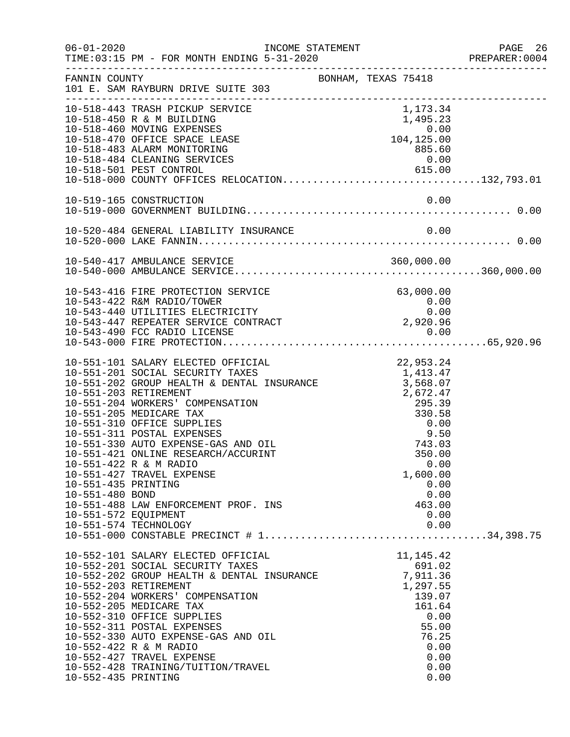FANNIN COUNTY — BONHAM, TEXAS 75418
101 E. SAM RAYBURN DRIVE SUITE 303

INCOME STATEMENT — FOR MONTH ENDING 5-31-2020

| Account | Description | Amount | Total |
|---|---|---|---|
| 10-518-443 | TRASH PICKUP SERVICE | 1,173.34 | |
| 10-518-450 | R & M BUILDING | 1,495.23 | |
| 10-518-460 | MOVING EXPENSES | 0.00 | |
| 10-518-470 | OFFICE SPACE LEASE | 104,125.00 | |
| 10-518-483 | ALARM MONITORING | 885.60 | |
| 10-518-484 | CLEANING SERVICES | 0.00 | |
| 10-518-501 | PEST CONTROL | 615.00 | |
| 10-518-000 | COUNTY OFFICES RELOCATION | | 132,793.01 |
| 10-519-165 | CONSTRUCTION | 0.00 | |
| 10-519-000 | GOVERNMENT BUILDING | | 0.00 |
| 10-520-484 | GENERAL LIABILITY INSURANCE | 0.00 | |
| 10-520-000 | LAKE FANNIN | | 0.00 |
| 10-540-417 | AMBULANCE SERVICE | 360,000.00 | |
| 10-540-000 | AMBULANCE SERVICE | | 360,000.00 |
| 10-543-416 | FIRE PROTECTION SERVICE | 63,000.00 | |
| 10-543-422 | R&M RADIO/TOWER | 0.00 | |
| 10-543-440 | UTILITIES ELECTRICITY | 0.00 | |
| 10-543-447 | REPEATER SERVICE CONTRACT | 2,920.96 | |
| 10-543-490 | FCC RADIO LICENSE | 0.00 | |
| 10-543-000 | FIRE PROTECTION | | 65,920.96 |
| 10-551-101 | SALARY ELECTED OFFICIAL | 22,953.24 | |
| 10-551-201 | SOCIAL SECURITY TAXES | 1,413.47 | |
| 10-551-202 | GROUP HEALTH & DENTAL INSURANCE | 3,568.07 | |
| 10-551-203 | RETIREMENT | 2,672.47 | |
| 10-551-204 | WORKERS' COMPENSATION | 295.39 | |
| 10-551-205 | MEDICARE TAX | 330.58 | |
| 10-551-310 | OFFICE SUPPLIES | 0.00 | |
| 10-551-311 | POSTAL EXPENSES | 9.50 | |
| 10-551-330 | AUTO EXPENSE-GAS AND OIL | 743.03 | |
| 10-551-421 | ONLINE RESEARCH/ACCURINT | 350.00 | |
| 10-551-422 | R & M RADIO | 0.00 | |
| 10-551-427 | TRAVEL EXPENSE | 1,600.00 | |
| 10-551-435 | PRINTING | 0.00 | |
| 10-551-480 | BOND | 0.00 | |
| 10-551-488 | LAW ENFORCEMENT PROF. INS | 463.00 | |
| 10-551-572 | EQUIPMENT | 0.00 | |
| 10-551-574 | TECHNOLOGY | 0.00 | |
| 10-551-000 | CONSTABLE PRECINCT # 1 | | 34,398.75 |
| 10-552-101 | SALARY ELECTED OFFICIAL | 11,145.42 | |
| 10-552-201 | SOCIAL SECURITY TAXES | 691.02 | |
| 10-552-202 | GROUP HEALTH & DENTAL INSURANCE | 7,911.36 | |
| 10-552-203 | RETIREMENT | 1,297.55 | |
| 10-552-204 | WORKERS' COMPENSATION | 139.07 | |
| 10-552-205 | MEDICARE TAX | 161.64 | |
| 10-552-310 | OFFICE SUPPLIES | 0.00 | |
| 10-552-311 | POSTAL EXPENSES | 55.00 | |
| 10-552-330 | AUTO EXPENSE-GAS AND OIL | 76.25 | |
| 10-552-422 | R & M RADIO | 0.00 | |
| 10-552-427 | TRAVEL EXPENSE | 0.00 | |
| 10-552-428 | TRAINING/TUITION/TRAVEL | 0.00 | |
| 10-552-435 | PRINTING | 0.00 | |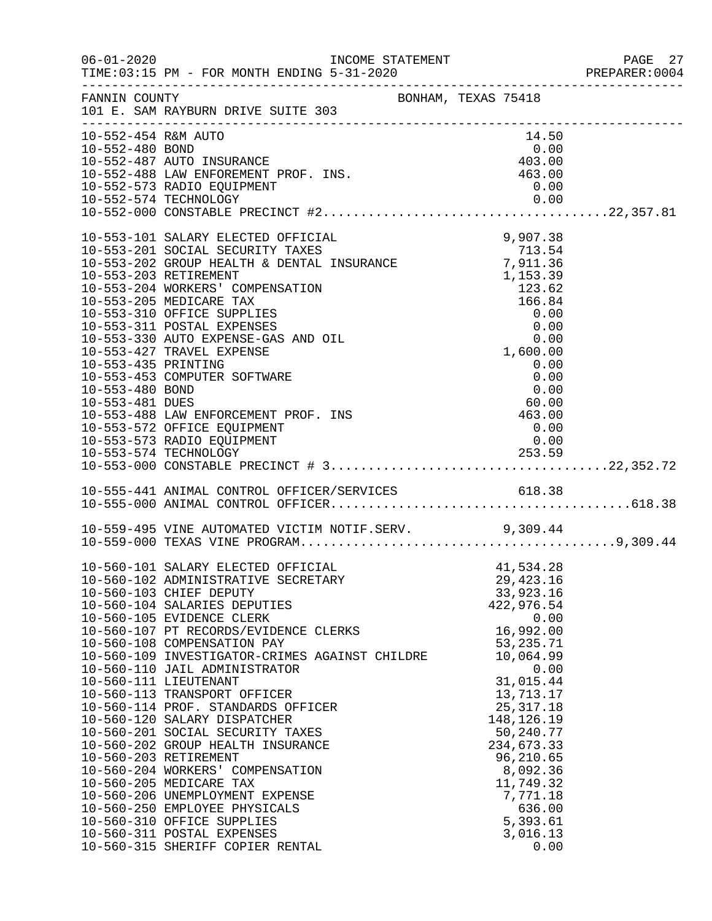FANNIN COUNTY BONHAM, TEXAS 75418
101 E. SAM RAYBURN DRIVE SUITE 303

| Account | Description | Amount | Total |
|---|---|---|---|
| 10-552-454 | R&M AUTO | 14.50 | |
| 10-552-480 | BOND | 0.00 | |
| 10-552-487 | AUTO INSURANCE | 403.00 | |
| 10-552-488 | LAW ENFOREMENT PROF. INS. | 463.00 | |
| 10-552-573 | RADIO EQUIPMENT | 0.00 | |
| 10-552-574 | TECHNOLOGY | 0.00 | |
| 10-552-000 | CONSTABLE PRECINCT #2 | | 22,357.81 |
| 10-553-101 | SALARY ELECTED OFFICIAL | 9,907.38 | |
| 10-553-201 | SOCIAL SECURITY TAXES | 713.54 | |
| 10-553-202 | GROUP HEALTH & DENTAL INSURANCE | 7,911.36 | |
| 10-553-203 | RETIREMENT | 1,153.39 | |
| 10-553-204 | WORKERS' COMPENSATION | 123.62 | |
| 10-553-205 | MEDICARE TAX | 166.84 | |
| 10-553-310 | OFFICE SUPPLIES | 0.00 | |
| 10-553-311 | POSTAL EXPENSES | 0.00 | |
| 10-553-330 | AUTO EXPENSE-GAS AND OIL | 0.00 | |
| 10-553-427 | TRAVEL EXPENSE | 1,600.00 | |
| 10-553-435 | PRINTING | 0.00 | |
| 10-553-453 | COMPUTER SOFTWARE | 0.00 | |
| 10-553-480 | BOND | 0.00 | |
| 10-553-481 | DUES | 60.00 | |
| 10-553-488 | LAW ENFORCEMENT PROF. INS | 463.00 | |
| 10-553-572 | OFFICE EQUIPMENT | 0.00 | |
| 10-553-573 | RADIO EQUIPMENT | 0.00 | |
| 10-553-574 | TECHNOLOGY | 253.59 | |
| 10-553-000 | CONSTABLE PRECINCT # 3 | | 22,352.72 |
| 10-555-441 | ANIMAL CONTROL OFFICER/SERVICES | 618.38 | |
| 10-555-000 | ANIMAL CONTROL OFFICER | | 618.38 |
| 10-559-495 | VINE AUTOMATED VICTIM NOTIF.SERV. | 9,309.44 | |
| 10-559-000 | TEXAS VINE PROGRAM | | 9,309.44 |
| 10-560-101 | SALARY ELECTED OFFICIAL | 41,534.28 | |
| 10-560-102 | ADMINISTRATIVE SECRETARY | 29,423.16 | |
| 10-560-103 | CHIEF DEPUTY | 33,923.16 | |
| 10-560-104 | SALARIES DEPUTIES | 422,976.54 | |
| 10-560-105 | EVIDENCE CLERK | 0.00 | |
| 10-560-107 | PT RECORDS/EVIDENCE CLERKS | 16,992.00 | |
| 10-560-108 | COMPENSATION PAY | 53,235.71 | |
| 10-560-109 | INVESTIGATOR-CRIMES AGAINST CHILDRE | 10,064.99 | |
| 10-560-110 | JAIL ADMINISTRATOR | 0.00 | |
| 10-560-111 | LIEUTENANT | 31,015.44 | |
| 10-560-113 | TRANSPORT OFFICER | 13,713.17 | |
| 10-560-114 | PROF. STANDARDS OFFICER | 25,317.18 | |
| 10-560-120 | SALARY DISPATCHER | 148,126.19 | |
| 10-560-201 | SOCIAL SECURITY TAXES | 50,240.77 | |
| 10-560-202 | GROUP HEALTH INSURANCE | 234,673.33 | |
| 10-560-203 | RETIREMENT | 96,210.65 | |
| 10-560-204 | WORKERS' COMPENSATION | 8,092.36 | |
| 10-560-205 | MEDICARE TAX | 11,749.32 | |
| 10-560-206 | UNEMPLOYMENT EXPENSE | 7,771.18 | |
| 10-560-250 | EMPLOYEE PHYSICALS | 636.00 | |
| 10-560-310 | OFFICE SUPPLIES | 5,393.61 | |
| 10-560-311 | POSTAL EXPENSES | 3,016.13 | |
| 10-560-315 | SHERIFF COPIER RENTAL | 0.00 | |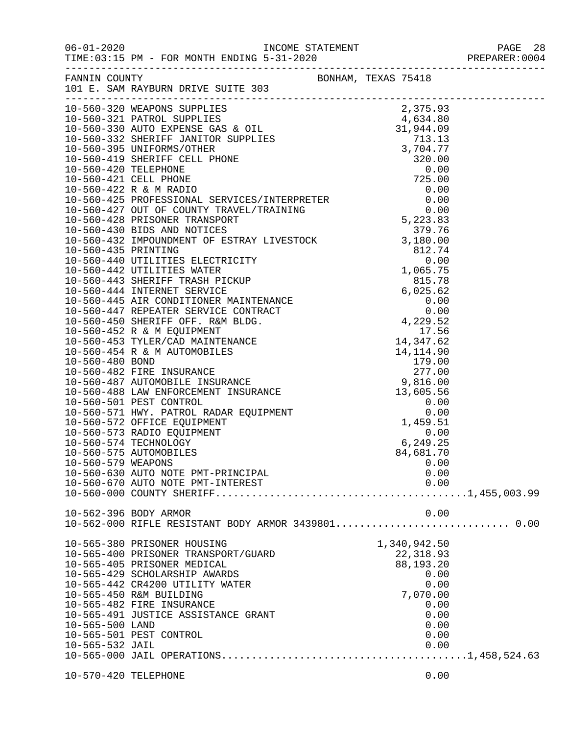FANNIN COUNTY BONHAM, TEXAS 75418
101 E. SAM RAYBURN DRIVE SUITE 303

| Account | Description | Amount | Total |
|---|---|---|---|
| 10-560-320 | WEAPONS SUPPLIES | 2,375.93 | |
| 10-560-321 | PATROL SUPPLIES | 4,634.80 | |
| 10-560-330 | AUTO EXPENSE GAS & OIL | 31,944.09 | |
| 10-560-332 | SHERIFF JANITOR SUPPLIES | 713.13 | |
| 10-560-395 | UNIFORMS/OTHER | 3,704.77 | |
| 10-560-419 | SHERIFF CELL PHONE | 320.00 | |
| 10-560-420 | TELEPHONE | 0.00 | |
| 10-560-421 | CELL PHONE | 725.00 | |
| 10-560-422 | R & M RADIO | 0.00 | |
| 10-560-425 | PROFESSIONAL SERVICES/INTERPRETER | 0.00 | |
| 10-560-427 | OUT OF COUNTY TRAVEL/TRAINING | 0.00 | |
| 10-560-428 | PRISONER TRANSPORT | 5,223.83 | |
| 10-560-430 | BIDS AND NOTICES | 379.76 | |
| 10-560-432 | IMPOUNDMENT OF ESTRAY LIVESTOCK | 3,180.00 | |
| 10-560-435 | PRINTING | 812.74 | |
| 10-560-440 | UTILITIES ELECTRICITY | 0.00 | |
| 10-560-442 | UTILITIES WATER | 1,065.75 | |
| 10-560-443 | SHERIFF TRASH PICKUP | 815.78 | |
| 10-560-444 | INTERNET SERVICE | 6,025.62 | |
| 10-560-445 | AIR CONDITIONER MAINTENANCE | 0.00 | |
| 10-560-447 | REPEATER SERVICE CONTRACT | 0.00 | |
| 10-560-450 | SHERIFF OFF. R&M BLDG. | 4,229.52 | |
| 10-560-452 | R & M EQUIPMENT | 17.56 | |
| 10-560-453 | TYLER/CAD MAINTENANCE | 14,347.62 | |
| 10-560-454 | R & M AUTOMOBILES | 14,114.90 | |
| 10-560-480 | BOND | 179.00 | |
| 10-560-482 | FIRE INSURANCE | 277.00 | |
| 10-560-487 | AUTOMOBILE INSURANCE | 9,816.00 | |
| 10-560-488 | LAW ENFORCEMENT INSURANCE | 13,605.56 | |
| 10-560-501 | PEST CONTROL | 0.00 | |
| 10-560-571 | HWY. PATROL RADAR EQUIPMENT | 0.00 | |
| 10-560-572 | OFFICE EQUIPMENT | 1,459.51 | |
| 10-560-573 | RADIO EQUIPMENT | 0.00 | |
| 10-560-574 | TECHNOLOGY | 6,249.25 | |
| 10-560-575 | AUTOMOBILES | 84,681.70 | |
| 10-560-579 | WEAPONS | 0.00 | |
| 10-560-630 | AUTO NOTE PMT-PRINCIPAL | 0.00 | |
| 10-560-670 | AUTO NOTE PMT-INTEREST | 0.00 | |
| 10-560-000 | COUNTY SHERIFF | | 1,455,003.99 |
| | | | |
| 10-562-396 | BODY ARMOR | 0.00 | |
| 10-562-000 | RIFLE RESISTANT BODY ARMOR 3439801 | | 0.00 |
| | | | |
| 10-565-380 | PRISONER HOUSING | 1,340,942.50 | |
| 10-565-400 | PRISONER TRANSPORT/GUARD | 22,318.93 | |
| 10-565-405 | PRISONER MEDICAL | 88,193.20 | |
| 10-565-429 | SCHOLARSHIP AWARDS | 0.00 | |
| 10-565-442 | CR4200 UTILITY WATER | 0.00 | |
| 10-565-450 | R&M BUILDING | 7,070.00 | |
| 10-565-482 | FIRE INSURANCE | 0.00 | |
| 10-565-491 | JUSTICE ASSISTANCE GRANT | 0.00 | |
| 10-565-500 | LAND | 0.00 | |
| 10-565-501 | PEST CONTROL | 0.00 | |
| 10-565-532 | JAIL | 0.00 | |
| 10-565-000 | JAIL OPERATIONS | | 1,458,524.63 |
| | | | |
| 10-570-420 | TELEPHONE | 0.00 | |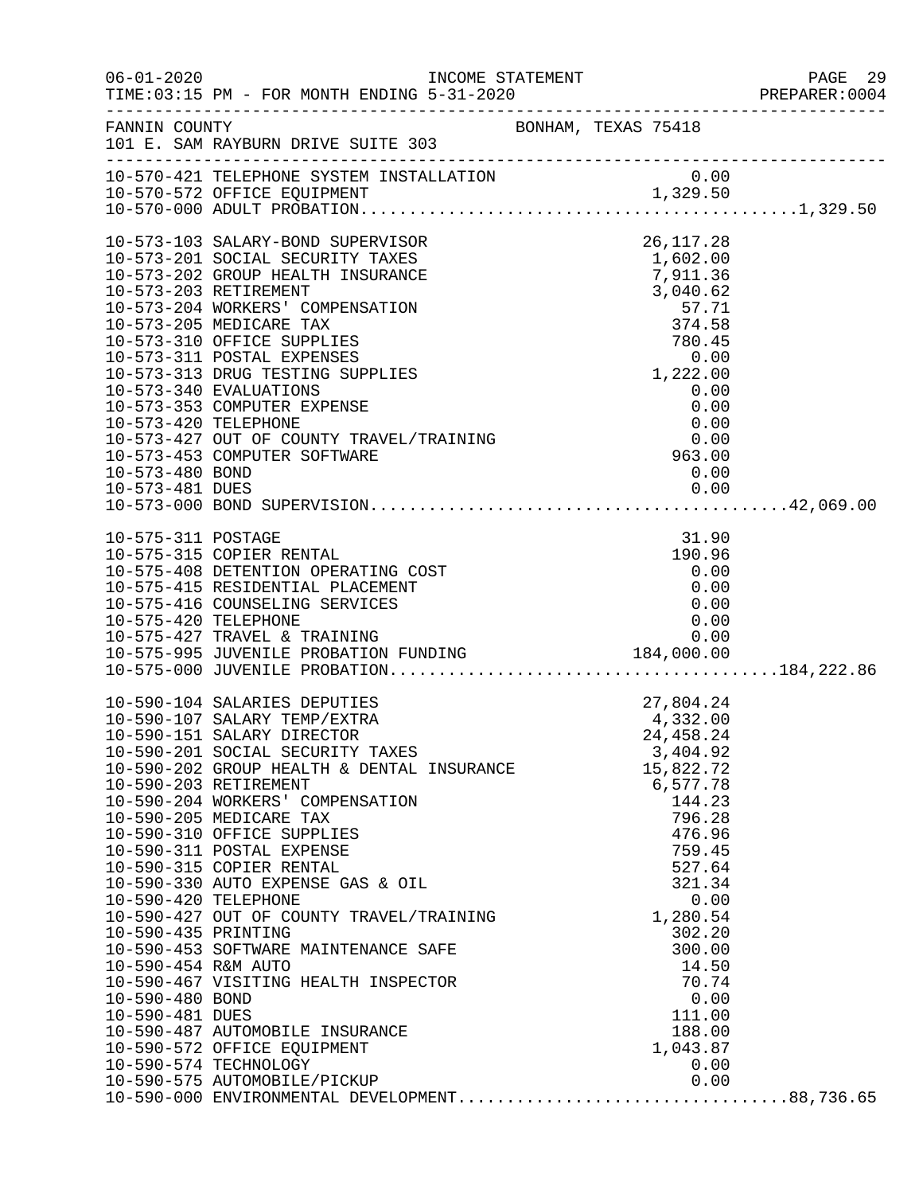FANNIN COUNTY — BONHAM, TEXAS 75418
101 E. SAM RAYBURN DRIVE SUITE 303

| Account | Description | Amount | Total |
|---|---|---|---|
| 10-570-421 | TELEPHONE SYSTEM INSTALLATION | 0.00 | |
| 10-570-572 | OFFICE EQUIPMENT | 1,329.50 | |
| 10-570-000 | ADULT PROBATION | | 1,329.50 |
| 10-573-103 | SALARY-BOND SUPERVISOR | 26,117.28 | |
| 10-573-201 | SOCIAL SECURITY TAXES | 1,602.00 | |
| 10-573-202 | GROUP HEALTH INSURANCE | 7,911.36 | |
| 10-573-203 | RETIREMENT | 3,040.62 | |
| 10-573-204 | WORKERS' COMPENSATION | 57.71 | |
| 10-573-205 | MEDICARE TAX | 374.58 | |
| 10-573-310 | OFFICE SUPPLIES | 780.45 | |
| 10-573-311 | POSTAL EXPENSES | 0.00 | |
| 10-573-313 | DRUG TESTING SUPPLIES | 1,222.00 | |
| 10-573-340 | EVALUATIONS | 0.00 | |
| 10-573-353 | COMPUTER EXPENSE | 0.00 | |
| 10-573-420 | TELEPHONE | 0.00 | |
| 10-573-427 | OUT OF COUNTY TRAVEL/TRAINING | 0.00 | |
| 10-573-453 | COMPUTER SOFTWARE | 963.00 | |
| 10-573-480 | BOND | 0.00 | |
| 10-573-481 | DUES | 0.00 | |
| 10-573-000 | BOND SUPERVISION | | 42,069.00 |
| 10-575-311 | POSTAGE | 31.90 | |
| 10-575-315 | COPIER RENTAL | 190.96 | |
| 10-575-408 | DETENTION OPERATING COST | 0.00 | |
| 10-575-415 | RESIDENTIAL PLACEMENT | 0.00 | |
| 10-575-416 | COUNSELING SERVICES | 0.00 | |
| 10-575-420 | TELEPHONE | 0.00 | |
| 10-575-427 | TRAVEL & TRAINING | 0.00 | |
| 10-575-995 | JUVENILE PROBATION FUNDING | 184,000.00 | |
| 10-575-000 | JUVENILE PROBATION | | 184,222.86 |
| 10-590-104 | SALARIES DEPUTIES | 27,804.24 | |
| 10-590-107 | SALARY TEMP/EXTRA | 4,332.00 | |
| 10-590-151 | SALARY DIRECTOR | 24,458.24 | |
| 10-590-201 | SOCIAL SECURITY TAXES | 3,404.92 | |
| 10-590-202 | GROUP HEALTH & DENTAL INSURANCE | 15,822.72 | |
| 10-590-203 | RETIREMENT | 6,577.78 | |
| 10-590-204 | WORKERS' COMPENSATION | 144.23 | |
| 10-590-205 | MEDICARE TAX | 796.28 | |
| 10-590-310 | OFFICE SUPPLIES | 476.96 | |
| 10-590-311 | POSTAL EXPENSE | 759.45 | |
| 10-590-315 | COPIER RENTAL | 527.64 | |
| 10-590-330 | AUTO EXPENSE GAS & OIL | 321.34 | |
| 10-590-420 | TELEPHONE | 0.00 | |
| 10-590-427 | OUT OF COUNTY TRAVEL/TRAINING | 1,280.54 | |
| 10-590-435 | PRINTING | 302.20 | |
| 10-590-453 | SOFTWARE MAINTENANCE SAFE | 300.00 | |
| 10-590-454 | R&M AUTO | 14.50 | |
| 10-590-467 | VISITING HEALTH INSPECTOR | 70.74 | |
| 10-590-480 | BOND | 0.00 | |
| 10-590-481 | DUES | 111.00 | |
| 10-590-487 | AUTOMOBILE INSURANCE | 188.00 | |
| 10-590-572 | OFFICE EQUIPMENT | 1,043.87 | |
| 10-590-574 | TECHNOLOGY | 0.00 | |
| 10-590-575 | AUTOMOBILE/PICKUP | 0.00 | |
| 10-590-000 | ENVIRONMENTAL DEVELOPMENT | | 88,736.65 |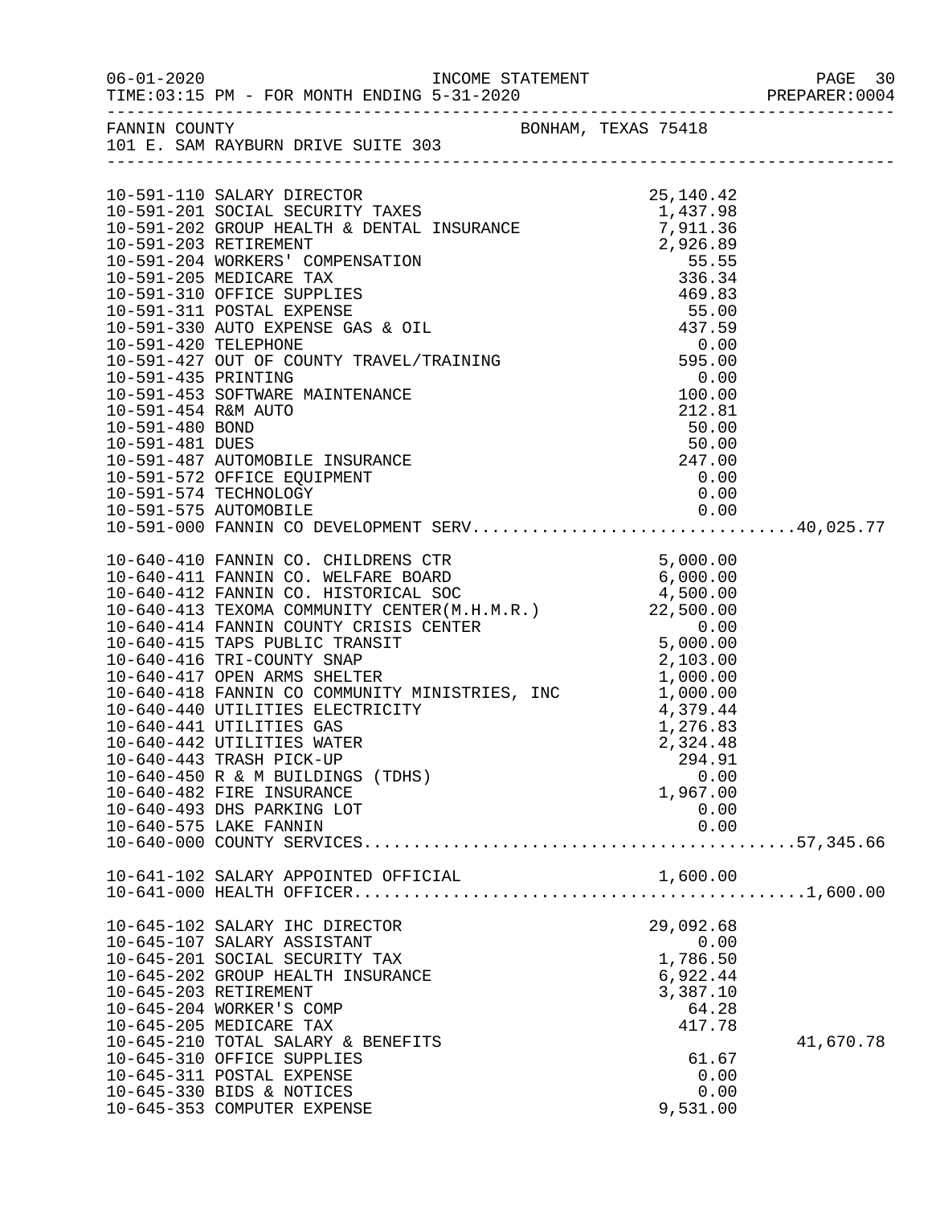FANNIN COUNTY BONHAM, TEXAS 75418
101 E. SAM RAYBURN DRIVE SUITE 303

| Account | Description | Amount | Total |
|---|---|---|---|
| 10-591-110 | SALARY DIRECTOR | 25,140.42 | |
| 10-591-201 | SOCIAL SECURITY TAXES | 1,437.98 | |
| 10-591-202 | GROUP HEALTH & DENTAL INSURANCE | 7,911.36 | |
| 10-591-203 | RETIREMENT | 2,926.89 | |
| 10-591-204 | WORKERS' COMPENSATION | 55.55 | |
| 10-591-205 | MEDICARE TAX | 336.34 | |
| 10-591-310 | OFFICE SUPPLIES | 469.83 | |
| 10-591-311 | POSTAL EXPENSE | 55.00 | |
| 10-591-330 | AUTO EXPENSE GAS & OIL | 437.59 | |
| 10-591-420 | TELEPHONE | 0.00 | |
| 10-591-427 | OUT OF COUNTY TRAVEL/TRAINING | 595.00 | |
| 10-591-435 | PRINTING | 0.00 | |
| 10-591-453 | SOFTWARE MAINTENANCE | 100.00 | |
| 10-591-454 | R&M AUTO | 212.81 | |
| 10-591-480 | BOND | 50.00 | |
| 10-591-481 | DUES | 50.00 | |
| 10-591-487 | AUTOMOBILE INSURANCE | 247.00 | |
| 10-591-572 | OFFICE EQUIPMENT | 0.00 | |
| 10-591-574 | TECHNOLOGY | 0.00 | |
| 10-591-575 | AUTOMOBILE | 0.00 | |
| 10-591-000 | FANNIN CO DEVELOPMENT SERV | | 40,025.77 |
| 10-640-410 | FANNIN CO. CHILDRENS CTR | 5,000.00 | |
| 10-640-411 | FANNIN CO. WELFARE BOARD | 6,000.00 | |
| 10-640-412 | FANNIN CO. HISTORICAL SOC | 4,500.00 | |
| 10-640-413 | TEXOMA COMMUNITY CENTER(M.H.M.R.) | 22,500.00 | |
| 10-640-414 | FANNIN COUNTY CRISIS CENTER | 0.00 | |
| 10-640-415 | TAPS PUBLIC TRANSIT | 5,000.00 | |
| 10-640-416 | TRI-COUNTY SNAP | 2,103.00 | |
| 10-640-417 | OPEN ARMS SHELTER | 1,000.00 | |
| 10-640-418 | FANNIN CO COMMUNITY MINISTRIES, INC | 1,000.00 | |
| 10-640-440 | UTILITIES ELECTRICITY | 4,379.44 | |
| 10-640-441 | UTILITIES GAS | 1,276.83 | |
| 10-640-442 | UTILITIES WATER | 2,324.48 | |
| 10-640-443 | TRASH PICK-UP | 294.91 | |
| 10-640-450 | R & M BUILDINGS (TDHS) | 0.00 | |
| 10-640-482 | FIRE INSURANCE | 1,967.00 | |
| 10-640-493 | DHS PARKING LOT | 0.00 | |
| 10-640-575 | LAKE FANNIN | 0.00 | |
| 10-640-000 | COUNTY SERVICES | | 57,345.66 |
| 10-641-102 | SALARY APPOINTED OFFICIAL | 1,600.00 | |
| 10-641-000 | HEALTH OFFICER | | 1,600.00 |
| 10-645-102 | SALARY IHC DIRECTOR | 29,092.68 | |
| 10-645-107 | SALARY ASSISTANT | 0.00 | |
| 10-645-201 | SOCIAL SECURITY TAX | 1,786.50 | |
| 10-645-202 | GROUP HEALTH INSURANCE | 6,922.44 | |
| 10-645-203 | RETIREMENT | 3,387.10 | |
| 10-645-204 | WORKER'S COMP | 64.28 | |
| 10-645-205 | MEDICARE TAX | 417.78 | |
| 10-645-210 | TOTAL SALARY & BENEFITS | | 41,670.78 |
| 10-645-310 | OFFICE SUPPLIES | 61.67 | |
| 10-645-311 | POSTAL EXPENSE | 0.00 | |
| 10-645-330 | BIDS & NOTICES | 0.00 | |
| 10-645-353 | COMPUTER EXPENSE | 9,531.00 | |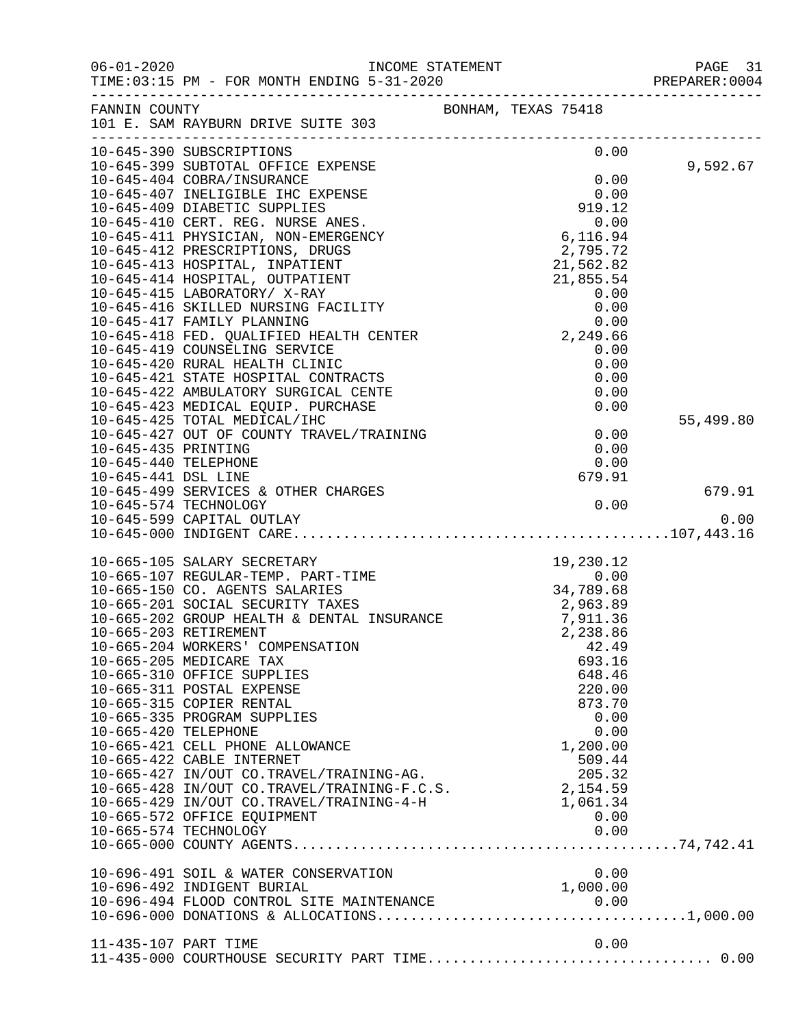FANNIN COUNTY — BONHAM, TEXAS 75418
101 E. SAM RAYBURN DRIVE SUITE 303

INCOME STATEMENT
TIME:03:15 PM - FOR MONTH ENDING 5-31-2020

| Account | Description | Amount | Subtotal |
|---|---|---|---|
| 10-645-390 | SUBSCRIPTIONS | 0.00 | |
| 10-645-399 | SUBTOTAL OFFICE EXPENSE | | 9,592.67 |
| 10-645-404 | COBRA/INSURANCE | 0.00 | |
| 10-645-407 | INELIGIBLE IHC EXPENSE | 0.00 | |
| 10-645-409 | DIABETIC SUPPLIES | 919.12 | |
| 10-645-410 | CERT. REG. NURSE ANES. | 0.00 | |
| 10-645-411 | PHYSICIAN, NON-EMERGENCY | 6,116.94 | |
| 10-645-412 | PRESCRIPTIONS, DRUGS | 2,795.72 | |
| 10-645-413 | HOSPITAL, INPATIENT | 21,562.82 | |
| 10-645-414 | HOSPITAL, OUTPATIENT | 21,855.54 | |
| 10-645-415 | LABORATORY/ X-RAY | 0.00 | |
| 10-645-416 | SKILLED NURSING FACILITY | 0.00 | |
| 10-645-417 | FAMILY PLANNING | 0.00 | |
| 10-645-418 | FED. QUALIFIED HEALTH CENTER | 2,249.66 | |
| 10-645-419 | COUNSELING SERVICE | 0.00 | |
| 10-645-420 | RURAL HEALTH CLINIC | 0.00 | |
| 10-645-421 | STATE HOSPITAL CONTRACTS | 0.00 | |
| 10-645-422 | AMBULATORY SURGICAL CENTE | 0.00 | |
| 10-645-423 | MEDICAL EQUIP. PURCHASE | 0.00 | |
| 10-645-425 | TOTAL MEDICAL/IHC | | 55,499.80 |
| 10-645-427 | OUT OF COUNTY TRAVEL/TRAINING | 0.00 | |
| 10-645-435 | PRINTING | 0.00 | |
| 10-645-440 | TELEPHONE | 0.00 | |
| 10-645-441 | DSL LINE | 679.91 | |
| 10-645-499 | SERVICES & OTHER CHARGES | | 679.91 |
| 10-645-574 | TECHNOLOGY | 0.00 | |
| 10-645-599 | CAPITAL OUTLAY | | 0.00 |
| 10-645-000 | INDIGENT CARE | | 107,443.16 |
| 10-665-105 | SALARY SECRETARY | 19,230.12 | |
| 10-665-107 | REGULAR-TEMP. PART-TIME | 0.00 | |
| 10-665-150 | CO. AGENTS SALARIES | 34,789.68 | |
| 10-665-201 | SOCIAL SECURITY TAXES | 2,963.89 | |
| 10-665-202 | GROUP HEALTH & DENTAL INSURANCE | 7,911.36 | |
| 10-665-203 | RETIREMENT | 2,238.86 | |
| 10-665-204 | WORKERS' COMPENSATION | 42.49 | |
| 10-665-205 | MEDICARE TAX | 693.16 | |
| 10-665-310 | OFFICE SUPPLIES | 648.46 | |
| 10-665-311 | POSTAL EXPENSE | 220.00 | |
| 10-665-315 | COPIER RENTAL | 873.70 | |
| 10-665-335 | PROGRAM SUPPLIES | 0.00 | |
| 10-665-420 | TELEPHONE | 0.00 | |
| 10-665-421 | CELL PHONE ALLOWANCE | 1,200.00 | |
| 10-665-422 | CABLE INTERNET | 509.44 | |
| 10-665-427 | IN/OUT CO.TRAVEL/TRAINING-AG. | 205.32 | |
| 10-665-428 | IN/OUT CO.TRAVEL/TRAINING-F.C.S. | 2,154.59 | |
| 10-665-429 | IN/OUT CO.TRAVEL/TRAINING-4-H | 1,061.34 | |
| 10-665-572 | OFFICE EQUIPMENT | 0.00 | |
| 10-665-574 | TECHNOLOGY | 0.00 | |
| 10-665-000 | COUNTY AGENTS | | 74,742.41 |
| 10-696-491 | SOIL & WATER CONSERVATION | 0.00 | |
| 10-696-492 | INDIGENT BURIAL | 1,000.00 | |
| 10-696-494 | FLOOD CONTROL SITE MAINTENANCE | 0.00 | |
| 10-696-000 | DONATIONS & ALLOCATIONS | | 1,000.00 |
| 11-435-107 | PART TIME | 0.00 | |
| 11-435-000 | COURTHOUSE SECURITY PART TIME | | 0.00 |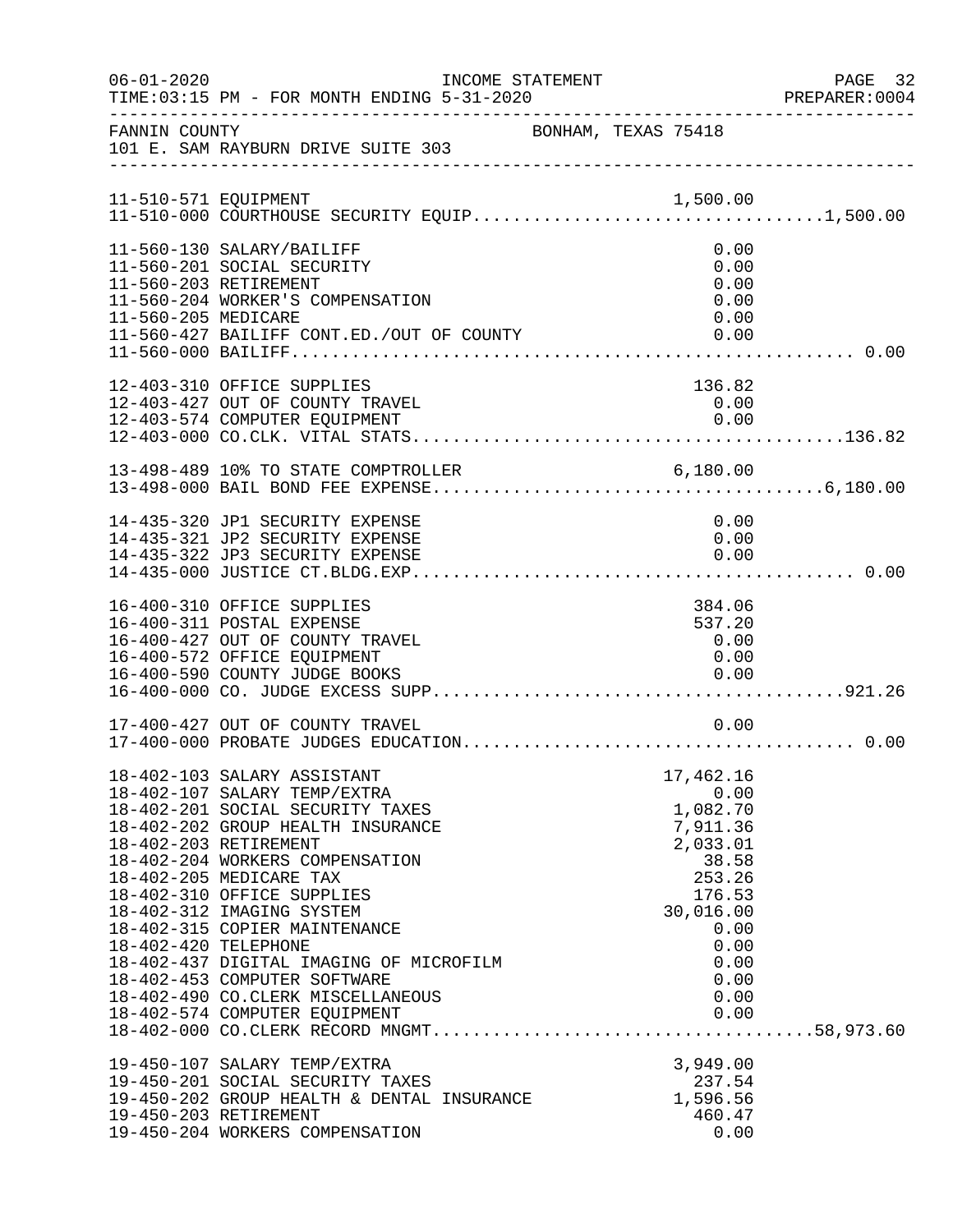FANNIN COUNTY — BONHAM, TEXAS 75418
101 E. SAM RAYBURN DRIVE SUITE 303

INCOME STATEMENT — TIME:03:15 PM - FOR MONTH ENDING 5-31-2020

| Account | Description | Amount | Total |
|---|---|---|---|
| 11-510-571 | EQUIPMENT | 1,500.00 | |
| 11-510-000 | COURTHOUSE SECURITY EQUIP | | 1,500.00 |
| 11-560-130 | SALARY/BAILIFF | 0.00 | |
| 11-560-201 | SOCIAL SECURITY | 0.00 | |
| 11-560-203 | RETIREMENT | 0.00 | |
| 11-560-204 | WORKER'S COMPENSATION | 0.00 | |
| 11-560-205 | MEDICARE | 0.00 | |
| 11-560-427 | BAILIFF CONT.ED./OUT OF COUNTY | 0.00 | |
| 11-560-000 | BAILIFF | | 0.00 |
| 12-403-310 | OFFICE SUPPLIES | 136.82 | |
| 12-403-427 | OUT OF COUNTY TRAVEL | 0.00 | |
| 12-403-574 | COMPUTER EQUIPMENT | 0.00 | |
| 12-403-000 | CO.CLK. VITAL STATS | | 136.82 |
| 13-498-489 | 10% TO STATE COMPTROLLER | 6,180.00 | |
| 13-498-000 | BAIL BOND FEE EXPENSE | | 6,180.00 |
| 14-435-320 | JP1 SECURITY EXPENSE | 0.00 | |
| 14-435-321 | JP2 SECURITY EXPENSE | 0.00 | |
| 14-435-322 | JP3 SECURITY EXPENSE | 0.00 | |
| 14-435-000 | JUSTICE CT.BLDG.EXP | | 0.00 |
| 16-400-310 | OFFICE SUPPLIES | 384.06 | |
| 16-400-311 | POSTAL EXPENSE | 537.20 | |
| 16-400-427 | OUT OF COUNTY TRAVEL | 0.00 | |
| 16-400-572 | OFFICE EQUIPMENT | 0.00 | |
| 16-400-590 | COUNTY JUDGE BOOKS | 0.00 | |
| 16-400-000 | CO. JUDGE EXCESS SUPP | | 921.26 |
| 17-400-427 | OUT OF COUNTY TRAVEL | 0.00 | |
| 17-400-000 | PROBATE JUDGES EDUCATION | | 0.00 |
| 18-402-103 | SALARY ASSISTANT | 17,462.16 | |
| 18-402-107 | SALARY TEMP/EXTRA | 0.00 | |
| 18-402-201 | SOCIAL SECURITY TAXES | 1,082.70 | |
| 18-402-202 | GROUP HEALTH INSURANCE | 7,911.36 | |
| 18-402-203 | RETIREMENT | 2,033.01 | |
| 18-402-204 | WORKERS COMPENSATION | 38.58 | |
| 18-402-205 | MEDICARE TAX | 253.26 | |
| 18-402-310 | OFFICE SUPPLIES | 176.53 | |
| 18-402-312 | IMAGING SYSTEM | 30,016.00 | |
| 18-402-315 | COPIER MAINTENANCE | 0.00 | |
| 18-402-420 | TELEPHONE | 0.00 | |
| 18-402-437 | DIGITAL IMAGING OF MICROFILM | 0.00 | |
| 18-402-453 | COMPUTER SOFTWARE | 0.00 | |
| 18-402-490 | CO.CLERK MISCELLANEOUS | 0.00 | |
| 18-402-574 | COMPUTER EQUIPMENT | 0.00 | |
| 18-402-000 | CO.CLERK RECORD MNGMT | | 58,973.60 |
| 19-450-107 | SALARY TEMP/EXTRA | 3,949.00 | |
| 19-450-201 | SOCIAL SECURITY TAXES | 237.54 | |
| 19-450-202 | GROUP HEALTH & DENTAL INSURANCE | 1,596.56 | |
| 19-450-203 | RETIREMENT | 460.47 | |
| 19-450-204 | WORKERS COMPENSATION | 0.00 | |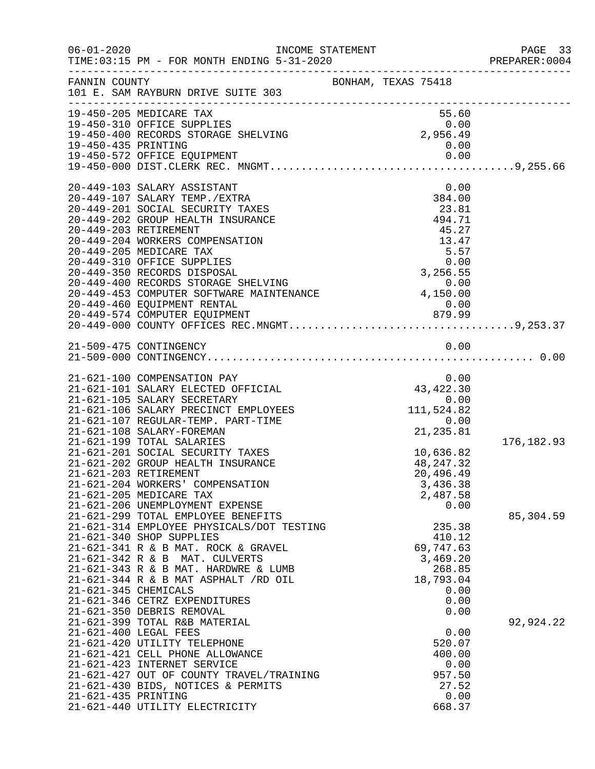FANNIN COUNTY — BONHAM, TEXAS 75418
101 E. SAM RAYBURN DRIVE SUITE 303

INCOME STATEMENT — FOR MONTH ENDING 5-31-2020

| Account | Description | Amount | Total |
|---|---|---|---|
| 19-450-205 | MEDICARE TAX | 55.60 | |
| 19-450-310 | OFFICE SUPPLIES | 0.00 | |
| 19-450-400 | RECORDS STORAGE SHELVING | 2,956.49 | |
| 19-450-435 | PRINTING | 0.00 | |
| 19-450-572 | OFFICE EQUIPMENT | 0.00 | |
| 19-450-000 | DIST.CLERK REC. MNGMT. | | 9,255.66 |
| 20-449-103 | SALARY ASSISTANT | 0.00 | |
| 20-449-107 | SALARY TEMP./EXTRA | 384.00 | |
| 20-449-201 | SOCIAL SECURITY TAXES | 23.81 | |
| 20-449-202 | GROUP HEALTH INSURANCE | 494.71 | |
| 20-449-203 | RETIREMENT | 45.27 | |
| 20-449-204 | WORKERS COMPENSATION | 13.47 | |
| 20-449-205 | MEDICARE TAX | 5.57 | |
| 20-449-310 | OFFICE SUPPLIES | 0.00 | |
| 20-449-350 | RECORDS DISPOSAL | 3,256.55 | |
| 20-449-400 | RECORDS STORAGE SHELVING | 0.00 | |
| 20-449-453 | COMPUTER SOFTWARE MAINTENANCE | 4,150.00 | |
| 20-449-460 | EQUIPMENT RENTAL | 0.00 | |
| 20-449-574 | COMPUTER EQUIPMENT | 879.99 | |
| 20-449-000 | COUNTY OFFICES REC.MNGMT. | | 9,253.37 |
| 21-509-475 | CONTINGENCY | 0.00 | |
| 21-509-000 | CONTINGENCY | | 0.00 |
| 21-621-100 | COMPENSATION PAY | 0.00 | |
| 21-621-101 | SALARY ELECTED OFFICIAL | 43,422.30 | |
| 21-621-105 | SALARY SECRETARY | 0.00 | |
| 21-621-106 | SALARY PRECINCT EMPLOYEES | 111,524.82 | |
| 21-621-107 | REGULAR-TEMP. PART-TIME | 0.00 | |
| 21-621-108 | SALARY-FOREMAN | 21,235.81 | |
| 21-621-199 | TOTAL SALARIES | | 176,182.93 |
| 21-621-201 | SOCIAL SECURITY TAXES | 10,636.82 | |
| 21-621-202 | GROUP HEALTH INSURANCE | 48,247.32 | |
| 21-621-203 | RETIREMENT | 20,496.49 | |
| 21-621-204 | WORKERS' COMPENSATION | 3,436.38 | |
| 21-621-205 | MEDICARE TAX | 2,487.58 | |
| 21-621-206 | UNEMPLOYMENT EXPENSE | 0.00 | |
| 21-621-299 | TOTAL EMPLOYEE BENEFITS | | 85,304.59 |
| 21-621-314 | EMPLOYEE PHYSICALS/DOT TESTING | 235.38 | |
| 21-621-340 | SHOP SUPPLIES | 410.12 | |
| 21-621-341 | R & B MAT. ROCK & GRAVEL | 69,747.63 | |
| 21-621-342 | R & B MAT. CULVERTS | 3,469.20 | |
| 21-621-343 | R & B MAT. HARDWRE & LUMB | 268.85 | |
| 21-621-344 | R & B MAT ASPHALT /RD OIL | 18,793.04 | |
| 21-621-345 | CHEMICALS | 0.00 | |
| 21-621-346 | CETRZ EXPENDITURES | 0.00 | |
| 21-621-350 | DEBRIS REMOVAL | 0.00 | |
| 21-621-399 | TOTAL R&B MATERIAL | | 92,924.22 |
| 21-621-400 | LEGAL FEES | 0.00 | |
| 21-621-420 | UTILITY TELEPHONE | 520.07 | |
| 21-621-421 | CELL PHONE ALLOWANCE | 400.00 | |
| 21-621-423 | INTERNET SERVICE | 0.00 | |
| 21-621-427 | OUT OF COUNTY TRAVEL/TRAINING | 957.50 | |
| 21-621-430 | BIDS, NOTICES & PERMITS | 27.52 | |
| 21-621-435 | PRINTING | 0.00 | |
| 21-621-440 | UTILITY ELECTRICITY | 668.37 | |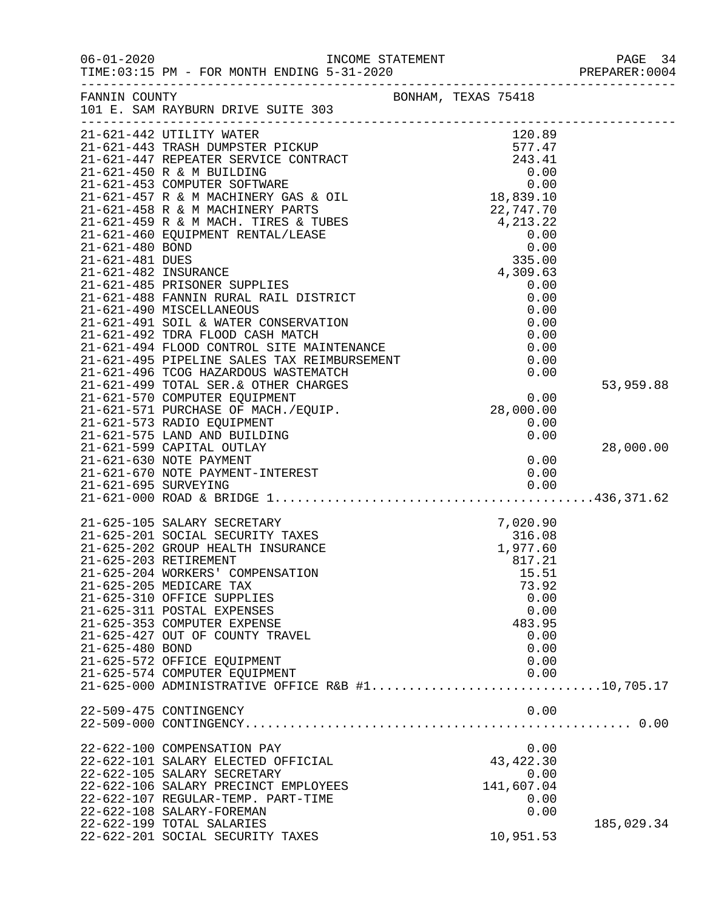FANNIN COUNTY BONHAM, TEXAS 75418
101 E. SAM RAYBURN DRIVE SUITE 303

| Account | Description | Amount | Total |
|---|---|---|---|
| 21-621-442 | UTILITY WATER | 120.89 | |
| 21-621-443 | TRASH DUMPSTER PICKUP | 577.47 | |
| 21-621-447 | REPEATER SERVICE CONTRACT | 243.41 | |
| 21-621-450 | R & M BUILDING | 0.00 | |
| 21-621-453 | COMPUTER SOFTWARE | 0.00 | |
| 21-621-457 | R & M MACHINERY GAS & OIL | 18,839.10 | |
| 21-621-458 | R & M MACHINERY PARTS | 22,747.70 | |
| 21-621-459 | R & M MACH. TIRES & TUBES | 4,213.22 | |
| 21-621-460 | EQUIPMENT RENTAL/LEASE | 0.00 | |
| 21-621-480 | BOND | 0.00 | |
| 21-621-481 | DUES | 335.00 | |
| 21-621-482 | INSURANCE | 4,309.63 | |
| 21-621-485 | PRISONER SUPPLIES | 0.00 | |
| 21-621-488 | FANNIN RURAL RAIL DISTRICT | 0.00 | |
| 21-621-490 | MISCELLANEOUS | 0.00 | |
| 21-621-491 | SOIL & WATER CONSERVATION | 0.00 | |
| 21-621-492 | TDRA FLOOD CASH MATCH | 0.00 | |
| 21-621-494 | FLOOD CONTROL SITE MAINTENANCE | 0.00 | |
| 21-621-495 | PIPELINE SALES TAX REIMBURSEMENT | 0.00 | |
| 21-621-496 | TCOG HAZARDOUS WASTEMATCH | 0.00 | |
| 21-621-499 | TOTAL SER.& OTHER CHARGES | | 53,959.88 |
| 21-621-570 | COMPUTER EQUIPMENT | 0.00 | |
| 21-621-571 | PURCHASE OF MACH./EQUIP. | 28,000.00 | |
| 21-621-573 | RADIO EQUIPMENT | 0.00 | |
| 21-621-575 | LAND AND BUILDING | 0.00 | |
| 21-621-599 | CAPITAL OUTLAY | | 28,000.00 |
| 21-621-630 | NOTE PAYMENT | 0.00 | |
| 21-621-670 | NOTE PAYMENT-INTEREST | 0.00 | |
| 21-621-695 | SURVEYING | 0.00 | |
| 21-621-000 | ROAD & BRIDGE 1 | | 436,371.62 |
| 21-625-105 | SALARY SECRETARY | 7,020.90 | |
| 21-625-201 | SOCIAL SECURITY TAXES | 316.08 | |
| 21-625-202 | GROUP HEALTH INSURANCE | 1,977.60 | |
| 21-625-203 | RETIREMENT | 817.21 | |
| 21-625-204 | WORKERS' COMPENSATION | 15.51 | |
| 21-625-205 | MEDICARE TAX | 73.92 | |
| 21-625-310 | OFFICE SUPPLIES | 0.00 | |
| 21-625-311 | POSTAL EXPENSES | 0.00 | |
| 21-625-353 | COMPUTER EXPENSE | 483.95 | |
| 21-625-427 | OUT OF COUNTY TRAVEL | 0.00 | |
| 21-625-480 | BOND | 0.00 | |
| 21-625-572 | OFFICE EQUIPMENT | 0.00 | |
| 21-625-574 | COMPUTER EQUIPMENT | 0.00 | |
| 21-625-000 | ADMINISTRATIVE OFFICE R&B #1 | | 10,705.17 |
| 22-509-475 | CONTINGENCY | 0.00 | |
| 22-509-000 | CONTINGENCY | | 0.00 |
| 22-622-100 | COMPENSATION PAY | 0.00 | |
| 22-622-101 | SALARY ELECTED OFFICIAL | 43,422.30 | |
| 22-622-105 | SALARY SECRETARY | 0.00 | |
| 22-622-106 | SALARY PRECINCT EMPLOYEES | 141,607.04 | |
| 22-622-107 | REGULAR-TEMP. PART-TIME | 0.00 | |
| 22-622-108 | SALARY-FOREMAN | 0.00 | |
| 22-622-199 | TOTAL SALARIES | | 185,029.34 |
| 22-622-201 | SOCIAL SECURITY TAXES | 10,951.53 | |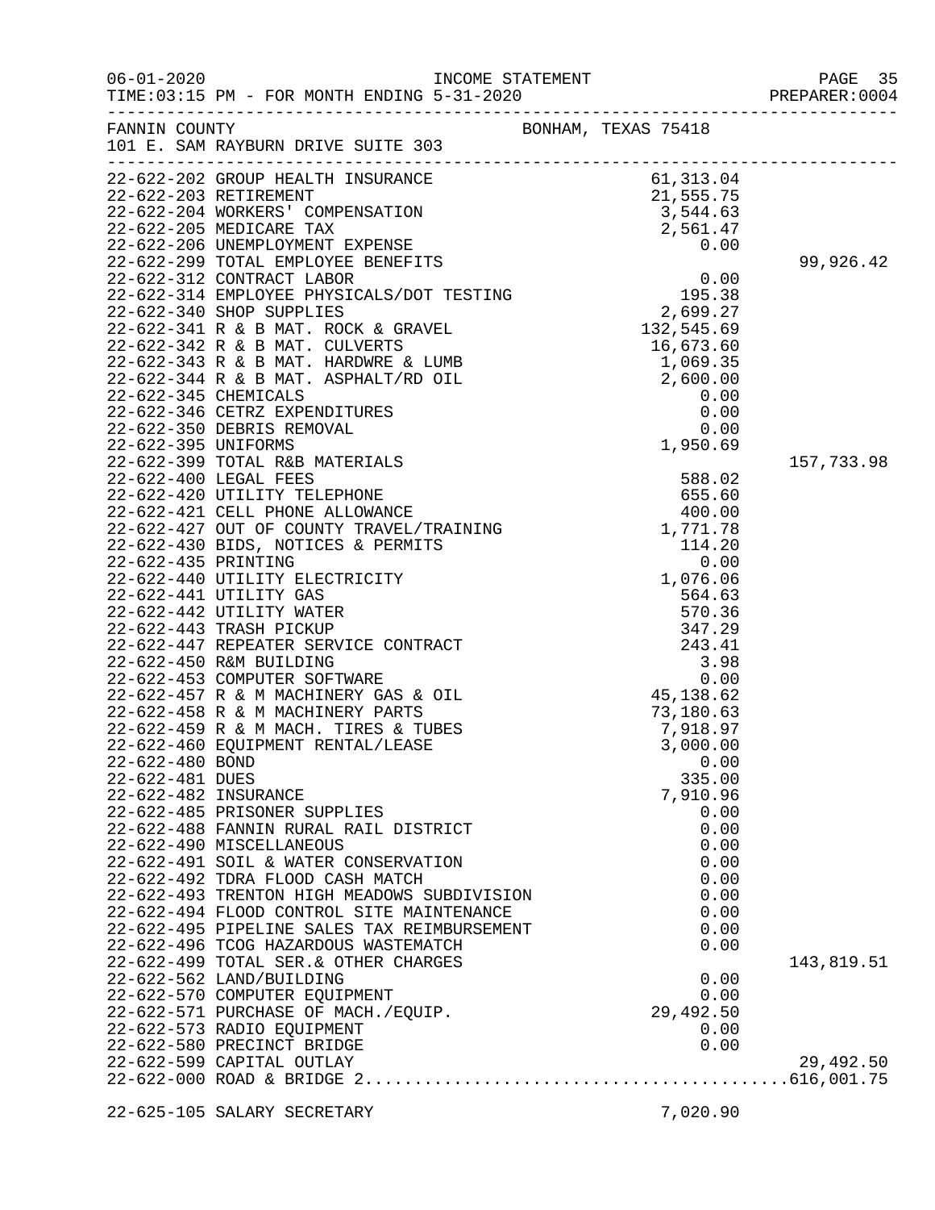06-01-2020 INCOME STATEMENT
TIME:03:15 PM - FOR MONTH ENDING 5-31-2020 PREPARER:0004

FANNIN COUNTY BONHAM, TEXAS 75418
101 E. SAM RAYBURN DRIVE SUITE 303

| Account | Description | Amount | Total |
|---|---|---|---|
| 22-622-202 | GROUP HEALTH INSURANCE | 61,313.04 | |
| 22-622-203 | RETIREMENT | 21,555.75 | |
| 22-622-204 | WORKERS' COMPENSATION | 3,544.63 | |
| 22-622-205 | MEDICARE TAX | 2,561.47 | |
| 22-622-206 | UNEMPLOYMENT EXPENSE | 0.00 | |
| 22-622-299 | TOTAL EMPLOYEE BENEFITS | | 99,926.42 |
| 22-622-312 | CONTRACT LABOR | 0.00 | |
| 22-622-314 | EMPLOYEE PHYSICALS/DOT TESTING | 195.38 | |
| 22-622-340 | SHOP SUPPLIES | 2,699.27 | |
| 22-622-341 | R & B MAT. ROCK & GRAVEL | 132,545.69 | |
| 22-622-342 | R & B MAT. CULVERTS | 16,673.60 | |
| 22-622-343 | R & B MAT. HARDWRE & LUMB | 1,069.35 | |
| 22-622-344 | R & B MAT. ASPHALT/RD OIL | 2,600.00 | |
| 22-622-345 | CHEMICALS | 0.00 | |
| 22-622-346 | CETRZ EXPENDITURES | 0.00 | |
| 22-622-350 | DEBRIS REMOVAL | 0.00 | |
| 22-622-395 | UNIFORMS | 1,950.69 | |
| 22-622-399 | TOTAL R&B MATERIALS | | 157,733.98 |
| 22-622-400 | LEGAL FEES | 588.02 | |
| 22-622-420 | UTILITY TELEPHONE | 655.60 | |
| 22-622-421 | CELL PHONE ALLOWANCE | 400.00 | |
| 22-622-427 | OUT OF COUNTY TRAVEL/TRAINING | 1,771.78 | |
| 22-622-430 | BIDS, NOTICES & PERMITS | 114.20 | |
| 22-622-435 | PRINTING | 0.00 | |
| 22-622-440 | UTILITY ELECTRICITY | 1,076.06 | |
| 22-622-441 | UTILITY GAS | 564.63 | |
| 22-622-442 | UTILITY WATER | 570.36 | |
| 22-622-443 | TRASH PICKUP | 347.29 | |
| 22-622-447 | REPEATER SERVICE CONTRACT | 243.41 | |
| 22-622-450 | R&M BUILDING | 3.98 | |
| 22-622-453 | COMPUTER SOFTWARE | 0.00 | |
| 22-622-457 | R & M MACHINERY GAS & OIL | 45,138.62 | |
| 22-622-458 | R & M MACHINERY PARTS | 73,180.63 | |
| 22-622-459 | R & M MACH. TIRES & TUBES | 7,918.97 | |
| 22-622-460 | EQUIPMENT RENTAL/LEASE | 3,000.00 | |
| 22-622-480 | BOND | 0.00 | |
| 22-622-481 | DUES | 335.00 | |
| 22-622-482 | INSURANCE | 7,910.96 | |
| 22-622-485 | PRISONER SUPPLIES | 0.00 | |
| 22-622-488 | FANNIN RURAL RAIL DISTRICT | 0.00 | |
| 22-622-490 | MISCELLANEOUS | 0.00 | |
| 22-622-491 | SOIL & WATER CONSERVATION | 0.00 | |
| 22-622-492 | TDRA FLOOD CASH MATCH | 0.00 | |
| 22-622-493 | TRENTON HIGH MEADOWS SUBDIVISION | 0.00 | |
| 22-622-494 | FLOOD CONTROL SITE MAINTENANCE | 0.00 | |
| 22-622-495 | PIPELINE SALES TAX REIMBURSEMENT | 0.00 | |
| 22-622-496 | TCOG HAZARDOUS WASTEMATCH | 0.00 | |
| 22-622-499 | TOTAL SER.& OTHER CHARGES | | 143,819.51 |
| 22-622-562 | LAND/BUILDING | 0.00 | |
| 22-622-570 | COMPUTER EQUIPMENT | 0.00 | |
| 22-622-571 | PURCHASE OF MACH./EQUIP. | 29,492.50 | |
| 22-622-573 | RADIO EQUIPMENT | 0.00 | |
| 22-622-580 | PRECINCT BRIDGE | 0.00 | |
| 22-622-599 | CAPITAL OUTLAY | | 29,492.50 |
| 22-622-000 | ROAD & BRIDGE 2 | | 616,001.75 |
| 22-625-105 | SALARY SECRETARY | 7,020.90 | |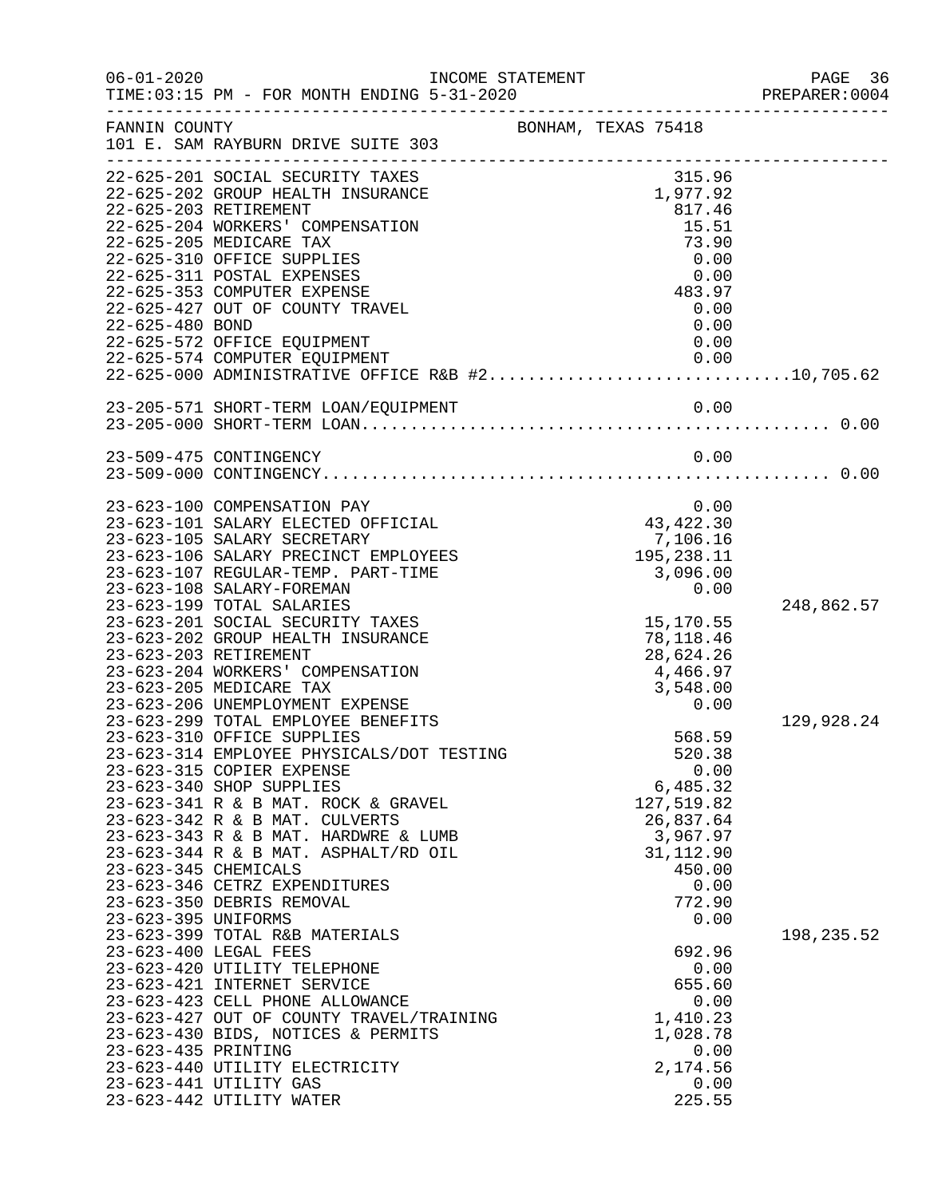FANNIN COUNTY — BONHAM, TEXAS 75418
101 E. SAM RAYBURN DRIVE SUITE 303

| Account | Description | Amount | Total |
|---|---|---|---|
| 22-625-201 | SOCIAL SECURITY TAXES | 315.96 | |
| 22-625-202 | GROUP HEALTH INSURANCE | 1,977.92 | |
| 22-625-203 | RETIREMENT | 817.46 | |
| 22-625-204 | WORKERS' COMPENSATION | 15.51 | |
| 22-625-205 | MEDICARE TAX | 73.90 | |
| 22-625-310 | OFFICE SUPPLIES | 0.00 | |
| 22-625-311 | POSTAL EXPENSES | 0.00 | |
| 22-625-353 | COMPUTER EXPENSE | 483.97 | |
| 22-625-427 | OUT OF COUNTY TRAVEL | 0.00 | |
| 22-625-480 | BOND | 0.00 | |
| 22-625-572 | OFFICE EQUIPMENT | 0.00 | |
| 22-625-574 | COMPUTER EQUIPMENT | 0.00 | |
| 22-625-000 | ADMINISTRATIVE OFFICE R&B #2 | | 10,705.62 |
| 23-205-571 | SHORT-TERM LOAN/EQUIPMENT | 0.00 | |
| 23-205-000 | SHORT-TERM LOAN | | 0.00 |
| 23-509-475 | CONTINGENCY | 0.00 | |
| 23-509-000 | CONTINGENCY | | 0.00 |
| 23-623-100 | COMPENSATION PAY | 0.00 | |
| 23-623-101 | SALARY ELECTED OFFICIAL | 43,422.30 | |
| 23-623-105 | SALARY SECRETARY | 7,106.16 | |
| 23-623-106 | SALARY PRECINCT EMPLOYEES | 195,238.11 | |
| 23-623-107 | REGULAR-TEMP. PART-TIME | 3,096.00 | |
| 23-623-108 | SALARY-FOREMAN | 0.00 | |
| 23-623-199 | TOTAL SALARIES | | 248,862.57 |
| 23-623-201 | SOCIAL SECURITY TAXES | 15,170.55 | |
| 23-623-202 | GROUP HEALTH INSURANCE | 78,118.46 | |
| 23-623-203 | RETIREMENT | 28,624.26 | |
| 23-623-204 | WORKERS' COMPENSATION | 4,466.97 | |
| 23-623-205 | MEDICARE TAX | 3,548.00 | |
| 23-623-206 | UNEMPLOYMENT EXPENSE | 0.00 | |
| 23-623-299 | TOTAL EMPLOYEE BENEFITS | | 129,928.24 |
| 23-623-310 | OFFICE SUPPLIES | 568.59 | |
| 23-623-314 | EMPLOYEE PHYSICALS/DOT TESTING | 520.38 | |
| 23-623-315 | COPIER EXPENSE | 0.00 | |
| 23-623-340 | SHOP SUPPLIES | 6,485.32 | |
| 23-623-341 | R & B MAT. ROCK & GRAVEL | 127,519.82 | |
| 23-623-342 | R & B MAT. CULVERTS | 26,837.64 | |
| 23-623-343 | R & B MAT. HARDWRE & LUMB | 3,967.97 | |
| 23-623-344 | R & B MAT. ASPHALT/RD OIL | 31,112.90 | |
| 23-623-345 | CHEMICALS | 450.00 | |
| 23-623-346 | CETRZ EXPENDITURES | 0.00 | |
| 23-623-350 | DEBRIS REMOVAL | 772.90 | |
| 23-623-395 | UNIFORMS | 0.00 | |
| 23-623-399 | TOTAL R&B MATERIALS | | 198,235.52 |
| 23-623-400 | LEGAL FEES | 692.96 | |
| 23-623-420 | UTILITY TELEPHONE | 0.00 | |
| 23-623-421 | INTERNET SERVICE | 655.60 | |
| 23-623-423 | CELL PHONE ALLOWANCE | 0.00 | |
| 23-623-427 | OUT OF COUNTY TRAVEL/TRAINING | 1,410.23 | |
| 23-623-430 | BIDS, NOTICES & PERMITS | 1,028.78 | |
| 23-623-435 | PRINTING | 0.00 | |
| 23-623-440 | UTILITY ELECTRICITY | 2,174.56 | |
| 23-623-441 | UTILITY GAS | 0.00 | |
| 23-623-442 | UTILITY WATER | 225.55 | |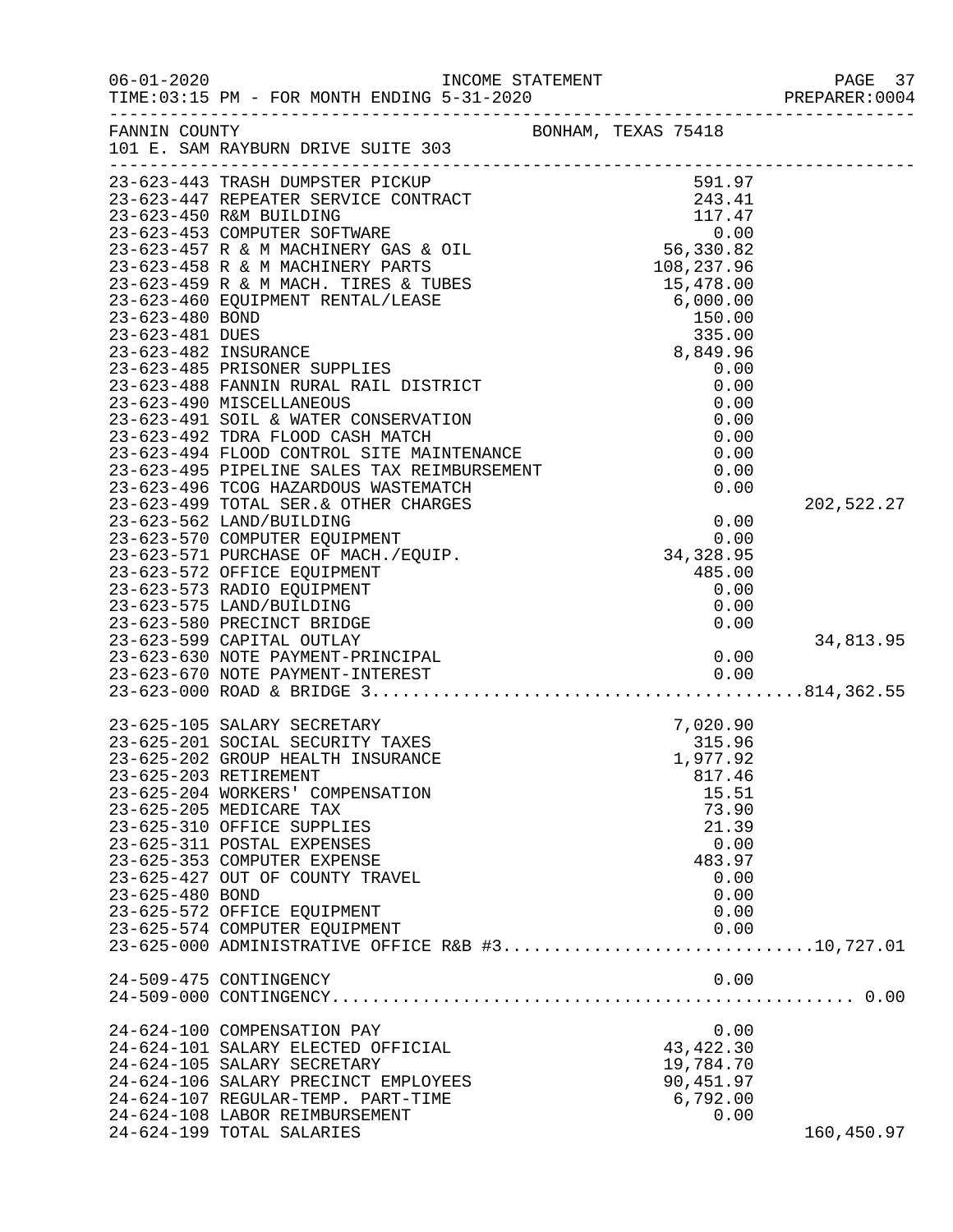FANNIN COUNTY — BONHAM, TEXAS 75418
101 E. SAM RAYBURN DRIVE SUITE 303

INCOME STATEMENT — FOR MONTH ENDING 5-31-2020

| Account | Description | Amount | Total |
|---|---|---|---|
| 23-623-443 | TRASH DUMPSTER PICKUP | 591.97 | |
| 23-623-447 | REPEATER SERVICE CONTRACT | 243.41 | |
| 23-623-450 | R&M BUILDING | 117.47 | |
| 23-623-453 | COMPUTER SOFTWARE | 0.00 | |
| 23-623-457 | R & M MACHINERY GAS & OIL | 56,330.82 | |
| 23-623-458 | R & M MACHINERY PARTS | 108,237.96 | |
| 23-623-459 | R & M MACH. TIRES & TUBES | 15,478.00 | |
| 23-623-460 | EQUIPMENT RENTAL/LEASE | 6,000.00 | |
| 23-623-480 | BOND | 150.00 | |
| 23-623-481 | DUES | 335.00 | |
| 23-623-482 | INSURANCE | 8,849.96 | |
| 23-623-485 | PRISONER SUPPLIES | 0.00 | |
| 23-623-488 | FANNIN RURAL RAIL DISTRICT | 0.00 | |
| 23-623-490 | MISCELLANEOUS | 0.00 | |
| 23-623-491 | SOIL & WATER CONSERVATION | 0.00 | |
| 23-623-492 | TDRA FLOOD CASH MATCH | 0.00 | |
| 23-623-494 | FLOOD CONTROL SITE MAINTENANCE | 0.00 | |
| 23-623-495 | PIPELINE SALES TAX REIMBURSEMENT | 0.00 | |
| 23-623-496 | TCOG HAZARDOUS WASTEMATCH | 0.00 | |
| 23-623-499 | TOTAL SER.& OTHER CHARGES | | 202,522.27 |
| 23-623-562 | LAND/BUILDING | 0.00 | |
| 23-623-570 | COMPUTER EQUIPMENT | 0.00 | |
| 23-623-571 | PURCHASE OF MACH./EQUIP. | 34,328.95 | |
| 23-623-572 | OFFICE EQUIPMENT | 485.00 | |
| 23-623-573 | RADIO EQUIPMENT | 0.00 | |
| 23-623-575 | LAND/BUILDING | 0.00 | |
| 23-623-580 | PRECINCT BRIDGE | 0.00 | |
| 23-623-599 | CAPITAL OUTLAY | | 34,813.95 |
| 23-623-630 | NOTE PAYMENT-PRINCIPAL | 0.00 | |
| 23-623-670 | NOTE PAYMENT-INTEREST | 0.00 | |
| 23-623-000 | ROAD & BRIDGE 3 | | 814,362.55 |
| 23-625-105 | SALARY SECRETARY | 7,020.90 | |
| 23-625-201 | SOCIAL SECURITY TAXES | 315.96 | |
| 23-625-202 | GROUP HEALTH INSURANCE | 1,977.92 | |
| 23-625-203 | RETIREMENT | 817.46 | |
| 23-625-204 | WORKERS' COMPENSATION | 15.51 | |
| 23-625-205 | MEDICARE TAX | 73.90 | |
| 23-625-310 | OFFICE SUPPLIES | 21.39 | |
| 23-625-311 | POSTAL EXPENSES | 0.00 | |
| 23-625-353 | COMPUTER EXPENSE | 483.97 | |
| 23-625-427 | OUT OF COUNTY TRAVEL | 0.00 | |
| 23-625-480 | BOND | 0.00 | |
| 23-625-572 | OFFICE EQUIPMENT | 0.00 | |
| 23-625-574 | COMPUTER EQUIPMENT | 0.00 | |
| 23-625-000 | ADMINISTRATIVE OFFICE R&B #3 | | 10,727.01 |
| 24-509-475 | CONTINGENCY | 0.00 | |
| 24-509-000 | CONTINGENCY | | 0.00 |
| 24-624-100 | COMPENSATION PAY | 0.00 | |
| 24-624-101 | SALARY ELECTED OFFICIAL | 43,422.30 | |
| 24-624-105 | SALARY SECRETARY | 19,784.70 | |
| 24-624-106 | SALARY PRECINCT EMPLOYEES | 90,451.97 | |
| 24-624-107 | REGULAR-TEMP. PART-TIME | 6,792.00 | |
| 24-624-108 | LABOR REIMBURSEMENT | 0.00 | |
| 24-624-199 | TOTAL SALARIES | | 160,450.97 |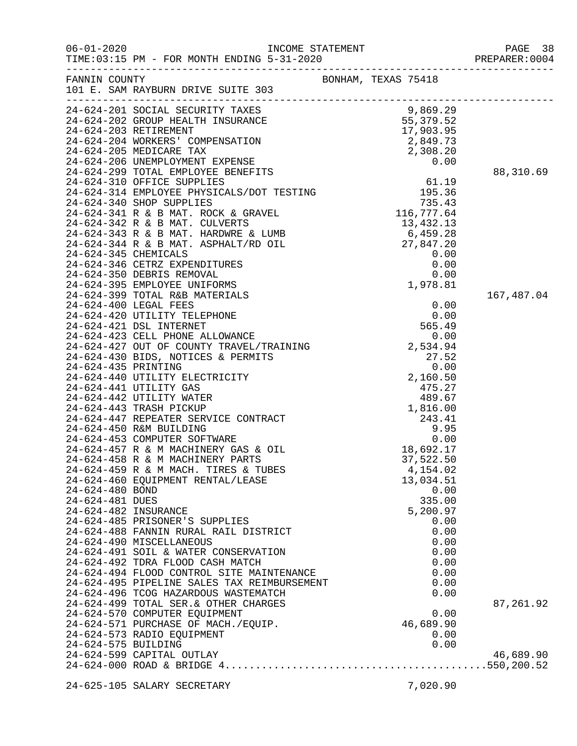06-01-2020 INCOME STATEMENT
TIME:03:15 PM - FOR MONTH ENDING 5-31-2020 PREPARER:0004

FANNIN COUNTY BONHAM, TEXAS 75418
101 E. SAM RAYBURN DRIVE SUITE 303

| Account | Description | Amount | Total |
|---|---|---|---|
| 24-624-201 | SOCIAL SECURITY TAXES | 9,869.29 | |
| 24-624-202 | GROUP HEALTH INSURANCE | 55,379.52 | |
| 24-624-203 | RETIREMENT | 17,903.95 | |
| 24-624-204 | WORKERS' COMPENSATION | 2,849.73 | |
| 24-624-205 | MEDICARE TAX | 2,308.20 | |
| 24-624-206 | UNEMPLOYMENT EXPENSE | 0.00 | |
| 24-624-299 | TOTAL EMPLOYEE BENEFITS | | 88,310.69 |
| 24-624-310 | OFFICE SUPPLIES | 61.19 | |
| 24-624-314 | EMPLOYEE PHYSICALS/DOT TESTING | 195.36 | |
| 24-624-340 | SHOP SUPPLIES | 735.43 | |
| 24-624-341 | R & B MAT. ROCK & GRAVEL | 116,777.64 | |
| 24-624-342 | R & B MAT. CULVERTS | 13,432.13 | |
| 24-624-343 | R & B MAT. HARDWRE & LUMB | 6,459.28 | |
| 24-624-344 | R & B MAT. ASPHALT/RD OIL | 27,847.20 | |
| 24-624-345 | CHEMICALS | 0.00 | |
| 24-624-346 | CETRZ EXPENDITURES | 0.00 | |
| 24-624-350 | DEBRIS REMOVAL | 0.00 | |
| 24-624-395 | EMPLOYEE UNIFORMS | 1,978.81 | |
| 24-624-399 | TOTAL R&B MATERIALS | | 167,487.04 |
| 24-624-400 | LEGAL FEES | 0.00 | |
| 24-624-420 | UTILITY TELEPHONE | 0.00 | |
| 24-624-421 | DSL INTERNET | 565.49 | |
| 24-624-423 | CELL PHONE ALLOWANCE | 0.00 | |
| 24-624-427 | OUT OF COUNTY TRAVEL/TRAINING | 2,534.94 | |
| 24-624-430 | BIDS, NOTICES & PERMITS | 27.52 | |
| 24-624-435 | PRINTING | 0.00 | |
| 24-624-440 | UTILITY ELECTRICITY | 2,160.50 | |
| 24-624-441 | UTILITY GAS | 475.27 | |
| 24-624-442 | UTILITY WATER | 489.67 | |
| 24-624-443 | TRASH PICKUP | 1,816.00 | |
| 24-624-447 | REPEATER SERVICE CONTRACT | 243.41 | |
| 24-624-450 | R&M BUILDING | 9.95 | |
| 24-624-453 | COMPUTER SOFTWARE | 0.00 | |
| 24-624-457 | R & M MACHINERY GAS & OIL | 18,692.17 | |
| 24-624-458 | R & M MACHINERY PARTS | 37,522.50 | |
| 24-624-459 | R & M MACH. TIRES & TUBES | 4,154.02 | |
| 24-624-460 | EQUIPMENT RENTAL/LEASE | 13,034.51 | |
| 24-624-480 | BOND | 0.00 | |
| 24-624-481 | DUES | 335.00 | |
| 24-624-482 | INSURANCE | 5,200.97 | |
| 24-624-485 | PRISONER'S SUPPLIES | 0.00 | |
| 24-624-488 | FANNIN RURAL RAIL DISTRICT | 0.00 | |
| 24-624-490 | MISCELLANEOUS | 0.00 | |
| 24-624-491 | SOIL & WATER CONSERVATION | 0.00 | |
| 24-624-492 | TDRA FLOOD CASH MATCH | 0.00 | |
| 24-624-494 | FLOOD CONTROL SITE MAINTENANCE | 0.00 | |
| 24-624-495 | PIPELINE SALES TAX REIMBURSEMENT | 0.00 | |
| 24-624-496 | TCOG HAZARDOUS WASTEMATCH | 0.00 | |
| 24-624-499 | TOTAL SER.& OTHER CHARGES | | 87,261.92 |
| 24-624-570 | COMPUTER EQUIPMENT | 0.00 | |
| 24-624-571 | PURCHASE OF MACH./EQUIP. | 46,689.90 | |
| 24-624-573 | RADIO EQUIPMENT | 0.00 | |
| 24-624-575 | BUILDING | 0.00 | |
| 24-624-599 | CAPITAL OUTLAY | | 46,689.90 |
| 24-624-000 | ROAD & BRIDGE 4 | | 550,200.52 |
| 24-625-105 | SALARY SECRETARY | 7,020.90 | |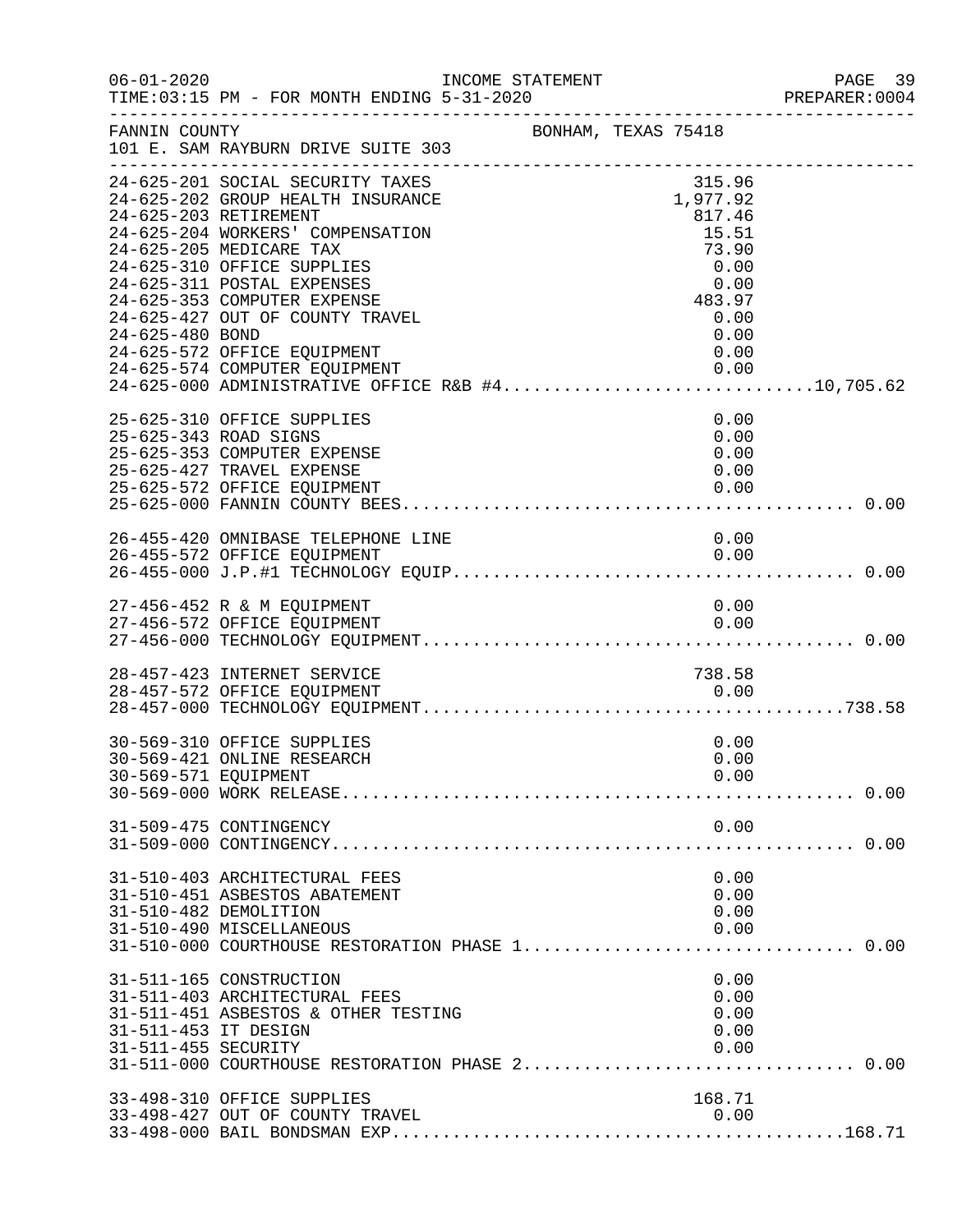FANNIN COUNTY — BONHAM, TEXAS 75418
101 E. SAM RAYBURN DRIVE SUITE 303

INCOME STATEMENT — FOR MONTH ENDING 5-31-2020

| Account | Description | Amount | Total |
|---|---|---|---|
| 24-625-201 | SOCIAL SECURITY TAXES | 315.96 | |
| 24-625-202 | GROUP HEALTH INSURANCE | 1,977.92 | |
| 24-625-203 | RETIREMENT | 817.46 | |
| 24-625-204 | WORKERS' COMPENSATION | 15.51 | |
| 24-625-205 | MEDICARE TAX | 73.90 | |
| 24-625-310 | OFFICE SUPPLIES | 0.00 | |
| 24-625-311 | POSTAL EXPENSES | 0.00 | |
| 24-625-353 | COMPUTER EXPENSE | 483.97 | |
| 24-625-427 | OUT OF COUNTY TRAVEL | 0.00 | |
| 24-625-480 | BOND | 0.00 | |
| 24-625-572 | OFFICE EQUIPMENT | 0.00 | |
| 24-625-574 | COMPUTER EQUIPMENT | 0.00 | |
| 24-625-000 | ADMINISTRATIVE OFFICE R&B #4 | | 10,705.62 |
| 25-625-310 | OFFICE SUPPLIES | 0.00 | |
| 25-625-343 | ROAD SIGNS | 0.00 | |
| 25-625-353 | COMPUTER EXPENSE | 0.00 | |
| 25-625-427 | TRAVEL EXPENSE | 0.00 | |
| 25-625-572 | OFFICE EQUIPMENT | 0.00 | |
| 25-625-000 | FANNIN COUNTY BEES | | 0.00 |
| 26-455-420 | OMNIBASE TELEPHONE LINE | 0.00 | |
| 26-455-572 | OFFICE EQUIPMENT | 0.00 | |
| 26-455-000 | J.P.#1 TECHNOLOGY EQUIP | | 0.00 |
| 27-456-452 | R & M EQUIPMENT | 0.00 | |
| 27-456-572 | OFFICE EQUIPMENT | 0.00 | |
| 27-456-000 | TECHNOLOGY EQUIPMENT | | 0.00 |
| 28-457-423 | INTERNET SERVICE | 738.58 | |
| 28-457-572 | OFFICE EQUIPMENT | 0.00 | |
| 28-457-000 | TECHNOLOGY EQUIPMENT | | 738.58 |
| 30-569-310 | OFFICE SUPPLIES | 0.00 | |
| 30-569-421 | ONLINE RESEARCH | 0.00 | |
| 30-569-571 | EQUIPMENT | 0.00 | |
| 30-569-000 | WORK RELEASE | | 0.00 |
| 31-509-475 | CONTINGENCY | 0.00 | |
| 31-509-000 | CONTINGENCY | | 0.00 |
| 31-510-403 | ARCHITECTURAL FEES | 0.00 | |
| 31-510-451 | ASBESTOS ABATEMENT | 0.00 | |
| 31-510-482 | DEMOLITION | 0.00 | |
| 31-510-490 | MISCELLANEOUS | 0.00 | |
| 31-510-000 | COURTHOUSE RESTORATION PHASE 1 | | 0.00 |
| 31-511-165 | CONSTRUCTION | 0.00 | |
| 31-511-403 | ARCHITECTURAL FEES | 0.00 | |
| 31-511-451 | ASBESTOS & OTHER TESTING | 0.00 | |
| 31-511-453 | IT DESIGN | 0.00 | |
| 31-511-455 | SECURITY | 0.00 | |
| 31-511-000 | COURTHOUSE RESTORATION PHASE 2 | | 0.00 |
| 33-498-310 | OFFICE SUPPLIES | 168.71 | |
| 33-498-427 | OUT OF COUNTY TRAVEL | 0.00 | |
| 33-498-000 | BAIL BONDSMAN EXP | | 168.71 |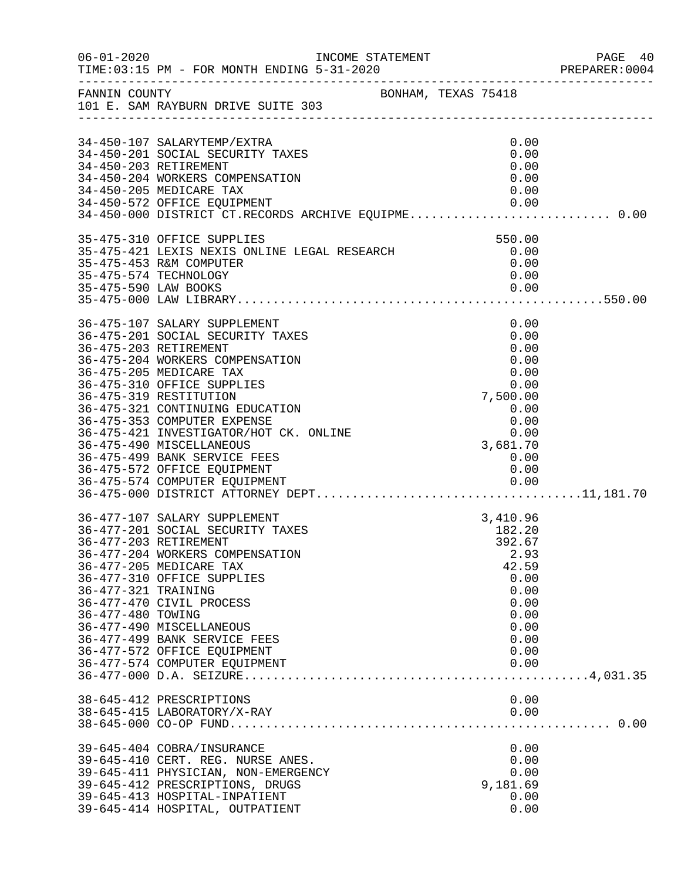FANNIN COUNTY — BONHAM, TEXAS 75418
101 E. SAM RAYBURN DRIVE SUITE 303

| Account | Description | Amount | Total |
|---|---|---|---|
| 34-450-107 | SALARYTEMP/EXTRA | 0.00 | |
| 34-450-201 | SOCIAL SECURITY TAXES | 0.00 | |
| 34-450-203 | RETIREMENT | 0.00 | |
| 34-450-204 | WORKERS COMPENSATION | 0.00 | |
| 34-450-205 | MEDICARE TAX | 0.00 | |
| 34-450-572 | OFFICE EQUIPMENT | 0.00 | |
| 34-450-000 | DISTRICT CT.RECORDS ARCHIVE EQUIPME | | 0.00 |
| 35-475-310 | OFFICE SUPPLIES | 550.00 | |
| 35-475-421 | LEXIS NEXIS ONLINE LEGAL RESEARCH | 0.00 | |
| 35-475-453 | R&M COMPUTER | 0.00 | |
| 35-475-574 | TECHNOLOGY | 0.00 | |
| 35-475-590 | LAW BOOKS | 0.00 | |
| 35-475-000 | LAW LIBRARY | | 550.00 |
| 36-475-107 | SALARY SUPPLEMENT | 0.00 | |
| 36-475-201 | SOCIAL SECURITY TAXES | 0.00 | |
| 36-475-203 | RETIREMENT | 0.00 | |
| 36-475-204 | WORKERS COMPENSATION | 0.00 | |
| 36-475-205 | MEDICARE TAX | 0.00 | |
| 36-475-310 | OFFICE SUPPLIES | 0.00 | |
| 36-475-319 | RESTITUTION | 7,500.00 | |
| 36-475-321 | CONTINUING EDUCATION | 0.00 | |
| 36-475-353 | COMPUTER EXPENSE | 0.00 | |
| 36-475-421 | INVESTIGATOR/HOT CK. ONLINE | 0.00 | |
| 36-475-490 | MISCELLANEOUS | 3,681.70 | |
| 36-475-499 | BANK SERVICE FEES | 0.00 | |
| 36-475-572 | OFFICE EQUIPMENT | 0.00 | |
| 36-475-574 | COMPUTER EQUIPMENT | 0.00 | |
| 36-475-000 | DISTRICT ATTORNEY DEPT | | 11,181.70 |
| 36-477-107 | SALARY SUPPLEMENT | 3,410.96 | |
| 36-477-201 | SOCIAL SECURITY TAXES | 182.20 | |
| 36-477-203 | RETIREMENT | 392.67 | |
| 36-477-204 | WORKERS COMPENSATION | 2.93 | |
| 36-477-205 | MEDICARE TAX | 42.59 | |
| 36-477-310 | OFFICE SUPPLIES | 0.00 | |
| 36-477-321 | TRAINING | 0.00 | |
| 36-477-470 | CIVIL PROCESS | 0.00 | |
| 36-477-480 | TOWING | 0.00 | |
| 36-477-490 | MISCELLANEOUS | 0.00 | |
| 36-477-499 | BANK SERVICE FEES | 0.00 | |
| 36-477-572 | OFFICE EQUIPMENT | 0.00 | |
| 36-477-574 | COMPUTER EQUIPMENT | 0.00 | |
| 36-477-000 | D.A. SEIZURE | | 4,031.35 |
| 38-645-412 | PRESCRIPTIONS | 0.00 | |
| 38-645-415 | LABORATORY/X-RAY | 0.00 | |
| 38-645-000 | CO-OP FUND | | 0.00 |
| 39-645-404 | COBRA/INSURANCE | 0.00 | |
| 39-645-410 | CERT. REG. NURSE ANES. | 0.00 | |
| 39-645-411 | PHYSICIAN, NON-EMERGENCY | 0.00 | |
| 39-645-412 | PRESCRIPTIONS, DRUGS | 9,181.69 | |
| 39-645-413 | HOSPITAL-INPATIENT | 0.00 | |
| 39-645-414 | HOSPITAL, OUTPATIENT | 0.00 | |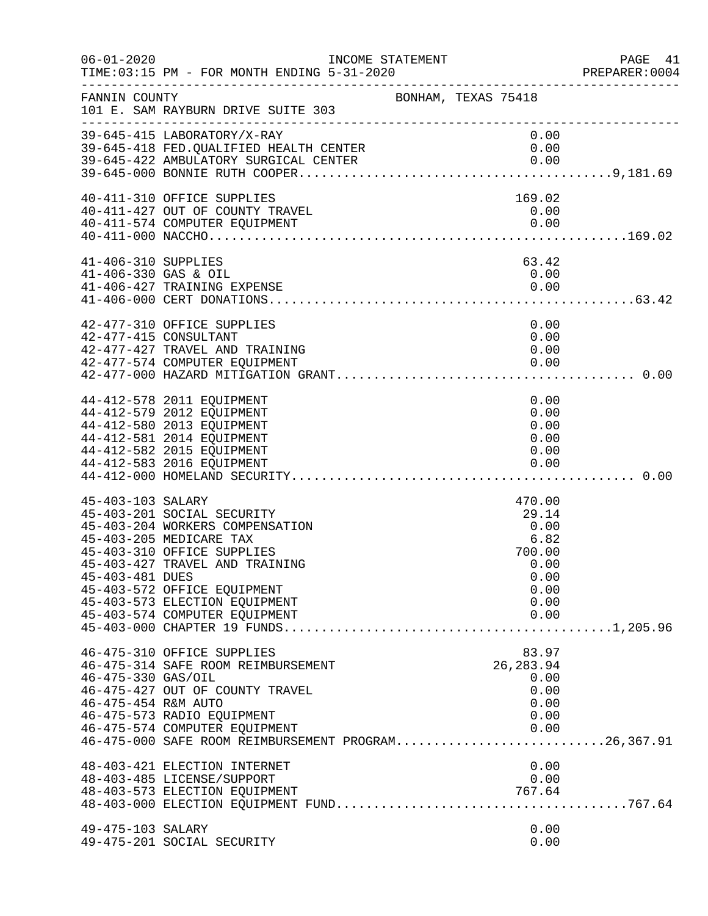FANNIN COUNTY BONHAM, TEXAS 75418
101 E. SAM RAYBURN DRIVE SUITE 303

| Account | Description | Amount | Total |
|---|---|---|---|
| 39-645-415 | LABORATORY/X-RAY | 0.00 | |
| 39-645-418 | FED.QUALIFIED HEALTH CENTER | 0.00 | |
| 39-645-422 | AMBULATORY SURGICAL CENTER | 0.00 | |
| 39-645-000 | BONNIE RUTH COOPER | | 9,181.69 |
| 40-411-310 | OFFICE SUPPLIES | 169.02 | |
| 40-411-427 | OUT OF COUNTY TRAVEL | 0.00 | |
| 40-411-574 | COMPUTER EQUIPMENT | 0.00 | |
| 40-411-000 | NACCHO | | 169.02 |
| 41-406-310 | SUPPLIES | 63.42 | |
| 41-406-330 | GAS & OIL | 0.00 | |
| 41-406-427 | TRAINING EXPENSE | 0.00 | |
| 41-406-000 | CERT DONATIONS | | 63.42 |
| 42-477-310 | OFFICE SUPPLIES | 0.00 | |
| 42-477-415 | CONSULTANT | 0.00 | |
| 42-477-427 | TRAVEL AND TRAINING | 0.00 | |
| 42-477-574 | COMPUTER EQUIPMENT | 0.00 | |
| 42-477-000 | HAZARD MITIGATION GRANT | | 0.00 |
| 44-412-578 | 2011 EQUIPMENT | 0.00 | |
| 44-412-579 | 2012 EQUIPMENT | 0.00 | |
| 44-412-580 | 2013 EQUIPMENT | 0.00 | |
| 44-412-581 | 2014 EQUIPMENT | 0.00 | |
| 44-412-582 | 2015 EQUIPMENT | 0.00 | |
| 44-412-583 | 2016 EQUIPMENT | 0.00 | |
| 44-412-000 | HOMELAND SECURITY | | 0.00 |
| 45-403-103 | SALARY | 470.00 | |
| 45-403-201 | SOCIAL SECURITY | 29.14 | |
| 45-403-204 | WORKERS COMPENSATION | 0.00 | |
| 45-403-205 | MEDICARE TAX | 6.82 | |
| 45-403-310 | OFFICE SUPPLIES | 700.00 | |
| 45-403-427 | TRAVEL AND TRAINING | 0.00 | |
| 45-403-481 | DUES | 0.00 | |
| 45-403-572 | OFFICE EQUIPMENT | 0.00 | |
| 45-403-573 | ELECTION EQUIPMENT | 0.00 | |
| 45-403-574 | COMPUTER EQUIPMENT | 0.00 | |
| 45-403-000 | CHAPTER 19 FUNDS | | 1,205.96 |
| 46-475-310 | OFFICE SUPPLIES | 83.97 | |
| 46-475-314 | SAFE ROOM REIMBURSEMENT | 26,283.94 | |
| 46-475-330 | GAS/OIL | 0.00 | |
| 46-475-427 | OUT OF COUNTY TRAVEL | 0.00 | |
| 46-475-454 | R&M AUTO | 0.00 | |
| 46-475-573 | RADIO EQUIPMENT | 0.00 | |
| 46-475-574 | COMPUTER EQUIPMENT | 0.00 | |
| 46-475-000 | SAFE ROOM REIMBURSEMENT PROGRAM | | 26,367.91 |
| 48-403-421 | ELECTION INTERNET | 0.00 | |
| 48-403-485 | LICENSE/SUPPORT | 0.00 | |
| 48-403-573 | ELECTION EQUIPMENT | 767.64 | |
| 48-403-000 | ELECTION EQUIPMENT FUND | | 767.64 |
| 49-475-103 | SALARY | 0.00 | |
| 49-475-201 | SOCIAL SECURITY | 0.00 | |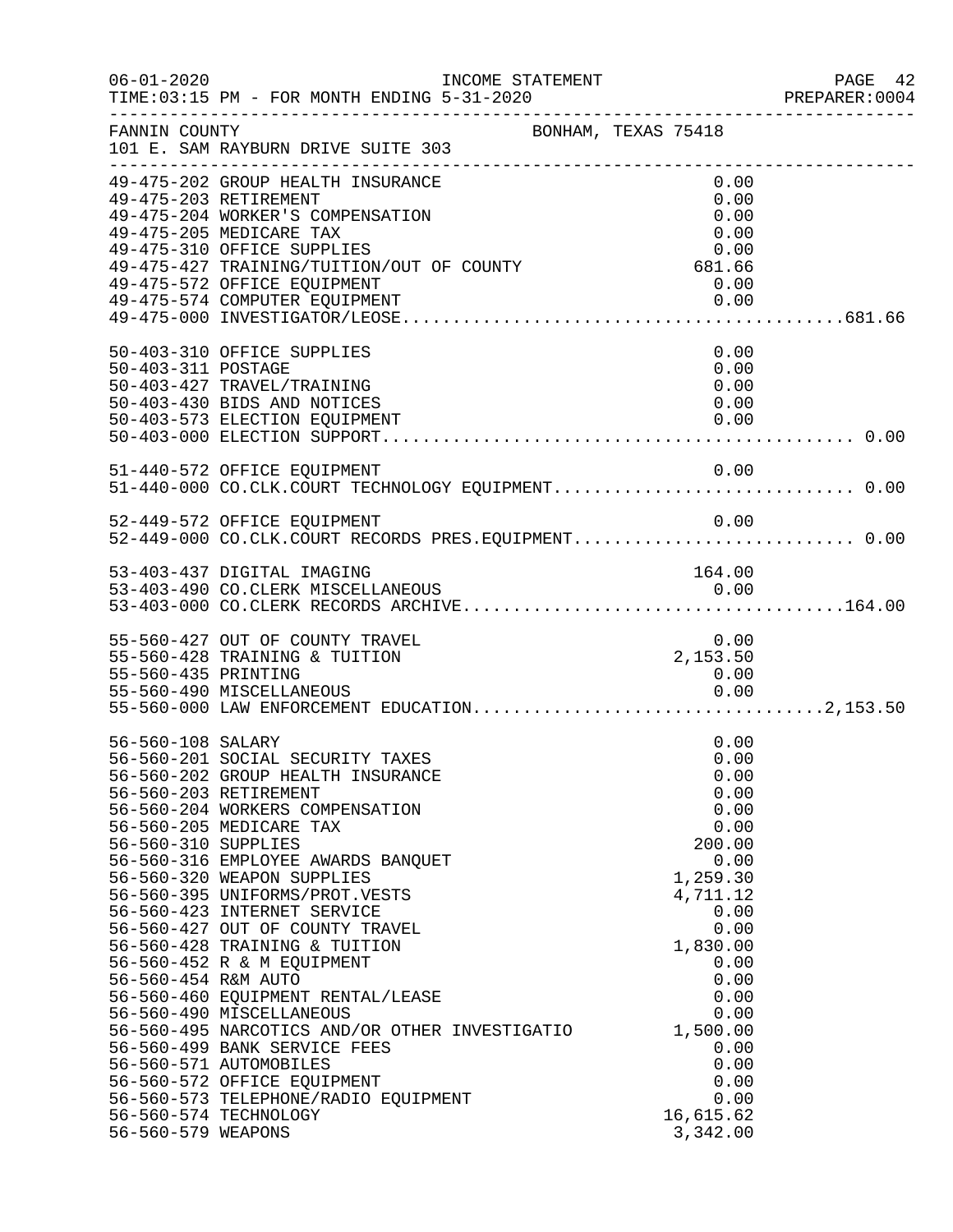FANNIN COUNTY BONHAM, TEXAS 75418
101 E. SAM RAYBURN DRIVE SUITE 303

INCOME STATEMENT
TIME:03:15 PM - FOR MONTH ENDING 5-31-2020

| Account | Description | Amount | Total |
|---|---|---|---|
| 49-475-202 | GROUP HEALTH INSURANCE | 0.00 | |
| 49-475-203 | RETIREMENT | 0.00 | |
| 49-475-204 | WORKER'S COMPENSATION | 0.00 | |
| 49-475-205 | MEDICARE TAX | 0.00 | |
| 49-475-310 | OFFICE SUPPLIES | 0.00 | |
| 49-475-427 | TRAINING/TUITION/OUT OF COUNTY | 681.66 | |
| 49-475-572 | OFFICE EQUIPMENT | 0.00 | |
| 49-475-574 | COMPUTER EQUIPMENT | 0.00 | |
| 49-475-000 | INVESTIGATOR/LEOSE | | 681.66 |
| 50-403-310 | OFFICE SUPPLIES | 0.00 | |
| 50-403-311 | POSTAGE | 0.00 | |
| 50-403-427 | TRAVEL/TRAINING | 0.00 | |
| 50-403-430 | BIDS AND NOTICES | 0.00 | |
| 50-403-573 | ELECTION EQUIPMENT | 0.00 | |
| 50-403-000 | ELECTION SUPPORT | | 0.00 |
| 51-440-572 | OFFICE EQUIPMENT | 0.00 | |
| 51-440-000 | CO.CLK.COURT TECHNOLOGY EQUIPMENT | | 0.00 |
| 52-449-572 | OFFICE EQUIPMENT | 0.00 | |
| 52-449-000 | CO.CLK.COURT RECORDS PRES.EQUIPMENT | | 0.00 |
| 53-403-437 | DIGITAL IMAGING | 164.00 | |
| 53-403-490 | CO.CLERK MISCELLANEOUS | 0.00 | |
| 53-403-000 | CO.CLERK RECORDS ARCHIVE | | 164.00 |
| 55-560-427 | OUT OF COUNTY TRAVEL | 0.00 | |
| 55-560-428 | TRAINING & TUITION | 2,153.50 | |
| 55-560-435 | PRINTING | 0.00 | |
| 55-560-490 | MISCELLANEOUS | 0.00 | |
| 55-560-000 | LAW ENFORCEMENT EDUCATION | | 2,153.50 |
| 56-560-108 | SALARY | 0.00 | |
| 56-560-201 | SOCIAL SECURITY TAXES | 0.00 | |
| 56-560-202 | GROUP HEALTH INSURANCE | 0.00 | |
| 56-560-203 | RETIREMENT | 0.00 | |
| 56-560-204 | WORKERS COMPENSATION | 0.00 | |
| 56-560-205 | MEDICARE TAX | 0.00 | |
| 56-560-310 | SUPPLIES | 200.00 | |
| 56-560-316 | EMPLOYEE AWARDS BANQUET | 0.00 | |
| 56-560-320 | WEAPON SUPPLIES | 1,259.30 | |
| 56-560-395 | UNIFORMS/PROT.VESTS | 4,711.12 | |
| 56-560-423 | INTERNET SERVICE | 0.00 | |
| 56-560-427 | OUT OF COUNTY TRAVEL | 0.00 | |
| 56-560-428 | TRAINING & TUITION | 1,830.00 | |
| 56-560-452 | R & M EQUIPMENT | 0.00 | |
| 56-560-454 | R&M AUTO | 0.00 | |
| 56-560-460 | EQUIPMENT RENTAL/LEASE | 0.00 | |
| 56-560-490 | MISCELLANEOUS | 0.00 | |
| 56-560-495 | NARCOTICS AND/OR OTHER INVESTIGATIO | 1,500.00 | |
| 56-560-499 | BANK SERVICE FEES | 0.00 | |
| 56-560-571 | AUTOMOBILES | 0.00 | |
| 56-560-572 | OFFICE EQUIPMENT | 0.00 | |
| 56-560-573 | TELEPHONE/RADIO EQUIPMENT | 0.00 | |
| 56-560-574 | TECHNOLOGY | 16,615.62 | |
| 56-560-579 | WEAPONS | 3,342.00 | |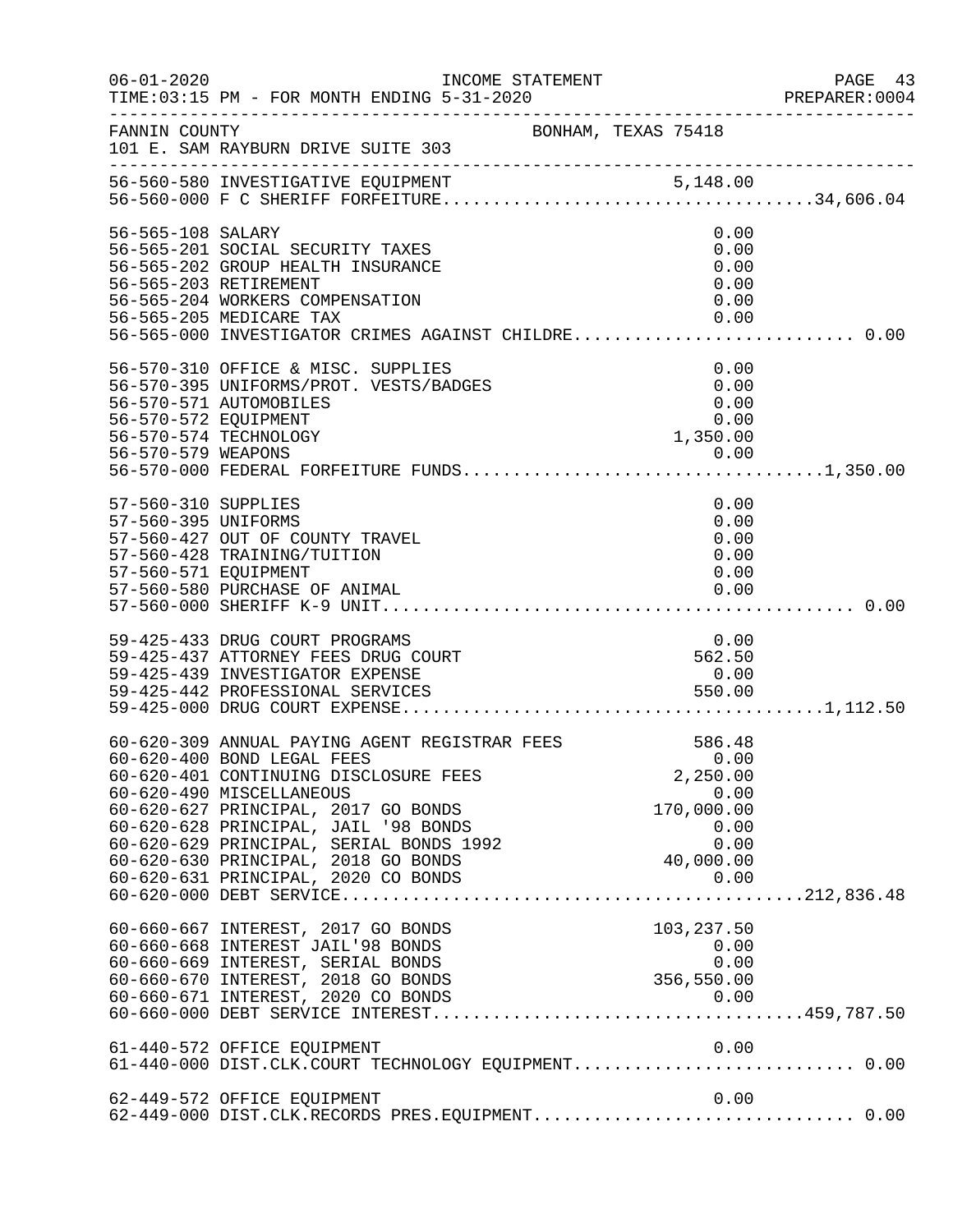FANNIN COUNTY BONHAM, TEXAS 75418
101 E. SAM RAYBURN DRIVE SUITE 303

| Account | Description | Amount | Total |
|---|---|---|---|
| 56-560-580 | INVESTIGATIVE EQUIPMENT | 5,148.00 | |
| 56-560-000 | F C SHERIFF FORFEITURE | | 34,606.04 |
| 56-565-108 | SALARY | 0.00 | |
| 56-565-201 | SOCIAL SECURITY TAXES | 0.00 | |
| 56-565-202 | GROUP HEALTH INSURANCE | 0.00 | |
| 56-565-203 | RETIREMENT | 0.00 | |
| 56-565-204 | WORKERS COMPENSATION | 0.00 | |
| 56-565-205 | MEDICARE TAX | 0.00 | |
| 56-565-000 | INVESTIGATOR CRIMES AGAINST CHILDRE | | 0.00 |
| 56-570-310 | OFFICE & MISC. SUPPLIES | 0.00 | |
| 56-570-395 | UNIFORMS/PROT. VESTS/BADGES | 0.00 | |
| 56-570-571 | AUTOMOBILES | 0.00 | |
| 56-570-572 | EQUIPMENT | 0.00 | |
| 56-570-574 | TECHNOLOGY | 1,350.00 | |
| 56-570-579 | WEAPONS | 0.00 | |
| 56-570-000 | FEDERAL FORFEITURE FUNDS | | 1,350.00 |
| 57-560-310 | SUPPLIES | 0.00 | |
| 57-560-395 | UNIFORMS | 0.00 | |
| 57-560-427 | OUT OF COUNTY TRAVEL | 0.00 | |
| 57-560-428 | TRAINING/TUITION | 0.00 | |
| 57-560-571 | EQUIPMENT | 0.00 | |
| 57-560-580 | PURCHASE OF ANIMAL | 0.00 | |
| 57-560-000 | SHERIFF K-9 UNIT | | 0.00 |
| 59-425-433 | DRUG COURT PROGRAMS | 0.00 | |
| 59-425-437 | ATTORNEY FEES DRUG COURT | 562.50 | |
| 59-425-439 | INVESTIGATOR EXPENSE | 0.00 | |
| 59-425-442 | PROFESSIONAL SERVICES | 550.00 | |
| 59-425-000 | DRUG COURT EXPENSE | | 1,112.50 |
| 60-620-309 | ANNUAL PAYING AGENT REGISTRAR FEES | 586.48 | |
| 60-620-400 | BOND LEGAL FEES | 0.00 | |
| 60-620-401 | CONTINUING DISCLOSURE FEES | 2,250.00 | |
| 60-620-490 | MISCELLANEOUS | 0.00 | |
| 60-620-627 | PRINCIPAL, 2017 GO BONDS | 170,000.00 | |
| 60-620-628 | PRINCIPAL, JAIL '98 BONDS | 0.00 | |
| 60-620-629 | PRINCIPAL, SERIAL BONDS 1992 | 0.00 | |
| 60-620-630 | PRINCIPAL, 2018 GO BONDS | 40,000.00 | |
| 60-620-631 | PRINCIPAL, 2020 CO BONDS | 0.00 | |
| 60-620-000 | DEBT SERVICE | | 212,836.48 |
| 60-660-667 | INTEREST, 2017 GO BONDS | 103,237.50 | |
| 60-660-668 | INTEREST JAIL'98 BONDS | 0.00 | |
| 60-660-669 | INTEREST, SERIAL BONDS | 0.00 | |
| 60-660-670 | INTEREST, 2018 GO BONDS | 356,550.00 | |
| 60-660-671 | INTEREST, 2020 CO BONDS | 0.00 | |
| 60-660-000 | DEBT SERVICE INTEREST | | 459,787.50 |
| 61-440-572 | OFFICE EQUIPMENT | 0.00 | |
| 61-440-000 | DIST.CLK.COURT TECHNOLOGY EQUIPMENT | | 0.00 |
| 62-449-572 | OFFICE EQUIPMENT | 0.00 | |
| 62-449-000 | DIST.CLK.RECORDS PRES.EQUIPMENT | | 0.00 |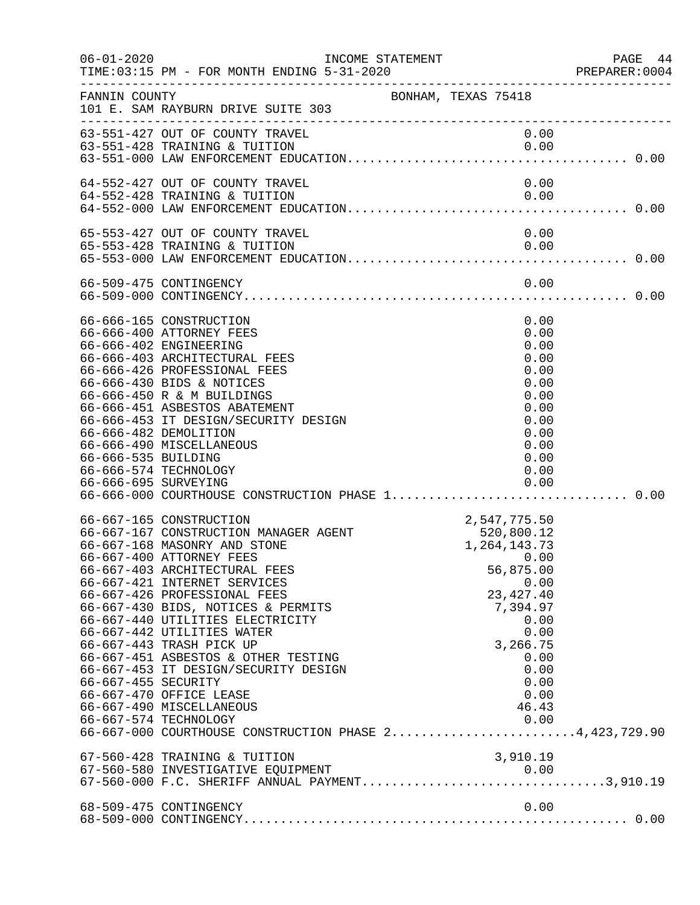FANNIN COUNTY — BONHAM, TEXAS 75418
101 E. SAM RAYBURN DRIVE SUITE 303

| Account | Description | Amount | Total |
|---|---|---|---|
| 63-551-427 | OUT OF COUNTY TRAVEL | 0.00 | |
| 63-551-428 | TRAINING & TUITION | 0.00 | |
| 63-551-000 | LAW ENFORCEMENT EDUCATION | | 0.00 |
| 64-552-427 | OUT OF COUNTY TRAVEL | 0.00 | |
| 64-552-428 | TRAINING & TUITION | 0.00 | |
| 64-552-000 | LAW ENFORCEMENT EDUCATION | | 0.00 |
| 65-553-427 | OUT OF COUNTY TRAVEL | 0.00 | |
| 65-553-428 | TRAINING & TUITION | 0.00 | |
| 65-553-000 | LAW ENFORCEMENT EDUCATION | | 0.00 |
| 66-509-475 | CONTINGENCY | 0.00 | |
| 66-509-000 | CONTINGENCY | | 0.00 |
| 66-666-165 | CONSTRUCTION | 0.00 | |
| 66-666-400 | ATTORNEY FEES | 0.00 | |
| 66-666-402 | ENGINEERING | 0.00 | |
| 66-666-403 | ARCHITECTURAL FEES | 0.00 | |
| 66-666-426 | PROFESSIONAL FEES | 0.00 | |
| 66-666-430 | BIDS & NOTICES | 0.00 | |
| 66-666-450 | R & M BUILDINGS | 0.00 | |
| 66-666-451 | ASBESTOS ABATEMENT | 0.00 | |
| 66-666-453 | IT DESIGN/SECURITY DESIGN | 0.00 | |
| 66-666-482 | DEMOLITION | 0.00 | |
| 66-666-490 | MISCELLANEOUS | 0.00 | |
| 66-666-535 | BUILDING | 0.00 | |
| 66-666-574 | TECHNOLOGY | 0.00 | |
| 66-666-695 | SURVEYING | 0.00 | |
| 66-666-000 | COURTHOUSE CONSTRUCTION PHASE 1 | | 0.00 |
| 66-667-165 | CONSTRUCTION | 2,547,775.50 | |
| 66-667-167 | CONSTRUCTION MANAGER AGENT | 520,800.12 | |
| 66-667-168 | MASONRY AND STONE | 1,264,143.73 | |
| 66-667-400 | ATTORNEY FEES | 0.00 | |
| 66-667-403 | ARCHITECTURAL FEES | 56,875.00 | |
| 66-667-421 | INTERNET SERVICES | 0.00 | |
| 66-667-426 | PROFESSIONAL FEES | 23,427.40 | |
| 66-667-430 | BIDS, NOTICES & PERMITS | 7,394.97 | |
| 66-667-440 | UTILITIES ELECTRICITY | 0.00 | |
| 66-667-442 | UTILITIES WATER | 0.00 | |
| 66-667-443 | TRASH PICK UP | 3,266.75 | |
| 66-667-451 | ASBESTOS & OTHER TESTING | 0.00 | |
| 66-667-453 | IT DESIGN/SECURITY DESIGN | 0.00 | |
| 66-667-455 | SECURITY | 0.00 | |
| 66-667-470 | OFFICE LEASE | 0.00 | |
| 66-667-490 | MISCELLANEOUS | 46.43 | |
| 66-667-574 | TECHNOLOGY | 0.00 | |
| 66-667-000 | COURTHOUSE CONSTRUCTION PHASE 2 | | 4,423,729.90 |
| 67-560-428 | TRAINING & TUITION | 3,910.19 | |
| 67-560-580 | INVESTIGATIVE EQUIPMENT | 0.00 | |
| 67-560-000 | F.C. SHERIFF ANNUAL PAYMENT | | 3,910.19 |
| 68-509-475 | CONTINGENCY | 0.00 | |
| 68-509-000 | CONTINGENCY | | 0.00 |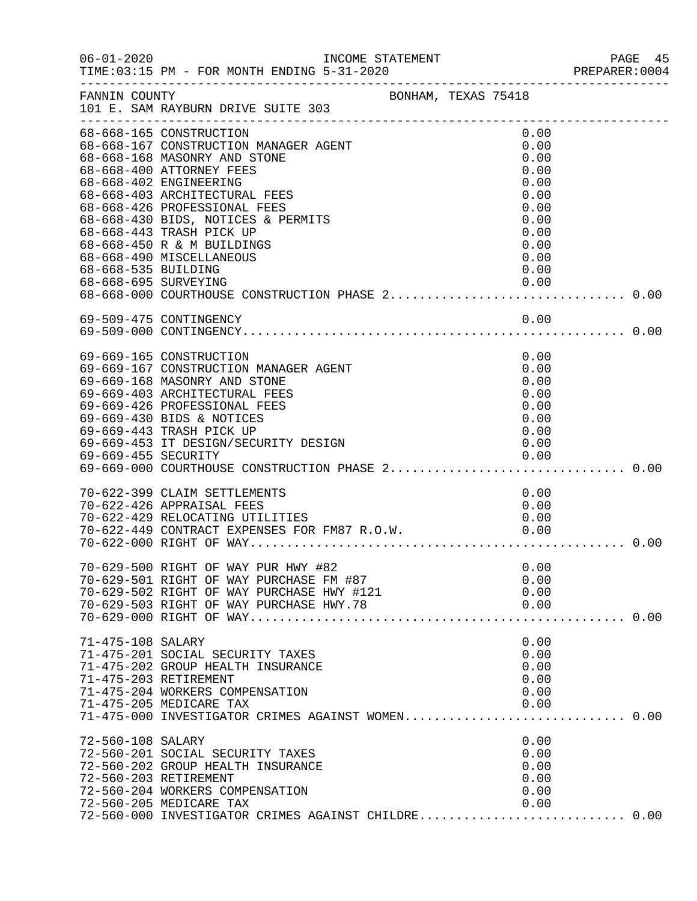FANNIN COUNTY                                    BONHAM, TEXAS 75418
101 E. SAM RAYBURN DRIVE SUITE 303

| Account | Description | Amount | Total |
|---|---|---|---|
| 68-668-165 | CONSTRUCTION | 0.00 | |
| 68-668-167 | CONSTRUCTION MANAGER AGENT | 0.00 | |
| 68-668-168 | MASONRY AND STONE | 0.00 | |
| 68-668-400 | ATTORNEY FEES | 0.00 | |
| 68-668-402 | ENGINEERING | 0.00 | |
| 68-668-403 | ARCHITECTURAL FEES | 0.00 | |
| 68-668-426 | PROFESSIONAL FEES | 0.00 | |
| 68-668-430 | BIDS, NOTICES & PERMITS | 0.00 | |
| 68-668-443 | TRASH PICK UP | 0.00 | |
| 68-668-450 | R & M BUILDINGS | 0.00 | |
| 68-668-490 | MISCELLANEOUS | 0.00 | |
| 68-668-535 | BUILDING | 0.00 | |
| 68-668-695 | SURVEYING | 0.00 | |
| 68-668-000 | COURTHOUSE CONSTRUCTION PHASE 2 | | 0.00 |
| 69-509-475 | CONTINGENCY | 0.00 | |
| 69-509-000 | CONTINGENCY | | 0.00 |
| 69-669-165 | CONSTRUCTION | 0.00 | |
| 69-669-167 | CONSTRUCTION MANAGER AGENT | 0.00 | |
| 69-669-168 | MASONRY AND STONE | 0.00 | |
| 69-669-403 | ARCHITECTURAL FEES | 0.00 | |
| 69-669-426 | PROFESSIONAL FEES | 0.00 | |
| 69-669-430 | BIDS & NOTICES | 0.00 | |
| 69-669-443 | TRASH PICK UP | 0.00 | |
| 69-669-453 | IT DESIGN/SECURITY DESIGN | 0.00 | |
| 69-669-455 | SECURITY | 0.00 | |
| 69-669-000 | COURTHOUSE CONSTRUCTION PHASE 2 | | 0.00 |
| 70-622-399 | CLAIM SETTLEMENTS | 0.00 | |
| 70-622-426 | APPRAISAL FEES | 0.00 | |
| 70-622-429 | RELOCATING UTILITIES | 0.00 | |
| 70-622-449 | CONTRACT EXPENSES FOR FM87 R.O.W. | 0.00 | |
| 70-622-000 | RIGHT OF WAY | | 0.00 |
| 70-629-500 | RIGHT OF WAY PUR HWY #82 | 0.00 | |
| 70-629-501 | RIGHT OF WAY PURCHASE FM #87 | 0.00 | |
| 70-629-502 | RIGHT OF WAY PURCHASE HWY #121 | 0.00 | |
| 70-629-503 | RIGHT OF WAY PURCHASE HWY.78 | 0.00 | |
| 70-629-000 | RIGHT OF WAY | | 0.00 |
| 71-475-108 | SALARY | 0.00 | |
| 71-475-201 | SOCIAL SECURITY TAXES | 0.00 | |
| 71-475-202 | GROUP HEALTH INSURANCE | 0.00 | |
| 71-475-203 | RETIREMENT | 0.00 | |
| 71-475-204 | WORKERS COMPENSATION | 0.00 | |
| 71-475-205 | MEDICARE TAX | 0.00 | |
| 71-475-000 | INVESTIGATOR CRIMES AGAINST WOMEN | | 0.00 |
| 72-560-108 | SALARY | 0.00 | |
| 72-560-201 | SOCIAL SECURITY TAXES | 0.00 | |
| 72-560-202 | GROUP HEALTH INSURANCE | 0.00 | |
| 72-560-203 | RETIREMENT | 0.00 | |
| 72-560-204 | WORKERS COMPENSATION | 0.00 | |
| 72-560-205 | MEDICARE TAX | 0.00 | |
| 72-560-000 | INVESTIGATOR CRIMES AGAINST CHILDRE | | 0.00 |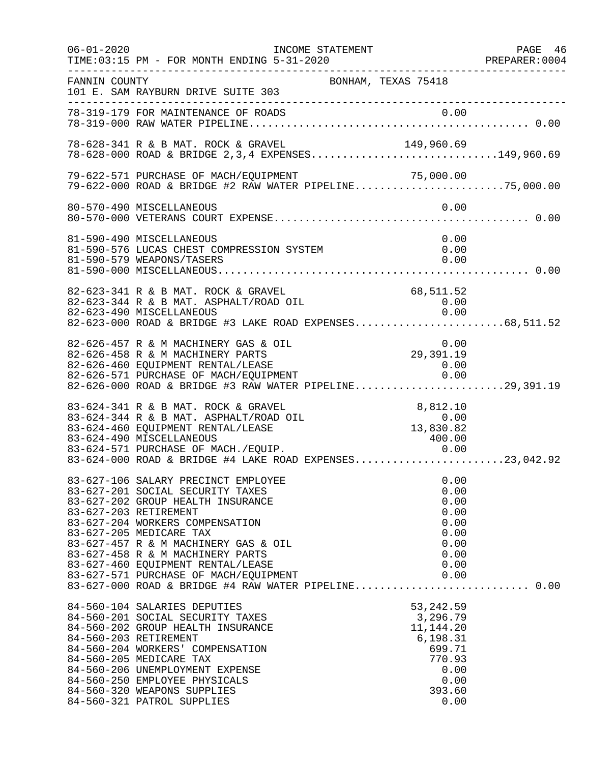FANNIN COUNTY BONHAM, TEXAS 75418
101 E. SAM RAYBURN DRIVE SUITE 303

INCOME STATEMENT
TIME:03:15 PM - FOR MONTH ENDING 5-31-2020

| Account | Description | Amount | Total |
|---|---|---|---|
| 78-319-179 | FOR MAINTENANCE OF ROADS | 0.00 | |
| 78-319-000 | RAW WATER PIPELINE | | 0.00 |
| 78-628-341 | R & B MAT. ROCK & GRAVEL | 149,960.69 | |
| 78-628-000 | ROAD & BRIDGE 2,3,4 EXPENSES | | 149,960.69 |
| 79-622-571 | PURCHASE OF MACH/EQUIPMENT | 75,000.00 | |
| 79-622-000 | ROAD & BRIDGE #2 RAW WATER PIPELINE | | 75,000.00 |
| 80-570-490 | MISCELLANEOUS | 0.00 | |
| 80-570-000 | VETERANS COURT EXPENSE | | 0.00 |
| 81-590-490 | MISCELLANEOUS | 0.00 | |
| 81-590-576 | LUCAS CHEST COMPRESSION SYSTEM | 0.00 | |
| 81-590-579 | WEAPONS/TASERS | 0.00 | |
| 81-590-000 | MISCELLANEOUS | | 0.00 |
| 82-623-341 | R & B MAT. ROCK & GRAVEL | 68,511.52 | |
| 82-623-344 | R & B MAT. ASPHALT/ROAD OIL | 0.00 | |
| 82-623-490 | MISCELLANEOUS | 0.00 | |
| 82-623-000 | ROAD & BRIDGE #3 LAKE ROAD EXPENSES | | 68,511.52 |
| 82-626-457 | R & M MACHINERY GAS & OIL | 0.00 | |
| 82-626-458 | R & M MACHINERY PARTS | 29,391.19 | |
| 82-626-460 | EQUIPMENT RENTAL/LEASE | 0.00 | |
| 82-626-571 | PURCHASE OF MACH/EQUIPMENT | 0.00 | |
| 82-626-000 | ROAD & BRIDGE #3 RAW WATER PIPELINE | | 29,391.19 |
| 83-624-341 | R & B MAT. ROCK & GRAVEL | 8,812.10 | |
| 83-624-344 | R & B MAT. ASPHALT/ROAD OIL | 0.00 | |
| 83-624-460 | EQUIPMENT RENTAL/LEASE | 13,830.82 | |
| 83-624-490 | MISCELLANEOUS | 400.00 | |
| 83-624-571 | PURCHASE OF MACH./EQUIP. | 0.00 | |
| 83-624-000 | ROAD & BRIDGE #4 LAKE ROAD EXPENSES | | 23,042.92 |
| 83-627-106 | SALARY PRECINCT EMPLOYEE | 0.00 | |
| 83-627-201 | SOCIAL SECURITY TAXES | 0.00 | |
| 83-627-202 | GROUP HEALTH INSURANCE | 0.00 | |
| 83-627-203 | RETIREMENT | 0.00 | |
| 83-627-204 | WORKERS COMPENSATION | 0.00 | |
| 83-627-205 | MEDICARE TAX | 0.00 | |
| 83-627-457 | R & M MACHINERY GAS & OIL | 0.00 | |
| 83-627-458 | R & M MACHINERY PARTS | 0.00 | |
| 83-627-460 | EQUIPMENT RENTAL/LEASE | 0.00 | |
| 83-627-571 | PURCHASE OF MACH/EQUIPMENT | 0.00 | |
| 83-627-000 | ROAD & BRIDGE #4 RAW WATER PIPELINE | | 0.00 |
| 84-560-104 | SALARIES DEPUTIES | 53,242.59 | |
| 84-560-201 | SOCIAL SECURITY TAXES | 3,296.79 | |
| 84-560-202 | GROUP HEALTH INSURANCE | 11,144.20 | |
| 84-560-203 | RETIREMENT | 6,198.31 | |
| 84-560-204 | WORKERS' COMPENSATION | 699.71 | |
| 84-560-205 | MEDICARE TAX | 770.93 | |
| 84-560-206 | UNEMPLOYMENT EXPENSE | 0.00 | |
| 84-560-250 | EMPLOYEE PHYSICALS | 0.00 | |
| 84-560-320 | WEAPONS SUPPLIES | 393.60 | |
| 84-560-321 | PATROL SUPPLIES | 0.00 | |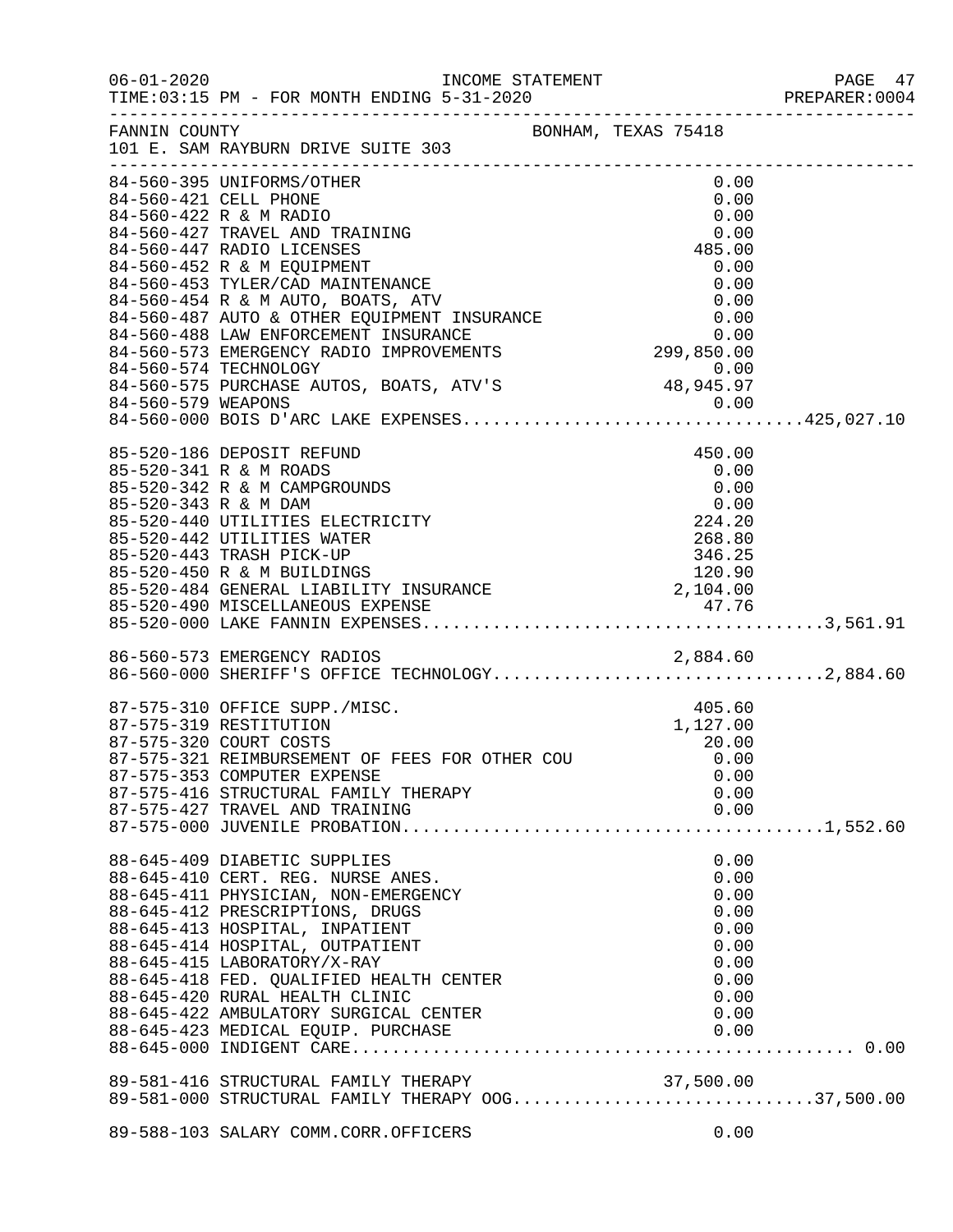FANNIN COUNTY BONHAM, TEXAS 75418
101 E. SAM RAYBURN DRIVE SUITE 303

| Account | Description | Amount | Total |
|---|---|---|---|
| 84-560-395 | UNIFORMS/OTHER | 0.00 | |
| 84-560-421 | CELL PHONE | 0.00 | |
| 84-560-422 | R & M RADIO | 0.00 | |
| 84-560-427 | TRAVEL AND TRAINING | 0.00 | |
| 84-560-447 | RADIO LICENSES | 485.00 | |
| 84-560-452 | R & M EQUIPMENT | 0.00 | |
| 84-560-453 | TYLER/CAD MAINTENANCE | 0.00 | |
| 84-560-454 | R & M AUTO, BOATS, ATV | 0.00 | |
| 84-560-487 | AUTO & OTHER EQUIPMENT INSURANCE | 0.00 | |
| 84-560-488 | LAW ENFORCEMENT INSURANCE | 0.00 | |
| 84-560-573 | EMERGENCY RADIO IMPROVEMENTS | 299,850.00 | |
| 84-560-574 | TECHNOLOGY | 0.00 | |
| 84-560-575 | PURCHASE AUTOS, BOATS, ATV'S | 48,945.97 | |
| 84-560-579 | WEAPONS | 0.00 | |
| 84-560-000 | BOIS D'ARC LAKE EXPENSES | | 425,027.10 |
| 85-520-186 | DEPOSIT REFUND | 450.00 | |
| 85-520-341 | R & M ROADS | 0.00 | |
| 85-520-342 | R & M CAMPGROUNDS | 0.00 | |
| 85-520-343 | R & M DAM | 0.00 | |
| 85-520-440 | UTILITIES ELECTRICITY | 224.20 | |
| 85-520-442 | UTILITIES WATER | 268.80 | |
| 85-520-443 | TRASH PICK-UP | 346.25 | |
| 85-520-450 | R & M BUILDINGS | 120.90 | |
| 85-520-484 | GENERAL LIABILITY INSURANCE | 2,104.00 | |
| 85-520-490 | MISCELLANEOUS EXPENSE | 47.76 | |
| 85-520-000 | LAKE FANNIN EXPENSES | | 3,561.91 |
| 86-560-573 | EMERGENCY RADIOS | 2,884.60 | |
| 86-560-000 | SHERIFF'S OFFICE TECHNOLOGY | | 2,884.60 |
| 87-575-310 | OFFICE SUPP./MISC. | 405.60 | |
| 87-575-319 | RESTITUTION | 1,127.00 | |
| 87-575-320 | COURT COSTS | 20.00 | |
| 87-575-321 | REIMBURSEMENT OF FEES FOR OTHER COU | 0.00 | |
| 87-575-353 | COMPUTER EXPENSE | 0.00 | |
| 87-575-416 | STRUCTURAL FAMILY THERAPY | 0.00 | |
| 87-575-427 | TRAVEL AND TRAINING | 0.00 | |
| 87-575-000 | JUVENILE PROBATION | | 1,552.60 |
| 88-645-409 | DIABETIC SUPPLIES | 0.00 | |
| 88-645-410 | CERT. REG. NURSE ANES. | 0.00 | |
| 88-645-411 | PHYSICIAN, NON-EMERGENCY | 0.00 | |
| 88-645-412 | PRESCRIPTIONS, DRUGS | 0.00 | |
| 88-645-413 | HOSPITAL, INPATIENT | 0.00 | |
| 88-645-414 | HOSPITAL, OUTPATIENT | 0.00 | |
| 88-645-415 | LABORATORY/X-RAY | 0.00 | |
| 88-645-418 | FED. QUALIFIED HEALTH CENTER | 0.00 | |
| 88-645-420 | RURAL HEALTH CLINIC | 0.00 | |
| 88-645-422 | AMBULATORY SURGICAL CENTER | 0.00 | |
| 88-645-423 | MEDICAL EQUIP. PURCHASE | 0.00 | |
| 88-645-000 | INDIGENT CARE | | 0.00 |
| 89-581-416 | STRUCTURAL FAMILY THERAPY | 37,500.00 | |
| 89-581-000 | STRUCTURAL FAMILY THERAPY OOG | | 37,500.00 |
| 89-588-103 | SALARY COMM.CORR.OFFICERS | 0.00 | |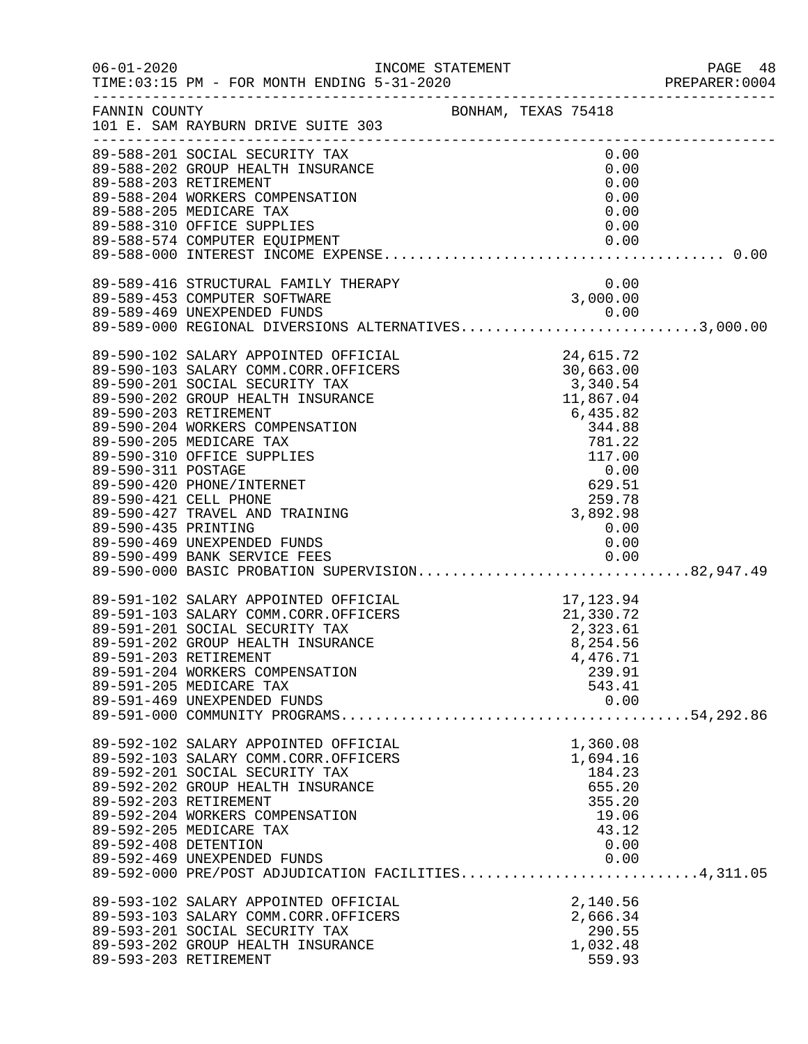FANNIN COUNTY — BONHAM, TEXAS 75418
101 E. SAM RAYBURN DRIVE SUITE 303

| Account | Description | Amount | Total |
|---|---|---|---|
| 89-588-201 | SOCIAL SECURITY TAX | 0.00 | |
| 89-588-202 | GROUP HEALTH INSURANCE | 0.00 | |
| 89-588-203 | RETIREMENT | 0.00 | |
| 89-588-204 | WORKERS COMPENSATION | 0.00 | |
| 89-588-205 | MEDICARE TAX | 0.00 | |
| 89-588-310 | OFFICE SUPPLIES | 0.00 | |
| 89-588-574 | COMPUTER EQUIPMENT | 0.00 | |
| 89-588-000 | INTEREST INCOME EXPENSE | | 0.00 |
| 89-589-416 | STRUCTURAL FAMILY THERAPY | 0.00 | |
| 89-589-453 | COMPUTER SOFTWARE | 3,000.00 | |
| 89-589-469 | UNEXPENDED FUNDS | 0.00 | |
| 89-589-000 | REGIONAL DIVERSIONS ALTERNATIVES | | 3,000.00 |
| 89-590-102 | SALARY APPOINTED OFFICIAL | 24,615.72 | |
| 89-590-103 | SALARY COMM.CORR.OFFICERS | 30,663.00 | |
| 89-590-201 | SOCIAL SECURITY TAX | 3,340.54 | |
| 89-590-202 | GROUP HEALTH INSURANCE | 11,867.04 | |
| 89-590-203 | RETIREMENT | 6,435.82 | |
| 89-590-204 | WORKERS COMPENSATION | 344.88 | |
| 89-590-205 | MEDICARE TAX | 781.22 | |
| 89-590-310 | OFFICE SUPPLIES | 117.00 | |
| 89-590-311 | POSTAGE | 0.00 | |
| 89-590-420 | PHONE/INTERNET | 629.51 | |
| 89-590-421 | CELL PHONE | 259.78 | |
| 89-590-427 | TRAVEL AND TRAINING | 3,892.98 | |
| 89-590-435 | PRINTING | 0.00 | |
| 89-590-469 | UNEXPENDED FUNDS | 0.00 | |
| 89-590-499 | BANK SERVICE FEES | 0.00 | |
| 89-590-000 | BASIC PROBATION SUPERVISION | | 82,947.49 |
| 89-591-102 | SALARY APPOINTED OFFICIAL | 17,123.94 | |
| 89-591-103 | SALARY COMM.CORR.OFFICERS | 21,330.72 | |
| 89-591-201 | SOCIAL SECURITY TAX | 2,323.61 | |
| 89-591-202 | GROUP HEALTH INSURANCE | 8,254.56 | |
| 89-591-203 | RETIREMENT | 4,476.71 | |
| 89-591-204 | WORKERS COMPENSATION | 239.91 | |
| 89-591-205 | MEDICARE TAX | 543.41 | |
| 89-591-469 | UNEXPENDED FUNDS | 0.00 | |
| 89-591-000 | COMMUNITY PROGRAMS | | 54,292.86 |
| 89-592-102 | SALARY APPOINTED OFFICIAL | 1,360.08 | |
| 89-592-103 | SALARY COMM.CORR.OFFICERS | 1,694.16 | |
| 89-592-201 | SOCIAL SECURITY TAX | 184.23 | |
| 89-592-202 | GROUP HEALTH INSURANCE | 655.20 | |
| 89-592-203 | RETIREMENT | 355.20 | |
| 89-592-204 | WORKERS COMPENSATION | 19.06 | |
| 89-592-205 | MEDICARE TAX | 43.12 | |
| 89-592-408 | DETENTION | 0.00 | |
| 89-592-469 | UNEXPENDED FUNDS | 0.00 | |
| 89-592-000 | PRE/POST ADJUDICATION FACILITIES | | 4,311.05 |
| 89-593-102 | SALARY APPOINTED OFFICIAL | 2,140.56 | |
| 89-593-103 | SALARY COMM.CORR.OFFICERS | 2,666.34 | |
| 89-593-201 | SOCIAL SECURITY TAX | 290.55 | |
| 89-593-202 | GROUP HEALTH INSURANCE | 1,032.48 | |
| 89-593-203 | RETIREMENT | 559.93 | |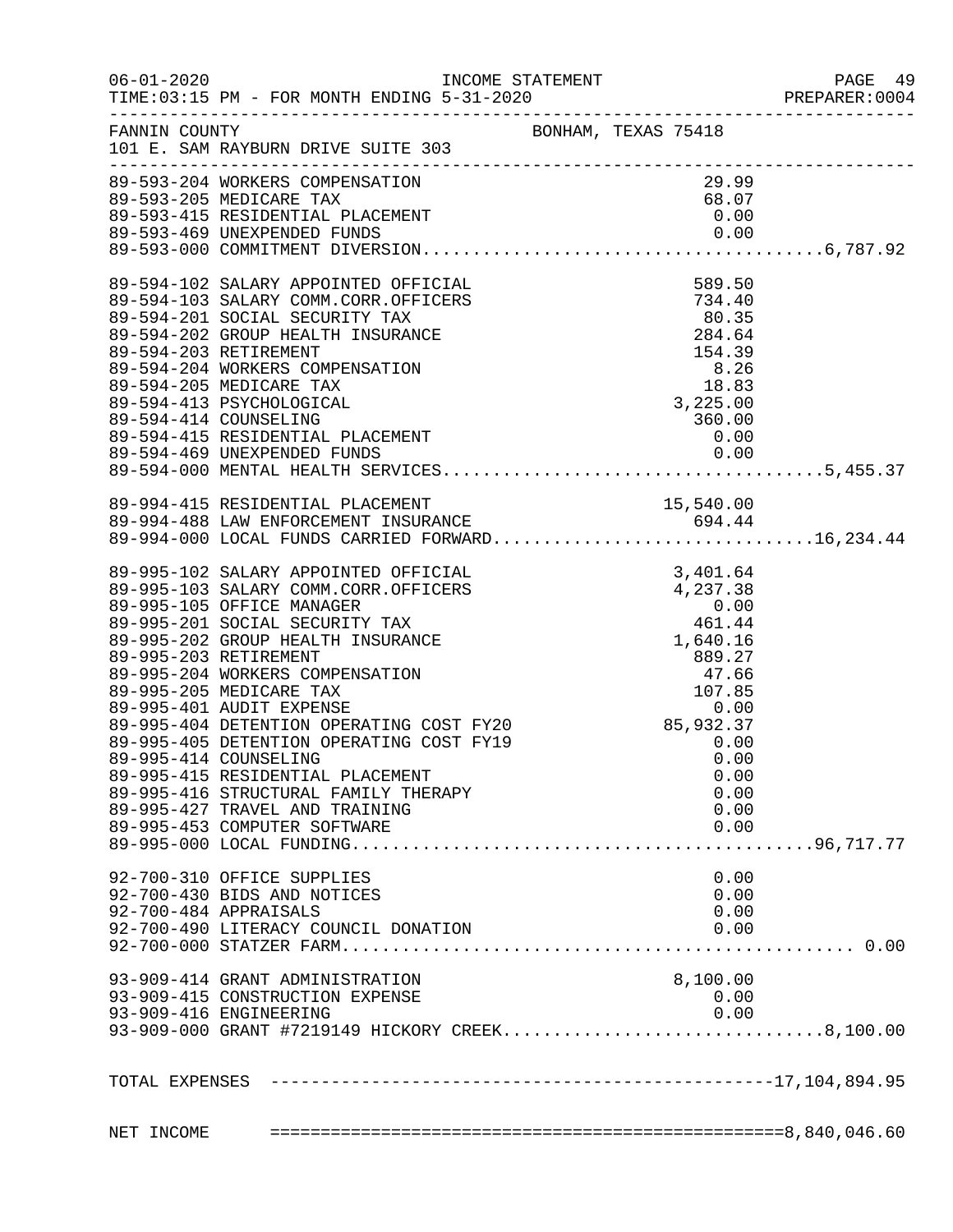FANNIN COUNTY — BONHAM, TEXAS 75418
101 E. SAM RAYBURN DRIVE SUITE 303

INCOME STATEMENT
FOR MONTH ENDING 5-31-2020

| Account | Description | Amount | Total |
|---|---|---|---|
| 89-593-204 | WORKERS COMPENSATION | 29.99 | |
| 89-593-205 | MEDICARE TAX | 68.07 | |
| 89-593-415 | RESIDENTIAL PLACEMENT | 0.00 | |
| 89-593-469 | UNEXPENDED FUNDS | 0.00 | |
| 89-593-000 | COMMITMENT DIVERSION | | 6,787.92 |
| 89-594-102 | SALARY APPOINTED OFFICIAL | 589.50 | |
| 89-594-103 | SALARY COMM.CORR.OFFICERS | 734.40 | |
| 89-594-201 | SOCIAL SECURITY TAX | 80.35 | |
| 89-594-202 | GROUP HEALTH INSURANCE | 284.64 | |
| 89-594-203 | RETIREMENT | 154.39 | |
| 89-594-204 | WORKERS COMPENSATION | 8.26 | |
| 89-594-205 | MEDICARE TAX | 18.83 | |
| 89-594-413 | PSYCHOLOGICAL | 3,225.00 | |
| 89-594-414 | COUNSELING | 360.00 | |
| 89-594-415 | RESIDENTIAL PLACEMENT | 0.00 | |
| 89-594-469 | UNEXPENDED FUNDS | 0.00 | |
| 89-594-000 | MENTAL HEALTH SERVICES | | 5,455.37 |
| 89-994-415 | RESIDENTIAL PLACEMENT | 15,540.00 | |
| 89-994-488 | LAW ENFORCEMENT INSURANCE | 694.44 | |
| 89-994-000 | LOCAL FUNDS CARRIED FORWARD | | 16,234.44 |
| 89-995-102 | SALARY APPOINTED OFFICIAL | 3,401.64 | |
| 89-995-103 | SALARY COMM.CORR.OFFICERS | 4,237.38 | |
| 89-995-105 | OFFICE MANAGER | 0.00 | |
| 89-995-201 | SOCIAL SECURITY TAX | 461.44 | |
| 89-995-202 | GROUP HEALTH INSURANCE | 1,640.16 | |
| 89-995-203 | RETIREMENT | 889.27 | |
| 89-995-204 | WORKERS COMPENSATION | 47.66 | |
| 89-995-205 | MEDICARE TAX | 107.85 | |
| 89-995-401 | AUDIT EXPENSE | 0.00 | |
| 89-995-404 | DETENTION OPERATING COST FY20 | 85,932.37 | |
| 89-995-405 | DETENTION OPERATING COST FY19 | 0.00 | |
| 89-995-414 | COUNSELING | 0.00 | |
| 89-995-415 | RESIDENTIAL PLACEMENT | 0.00 | |
| 89-995-416 | STRUCTURAL FAMILY THERAPY | 0.00 | |
| 89-995-427 | TRAVEL AND TRAINING | 0.00 | |
| 89-995-453 | COMPUTER SOFTWARE | 0.00 | |
| 89-995-000 | LOCAL FUNDING | | 96,717.77 |
| 92-700-310 | OFFICE SUPPLIES | 0.00 | |
| 92-700-430 | BIDS AND NOTICES | 0.00 | |
| 92-700-484 | APPRAISALS | 0.00 | |
| 92-700-490 | LITERACY COUNCIL DONATION | 0.00 | |
| 92-700-000 | STATZER FARM | | 0.00 |
| 93-909-414 | GRANT ADMINISTRATION | 8,100.00 | |
| 93-909-415 | CONSTRUCTION EXPENSE | 0.00 | |
| 93-909-416 | ENGINEERING | 0.00 | |
| 93-909-000 | GRANT #7219149 HICKORY CREEK | | 8,100.00 |
| | **TOTAL EXPENSES** | | **17,104,894.95** |
| | **NET INCOME** | | **8,840,046.60** |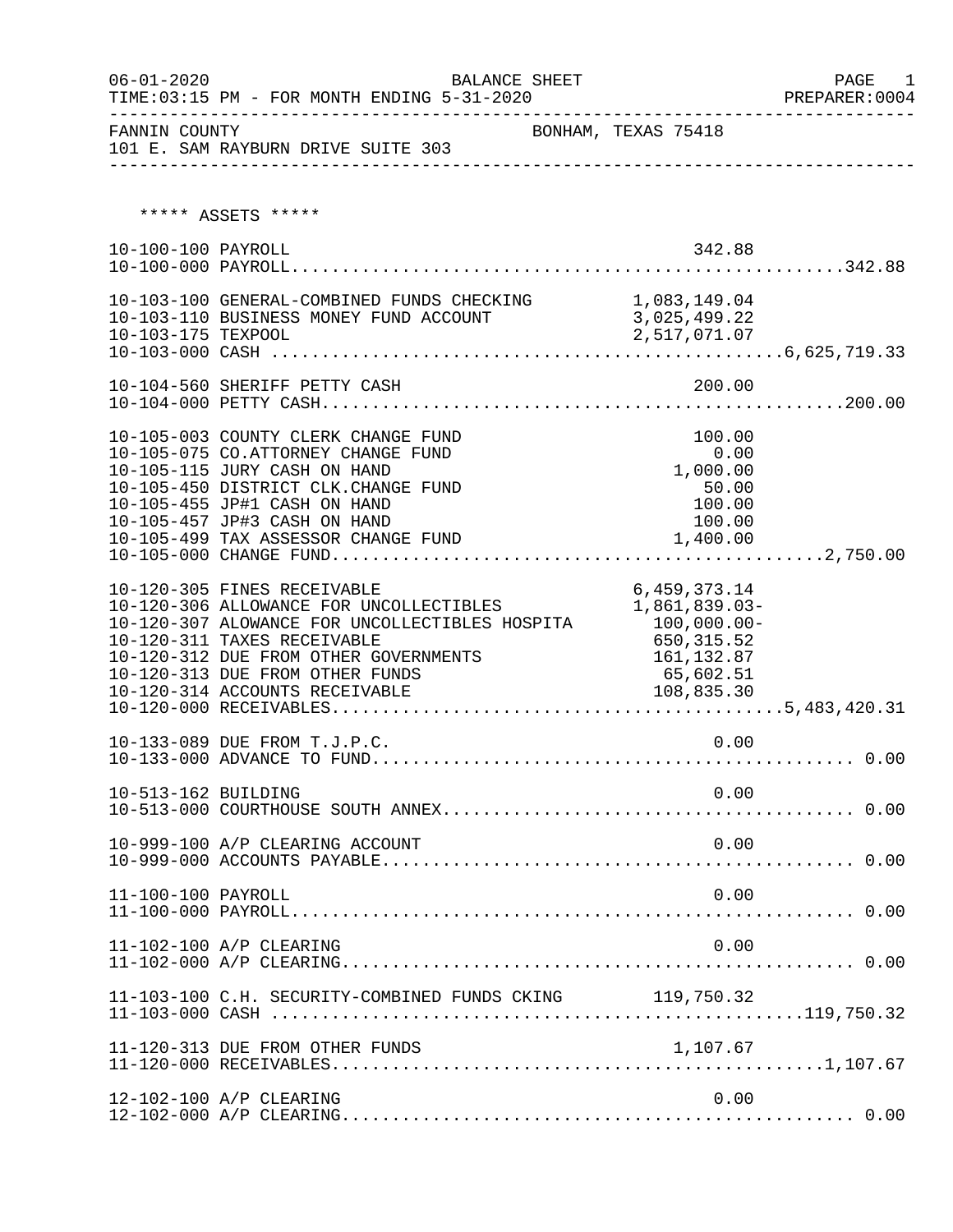FANNIN COUNTY — BONHAM, TEXAS 75418
101 E. SAM RAYBURN DRIVE SUITE 303

BALANCE SHEET — FOR MONTH ENDING 5-31-2020

***** ASSETS *****

| Account | Description | Amount | Total |
|---|---|---|---|
| 10-100-100 | PAYROLL | 342.88 | |
| 10-100-000 | PAYROLL | | 342.88 |
| 10-103-100 | GENERAL-COMBINED FUNDS CHECKING | 1,083,149.04 | |
| 10-103-110 | BUSINESS MONEY FUND ACCOUNT | 3,025,499.22 | |
| 10-103-175 | TEXPOOL | 2,517,071.07 | |
| 10-103-000 | CASH | | 6,625,719.33 |
| 10-104-560 | SHERIFF PETTY CASH | 200.00 | |
| 10-104-000 | PETTY CASH | | 200.00 |
| 10-105-003 | COUNTY CLERK CHANGE FUND | 100.00 | |
| 10-105-075 | CO.ATTORNEY CHANGE FUND | 0.00 | |
| 10-105-115 | JURY CASH ON HAND | 1,000.00 | |
| 10-105-450 | DISTRICT CLK.CHANGE FUND | 50.00 | |
| 10-105-455 | JP#1 CASH ON HAND | 100.00 | |
| 10-105-457 | JP#3 CASH ON HAND | 100.00 | |
| 10-105-499 | TAX ASSESSOR CHANGE FUND | 1,400.00 | |
| 10-105-000 | CHANGE FUND | | 2,750.00 |
| 10-120-305 | FINES RECEIVABLE | 6,459,373.14 | |
| 10-120-306 | ALLOWANCE FOR UNCOLLECTIBLES | 1,861,839.03- | |
| 10-120-307 | ALOWANCE FOR UNCOLLECTIBLES HOSPITA | 100,000.00- | |
| 10-120-311 | TAXES RECEIVABLE | 650,315.52 | |
| 10-120-312 | DUE FROM OTHER GOVERNMENTS | 161,132.87 | |
| 10-120-313 | DUE FROM OTHER FUNDS | 65,602.51 | |
| 10-120-314 | ACCOUNTS RECEIVABLE | 108,835.30 | |
| 10-120-000 | RECEIVABLES | | 5,483,420.31 |
| 10-133-089 | DUE FROM T.J.P.C. | 0.00 | |
| 10-133-000 | ADVANCE TO FUND | | 0.00 |
| 10-513-162 | BUILDING | 0.00 | |
| 10-513-000 | COURTHOUSE SOUTH ANNEX | | 0.00 |
| 10-999-100 | A/P CLEARING ACCOUNT | 0.00 | |
| 10-999-000 | ACCOUNTS PAYABLE | | 0.00 |
| 11-100-100 | PAYROLL | 0.00 | |
| 11-100-000 | PAYROLL | | 0.00 |
| 11-102-100 | A/P CLEARING | 0.00 | |
| 11-102-000 | A/P CLEARING | | 0.00 |
| 11-103-100 | C.H. SECURITY-COMBINED FUNDS CKING | 119,750.32 | |
| 11-103-000 | CASH | | 119,750.32 |
| 11-120-313 | DUE FROM OTHER FUNDS | 1,107.67 | |
| 11-120-000 | RECEIVABLES | | 1,107.67 |
| 12-102-100 | A/P CLEARING | 0.00 | |
| 12-102-000 | A/P CLEARING | | 0.00 |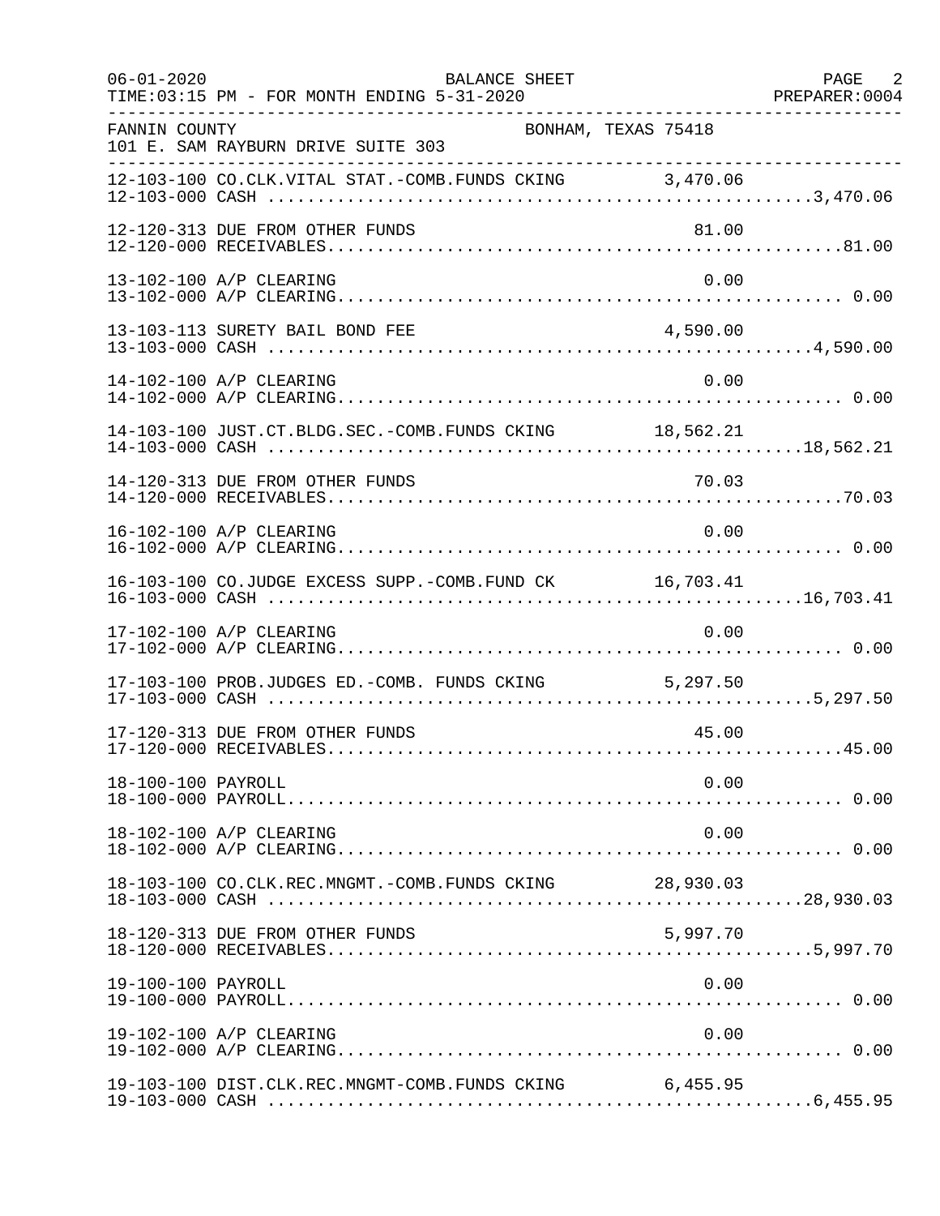FANNIN COUNTY — BONHAM, TEXAS 75418
101 E. SAM RAYBURN DRIVE SUITE 303

BALANCE SHEET — FOR MONTH ENDING 5-31-2020

| Account | Description | Amount | Total |
|---|---|---|---|
| 12-103-100 | CO.CLK.VITAL STAT.-COMB.FUNDS CKING | 3,470.06 | |
| 12-103-000 | CASH | | 3,470.06 |
| 12-120-313 | DUE FROM OTHER FUNDS | 81.00 | |
| 12-120-000 | RECEIVABLES | | 81.00 |
| 13-102-100 | A/P CLEARING | 0.00 | |
| 13-102-000 | A/P CLEARING | | 0.00 |
| 13-103-113 | SURETY BAIL BOND FEE | 4,590.00 | |
| 13-103-000 | CASH | | 4,590.00 |
| 14-102-100 | A/P CLEARING | 0.00 | |
| 14-102-000 | A/P CLEARING | | 0.00 |
| 14-103-100 | JUST.CT.BLDG.SEC.-COMB.FUNDS CKING | 18,562.21 | |
| 14-103-000 | CASH | | 18,562.21 |
| 14-120-313 | DUE FROM OTHER FUNDS | 70.03 | |
| 14-120-000 | RECEIVABLES | | 70.03 |
| 16-102-100 | A/P CLEARING | 0.00 | |
| 16-102-000 | A/P CLEARING | | 0.00 |
| 16-103-100 | CO.JUDGE EXCESS SUPP.-COMB.FUND CK | 16,703.41 | |
| 16-103-000 | CASH | | 16,703.41 |
| 17-102-100 | A/P CLEARING | 0.00 | |
| 17-102-000 | A/P CLEARING | | 0.00 |
| 17-103-100 | PROB.JUDGES ED.-COMB. FUNDS CKING | 5,297.50 | |
| 17-103-000 | CASH | | 5,297.50 |
| 17-120-313 | DUE FROM OTHER FUNDS | 45.00 | |
| 17-120-000 | RECEIVABLES | | 45.00 |
| 18-100-100 | PAYROLL | 0.00 | |
| 18-100-000 | PAYROLL | | 0.00 |
| 18-102-100 | A/P CLEARING | 0.00 | |
| 18-102-000 | A/P CLEARING | | 0.00 |
| 18-103-100 | CO.CLK.REC.MNGMT.-COMB.FUNDS CKING | 28,930.03 | |
| 18-103-000 | CASH | | 28,930.03 |
| 18-120-313 | DUE FROM OTHER FUNDS | 5,997.70 | |
| 18-120-000 | RECEIVABLES | | 5,997.70 |
| 19-100-100 | PAYROLL | 0.00 | |
| 19-100-000 | PAYROLL | | 0.00 |
| 19-102-100 | A/P CLEARING | 0.00 | |
| 19-102-000 | A/P CLEARING | | 0.00 |
| 19-103-100 | DIST.CLK.REC.MNGMT-COMB.FUNDS CKING | 6,455.95 | |
| 19-103-000 | CASH | | 6,455.95 |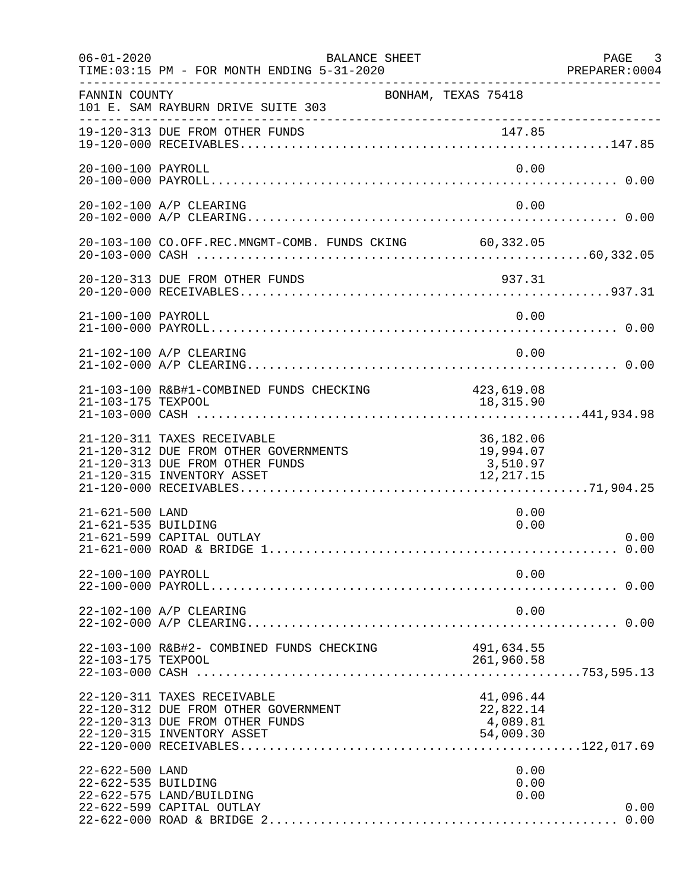BALANCE SHEET

06-01-2020
TIME:03:15 PM - FOR MONTH ENDING 5-31-2020
PREPARER:0004

FANNIN COUNTY
101 E. SAM RAYBURN DRIVE SUITE 303
BONHAM, TEXAS 75418

| Account | Description | Amount | Total |
|---|---|---|---|
| 19-120-313 | DUE FROM OTHER FUNDS | 147.85 | |
| 19-120-000 | RECEIVABLES | | 147.85 |
| 20-100-100 | PAYROLL | 0.00 | |
| 20-100-000 | PAYROLL | | 0.00 |
| 20-102-100 | A/P CLEARING | 0.00 | |
| 20-102-000 | A/P CLEARING | | 0.00 |
| 20-103-100 | CO.OFF.REC.MNGMT-COMB. FUNDS CKING | 60,332.05 | |
| 20-103-000 | CASH | | 60,332.05 |
| 20-120-313 | DUE FROM OTHER FUNDS | 937.31 | |
| 20-120-000 | RECEIVABLES | | 937.31 |
| 21-100-100 | PAYROLL | 0.00 | |
| 21-100-000 | PAYROLL | | 0.00 |
| 21-102-100 | A/P CLEARING | 0.00 | |
| 21-102-000 | A/P CLEARING | | 0.00 |
| 21-103-100 | R&B#1-COMBINED FUNDS CHECKING | 423,619.08 | |
| 21-103-175 | TEXPOOL | 18,315.90 | |
| 21-103-000 | CASH | | 441,934.98 |
| 21-120-311 | TAXES RECEIVABLE | 36,182.06 | |
| 21-120-312 | DUE FROM OTHER GOVERNMENTS | 19,994.07 | |
| 21-120-313 | DUE FROM OTHER FUNDS | 3,510.97 | |
| 21-120-315 | INVENTORY ASSET | 12,217.15 | |
| 21-120-000 | RECEIVABLES | | 71,904.25 |
| 21-621-500 | LAND | 0.00 | |
| 21-621-535 | BUILDING | 0.00 | |
| 21-621-599 | CAPITAL OUTLAY | | 0.00 |
| 21-621-000 | ROAD & BRIDGE 1 | | 0.00 |
| 22-100-100 | PAYROLL | 0.00 | |
| 22-100-000 | PAYROLL | | 0.00 |
| 22-102-100 | A/P CLEARING | 0.00 | |
| 22-102-000 | A/P CLEARING | | 0.00 |
| 22-103-100 | R&B#2- COMBINED FUNDS CHECKING | 491,634.55 | |
| 22-103-175 | TEXPOOL | 261,960.58 | |
| 22-103-000 | CASH | | 753,595.13 |
| 22-120-311 | TAXES RECEIVABLE | 41,096.44 | |
| 22-120-312 | DUE FROM OTHER GOVERNMENT | 22,822.14 | |
| 22-120-313 | DUE FROM OTHER FUNDS | 4,089.81 | |
| 22-120-315 | INVENTORY ASSET | 54,009.30 | |
| 22-120-000 | RECEIVABLES | | 122,017.69 |
| 22-622-500 | LAND | 0.00 | |
| 22-622-535 | BUILDING | 0.00 | |
| 22-622-575 | LAND/BUILDING | 0.00 | |
| 22-622-599 | CAPITAL OUTLAY | | 0.00 |
| 22-622-000 | ROAD & BRIDGE 2 | | 0.00 |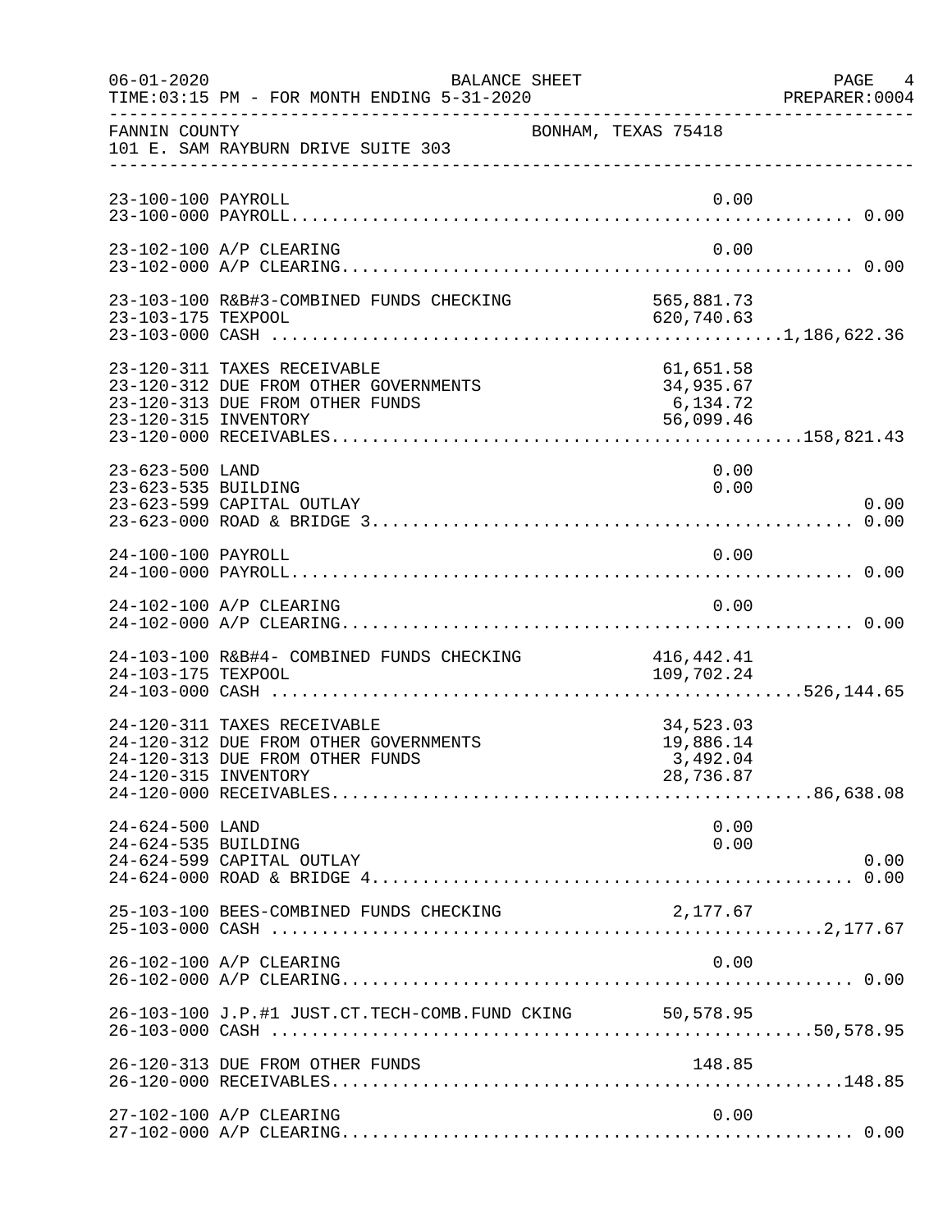FANNIN COUNTY BONHAM, TEXAS 75418
101 E. SAM RAYBURN DRIVE SUITE 303

| Account | Description | Detail | Total |
|---|---|---|---|
| 23-100-100 | PAYROLL | 0.00 | |
| 23-100-000 | PAYROLL | | 0.00 |
| 23-102-100 | A/P CLEARING | 0.00 | |
| 23-102-000 | A/P CLEARING | | 0.00 |
| 23-103-100 | R&B#3-COMBINED FUNDS CHECKING | 565,881.73 | |
| 23-103-175 | TEXPOOL | 620,740.63 | |
| 23-103-000 | CASH | | 1,186,622.36 |
| 23-120-311 | TAXES RECEIVABLE | 61,651.58 | |
| 23-120-312 | DUE FROM OTHER GOVERNMENTS | 34,935.67 | |
| 23-120-313 | DUE FROM OTHER FUNDS | 6,134.72 | |
| 23-120-315 | INVENTORY | 56,099.46 | |
| 23-120-000 | RECEIVABLES | | 158,821.43 |
| 23-623-500 | LAND | 0.00 | |
| 23-623-535 | BUILDING | 0.00 | |
| 23-623-599 | CAPITAL OUTLAY | | 0.00 |
| 23-623-000 | ROAD & BRIDGE 3 | | 0.00 |
| 24-100-100 | PAYROLL | 0.00 | |
| 24-100-000 | PAYROLL | | 0.00 |
| 24-102-100 | A/P CLEARING | 0.00 | |
| 24-102-000 | A/P CLEARING | | 0.00 |
| 24-103-100 | R&B#4- COMBINED FUNDS CHECKING | 416,442.41 | |
| 24-103-175 | TEXPOOL | 109,702.24 | |
| 24-103-000 | CASH | | 526,144.65 |
| 24-120-311 | TAXES RECEIVABLE | 34,523.03 | |
| 24-120-312 | DUE FROM OTHER GOVERNMENTS | 19,886.14 | |
| 24-120-313 | DUE FROM OTHER FUNDS | 3,492.04 | |
| 24-120-315 | INVENTORY | 28,736.87 | |
| 24-120-000 | RECEIVABLES | | 86,638.08 |
| 24-624-500 | LAND | 0.00 | |
| 24-624-535 | BUILDING | 0.00 | |
| 24-624-599 | CAPITAL OUTLAY | | 0.00 |
| 24-624-000 | ROAD & BRIDGE 4 | | 0.00 |
| 25-103-100 | BEES-COMBINED FUNDS CHECKING | 2,177.67 | |
| 25-103-000 | CASH | | 2,177.67 |
| 26-102-100 | A/P CLEARING | 0.00 | |
| 26-102-000 | A/P CLEARING | | 0.00 |
| 26-103-100 | J.P.#1 JUST.CT.TECH-COMB.FUND CKING | 50,578.95 | |
| 26-103-000 | CASH | | 50,578.95 |
| 26-120-313 | DUE FROM OTHER FUNDS | 148.85 | |
| 26-120-000 | RECEIVABLES | | 148.85 |
| 27-102-100 | A/P CLEARING | 0.00 | |
| 27-102-000 | A/P CLEARING | | 0.00 |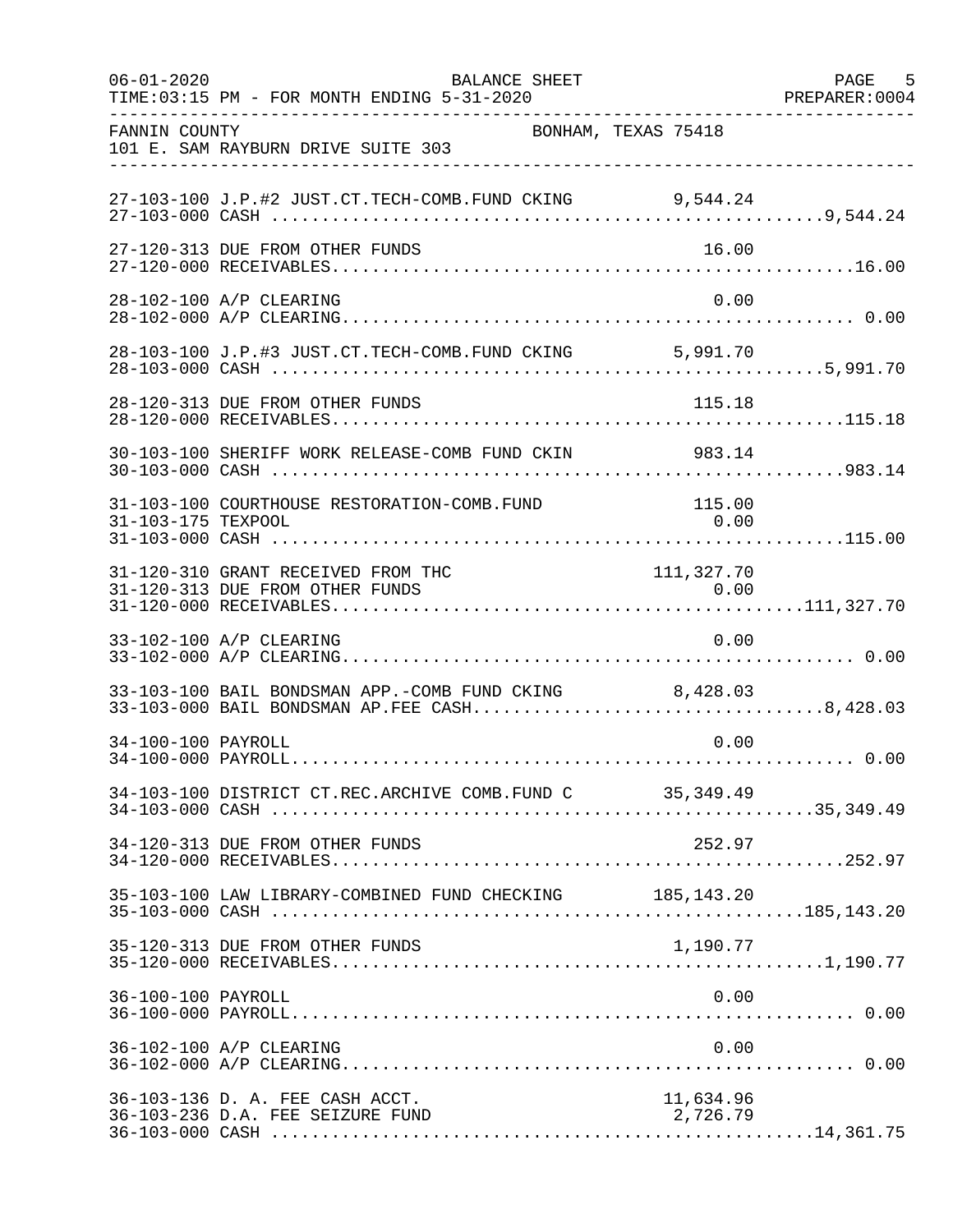FANNIN COUNTY BONHAM, TEXAS 75418
101 E. SAM RAYBURN DRIVE SUITE 303

BALANCE SHEET
FOR MONTH ENDING 5-31-2020

| Account | Description | Amount | Total |
|---|---|---|---|
| 27-103-100 | J.P.#2 JUST.CT.TECH-COMB.FUND CKING | 9,544.24 | |
| 27-103-000 | CASH | | 9,544.24 |
| 27-120-313 | DUE FROM OTHER FUNDS | 16.00 | |
| 27-120-000 | RECEIVABLES | | 16.00 |
| 28-102-100 | A/P CLEARING | 0.00 | |
| 28-102-000 | A/P CLEARING | | 0.00 |
| 28-103-100 | J.P.#3 JUST.CT.TECH-COMB.FUND CKING | 5,991.70 | |
| 28-103-000 | CASH | | 5,991.70 |
| 28-120-313 | DUE FROM OTHER FUNDS | 115.18 | |
| 28-120-000 | RECEIVABLES | | 115.18 |
| 30-103-100 | SHERIFF WORK RELEASE-COMB FUND CKIN | 983.14 | |
| 30-103-000 | CASH | | 983.14 |
| 31-103-100 | COURTHOUSE RESTORATION-COMB.FUND | 115.00 | |
| 31-103-175 | TEXPOOL | 0.00 | |
| 31-103-000 | CASH | | 115.00 |
| 31-120-310 | GRANT RECEIVED FROM THC | 111,327.70 | |
| 31-120-313 | DUE FROM OTHER FUNDS | 0.00 | |
| 31-120-000 | RECEIVABLES | | 111,327.70 |
| 33-102-100 | A/P CLEARING | 0.00 | |
| 33-102-000 | A/P CLEARING | | 0.00 |
| 33-103-100 | BAIL BONDSMAN APP.-COMB FUND CKING | 8,428.03 | |
| 33-103-000 | BAIL BONDSMAN AP.FEE CASH | | 8,428.03 |
| 34-100-100 | PAYROLL | 0.00 | |
| 34-100-000 | PAYROLL | | 0.00 |
| 34-103-100 | DISTRICT CT.REC.ARCHIVE COMB.FUND C | 35,349.49 | |
| 34-103-000 | CASH | | 35,349.49 |
| 34-120-313 | DUE FROM OTHER FUNDS | 252.97 | |
| 34-120-000 | RECEIVABLES | | 252.97 |
| 35-103-100 | LAW LIBRARY-COMBINED FUND CHECKING | 185,143.20 | |
| 35-103-000 | CASH | | 185,143.20 |
| 35-120-313 | DUE FROM OTHER FUNDS | 1,190.77 | |
| 35-120-000 | RECEIVABLES | | 1,190.77 |
| 36-100-100 | PAYROLL | 0.00 | |
| 36-100-000 | PAYROLL | | 0.00 |
| 36-102-100 | A/P CLEARING | 0.00 | |
| 36-102-000 | A/P CLEARING | | 0.00 |
| 36-103-136 | D. A. FEE CASH ACCT. | 11,634.96 | |
| 36-103-236 | D.A. FEE SEIZURE FUND | 2,726.79 | |
| 36-103-000 | CASH | | 14,361.75 |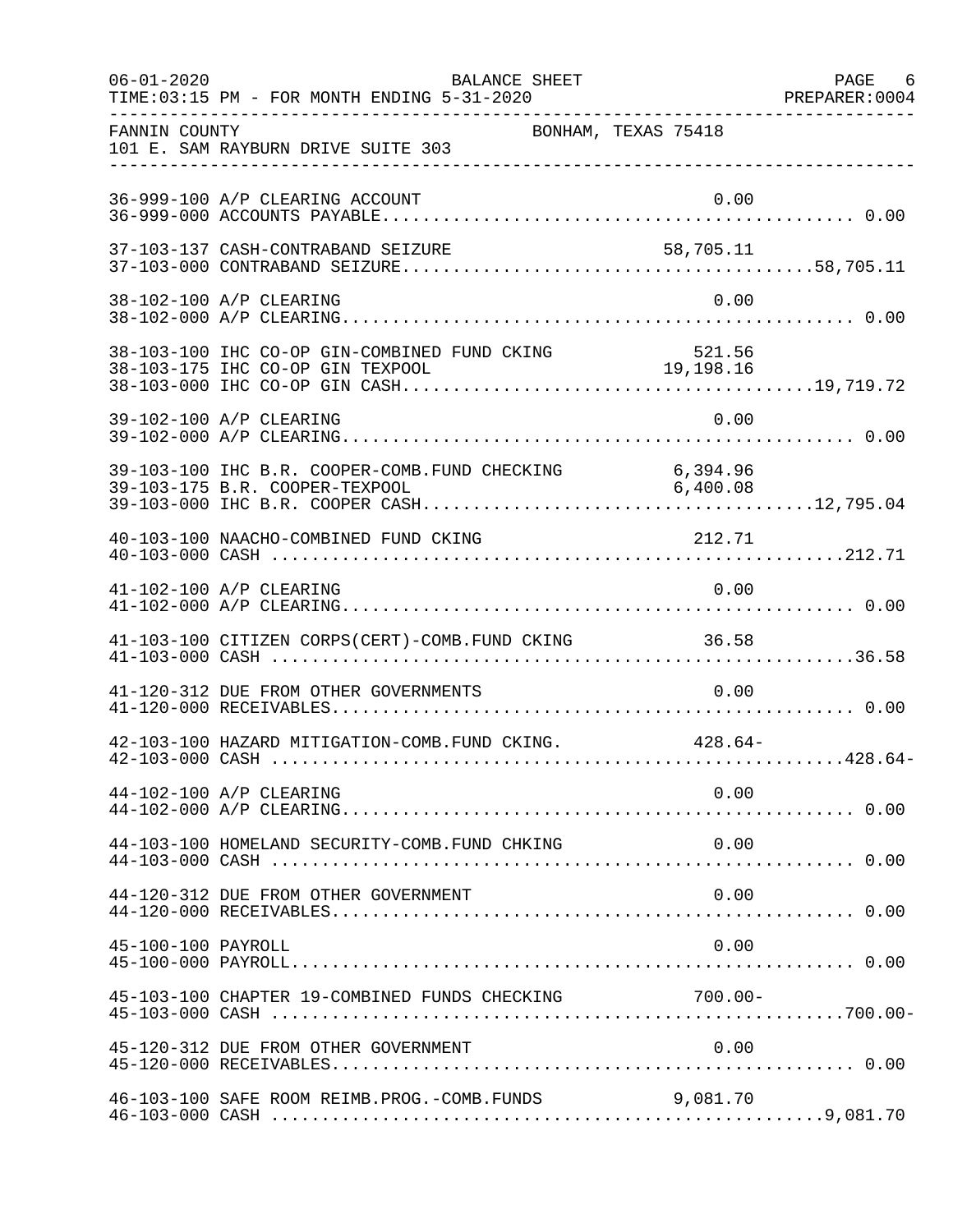FANNIN COUNTY BONHAM, TEXAS 75418
101 E. SAM RAYBURN DRIVE SUITE 303

| Account | Description | Amount | Total |
|---|---|---|---|
| 36-999-100 | A/P CLEARING ACCOUNT | 0.00 | |
| 36-999-000 | ACCOUNTS PAYABLE | | 0.00 |
| 37-103-137 | CASH-CONTRABAND SEIZURE | 58,705.11 | |
| 37-103-000 | CONTRABAND SEIZURE | | 58,705.11 |
| 38-102-100 | A/P CLEARING | 0.00 | |
| 38-102-000 | A/P CLEARING | | 0.00 |
| 38-103-100 | IHC CO-OP GIN-COMBINED FUND CKING | 521.56 | |
| 38-103-175 | IHC CO-OP GIN TEXPOOL | 19,198.16 | |
| 38-103-000 | IHC CO-OP GIN CASH | | 19,719.72 |
| 39-102-100 | A/P CLEARING | 0.00 | |
| 39-102-000 | A/P CLEARING | | 0.00 |
| 39-103-100 | IHC B.R. COOPER-COMB.FUND CHECKING | 6,394.96 | |
| 39-103-175 | B.R. COOPER-TEXPOOL | 6,400.08 | |
| 39-103-000 | IHC B.R. COOPER CASH | | 12,795.04 |
| 40-103-100 | NAACHO-COMBINED FUND CKING | 212.71 | |
| 40-103-000 | CASH | | 212.71 |
| 41-102-100 | A/P CLEARING | 0.00 | |
| 41-102-000 | A/P CLEARING | | 0.00 |
| 41-103-100 | CITIZEN CORPS(CERT)-COMB.FUND CKING | 36.58 | |
| 41-103-000 | CASH | | 36.58 |
| 41-120-312 | DUE FROM OTHER GOVERNMENTS | 0.00 | |
| 41-120-000 | RECEIVABLES | | 0.00 |
| 42-103-100 | HAZARD MITIGATION-COMB.FUND CKING. | 428.64- | |
| 42-103-000 | CASH | | 428.64- |
| 44-102-100 | A/P CLEARING | 0.00 | |
| 44-102-000 | A/P CLEARING | | 0.00 |
| 44-103-100 | HOMELAND SECURITY-COMB.FUND CHKING | 0.00 | |
| 44-103-000 | CASH | | 0.00 |
| 44-120-312 | DUE FROM OTHER GOVERNMENT | 0.00 | |
| 44-120-000 | RECEIVABLES | | 0.00 |
| 45-100-100 | PAYROLL | 0.00 | |
| 45-100-000 | PAYROLL | | 0.00 |
| 45-103-100 | CHAPTER 19-COMBINED FUNDS CHECKING | 700.00- | |
| 45-103-000 | CASH | | 700.00- |
| 45-120-312 | DUE FROM OTHER GOVERNMENT | 0.00 | |
| 45-120-000 | RECEIVABLES | | 0.00 |
| 46-103-100 | SAFE ROOM REIMB.PROG.-COMB.FUNDS | 9,081.70 | |
| 46-103-000 | CASH | | 9,081.70 |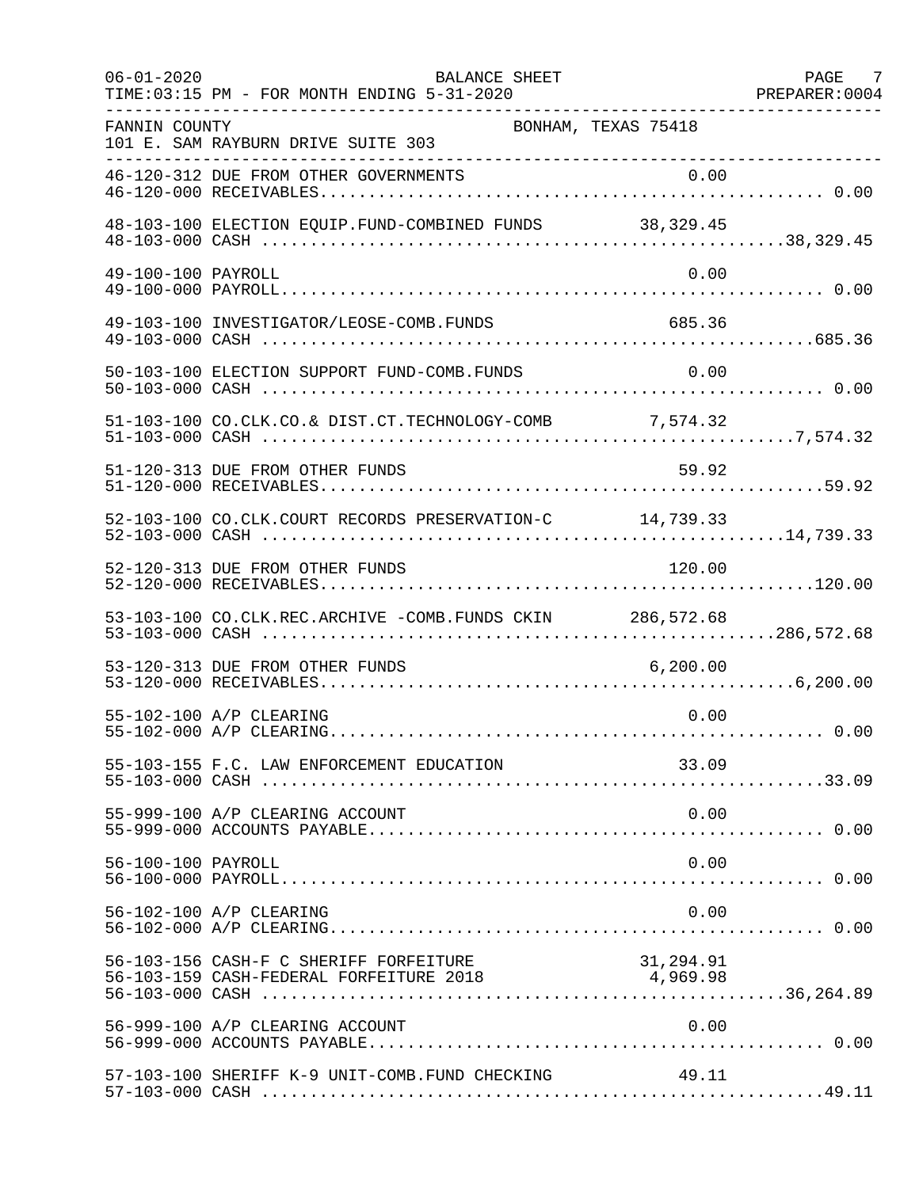FANNIN COUNTY BONHAM, TEXAS 75418
101 E. SAM RAYBURN DRIVE SUITE 303

BALANCE SHEET
FOR MONTH ENDING 5-31-2020

| Account | Description | Detail | Total |
|---|---|---|---|
| 46-120-312 | DUE FROM OTHER GOVERNMENTS | 0.00 | |
| 46-120-000 | RECEIVABLES | | 0.00 |
| 48-103-100 | ELECTION EQUIP.FUND-COMBINED FUNDS | 38,329.45 | |
| 48-103-000 | CASH | | 38,329.45 |
| 49-100-100 | PAYROLL | 0.00 | |
| 49-100-000 | PAYROLL | | 0.00 |
| 49-103-100 | INVESTIGATOR/LEOSE-COMB.FUNDS | 685.36 | |
| 49-103-000 | CASH | | 685.36 |
| 50-103-100 | ELECTION SUPPORT FUND-COMB.FUNDS | 0.00 | |
| 50-103-000 | CASH | | 0.00 |
| 51-103-100 | CO.CLK.CO.& DIST.CT.TECHNOLOGY-COMB | 7,574.32 | |
| 51-103-000 | CASH | | 7,574.32 |
| 51-120-313 | DUE FROM OTHER FUNDS | 59.92 | |
| 51-120-000 | RECEIVABLES | | 59.92 |
| 52-103-100 | CO.CLK.COURT RECORDS PRESERVATION-C | 14,739.33 | |
| 52-103-000 | CASH | | 14,739.33 |
| 52-120-313 | DUE FROM OTHER FUNDS | 120.00 | |
| 52-120-000 | RECEIVABLES | | 120.00 |
| 53-103-100 | CO.CLK.REC.ARCHIVE -COMB.FUNDS CKIN | 286,572.68 | |
| 53-103-000 | CASH | | 286,572.68 |
| 53-120-313 | DUE FROM OTHER FUNDS | 6,200.00 | |
| 53-120-000 | RECEIVABLES | | 6,200.00 |
| 55-102-100 | A/P CLEARING | 0.00 | |
| 55-102-000 | A/P CLEARING | | 0.00 |
| 55-103-155 | F.C. LAW ENFORCEMENT EDUCATION | 33.09 | |
| 55-103-000 | CASH | | 33.09 |
| 55-999-100 | A/P CLEARING ACCOUNT | 0.00 | |
| 55-999-000 | ACCOUNTS PAYABLE | | 0.00 |
| 56-100-100 | PAYROLL | 0.00 | |
| 56-100-000 | PAYROLL | | 0.00 |
| 56-102-100 | A/P CLEARING | 0.00 | |
| 56-102-000 | A/P CLEARING | | 0.00 |
| 56-103-156 | CASH-F C SHERIFF FORFEITURE | 31,294.91 | |
| 56-103-159 | CASH-FEDERAL FORFEITURE 2018 | 4,969.98 | |
| 56-103-000 | CASH | | 36,264.89 |
| 56-999-100 | A/P CLEARING ACCOUNT | 0.00 | |
| 56-999-000 | ACCOUNTS PAYABLE | | 0.00 |
| 57-103-100 | SHERIFF K-9 UNIT-COMB.FUND CHECKING | 49.11 | |
| 57-103-000 | CASH | | 49.11 |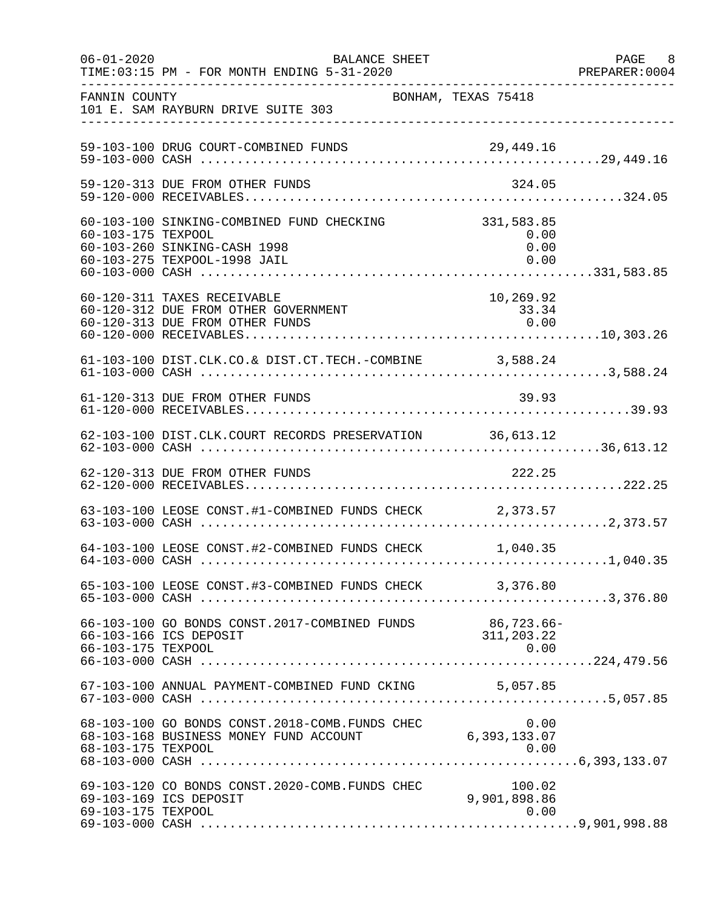FANNIN COUNTY — BONHAM, TEXAS 75418
101 E. SAM RAYBURN DRIVE SUITE 303

BALANCE SHEET
TIME:03:15 PM - FOR MONTH ENDING 5-31-2020

| Account | Description | Detail | Total |
|---|---|---|---|
| 59-103-100 | DRUG COURT-COMBINED FUNDS | 29,449.16 | |
| 59-103-000 | CASH | | 29,449.16 |
| 59-120-313 | DUE FROM OTHER FUNDS | 324.05 | |
| 59-120-000 | RECEIVABLES | | 324.05 |
| 60-103-100 | SINKING-COMBINED FUND CHECKING | 331,583.85 | |
| 60-103-175 | TEXPOOL | 0.00 | |
| 60-103-260 | SINKING-CASH 1998 | 0.00 | |
| 60-103-275 | TEXPOOL-1998 JAIL | 0.00 | |
| 60-103-000 | CASH | | 331,583.85 |
| 60-120-311 | TAXES RECEIVABLE | 10,269.92 | |
| 60-120-312 | DUE FROM OTHER GOVERNMENT | 33.34 | |
| 60-120-313 | DUE FROM OTHER FUNDS | 0.00 | |
| 60-120-000 | RECEIVABLES | | 10,303.26 |
| 61-103-100 | DIST.CLK.CO.& DIST.CT.TECH.-COMBINE | 3,588.24 | |
| 61-103-000 | CASH | | 3,588.24 |
| 61-120-313 | DUE FROM OTHER FUNDS | 39.93 | |
| 61-120-000 | RECEIVABLES | | 39.93 |
| 62-103-100 | DIST.CLK.COURT RECORDS PRESERVATION | 36,613.12 | |
| 62-103-000 | CASH | | 36,613.12 |
| 62-120-313 | DUE FROM OTHER FUNDS | 222.25 | |
| 62-120-000 | RECEIVABLES | | 222.25 |
| 63-103-100 | LEOSE CONST.#1-COMBINED FUNDS CHECK | 2,373.57 | |
| 63-103-000 | CASH | | 2,373.57 |
| 64-103-100 | LEOSE CONST.#2-COMBINED FUNDS CHECK | 1,040.35 | |
| 64-103-000 | CASH | | 1,040.35 |
| 65-103-100 | LEOSE CONST.#3-COMBINED FUNDS CHECK | 3,376.80 | |
| 65-103-000 | CASH | | 3,376.80 |
| 66-103-100 | GO BONDS CONST.2017-COMBINED FUNDS | 86,723.66- | |
| 66-103-166 | ICS DEPOSIT | 311,203.22 | |
| 66-103-175 | TEXPOOL | 0.00 | |
| 66-103-000 | CASH | | 224,479.56 |
| 67-103-100 | ANNUAL PAYMENT-COMBINED FUND CKING | 5,057.85 | |
| 67-103-000 | CASH | | 5,057.85 |
| 68-103-100 | GO BONDS CONST.2018-COMB.FUNDS CHEC | 0.00 | |
| 68-103-168 | BUSINESS MONEY FUND ACCOUNT | 6,393,133.07 | |
| 68-103-175 | TEXPOOL | 0.00 | |
| 68-103-000 | CASH | | 6,393,133.07 |
| 69-103-120 | CO BONDS CONST.2020-COMB.FUNDS CHEC | 100.02 | |
| 69-103-169 | ICS DEPOSIT | 9,901,898.86 | |
| 69-103-175 | TEXPOOL | 0.00 | |
| 69-103-000 | CASH | | 9,901,998.88 |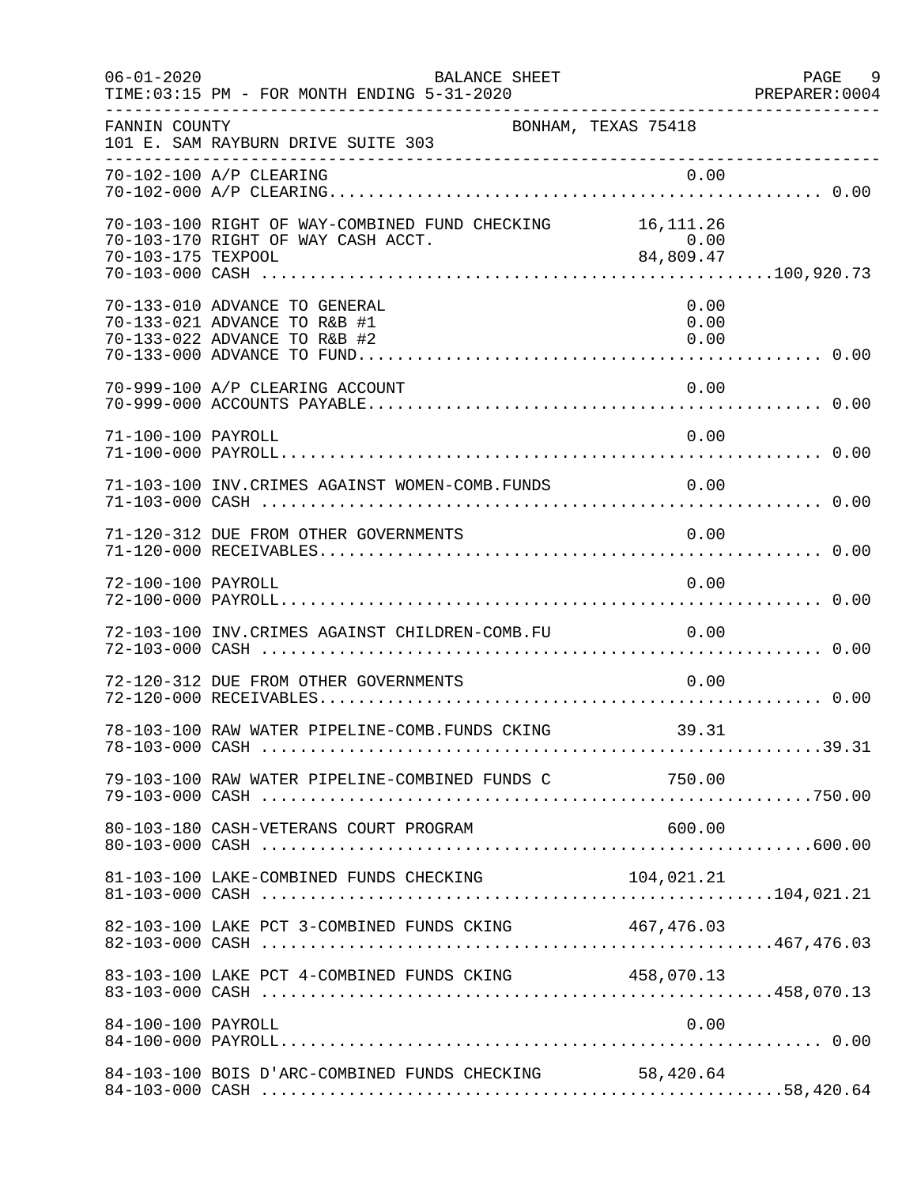FANNIN COUNTY — BONHAM, TEXAS 75418
101 E. SAM RAYBURN DRIVE SUITE 303

BALANCE SHEET — FOR MONTH ENDING 5-31-2020

| Account | Description | Detail | Total |
|---|---|---|---|
| 70-102-100 | A/P CLEARING | 0.00 | |
| 70-102-000 | A/P CLEARING | | 0.00 |
| 70-103-100 | RIGHT OF WAY-COMBINED FUND CHECKING | 16,111.26 | |
| 70-103-170 | RIGHT OF WAY CASH ACCT. | 0.00 | |
| 70-103-175 | TEXPOOL | 84,809.47 | |
| 70-103-000 | CASH | | 100,920.73 |
| 70-133-010 | ADVANCE TO GENERAL | 0.00 | |
| 70-133-021 | ADVANCE TO R&B #1 | 0.00 | |
| 70-133-022 | ADVANCE TO R&B #2 | 0.00 | |
| 70-133-000 | ADVANCE TO FUND | | 0.00 |
| 70-999-100 | A/P CLEARING ACCOUNT | 0.00 | |
| 70-999-000 | ACCOUNTS PAYABLE | | 0.00 |
| 71-100-100 | PAYROLL | 0.00 | |
| 71-100-000 | PAYROLL | | 0.00 |
| 71-103-100 | INV.CRIMES AGAINST WOMEN-COMB.FUNDS | 0.00 | |
| 71-103-000 | CASH | | 0.00 |
| 71-120-312 | DUE FROM OTHER GOVERNMENTS | 0.00 | |
| 71-120-000 | RECEIVABLES | | 0.00 |
| 72-100-100 | PAYROLL | 0.00 | |
| 72-100-000 | PAYROLL | | 0.00 |
| 72-103-100 | INV.CRIMES AGAINST CHILDREN-COMB.FU | 0.00 | |
| 72-103-000 | CASH | | 0.00 |
| 72-120-312 | DUE FROM OTHER GOVERNMENTS | 0.00 | |
| 72-120-000 | RECEIVABLES | | 0.00 |
| 78-103-100 | RAW WATER PIPELINE-COMB.FUNDS CKING | 39.31 | |
| 78-103-000 | CASH | | 39.31 |
| 79-103-100 | RAW WATER PIPELINE-COMBINED FUNDS C | 750.00 | |
| 79-103-000 | CASH | | 750.00 |
| 80-103-180 | CASH-VETERANS COURT PROGRAM | 600.00 | |
| 80-103-000 | CASH | | 600.00 |
| 81-103-100 | LAKE-COMBINED FUNDS CHECKING | 104,021.21 | |
| 81-103-000 | CASH | | 104,021.21 |
| 82-103-100 | LAKE PCT 3-COMBINED FUNDS CKING | 467,476.03 | |
| 82-103-000 | CASH | | 467,476.03 |
| 83-103-100 | LAKE PCT 4-COMBINED FUNDS CKING | 458,070.13 | |
| 83-103-000 | CASH | | 458,070.13 |
| 84-100-100 | PAYROLL | 0.00 | |
| 84-100-000 | PAYROLL | | 0.00 |
| 84-103-100 | BOIS D'ARC-COMBINED FUNDS CHECKING | 58,420.64 | |
| 84-103-000 | CASH | | 58,420.64 |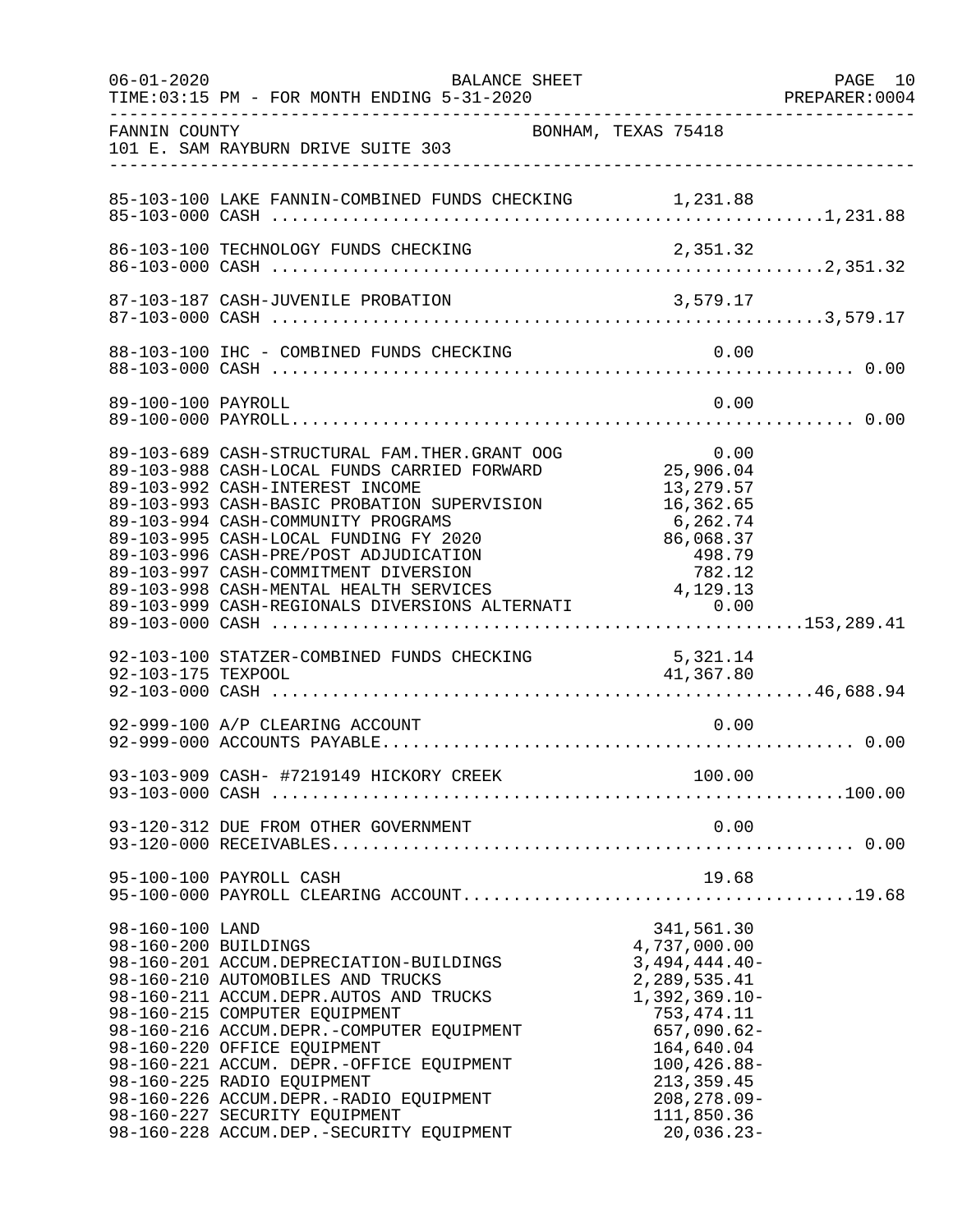FANNIN COUNTY BONHAM, TEXAS 75418
101 E. SAM RAYBURN DRIVE SUITE 303

| Account | Description | Detail | Total |
|---|---|---|---|
| 85-103-100 | LAKE FANNIN-COMBINED FUNDS CHECKING | 1,231.88 | |
| 85-103-000 | CASH | | 1,231.88 |
| 86-103-100 | TECHNOLOGY FUNDS CHECKING | 2,351.32 | |
| 86-103-000 | CASH | | 2,351.32 |
| 87-103-187 | CASH-JUVENILE PROBATION | 3,579.17 | |
| 87-103-000 | CASH | | 3,579.17 |
| 88-103-100 | IHC - COMBINED FUNDS CHECKING | 0.00 | |
| 88-103-000 | CASH | | 0.00 |
| 89-100-100 | PAYROLL | 0.00 | |
| 89-100-000 | PAYROLL | | 0.00 |
| 89-103-689 | CASH-STRUCTURAL FAM.THER.GRANT OOG | 0.00 | |
| 89-103-988 | CASH-LOCAL FUNDS CARRIED FORWARD | 25,906.04 | |
| 89-103-992 | CASH-INTEREST INCOME | 13,279.57 | |
| 89-103-993 | CASH-BASIC PROBATION SUPERVISION | 16,362.65 | |
| 89-103-994 | CASH-COMMUNITY PROGRAMS | 6,262.74 | |
| 89-103-995 | CASH-LOCAL FUNDING FY 2020 | 86,068.37 | |
| 89-103-996 | CASH-PRE/POST ADJUDICATION | 498.79 | |
| 89-103-997 | CASH-COMMITMENT DIVERSION | 782.12 | |
| 89-103-998 | CASH-MENTAL HEALTH SERVICES | 4,129.13 | |
| 89-103-999 | CASH-REGIONALS DIVERSIONS ALTERNATI | 0.00 | |
| 89-103-000 | CASH | | 153,289.41 |
| 92-103-100 | STATZER-COMBINED FUNDS CHECKING | 5,321.14 | |
| 92-103-175 | TEXPOOL | 41,367.80 | |
| 92-103-000 | CASH | | 46,688.94 |
| 92-999-100 | A/P CLEARING ACCOUNT | 0.00 | |
| 92-999-000 | ACCOUNTS PAYABLE | | 0.00 |
| 93-103-909 | CASH- #7219149 HICKORY CREEK | 100.00 | |
| 93-103-000 | CASH | | 100.00 |
| 93-120-312 | DUE FROM OTHER GOVERNMENT | 0.00 | |
| 93-120-000 | RECEIVABLES | | 0.00 |
| 95-100-100 | PAYROLL CASH | 19.68 | |
| 95-100-000 | PAYROLL CLEARING ACCOUNT | | 19.68 |
| 98-160-100 | LAND | 341,561.30 | |
| 98-160-200 | BUILDINGS | 4,737,000.00 | |
| 98-160-201 | ACCUM.DEPRECIATION-BUILDINGS | 3,494,444.40- | |
| 98-160-210 | AUTOMOBILES AND TRUCKS | 2,289,535.41 | |
| 98-160-211 | ACCUM.DEPR.AUTOS AND TRUCKS | 1,392,369.10- | |
| 98-160-215 | COMPUTER EQUIPMENT | 753,474.11 | |
| 98-160-216 | ACCUM.DEPR.-COMPUTER EQUIPMENT | 657,090.62- | |
| 98-160-220 | OFFICE EQUIPMENT | 164,640.04 | |
| 98-160-221 | ACCUM. DEPR.-OFFICE EQUIPMENT | 100,426.88- | |
| 98-160-225 | RADIO EQUIPMENT | 213,359.45 | |
| 98-160-226 | ACCUM.DEPR.-RADIO EQUIPMENT | 208,278.09- | |
| 98-160-227 | SECURITY EQUIPMENT | 111,850.36 | |
| 98-160-228 | ACCUM.DEP.-SECURITY EQUIPMENT | 20,036.23- | |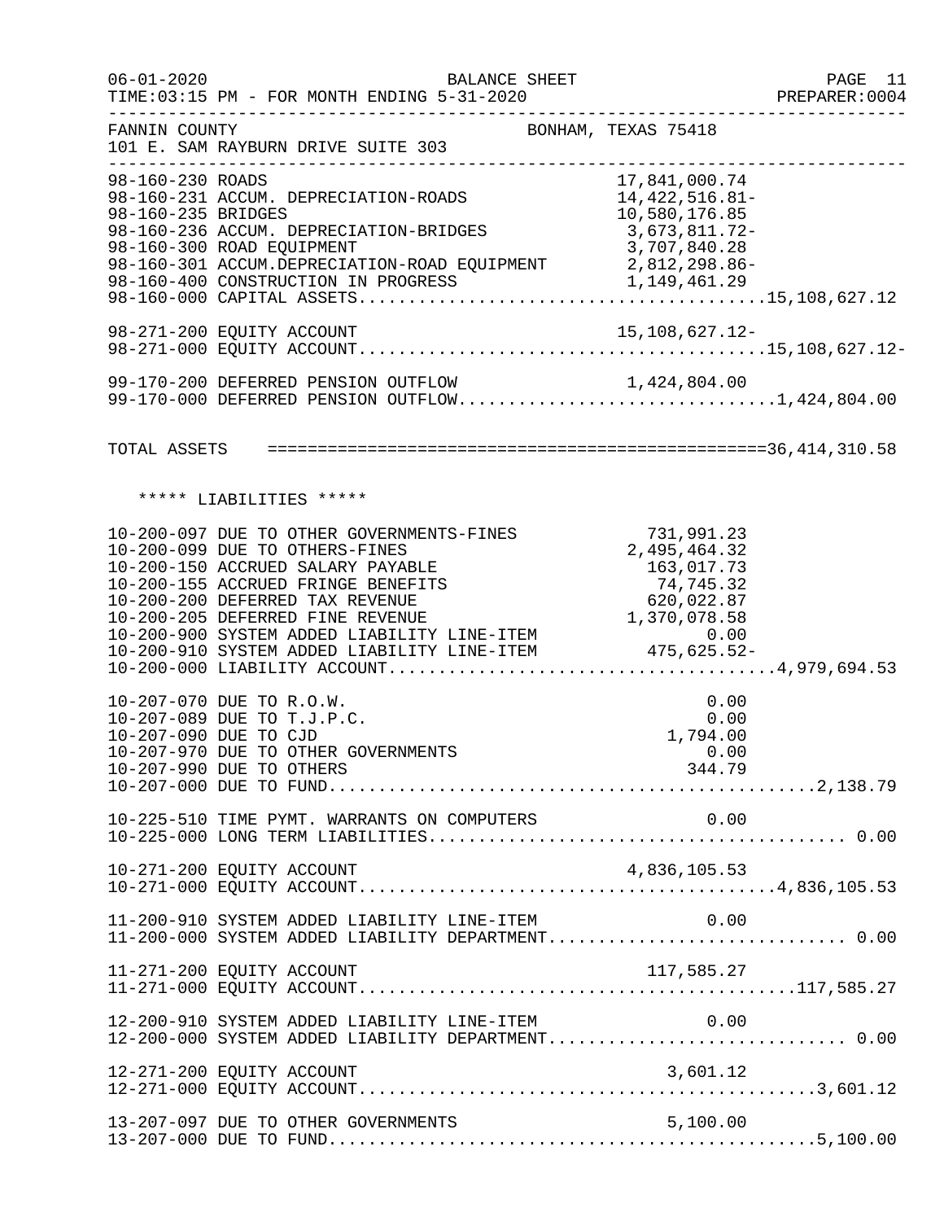FANNIN COUNTY BONHAM, TEXAS 75418
101 E. SAM RAYBURN DRIVE SUITE 303

BALANCE SHEET
FOR MONTH ENDING 5-31-2020

| Account | Description | Amount | Total |
|---|---|---|---|
| 98-160-230 | ROADS | 17,841,000.74 | |
| 98-160-231 | ACCUM. DEPRECIATION-ROADS | 14,422,516.81- | |
| 98-160-235 | BRIDGES | 10,580,176.85 | |
| 98-160-236 | ACCUM. DEPRECIATION-BRIDGES | 3,673,811.72- | |
| 98-160-300 | ROAD EQUIPMENT | 3,707,840.28 | |
| 98-160-301 | ACCUM.DEPRECIATION-ROAD EQUIPMENT | 2,812,298.86- | |
| 98-160-400 | CONSTRUCTION IN PROGRESS | 1,149,461.29 | |
| 98-160-000 | CAPITAL ASSETS | | 15,108,627.12 |
| 98-271-200 | EQUITY ACCOUNT | 15,108,627.12- | |
| 98-271-000 | EQUITY ACCOUNT | | 15,108,627.12- |
| 99-170-200 | DEFERRED PENSION OUTFLOW | 1,424,804.00 | |
| 99-170-000 | DEFERRED PENSION OUTFLOW | | 1,424,804.00 |
| TOTAL ASSETS | | | 36,414,310.58 |

***** LIABILITIES *****

| Account | Description | Amount | Total |
|---|---|---|---|
| 10-200-097 | DUE TO OTHER GOVERNMENTS-FINES | 731,991.23 | |
| 10-200-099 | DUE TO OTHERS-FINES | 2,495,464.32 | |
| 10-200-150 | ACCRUED SALARY PAYABLE | 163,017.73 | |
| 10-200-155 | ACCRUED FRINGE BENEFITS | 74,745.32 | |
| 10-200-200 | DEFERRED TAX REVENUE | 620,022.87 | |
| 10-200-205 | DEFERRED FINE REVENUE | 1,370,078.58 | |
| 10-200-900 | SYSTEM ADDED LIABILITY LINE-ITEM | 0.00 | |
| 10-200-910 | SYSTEM ADDED LIABILITY LINE-ITEM | 475,625.52- | |
| 10-200-000 | LIABILITY ACCOUNT | | 4,979,694.53 |
| 10-207-070 | DUE TO R.O.W. | 0.00 | |
| 10-207-089 | DUE TO T.J.P.C. | 0.00 | |
| 10-207-090 | DUE TO CJD | 1,794.00 | |
| 10-207-970 | DUE TO OTHER GOVERNMENTS | 0.00 | |
| 10-207-990 | DUE TO OTHERS | 344.79 | |
| 10-207-000 | DUE TO FUND | | 2,138.79 |
| 10-225-510 | TIME PYMT. WARRANTS ON COMPUTERS | 0.00 | |
| 10-225-000 | LONG TERM LIABILITIES | | 0.00 |
| 10-271-200 | EQUITY ACCOUNT | 4,836,105.53 | |
| 10-271-000 | EQUITY ACCOUNT | | 4,836,105.53 |
| 11-200-910 | SYSTEM ADDED LIABILITY LINE-ITEM | 0.00 | |
| 11-200-000 | SYSTEM ADDED LIABILITY DEPARTMENT | | 0.00 |
| 11-271-200 | EQUITY ACCOUNT | 117,585.27 | |
| 11-271-000 | EQUITY ACCOUNT | | 117,585.27 |
| 12-200-910 | SYSTEM ADDED LIABILITY LINE-ITEM | 0.00 | |
| 12-200-000 | SYSTEM ADDED LIABILITY DEPARTMENT | | 0.00 |
| 12-271-200 | EQUITY ACCOUNT | 3,601.12 | |
| 12-271-000 | EQUITY ACCOUNT | | 3,601.12 |
| 13-207-097 | DUE TO OTHER GOVERNMENTS | 5,100.00 | |
| 13-207-000 | DUE TO FUND | | 5,100.00 |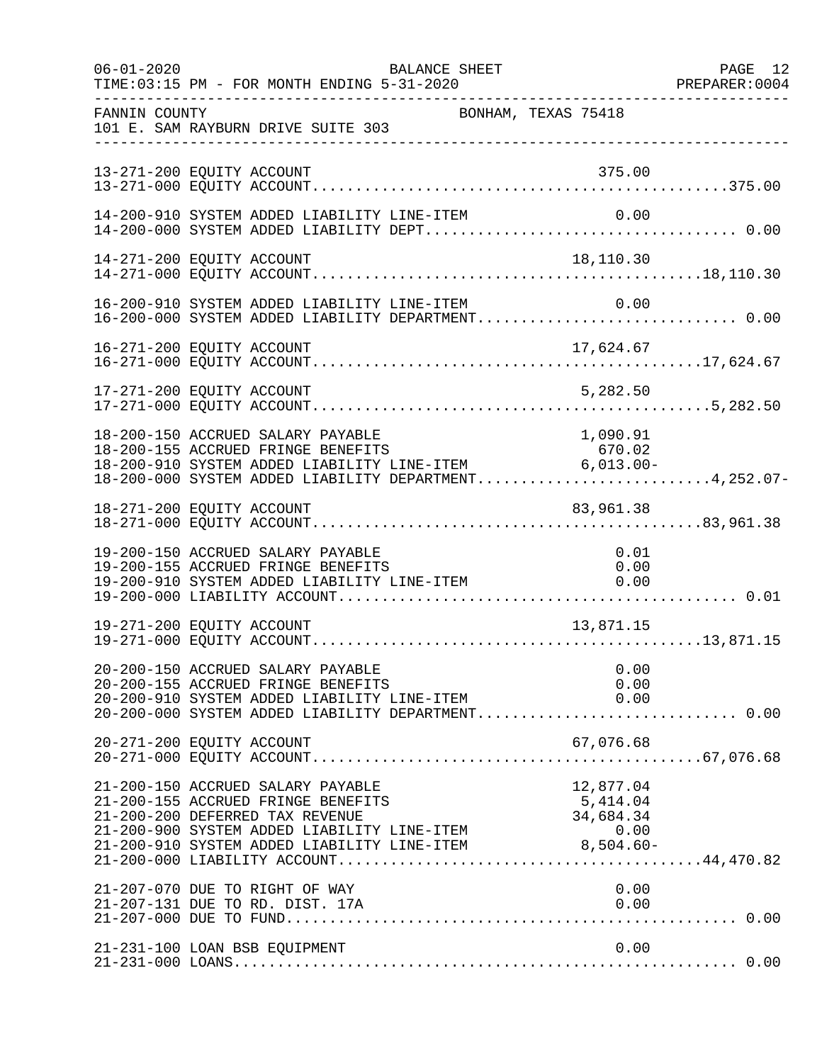FANNIN COUNTY BONHAM, TEXAS 75418
101 E. SAM RAYBURN DRIVE SUITE 303

BALANCE SHEET
FOR MONTH ENDING 5-31-2020

| Account | Description | Amount | Total |
|---|---|---|---|
| 13-271-200 | EQUITY ACCOUNT | 375.00 | |
| 13-271-000 | EQUITY ACCOUNT | | 375.00 |
| 14-200-910 | SYSTEM ADDED LIABILITY LINE-ITEM | 0.00 | |
| 14-200-000 | SYSTEM ADDED LIABILITY DEPT | | 0.00 |
| 14-271-200 | EQUITY ACCOUNT | 18,110.30 | |
| 14-271-000 | EQUITY ACCOUNT | | 18,110.30 |
| 16-200-910 | SYSTEM ADDED LIABILITY LINE-ITEM | 0.00 | |
| 16-200-000 | SYSTEM ADDED LIABILITY DEPARTMENT | | 0.00 |
| 16-271-200 | EQUITY ACCOUNT | 17,624.67 | |
| 16-271-000 | EQUITY ACCOUNT | | 17,624.67 |
| 17-271-200 | EQUITY ACCOUNT | 5,282.50 | |
| 17-271-000 | EQUITY ACCOUNT | | 5,282.50 |
| 18-200-150 | ACCRUED SALARY PAYABLE | 1,090.91 | |
| 18-200-155 | ACCRUED FRINGE BENEFITS | 670.02 | |
| 18-200-910 | SYSTEM ADDED LIABILITY LINE-ITEM | 6,013.00- | |
| 18-200-000 | SYSTEM ADDED LIABILITY DEPARTMENT | | 4,252.07- |
| 18-271-200 | EQUITY ACCOUNT | 83,961.38 | |
| 18-271-000 | EQUITY ACCOUNT | | 83,961.38 |
| 19-200-150 | ACCRUED SALARY PAYABLE | 0.01 | |
| 19-200-155 | ACCRUED FRINGE BENEFITS | 0.00 | |
| 19-200-910 | SYSTEM ADDED LIABILITY LINE-ITEM | 0.00 | |
| 19-200-000 | LIABILITY ACCOUNT | | 0.01 |
| 19-271-200 | EQUITY ACCOUNT | 13,871.15 | |
| 19-271-000 | EQUITY ACCOUNT | | 13,871.15 |
| 20-200-150 | ACCRUED SALARY PAYABLE | 0.00 | |
| 20-200-155 | ACCRUED FRINGE BENEFITS | 0.00 | |
| 20-200-910 | SYSTEM ADDED LIABILITY LINE-ITEM | 0.00 | |
| 20-200-000 | SYSTEM ADDED LIABILITY DEPARTMENT | | 0.00 |
| 20-271-200 | EQUITY ACCOUNT | 67,076.68 | |
| 20-271-000 | EQUITY ACCOUNT | | 67,076.68 |
| 21-200-150 | ACCRUED SALARY PAYABLE | 12,877.04 | |
| 21-200-155 | ACCRUED FRINGE BENEFITS | 5,414.04 | |
| 21-200-200 | DEFERRED TAX REVENUE | 34,684.34 | |
| 21-200-900 | SYSTEM ADDED LIABILITY LINE-ITEM | 0.00 | |
| 21-200-910 | SYSTEM ADDED LIABILITY LINE-ITEM | 8,504.60- | |
| 21-200-000 | LIABILITY ACCOUNT | | 44,470.82 |
| 21-207-070 | DUE TO RIGHT OF WAY | 0.00 | |
| 21-207-131 | DUE TO RD. DIST. 17A | 0.00 | |
| 21-207-000 | DUE TO FUND | | 0.00 |
| 21-231-100 | LOAN BSB EQUIPMENT | 0.00 | |
| 21-231-000 | LOANS | | 0.00 |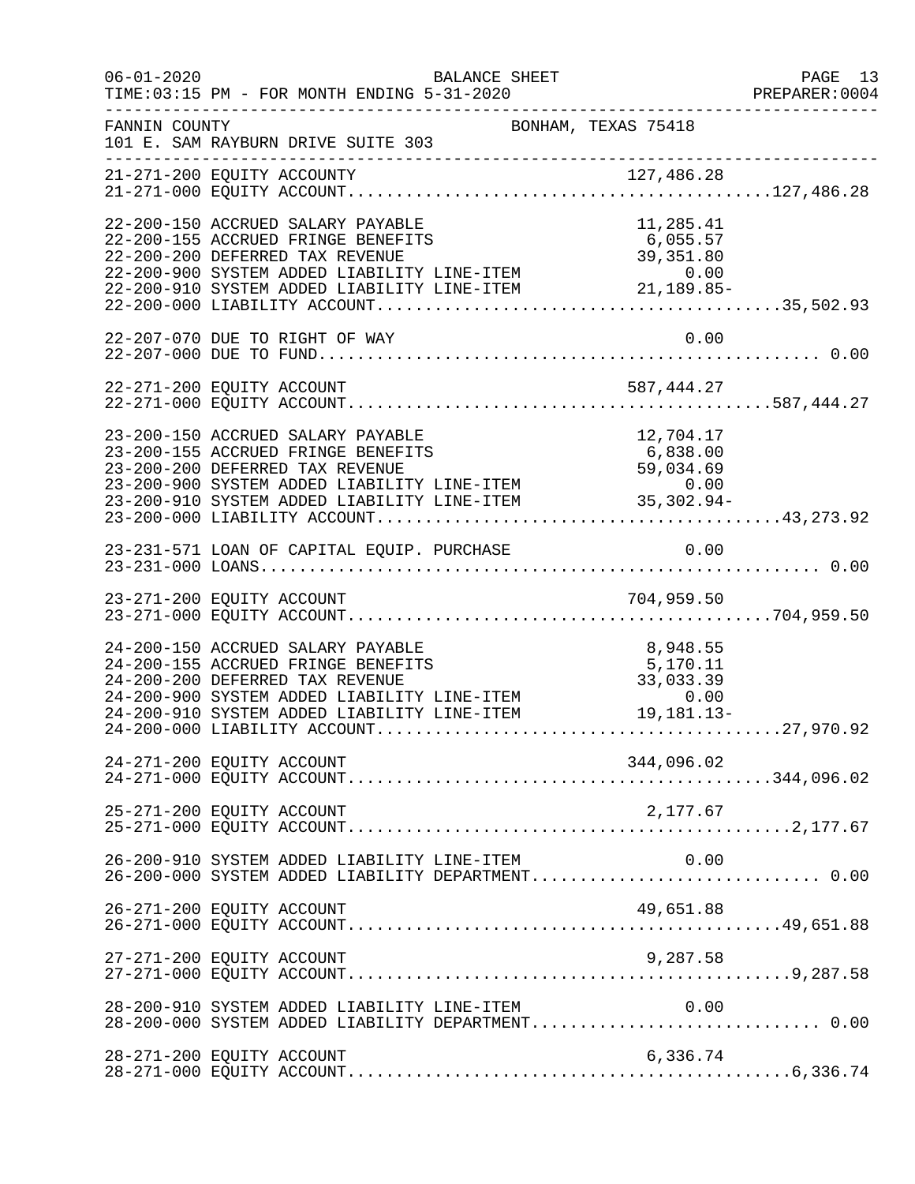FANNIN COUNTY BONHAM, TEXAS 75418
101 E. SAM RAYBURN DRIVE SUITE 303

| Account | Description | Amount | Total |
|---|---|---|---|
| 21-271-200 | EQUITY ACCOUNTY | 127,486.28 | |
| 21-271-000 | EQUITY ACCOUNT | | 127,486.28 |
| 22-200-150 | ACCRUED SALARY PAYABLE | 11,285.41 | |
| 22-200-155 | ACCRUED FRINGE BENEFITS | 6,055.57 | |
| 22-200-200 | DEFERRED TAX REVENUE | 39,351.80 | |
| 22-200-900 | SYSTEM ADDED LIABILITY LINE-ITEM | 0.00 | |
| 22-200-910 | SYSTEM ADDED LIABILITY LINE-ITEM | 21,189.85- | |
| 22-200-000 | LIABILITY ACCOUNT | | 35,502.93 |
| 22-207-070 | DUE TO RIGHT OF WAY | 0.00 | |
| 22-207-000 | DUE TO FUND | | 0.00 |
| 22-271-200 | EQUITY ACCOUNT | 587,444.27 | |
| 22-271-000 | EQUITY ACCOUNT | | 587,444.27 |
| 23-200-150 | ACCRUED SALARY PAYABLE | 12,704.17 | |
| 23-200-155 | ACCRUED FRINGE BENEFITS | 6,838.00 | |
| 23-200-200 | DEFERRED TAX REVENUE | 59,034.69 | |
| 23-200-900 | SYSTEM ADDED LIABILITY LINE-ITEM | 0.00 | |
| 23-200-910 | SYSTEM ADDED LIABILITY LINE-ITEM | 35,302.94- | |
| 23-200-000 | LIABILITY ACCOUNT | | 43,273.92 |
| 23-231-571 | LOAN OF CAPITAL EQUIP. PURCHASE | 0.00 | |
| 23-231-000 | LOANS | | 0.00 |
| 23-271-200 | EQUITY ACCOUNT | 704,959.50 | |
| 23-271-000 | EQUITY ACCOUNT | | 704,959.50 |
| 24-200-150 | ACCRUED SALARY PAYABLE | 8,948.55 | |
| 24-200-155 | ACCRUED FRINGE BENEFITS | 5,170.11 | |
| 24-200-200 | DEFERRED TAX REVENUE | 33,033.39 | |
| 24-200-900 | SYSTEM ADDED LIABILITY LINE-ITEM | 0.00 | |
| 24-200-910 | SYSTEM ADDED LIABILITY LINE-ITEM | 19,181.13- | |
| 24-200-000 | LIABILITY ACCOUNT | | 27,970.92 |
| 24-271-200 | EQUITY ACCOUNT | 344,096.02 | |
| 24-271-000 | EQUITY ACCOUNT | | 344,096.02 |
| 25-271-200 | EQUITY ACCOUNT | 2,177.67 | |
| 25-271-000 | EQUITY ACCOUNT | | 2,177.67 |
| 26-200-910 | SYSTEM ADDED LIABILITY LINE-ITEM | 0.00 | |
| 26-200-000 | SYSTEM ADDED LIABILITY DEPARTMENT | | 0.00 |
| 26-271-200 | EQUITY ACCOUNT | 49,651.88 | |
| 26-271-000 | EQUITY ACCOUNT | | 49,651.88 |
| 27-271-200 | EQUITY ACCOUNT | 9,287.58 | |
| 27-271-000 | EQUITY ACCOUNT | | 9,287.58 |
| 28-200-910 | SYSTEM ADDED LIABILITY LINE-ITEM | 0.00 | |
| 28-200-000 | SYSTEM ADDED LIABILITY DEPARTMENT | | 0.00 |
| 28-271-200 | EQUITY ACCOUNT | 6,336.74 | |
| 28-271-000 | EQUITY ACCOUNT | | 6,336.74 |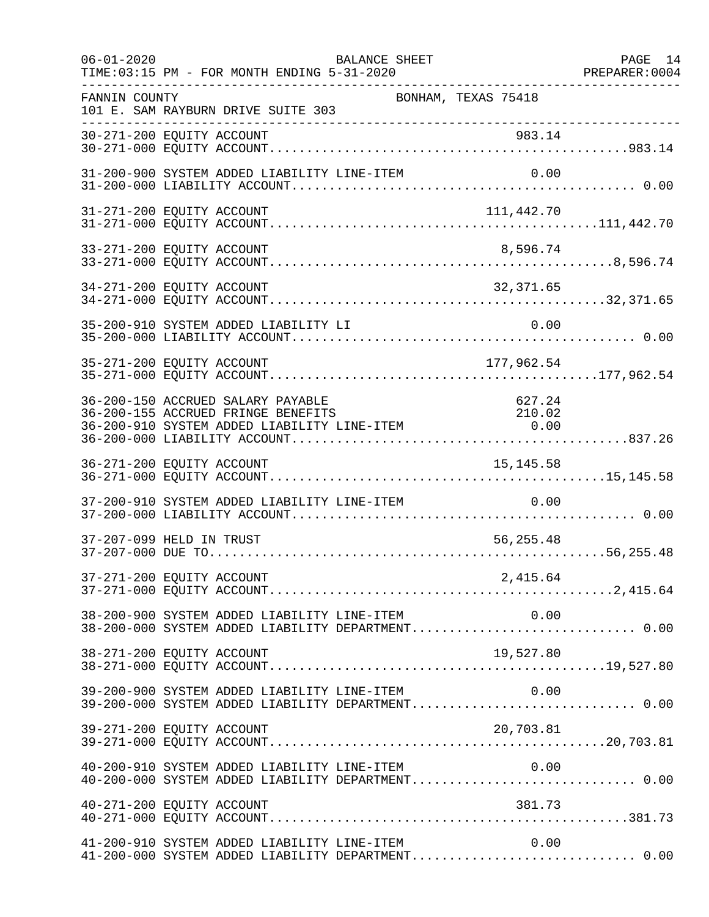FANNIN COUNTY                                   BONHAM, TEXAS 75418
101 E. SAM RAYBURN DRIVE SUITE 303

| Account | Description | Amount | Total |
|---|---|---|---|
| 30-271-200 | EQUITY ACCOUNT | 983.14 | |
| 30-271-000 | EQUITY ACCOUNT | | 983.14 |
| 31-200-900 | SYSTEM ADDED LIABILITY LINE-ITEM | 0.00 | |
| 31-200-000 | LIABILITY ACCOUNT | | 0.00 |
| 31-271-200 | EQUITY ACCOUNT | 111,442.70 | |
| 31-271-000 | EQUITY ACCOUNT | | 111,442.70 |
| 33-271-200 | EQUITY ACCOUNT | 8,596.74 | |
| 33-271-000 | EQUITY ACCOUNT | | 8,596.74 |
| 34-271-200 | EQUITY ACCOUNT | 32,371.65 | |
| 34-271-000 | EQUITY ACCOUNT | | 32,371.65 |
| 35-200-910 | SYSTEM ADDED LIABILITY LI | 0.00 | |
| 35-200-000 | LIABILITY ACCOUNT | | 0.00 |
| 35-271-200 | EQUITY ACCOUNT | 177,962.54 | |
| 35-271-000 | EQUITY ACCOUNT | | 177,962.54 |
| 36-200-150 | ACCRUED SALARY PAYABLE | 627.24 | |
| 36-200-155 | ACCRUED FRINGE BENEFITS | 210.02 | |
| 36-200-910 | SYSTEM ADDED LIABILITY LINE-ITEM | 0.00 | |
| 36-200-000 | LIABILITY ACCOUNT | | 837.26 |
| 36-271-200 | EQUITY ACCOUNT | 15,145.58 | |
| 36-271-000 | EQUITY ACCOUNT | | 15,145.58 |
| 37-200-910 | SYSTEM ADDED LIABILITY LINE-ITEM | 0.00 | |
| 37-200-000 | LIABILITY ACCOUNT | | 0.00 |
| 37-207-099 | HELD IN TRUST | 56,255.48 | |
| 37-207-000 | DUE TO | | 56,255.48 |
| 37-271-200 | EQUITY ACCOUNT | 2,415.64 | |
| 37-271-000 | EQUITY ACCOUNT | | 2,415.64 |
| 38-200-900 | SYSTEM ADDED LIABILITY LINE-ITEM | 0.00 | |
| 38-200-000 | SYSTEM ADDED LIABILITY DEPARTMENT | | 0.00 |
| 38-271-200 | EQUITY ACCOUNT | 19,527.80 | |
| 38-271-000 | EQUITY ACCOUNT | | 19,527.80 |
| 39-200-900 | SYSTEM ADDED LIABILITY LINE-ITEM | 0.00 | |
| 39-200-000 | SYSTEM ADDED LIABILITY DEPARTMENT | | 0.00 |
| 39-271-200 | EQUITY ACCOUNT | 20,703.81 | |
| 39-271-000 | EQUITY ACCOUNT | | 20,703.81 |
| 40-200-910 | SYSTEM ADDED LIABILITY LINE-ITEM | 0.00 | |
| 40-200-000 | SYSTEM ADDED LIABILITY DEPARTMENT | | 0.00 |
| 40-271-200 | EQUITY ACCOUNT | 381.73 | |
| 40-271-000 | EQUITY ACCOUNT | | 381.73 |
| 41-200-910 | SYSTEM ADDED LIABILITY LINE-ITEM | 0.00 | |
| 41-200-000 | SYSTEM ADDED LIABILITY DEPARTMENT | | 0.00 |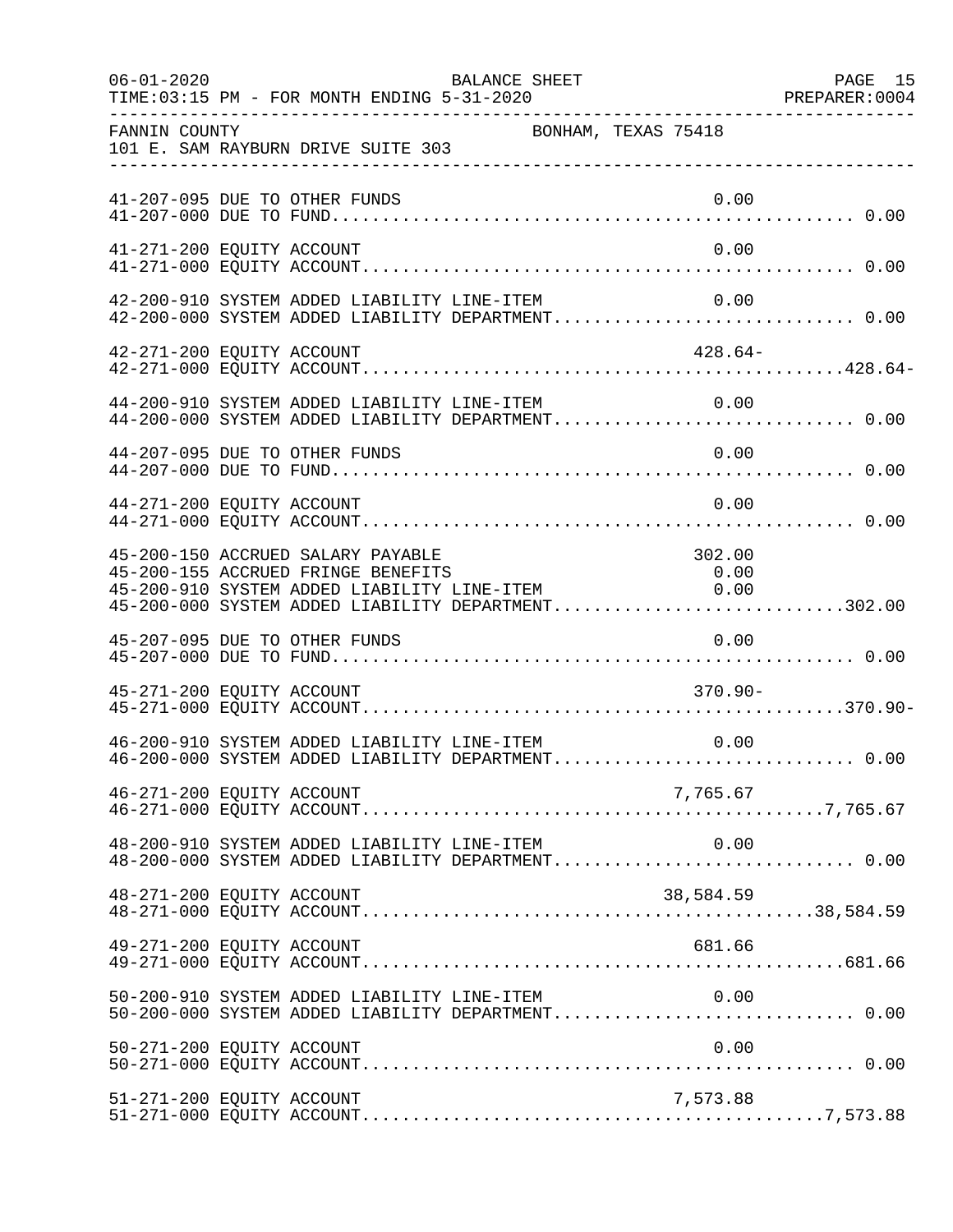FANNIN COUNTY — BONHAM, TEXAS 75418
101 E. SAM RAYBURN DRIVE SUITE 303

BALANCE SHEET
06-01-2020 TIME:03:15 PM - FOR MONTH ENDING 5-31-2020

| Account | Description | Line Amount | Department Total |
|---|---|---|---|
| 41-207-095 | DUE TO OTHER FUNDS | 0.00 | |
| 41-207-000 | DUE TO FUND | | 0.00 |
| 41-271-200 | EQUITY ACCOUNT | 0.00 | |
| 41-271-000 | EQUITY ACCOUNT | | 0.00 |
| 42-200-910 | SYSTEM ADDED LIABILITY LINE-ITEM | 0.00 | |
| 42-200-000 | SYSTEM ADDED LIABILITY DEPARTMENT | | 0.00 |
| 42-271-200 | EQUITY ACCOUNT | 428.64- | |
| 42-271-000 | EQUITY ACCOUNT | | 428.64- |
| 44-200-910 | SYSTEM ADDED LIABILITY LINE-ITEM | 0.00 | |
| 44-200-000 | SYSTEM ADDED LIABILITY DEPARTMENT | | 0.00 |
| 44-207-095 | DUE TO OTHER FUNDS | 0.00 | |
| 44-207-000 | DUE TO FUND | | 0.00 |
| 44-271-200 | EQUITY ACCOUNT | 0.00 | |
| 44-271-000 | EQUITY ACCOUNT | | 0.00 |
| 45-200-150 | ACCRUED SALARY PAYABLE | 302.00 | |
| 45-200-155 | ACCRUED FRINGE BENEFITS | 0.00 | |
| 45-200-910 | SYSTEM ADDED LIABILITY LINE-ITEM | 0.00 | |
| 45-200-000 | SYSTEM ADDED LIABILITY DEPARTMENT | | 302.00 |
| 45-207-095 | DUE TO OTHER FUNDS | 0.00 | |
| 45-207-000 | DUE TO FUND | | 0.00 |
| 45-271-200 | EQUITY ACCOUNT | 370.90- | |
| 45-271-000 | EQUITY ACCOUNT | | 370.90- |
| 46-200-910 | SYSTEM ADDED LIABILITY LINE-ITEM | 0.00 | |
| 46-200-000 | SYSTEM ADDED LIABILITY DEPARTMENT | | 0.00 |
| 46-271-200 | EQUITY ACCOUNT | 7,765.67 | |
| 46-271-000 | EQUITY ACCOUNT | | 7,765.67 |
| 48-200-910 | SYSTEM ADDED LIABILITY LINE-ITEM | 0.00 | |
| 48-200-000 | SYSTEM ADDED LIABILITY DEPARTMENT | | 0.00 |
| 48-271-200 | EQUITY ACCOUNT | 38,584.59 | |
| 48-271-000 | EQUITY ACCOUNT | | 38,584.59 |
| 49-271-200 | EQUITY ACCOUNT | 681.66 | |
| 49-271-000 | EQUITY ACCOUNT | | 681.66 |
| 50-200-910 | SYSTEM ADDED LIABILITY LINE-ITEM | 0.00 | |
| 50-200-000 | SYSTEM ADDED LIABILITY DEPARTMENT | | 0.00 |
| 50-271-200 | EQUITY ACCOUNT | 0.00 | |
| 50-271-000 | EQUITY ACCOUNT | | 0.00 |
| 51-271-200 | EQUITY ACCOUNT | 7,573.88 | |
| 51-271-000 | EQUITY ACCOUNT | | 7,573.88 |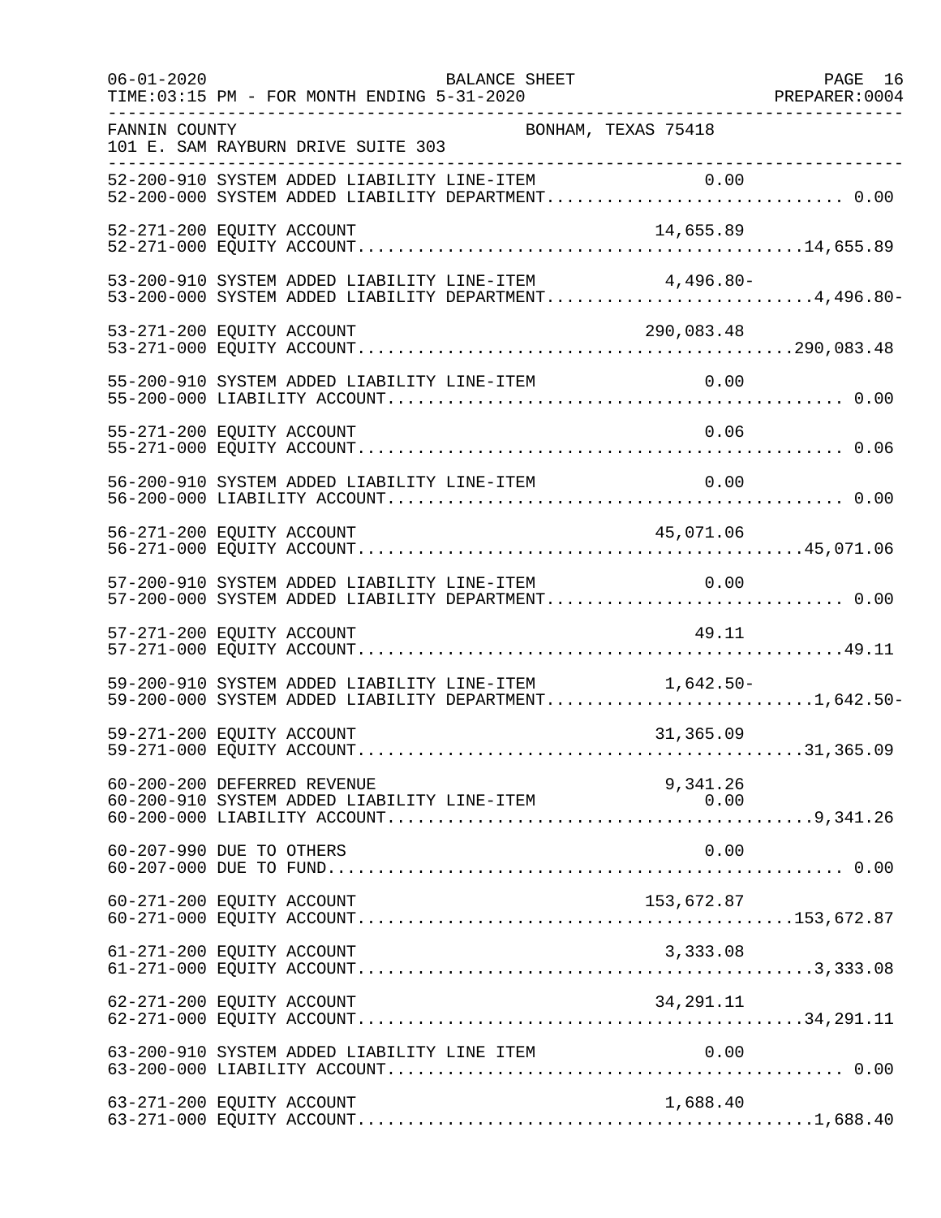FANNIN COUNTY BONHAM, TEXAS 75418
101 E. SAM RAYBURN DRIVE SUITE 303

| Account | Description | Line-Item Amount | Department Total |
|---|---|---|---|
| 52-200-910 | SYSTEM ADDED LIABILITY LINE-ITEM | 0.00 | |
| 52-200-000 | SYSTEM ADDED LIABILITY DEPARTMENT | | 0.00 |
| 52-271-200 | EQUITY ACCOUNT | 14,655.89 | |
| 52-271-000 | EQUITY ACCOUNT | | 14,655.89 |
| 53-200-910 | SYSTEM ADDED LIABILITY LINE-ITEM | 4,496.80- | |
| 53-200-000 | SYSTEM ADDED LIABILITY DEPARTMENT | | 4,496.80- |
| 53-271-200 | EQUITY ACCOUNT | 290,083.48 | |
| 53-271-000 | EQUITY ACCOUNT | | 290,083.48 |
| 55-200-910 | SYSTEM ADDED LIABILITY LINE-ITEM | 0.00 | |
| 55-200-000 | LIABILITY ACCOUNT | | 0.00 |
| 55-271-200 | EQUITY ACCOUNT | 0.06 | |
| 55-271-000 | EQUITY ACCOUNT | | 0.06 |
| 56-200-910 | SYSTEM ADDED LIABILITY LINE-ITEM | 0.00 | |
| 56-200-000 | LIABILITY ACCOUNT | | 0.00 |
| 56-271-200 | EQUITY ACCOUNT | 45,071.06 | |
| 56-271-000 | EQUITY ACCOUNT | | 45,071.06 |
| 57-200-910 | SYSTEM ADDED LIABILITY LINE-ITEM | 0.00 | |
| 57-200-000 | SYSTEM ADDED LIABILITY DEPARTMENT | | 0.00 |
| 57-271-200 | EQUITY ACCOUNT | 49.11 | |
| 57-271-000 | EQUITY ACCOUNT | | 49.11 |
| 59-200-910 | SYSTEM ADDED LIABILITY LINE-ITEM | 1,642.50- | |
| 59-200-000 | SYSTEM ADDED LIABILITY DEPARTMENT | | 1,642.50- |
| 59-271-200 | EQUITY ACCOUNT | 31,365.09 | |
| 59-271-000 | EQUITY ACCOUNT | | 31,365.09 |
| 60-200-200 | DEFERRED REVENUE | 9,341.26 | |
| 60-200-910 | SYSTEM ADDED LIABILITY LINE-ITEM | 0.00 | |
| 60-200-000 | LIABILITY ACCOUNT | | 9,341.26 |
| 60-207-990 | DUE TO OTHERS | 0.00 | |
| 60-207-000 | DUE TO FUND | | 0.00 |
| 60-271-200 | EQUITY ACCOUNT | 153,672.87 | |
| 60-271-000 | EQUITY ACCOUNT | | 153,672.87 |
| 61-271-200 | EQUITY ACCOUNT | 3,333.08 | |
| 61-271-000 | EQUITY ACCOUNT | | 3,333.08 |
| 62-271-200 | EQUITY ACCOUNT | 34,291.11 | |
| 62-271-000 | EQUITY ACCOUNT | | 34,291.11 |
| 63-200-910 | SYSTEM ADDED LIABILITY LINE ITEM | 0.00 | |
| 63-200-000 | LIABILITY ACCOUNT | | 0.00 |
| 63-271-200 | EQUITY ACCOUNT | 1,688.40 | |
| 63-271-000 | EQUITY ACCOUNT | | 1,688.40 |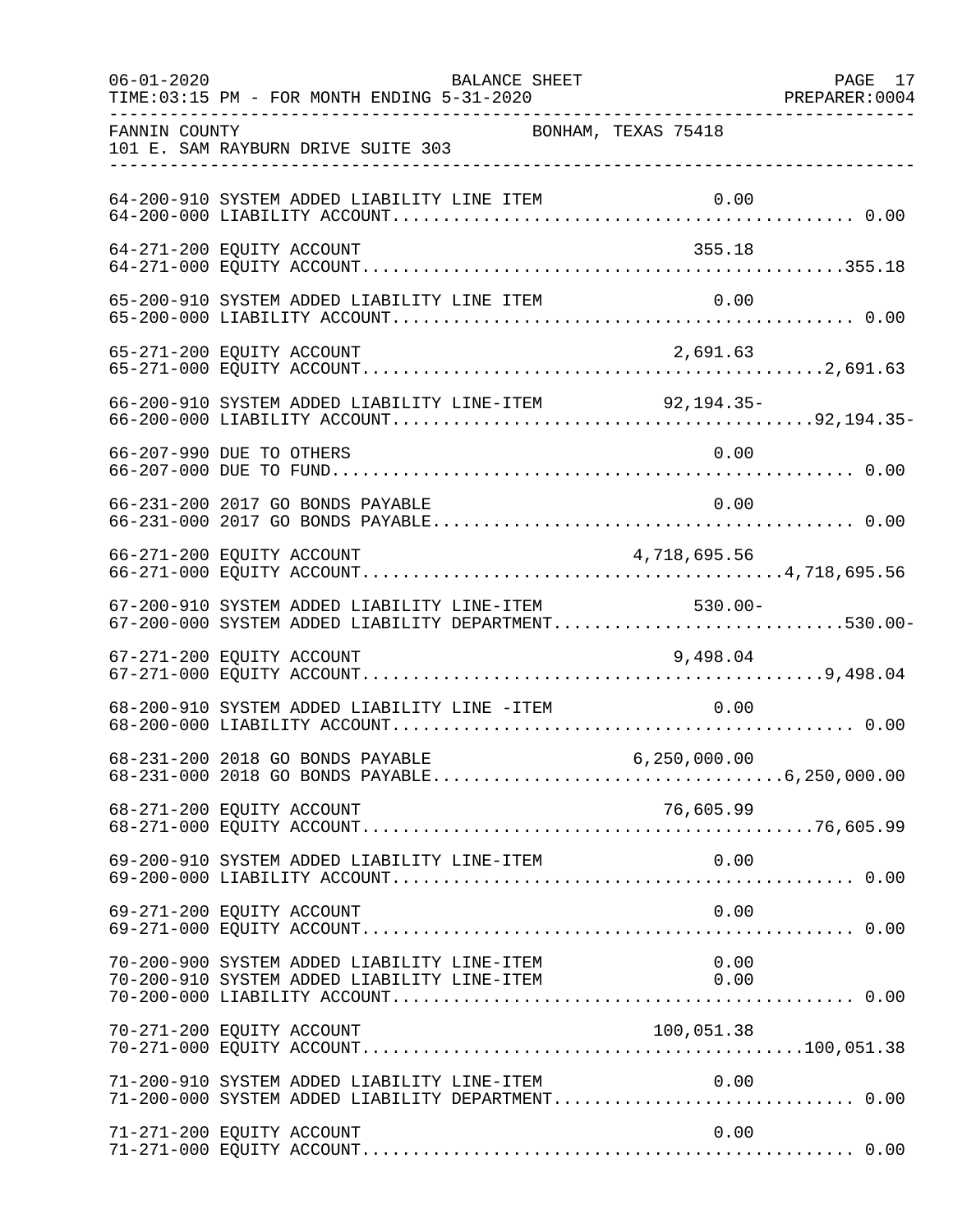FANNIN COUNTY BONHAM, TEXAS 75418
101 E. SAM RAYBURN DRIVE SUITE 303

| Account | Description | Detail | Total |
|---|---|---|---|
| 64-200-910 | SYSTEM ADDED LIABILITY LINE ITEM | 0.00 | |
| 64-200-000 | LIABILITY ACCOUNT | | 0.00 |
| 64-271-200 | EQUITY ACCOUNT | 355.18 | |
| 64-271-000 | EQUITY ACCOUNT | | 355.18 |
| 65-200-910 | SYSTEM ADDED LIABILITY LINE ITEM | 0.00 | |
| 65-200-000 | LIABILITY ACCOUNT | | 0.00 |
| 65-271-200 | EQUITY ACCOUNT | 2,691.63 | |
| 65-271-000 | EQUITY ACCOUNT | | 2,691.63 |
| 66-200-910 | SYSTEM ADDED LIABILITY LINE-ITEM | 92,194.35- | |
| 66-200-000 | LIABILITY ACCOUNT | | 92,194.35- |
| 66-207-990 | DUE TO OTHERS | 0.00 | |
| 66-207-000 | DUE TO FUND | | 0.00 |
| 66-231-200 | 2017 GO BONDS PAYABLE | 0.00 | |
| 66-231-000 | 2017 GO BONDS PAYABLE | | 0.00 |
| 66-271-200 | EQUITY ACCOUNT | 4,718,695.56 | |
| 66-271-000 | EQUITY ACCOUNT | | 4,718,695.56 |
| 67-200-910 | SYSTEM ADDED LIABILITY LINE-ITEM | 530.00- | |
| 67-200-000 | SYSTEM ADDED LIABILITY DEPARTMENT | | 530.00- |
| 67-271-200 | EQUITY ACCOUNT | 9,498.04 | |
| 67-271-000 | EQUITY ACCOUNT | | 9,498.04 |
| 68-200-910 | SYSTEM ADDED LIABILITY LINE -ITEM | 0.00 | |
| 68-200-000 | LIABILITY ACCOUNT | | 0.00 |
| 68-231-200 | 2018 GO BONDS PAYABLE | 6,250,000.00 | |
| 68-231-000 | 2018 GO BONDS PAYABLE | | 6,250,000.00 |
| 68-271-200 | EQUITY ACCOUNT | 76,605.99 | |
| 68-271-000 | EQUITY ACCOUNT | | 76,605.99 |
| 69-200-910 | SYSTEM ADDED LIABILITY LINE-ITEM | 0.00 | |
| 69-200-000 | LIABILITY ACCOUNT | | 0.00 |
| 69-271-200 | EQUITY ACCOUNT | 0.00 | |
| 69-271-000 | EQUITY ACCOUNT | | 0.00 |
| 70-200-900 | SYSTEM ADDED LIABILITY LINE-ITEM | 0.00 | |
| 70-200-910 | SYSTEM ADDED LIABILITY LINE-ITEM | 0.00 | |
| 70-200-000 | LIABILITY ACCOUNT | | 0.00 |
| 70-271-200 | EQUITY ACCOUNT | 100,051.38 | |
| 70-271-000 | EQUITY ACCOUNT | | 100,051.38 |
| 71-200-910 | SYSTEM ADDED LIABILITY LINE-ITEM | 0.00 | |
| 71-200-000 | SYSTEM ADDED LIABILITY DEPARTMENT | | 0.00 |
| 71-271-200 | EQUITY ACCOUNT | 0.00 | |
| 71-271-000 | EQUITY ACCOUNT | | 0.00 |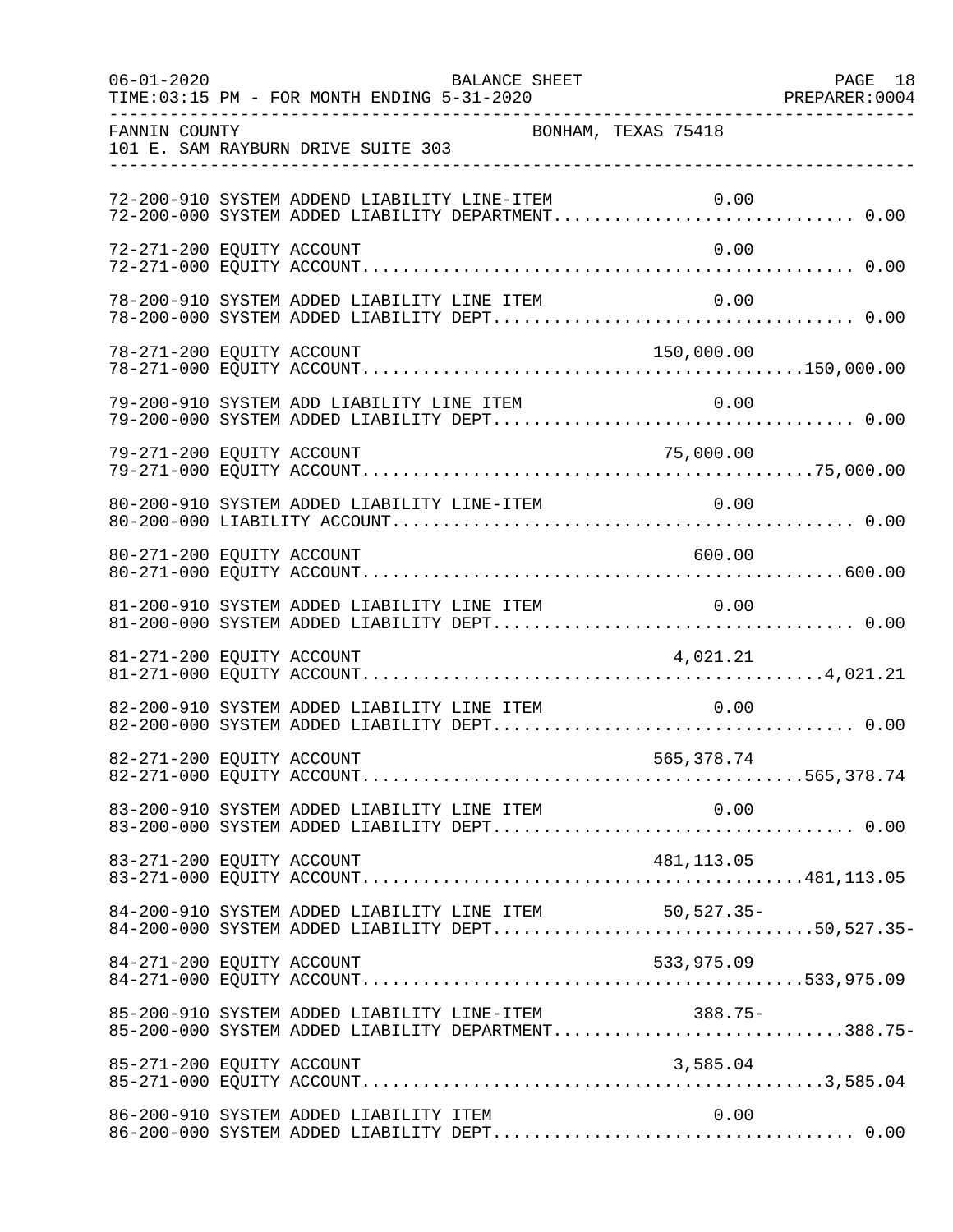FANNIN COUNTY — BONHAM, TEXAS 75418
101 E. SAM RAYBURN DRIVE SUITE 303

BALANCE SHEET
TIME:03:15 PM - FOR MONTH ENDING 5-31-2020

| Account | Description | Line Item | Department Total |
|---|---|---|---|
| 72-200-910 | SYSTEM ADDEND LIABILITY LINE-ITEM | 0.00 | |
| 72-200-000 | SYSTEM ADDED LIABILITY DEPARTMENT | | 0.00 |
| 72-271-200 | EQUITY ACCOUNT | 0.00 | |
| 72-271-000 | EQUITY ACCOUNT | | 0.00 |
| 78-200-910 | SYSTEM ADDED LIABILITY LINE ITEM | 0.00 | |
| 78-200-000 | SYSTEM ADDED LIABILITY DEPT | | 0.00 |
| 78-271-200 | EQUITY ACCOUNT | 150,000.00 | |
| 78-271-000 | EQUITY ACCOUNT | | 150,000.00 |
| 79-200-910 | SYSTEM ADD LIABILITY LINE ITEM | 0.00 | |
| 79-200-000 | SYSTEM ADDED LIABILITY DEPT | | 0.00 |
| 79-271-200 | EQUITY ACCOUNT | 75,000.00 | |
| 79-271-000 | EQUITY ACCOUNT | | 75,000.00 |
| 80-200-910 | SYSTEM ADDED LIABILITY LINE-ITEM | 0.00 | |
| 80-200-000 | LIABILITY ACCOUNT | | 0.00 |
| 80-271-200 | EQUITY ACCOUNT | 600.00 | |
| 80-271-000 | EQUITY ACCOUNT | | 600.00 |
| 81-200-910 | SYSTEM ADDED LIABILITY LINE ITEM | 0.00 | |
| 81-200-000 | SYSTEM ADDED LIABILITY DEPT | | 0.00 |
| 81-271-200 | EQUITY ACCOUNT | 4,021.21 | |
| 81-271-000 | EQUITY ACCOUNT | | 4,021.21 |
| 82-200-910 | SYSTEM ADDED LIABILITY LINE ITEM | 0.00 | |
| 82-200-000 | SYSTEM ADDED LIABILITY DEPT | | 0.00 |
| 82-271-200 | EQUITY ACCOUNT | 565,378.74 | |
| 82-271-000 | EQUITY ACCOUNT | | 565,378.74 |
| 83-200-910 | SYSTEM ADDED LIABILITY LINE ITEM | 0.00 | |
| 83-200-000 | SYSTEM ADDED LIABILITY DEPT | | 0.00 |
| 83-271-200 | EQUITY ACCOUNT | 481,113.05 | |
| 83-271-000 | EQUITY ACCOUNT | | 481,113.05 |
| 84-200-910 | SYSTEM ADDED LIABILITY LINE ITEM | 50,527.35- | |
| 84-200-000 | SYSTEM ADDED LIABILITY DEPT | | 50,527.35- |
| 84-271-200 | EQUITY ACCOUNT | 533,975.09 | |
| 84-271-000 | EQUITY ACCOUNT | | 533,975.09 |
| 85-200-910 | SYSTEM ADDED LIABILITY LINE-ITEM | 388.75- | |
| 85-200-000 | SYSTEM ADDED LIABILITY DEPARTMENT | | 388.75- |
| 85-271-200 | EQUITY ACCOUNT | 3,585.04 | |
| 85-271-000 | EQUITY ACCOUNT | | 3,585.04 |
| 86-200-910 | SYSTEM ADDED LIABILITY ITEM | 0.00 | |
| 86-200-000 | SYSTEM ADDED LIABILITY DEPT | | 0.00 |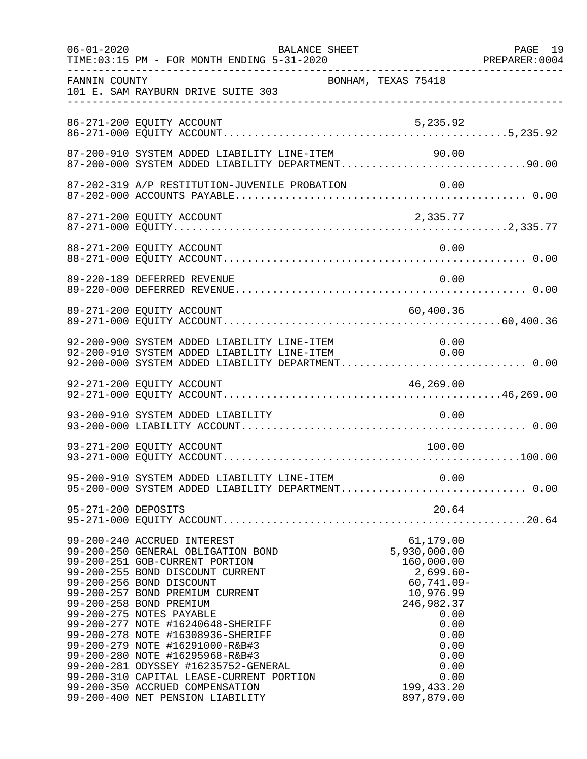FANNIN COUNTY BONHAM, TEXAS 75418
101 E. SAM RAYBURN DRIVE SUITE 303

| Account | Description | Line Amount | Total |
|---|---|---|---|
| 86-271-200 | EQUITY ACCOUNT | 5,235.92 | |
| 86-271-000 | EQUITY ACCOUNT | | 5,235.92 |
| 87-200-910 | SYSTEM ADDED LIABILITY LINE-ITEM | 90.00 | |
| 87-200-000 | SYSTEM ADDED LIABILITY DEPARTMENT | | 90.00 |
| 87-202-319 | A/P RESTITUTION-JUVENILE PROBATION | 0.00 | |
| 87-202-000 | ACCOUNTS PAYABLE | | 0.00 |
| 87-271-200 | EQUITY ACCOUNT | 2,335.77 | |
| 87-271-000 | EQUITY | | 2,335.77 |
| 88-271-200 | EQUITY ACCOUNT | 0.00 | |
| 88-271-000 | EQUITY ACCOUNT | | 0.00 |
| 89-220-189 | DEFERRED REVENUE | 0.00 | |
| 89-220-000 | DEFERRED REVENUE | | 0.00 |
| 89-271-200 | EQUITY ACCOUNT | 60,400.36 | |
| 89-271-000 | EQUITY ACCOUNT | | 60,400.36 |
| 92-200-900 | SYSTEM ADDED LIABILITY LINE-ITEM | 0.00 | |
| 92-200-910 | SYSTEM ADDED LIABILITY LINE-ITEM | 0.00 | |
| 92-200-000 | SYSTEM ADDED LIABILITY DEPARTMENT | | 0.00 |
| 92-271-200 | EQUITY ACCOUNT | 46,269.00 | |
| 92-271-000 | EQUITY ACCOUNT | | 46,269.00 |
| 93-200-910 | SYSTEM ADDED LIABILITY | 0.00 | |
| 93-200-000 | LIABILITY ACCOUNT | | 0.00 |
| 93-271-200 | EQUITY ACCOUNT | 100.00 | |
| 93-271-000 | EQUITY ACCOUNT | | 100.00 |
| 95-200-910 | SYSTEM ADDED LIABILITY LINE-ITEM | 0.00 | |
| 95-200-000 | SYSTEM ADDED LIABILITY DEPARTMENT | | 0.00 |
| 95-271-200 | DEPOSITS | 20.64 | |
| 95-271-000 | EQUITY ACCOUNT | | 20.64 |
| 99-200-240 | ACCRUED INTEREST | 61,179.00 | |
| 99-200-250 | GENERAL OBLIGATION BOND | 5,930,000.00 | |
| 99-200-251 | GOB-CURRENT PORTION | 160,000.00 | |
| 99-200-255 | BOND DISCOUNT CURRENT | 2,699.60- | |
| 99-200-256 | BOND DISCOUNT | 60,741.09- | |
| 99-200-257 | BOND PREMIUM CURRENT | 10,976.99 | |
| 99-200-258 | BOND PREMIUM | 246,982.37 | |
| 99-200-275 | NOTES PAYABLE | 0.00 | |
| 99-200-277 | NOTE #16240648-SHERIFF | 0.00 | |
| 99-200-278 | NOTE #16308936-SHERIFF | 0.00 | |
| 99-200-279 | NOTE #16291000-R&B#3 | 0.00 | |
| 99-200-280 | NOTE #16295968-R&B#3 | 0.00 | |
| 99-200-281 | ODYSSEY #16235752-GENERAL | 0.00 | |
| 99-200-310 | CAPITAL LEASE-CURRENT PORTION | 0.00 | |
| 99-200-350 | ACCRUED COMPENSATION | 199,433.20 | |
| 99-200-400 | NET PENSION LIABILITY | 897,879.00 | |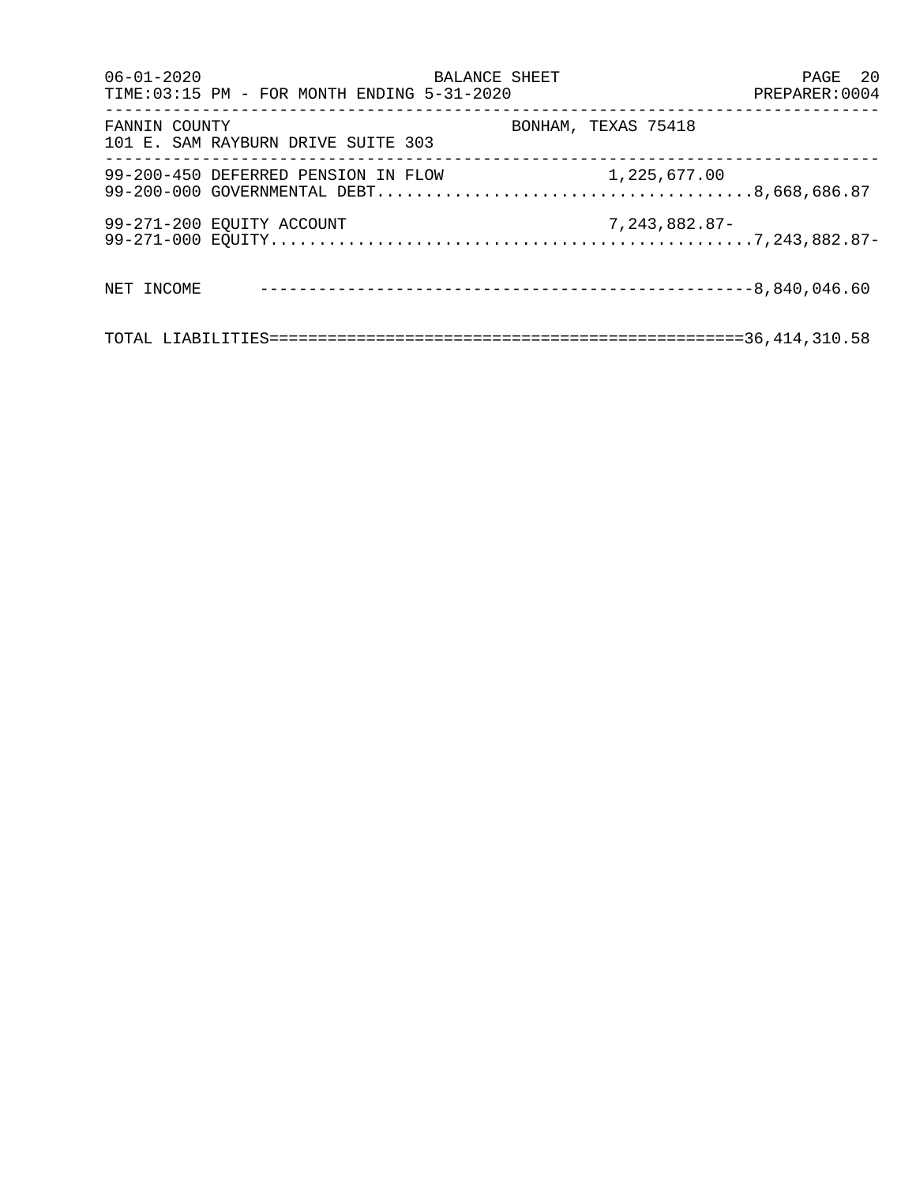FANNIN COUNTY  BONHAM, TEXAS 75418
101 E. SAM RAYBURN DRIVE SUITE 303

| | | |
|---|---|---|
| 99-200-450 DEFERRED PENSION IN FLOW | 1,225,677.00 | |
| 99-200-000 GOVERNMENTAL DEBT | | 8,668,686.87 |
| 99-271-200 EQUITY ACCOUNT | 7,243,882.87- | |
| 99-271-000 EQUITY | | 7,243,882.87- |
| NET INCOME | | 8,840,046.60 |
| TOTAL LIABILITIES | | 36,414,310.58 |